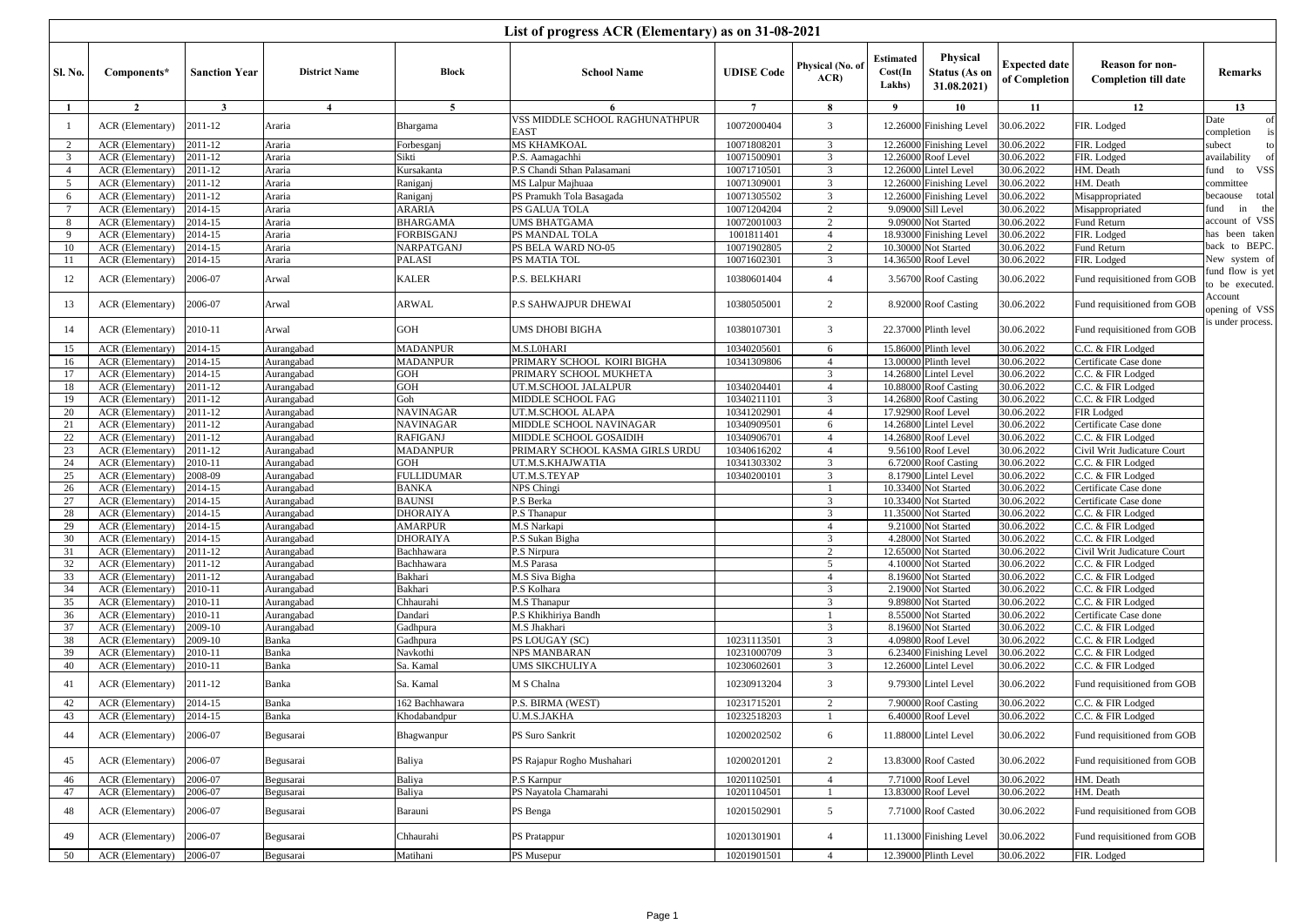# List of progress ACR (Elementary) as on 31-08-2021

| Sl. No. | Components* | Sanction Year | District Name | Block | School Name | UDISE Code | Physical (No. of ACR) | Estimated Cost(In Lakhs) | Physical Status (As on 31.08.2021) | Expected date of Completion | Reason for non-Completion till date | Remarks |
|---|---|---|---|---|---|---|---|---|---|---|---|---|
| 1 | 2 | 3 | 4 | 5 | 6 | 7 | 8 | 9 | 10 | 11 | 12 | 13 |
| 1 | ACR (Elementary) | 2011-12 | Araria | Bhargama | VSS MIDDLE SCHOOL RAGHUNATHPUR EAST | 10072000404 | 3 | 12.26000 | Finishing Level | 30.06.2022 | FIR. Lodged | Date of completion is subect to availability of fund to VSS committee becaouse total fund in the account of VSS has been taken back to BEPC. New system of fund flow is yet to be executed. Account opening of VSS is under process. |
| 2 | ACR (Elementary) | 2011-12 | Araria | Forbesganj | MS KHAMKOAL | 10071808201 | 3 | 12.26000 | Finishing Level | 30.06.2022 | FIR. Lodged | |
| 3 | ACR (Elementary) | 2011-12 | Araria | Sikti | P.S. Aamagachhi | 10071500901 | 3 | 12.26000 | Roof Level | 30.06.2022 | FIR. Lodged | |
| 4 | ACR (Elementary) | 2011-12 | Araria | Kursakanta | P.S Chandi Sthan Palasamani | 10071710501 | 3 | 12.26000 | Lintel Level | 30.06.2022 | HM. Death | |
| 5 | ACR (Elementary) | 2011-12 | Araria | Raniganj | MS Lalpur Majhuaa | 10071309001 | 3 | 12.26000 | Finishing Level | 30.06.2022 | HM. Death | |
| 6 | ACR (Elementary) | 2011-12 | Araria | Raniganj | PS Pramukh Tola Basagada | 10071305502 | 3 | 12.26000 | Finishing Level | 30.06.2022 | Misappropriated | |
| 7 | ACR (Elementary) | 2014-15 | Araria | ARARIA | PS GALUA TOLA | 10071204204 | 2 | 9.09000 | Sill Level | 30.06.2022 | Misappropriated | |
| 8 | ACR (Elementary) | 2014-15 | Araria | BHARGAMA | UMS BHATGAMA | 10072001003 | 2 | 9.09000 | Not Started | 30.06.2022 | Fund Return | |
| 9 | ACR (Elementary) | 2014-15 | Araria | FORBISGANJ | PS MANDAL TOLA | 1001811401 | 4 | 18.93000 | Finishing Level | 30.06.2022 | FIR. Lodged | |
| 10 | ACR (Elementary) | 2014-15 | Araria | NARPATGANJ | PS BELA WARD NO-05 | 10071902805 | 2 | 10.30000 | Not Started | 30.06.2022 | Fund Return | |
| 11 | ACR (Elementary) | 2014-15 | Araria | PALASI | PS MATIA TOL | 10071602301 | 3 | 14.36500 | Roof Level | 30.06.2022 | FIR. Lodged | |
| 12 | ACR (Elementary) | 2006-07 | Arwal | KALER | P.S. BELKHARI | 10380601404 | 4 | 3.56700 | Roof Casting | 30.06.2022 | Fund requisitioned from GOB | |
| 13 | ACR (Elementary) | 2006-07 | Arwal | ARWAL | P.S SAHWAJPUR DHEWAI | 10380505001 | 2 | 8.92000 | Roof Casting | 30.06.2022 | Fund requisitioned from GOB | |
| 14 | ACR (Elementary) | 2010-11 | Arwal | GOH | UMS DHOBI BIGHA | 10380107301 | 3 | 22.37000 | Plinth level | 30.06.2022 | Fund requisitioned from GOB | |
| 15 | ACR (Elementary) | 2014-15 | Aurangabad | MADANPUR | M.S.L0HARI | 10340205601 | 6 | 15.86000 | Plinth level | 30.06.2022 | C.C. & FIR Lodged | |
| 16 | ACR (Elementary) | 2014-15 | Aurangabad | MADANPUR | PRIMARY SCHOOL KOIRI BIGHA | 10341309806 | 4 | 13.00000 | Plinth level | 30.06.2022 | Certificate Case done | |
| 17 | ACR (Elementary) | 2014-15 | Aurangabad | GOH | PRIMARY SCHOOL MUKHETA | | 3 | 14.26800 | Lintel Level | 30.06.2022 | C.C. & FIR Lodged | |
| 18 | ACR (Elementary) | 2011-12 | Aurangabad | GOH | UT.M.SCHOOL JALALPUR | 10340204401 | 4 | 10.88000 | Roof Casting | 30.06.2022 | C.C. & FIR Lodged | |
| 19 | ACR (Elementary) | 2011-12 | Aurangabad | Goh | MIDDLE SCHOOL FAG | 10340211101 | 3 | 14.26800 | Roof Casting | 30.06.2022 | C.C. & FIR Lodged | |
| 20 | ACR (Elementary) | 2011-12 | Aurangabad | NAVINAGAR | UT.M.SCHOOL ALAPA | 10341202901 | 4 | 17.92900 | Roof Level | 30.06.2022 | FIR Lodged | |
| 21 | ACR (Elementary) | 2011-12 | Aurangabad | NAVINAGAR | MIDDLE SCHOOL NAVINAGAR | 10340909501 | 6 | 14.26800 | Lintel Level | 30.06.2022 | Certificate Case done | |
| 22 | ACR (Elementary) | 2011-12 | Aurangabad | RAFIGANJ | MIDDLE SCHOOL GOSAIDIH | 10340906701 | 4 | 14.26800 | Roof Level | 30.06.2022 | C.C. & FIR Lodged | |
| 23 | ACR (Elementary) | 2011-12 | Aurangabad | MADANPUR | PRIMARY SCHOOL KASMA GIRLS URDU | 10340616202 | 4 | 9.56100 | Roof Level | 30.06.2022 | Civil Writ Judicature Court | |
| 24 | ACR (Elementary) | 2010-11 | Aurangabad | GOH | UT.M.S.KHAJWATIA | 10341303302 | 3 | 6.72000 | Roof Casting | 30.06.2022 | C.C. & FIR Lodged | |
| 25 | ACR (Elementary) | 2008-09 | Aurangabad | FULLIDUMAR | UT.M.S.TEYAP | 10340200101 | 3 | 8.17900 | Lintel Level | 30.06.2022 | C.C. & FIR Lodged | |
| 26 | ACR (Elementary) | 2014-15 | Aurangabad | BANKA | NPS Chingi | | 1 | 10.33400 | Not Started | 30.06.2022 | Certificate Case done | |
| 27 | ACR (Elementary) | 2014-15 | Aurangabad | BAUNSI | P.S Berka | | 3 | 10.33400 | Not Started | 30.06.2022 | Certificate Case done | |
| 28 | ACR (Elementary) | 2014-15 | Aurangabad | DHORAIYA | P.S Thanapur | | 3 | 11.35000 | Not Started | 30.06.2022 | C.C. & FIR Lodged | |
| 29 | ACR (Elementary) | 2014-15 | Aurangabad | AMARPUR | M.S Narkapi | | 4 | 9.21000 | Not Started | 30.06.2022 | C.C. & FIR Lodged | |
| 30 | ACR (Elementary) | 2014-15 | Aurangabad | DHORAIYA | P.S Sukan Bigha | | 3 | 4.28000 | Not Started | 30.06.2022 | C.C. & FIR Lodged | |
| 31 | ACR (Elementary) | 2011-12 | Aurangabad | Bachhawara | P.S Nirpura | | 2 | 12.65000 | Not Started | 30.06.2022 | Civil Writ Judicature Court | |
| 32 | ACR (Elementary) | 2011-12 | Aurangabad | Bachhawara | M.S Parasa | | 5 | 4.10000 | Not Started | 30.06.2022 | C.C. & FIR Lodged | |
| 33 | ACR (Elementary) | 2011-12 | Aurangabad | Bakhari | M.S Siva Bigha | | 4 | 8.19600 | Not Started | 30.06.2022 | C.C. & FIR Lodged | |
| 34 | ACR (Elementary) | 2010-11 | Aurangabad | Bakhari | P.S Kolhara | | 3 | 2.19000 | Not Started | 30.06.2022 | C.C. & FIR Lodged | |
| 35 | ACR (Elementary) | 2010-11 | Aurangabad | Chhaurahi | M.S Thanapur | | 3 | 9.89800 | Not Started | 30.06.2022 | C.C. & FIR Lodged | |
| 36 | ACR (Elementary) | 2010-11 | Aurangabad | Dandari | P.S Khikhiriya Bandh | | 1 | 8.55000 | Not Started | 30.06.2022 | Certificate Case done | |
| 37 | ACR (Elementary) | 2009-10 | Aurangabad | Gadhpura | M.S Jhakhari | | 3 | 8.19600 | Not Started | 30.06.2022 | C.C. & FIR Lodged | |
| 38 | ACR (Elementary) | 2009-10 | Banka | Gadhpura | PS LOUGAY (SC) | 10231113501 | 3 | 4.09800 | Roof Level | 30.06.2022 | C.C. & FIR Lodged | |
| 39 | ACR (Elementary) | 2010-11 | Banka | Navkothi | NPS MANBARAN | 10231000709 | 3 | 6.23400 | Finishing Level | 30.06.2022 | C.C. & FIR Lodged | |
| 40 | ACR (Elementary) | 2010-11 | Banka | Sa. Kamal | UMS SIKCHULIYA | 10230602601 | 3 | 12.26000 | Lintel Level | 30.06.2022 | C.C. & FIR Lodged | |
| 41 | ACR (Elementary) | 2011-12 | Banka | Sa. Kamal | M S Chalna | 10230913204 | 3 | 9.79300 | Lintel Level | 30.06.2022 | Fund requisitioned from GOB | |
| 42 | ACR (Elementary) | 2014-15 | Banka | 162 Bachhawara | P.S. BIRMA (WEST) | 10231715201 | 2 | 7.90000 | Roof Casting | 30.06.2022 | C.C. & FIR Lodged | |
| 43 | ACR (Elementary) | 2014-15 | Banka | Khodabandpur | U.M.S.JAKHA | 10232518203 | 1 | 6.40000 | Roof Level | 30.06.2022 | C.C. & FIR Lodged | |
| 44 | ACR (Elementary) | 2006-07 | Begusarai | Bhagwanpur | PS Suro Sankrit | 10200202502 | 6 | 11.88000 | Lintel Level | 30.06.2022 | Fund requisitioned from GOB | |
| 45 | ACR (Elementary) | 2006-07 | Begusarai | Baliya | PS Rajapur Rogho Mushahari | 10200201201 | 2 | 13.83000 | Roof Casted | 30.06.2022 | Fund requisitioned from GOB | |
| 46 | ACR (Elementary) | 2006-07 | Begusarai | Baliya | P.S Karnpur | 10201102501 | 4 | 7.71000 | Roof Level | 30.06.2022 | HM. Death | |
| 47 | ACR (Elementary) | 2006-07 | Begusarai | Baliya | PS Nayatola Chamarahi | 10201104501 | 1 | 13.83000 | Roof Level | 30.06.2022 | HM. Death | |
| 48 | ACR (Elementary) | 2006-07 | Begusarai | Barauni | PS Benga | 10201502901 | 5 | 7.71000 | Roof Casted | 30.06.2022 | Fund requisitioned from GOB | |
| 49 | ACR (Elementary) | 2006-07 | Begusarai | Chhaurahi | PS Pratappur | 10201301901 | 4 | 11.13000 | Finishing Level | 30.06.2022 | Fund requisitioned from GOB | |
| 50 | ACR (Elementary) | 2006-07 | Begusarai | Matihani | PS Musepur | 10201901501 | 4 | 12.39000 | Plinth Level | 30.06.2022 | FIR. Lodged | |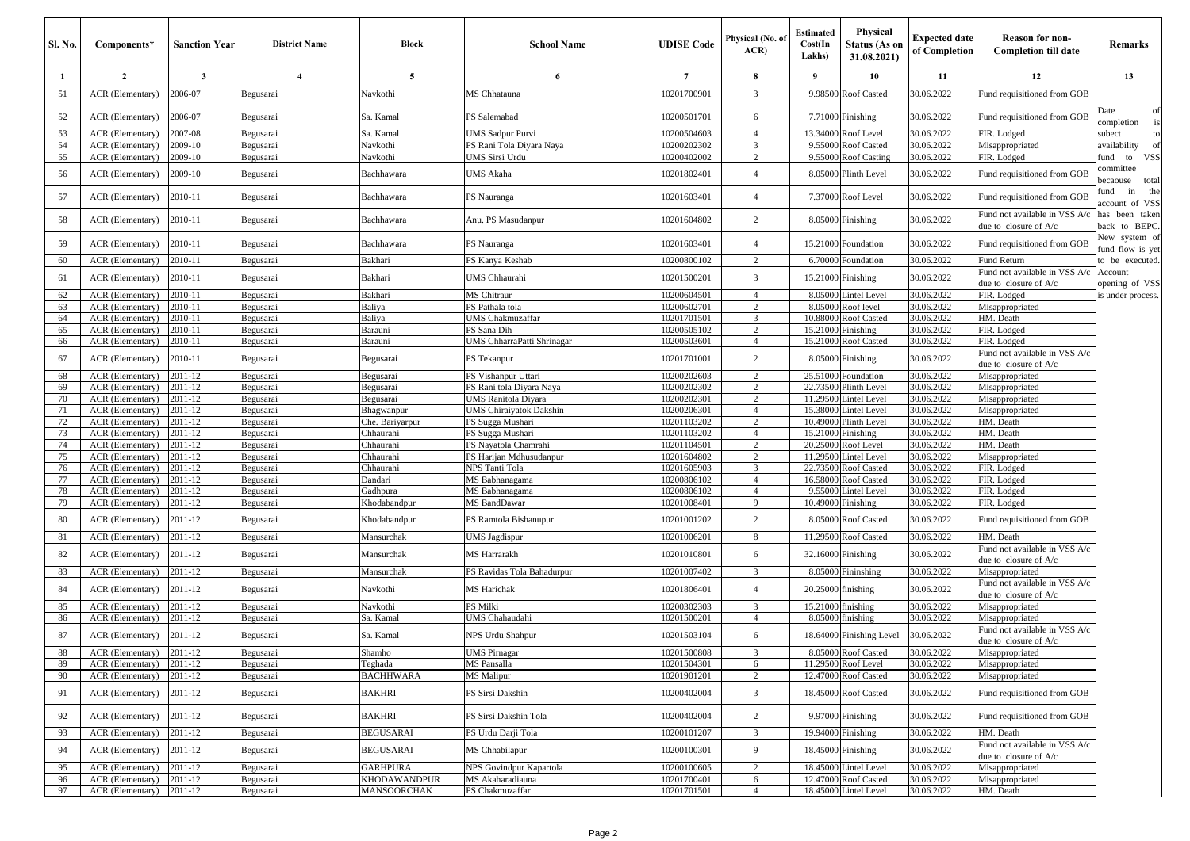| Sl. No. | Components* | Sanction Year | District Name | Block | School Name | UDISE Code | Physical (No. of ACR) | Estimated Cost(In Lakhs) | Physical Status (As on 31.08.2021) | Expected date of Completion | Reason for non-Completion till date | Remarks |
|---|---|---|---|---|---|---|---|---|---|---|---|---|
| 1 | 2 | 3 | 4 | 5 | 6 | 7 | 8 | 9 | 10 | 11 | 12 | 13 |
| 51 | ACR (Elementary) | 2006-07 | Begusarai | Navkothi | MS Chhatauna | 10201700901 | 3 | 9.98500 | Roof Casted | 30.06.2022 | Fund requisitioned from GOB | Date of completion is subect to availability of fund to VSS committee becaouse total fund in the account of VSS has been taken back to BEPC. New system of fund flow is yet to be executed. Account opening of VSS is under process. |
| 52 | ACR (Elementary) | 2006-07 | Begusarai | Sa. Kamal | PS Salemabad | 10200501701 | 6 | 7.71000 | Finishing | 30.06.2022 | Fund requisitioned from GOB | |
| 53 | ACR (Elementary) | 2007-08 | Begusarai | Sa. Kamal | UMS Sadpur Purvi | 10200504603 | 4 | 13.34000 | Roof Level | 30.06.2022 | FIR. Lodged | |
| 54 | ACR (Elementary) | 2009-10 | Begusarai | Navkothi | PS Rani Tola Diyara Naya | 10200202302 | 3 | 9.55000 | Roof Casted | 30.06.2022 | Misappropriated | |
| 55 | ACR (Elementary) | 2009-10 | Begusarai | Navkothi | UMS Sirsi Urdu | 10200402002 | 2 | 9.55000 | Roof Casting | 30.06.2022 | FIR. Lodged | |
| 56 | ACR (Elementary) | 2009-10 | Begusarai | Bachhawara | UMS Akaha | 10201802401 | 4 | 8.05000 | Plinth Level | 30.06.2022 | Fund requisitioned from GOB | |
| 57 | ACR (Elementary) | 2010-11 | Begusarai | Bachhawara | PS Nauranga | 10201603401 | 4 | 7.37000 | Roof Level | 30.06.2022 | Fund requisitioned from GOB | |
| 58 | ACR (Elementary) | 2010-11 | Begusarai | Bachhawara | Anu. PS Masudanpur | 10201604802 | 2 | 8.05000 | Finishing | 30.06.2022 | Fund not available in VSS A/c due to closure of A/c | |
| 59 | ACR (Elementary) | 2010-11 | Begusarai | Bachhawara | PS Nauranga | 10201603401 | 4 | 15.21000 | Foundation | 30.06.2022 | Fund requisitioned from GOB | |
| 60 | ACR (Elementary) | 2010-11 | Begusarai | Bakhari | PS Kanya Keshab | 10200800102 | 2 | 6.70000 | Foundation | 30.06.2022 | Fund Return | |
| 61 | ACR (Elementary) | 2010-11 | Begusarai | Bakhari | UMS Chhaurahi | 10201500201 | 3 | 15.21000 | Finishing | 30.06.2022 | Fund not available in VSS A/c due to closure of A/c | |
| 62 | ACR (Elementary) | 2010-11 | Begusarai | Bakhari | MS Chitraur | 10200604501 | 4 | 8.05000 | Lintel Level | 30.06.2022 | FIR. Lodged | |
| 63 | ACR (Elementary) | 2010-11 | Begusarai | Baliya | PS Pathala tola | 10200602701 | 2 | 8.05000 | Roof level | 30.06.2022 | Misappropriated | |
| 64 | ACR (Elementary) | 2010-11 | Begusarai | Baliya | UMS Chakmuzaffar | 10201701501 | 3 | 10.88000 | Roof Casted | 30.06.2022 | HM. Death | |
| 65 | ACR (Elementary) | 2010-11 | Begusarai | Barauni | PS Sana Dih | 10200505102 | 2 | 15.21000 | Finishing | 30.06.2022 | FIR. Lodged | |
| 66 | ACR (Elementary) | 2010-11 | Begusarai | Barauni | UMS ChharraPatti Shrinagar | 10200503601 | 4 | 15.21000 | Roof Casted | 30.06.2022 | FIR. Lodged | |
| 67 | ACR (Elementary) | 2010-11 | Begusarai | Begusarai | PS Tekanpur | 10201701001 | 2 | 8.05000 | Finishing | 30.06.2022 | Fund not available in VSS A/c due to closure of A/c | |
| 68 | ACR (Elementary) | 2011-12 | Begusarai | Begusarai | PS Vishanpur Uttari | 10200202603 | 2 | 25.51000 | Foundation | 30.06.2022 | Misappropriated | |
| 69 | ACR (Elementary) | 2011-12 | Begusarai | Begusarai | PS Rani tola Diyara Naya | 10200202302 | 2 | 22.73500 | Plinth Level | 30.06.2022 | Misappropriated | |
| 70 | ACR (Elementary) | 2011-12 | Begusarai | Begusarai | UMS Ranitola Diyara | 10200202301 | 2 | 11.29500 | Lintel Level | 30.06.2022 | Misappropriated | |
| 71 | ACR (Elementary) | 2011-12 | Begusarai | Bhagwanpur | UMS Chiraiyatok Dakshin | 10200206301 | 4 | 15.38000 | Lintel Level | 30.06.2022 | Misappropriated | |
| 72 | ACR (Elementary) | 2011-12 | Begusarai | Che. Bariyarpur | PS Sugga Mushari | 10201103202 | 2 | 10.49000 | Plinth Level | 30.06.2022 | HM. Death | |
| 73 | ACR (Elementary) | 2011-12 | Begusarai | Chhaurahi | PS Sugga Mushari | 10201103202 | 4 | 15.21000 | Finishing | 30.06.2022 | HM. Death | |
| 74 | ACR (Elementary) | 2011-12 | Begusarai | Chhaurahi | PS Nayatola Chamrahi | 10201104501 | 2 | 20.25000 | Roof Level | 30.06.2022 | HM. Death | |
| 75 | ACR (Elementary) | 2011-12 | Begusarai | Chhaurahi | PS Harijan Mdhusudanpur | 10201604802 | 2 | 11.29500 | Lintel Level | 30.06.2022 | Misappropriated | |
| 76 | ACR (Elementary) | 2011-12 | Begusarai | Chhaurahi | NPS Tanti Tola | 10201605903 | 3 | 22.73500 | Roof Casted | 30.06.2022 | FIR. Lodged | |
| 77 | ACR (Elementary) | 2011-12 | Begusarai | Dandari | MS Babhanagama | 10200806102 | 4 | 16.58000 | Roof Casted | 30.06.2022 | FIR. Lodged | |
| 78 | ACR (Elementary) | 2011-12 | Begusarai | Gadhpura | MS Babhanagama | 10200806102 | 4 | 9.55000 | Lintel Level | 30.06.2022 | FIR. Lodged | |
| 79 | ACR (Elementary) | 2011-12 | Begusarai | Khodabandpur | MS BandDawar | 10201008401 | 9 | 10.49000 | Finishing | 30.06.2022 | FIR. Lodged | |
| 80 | ACR (Elementary) | 2011-12 | Begusarai | Khodabandpur | PS Ramtola Bishanupur | 10201001202 | 2 | 8.05000 | Roof Casted | 30.06.2022 | Fund requisitioned from GOB | |
| 81 | ACR (Elementary) | 2011-12 | Begusarai | Mansurchak | UMS Jagdispur | 10201006201 | 8 | 11.29500 | Roof Casted | 30.06.2022 | HM. Death | |
| 82 | ACR (Elementary) | 2011-12 | Begusarai | Mansurchak | MS Harrarakh | 10201010801 | 6 | 32.16000 | Finishing | 30.06.2022 | Fund not available in VSS A/c due to closure of A/c | |
| 83 | ACR (Elementary) | 2011-12 | Begusarai | Mansurchak | PS Ravidas Tola Bahadurpur | 10201007402 | 3 | 8.05000 | Fininshing | 30.06.2022 | Misappropriated | |
| 84 | ACR (Elementary) | 2011-12 | Begusarai | Navkothi | MS Harichak | 10201806401 | 4 | 20.25000 | finishing | 30.06.2022 | Fund not available in VSS A/c due to closure of A/c | |
| 85 | ACR (Elementary) | 2011-12 | Begusarai | Navkothi | PS Milki | 10200302303 | 3 | 15.21000 | finishing | 30.06.2022 | Misappropriated | |
| 86 | ACR (Elementary) | 2011-12 | Begusarai | Sa. Kamal | UMS Chahaudahi | 10201500201 | 4 | 8.05000 | finishing | 30.06.2022 | Misappropriated | |
| 87 | ACR (Elementary) | 2011-12 | Begusarai | Sa. Kamal | NPS Urdu Shahpur | 10201503104 | 6 | 18.64000 | Finishing Level | 30.06.2022 | Fund not available in VSS A/c due to closure of A/c | |
| 88 | ACR (Elementary) | 2011-12 | Begusarai | Shamho | UMS Pirnagar | 10201500808 | 3 | 8.05000 | Roof Casted | 30.06.2022 | Misappropriated | |
| 89 | ACR (Elementary) | 2011-12 | Begusarai | Teghada | MS Pansalla | 10201504301 | 6 | 11.29500 | Roof Level | 30.06.2022 | Misappropriated | |
| 90 | ACR (Elementary) | 2011-12 | Begusarai | BACHHWARA | MS Malipur | 10201901201 | 2 | 12.47000 | Roof Casted | 30.06.2022 | Misappropriated | |
| 91 | ACR (Elementary) | 2011-12 | Begusarai | BAKHRI | PS Sirsi Dakshin | 10200402004 | 3 | 18.45000 | Roof Casted | 30.06.2022 | Fund requisitioned from GOB | |
| 92 | ACR (Elementary) | 2011-12 | Begusarai | BAKHRI | PS Sirsi Dakshin Tola | 10200402004 | 2 | 9.97000 | Finishing | 30.06.2022 | Fund requisitioned from GOB | |
| 93 | ACR (Elementary) | 2011-12 | Begusarai | BEGUSARAI | PS Urdu Darji Tola | 10200101207 | 3 | 19.94000 | Finishing | 30.06.2022 | HM. Death | |
| 94 | ACR (Elementary) | 2011-12 | Begusarai | BEGUSARAI | MS Chhabilapur | 10200100301 | 9 | 18.45000 | Finishing | 30.06.2022 | Fund not available in VSS A/c due to closure of A/c | |
| 95 | ACR (Elementary) | 2011-12 | Begusarai | GARHPURA | NPS Govindpur Kapartola | 10200100605 | 2 | 18.45000 | Lintel Level | 30.06.2022 | Misappropriated | |
| 96 | ACR (Elementary) | 2011-12 | Begusarai | KHODAWANDPUR | MS Akaharadiauna | 10201700401 | 6 | 12.47000 | Roof Casted | 30.06.2022 | Misappropriated | |
| 97 | ACR (Elementary) | 2011-12 | Begusarai | MANSOORCHAK | PS Chakmuzaffar | 10201701501 | 4 | 18.45000 | Lintel Level | 30.06.2022 | HM. Death | |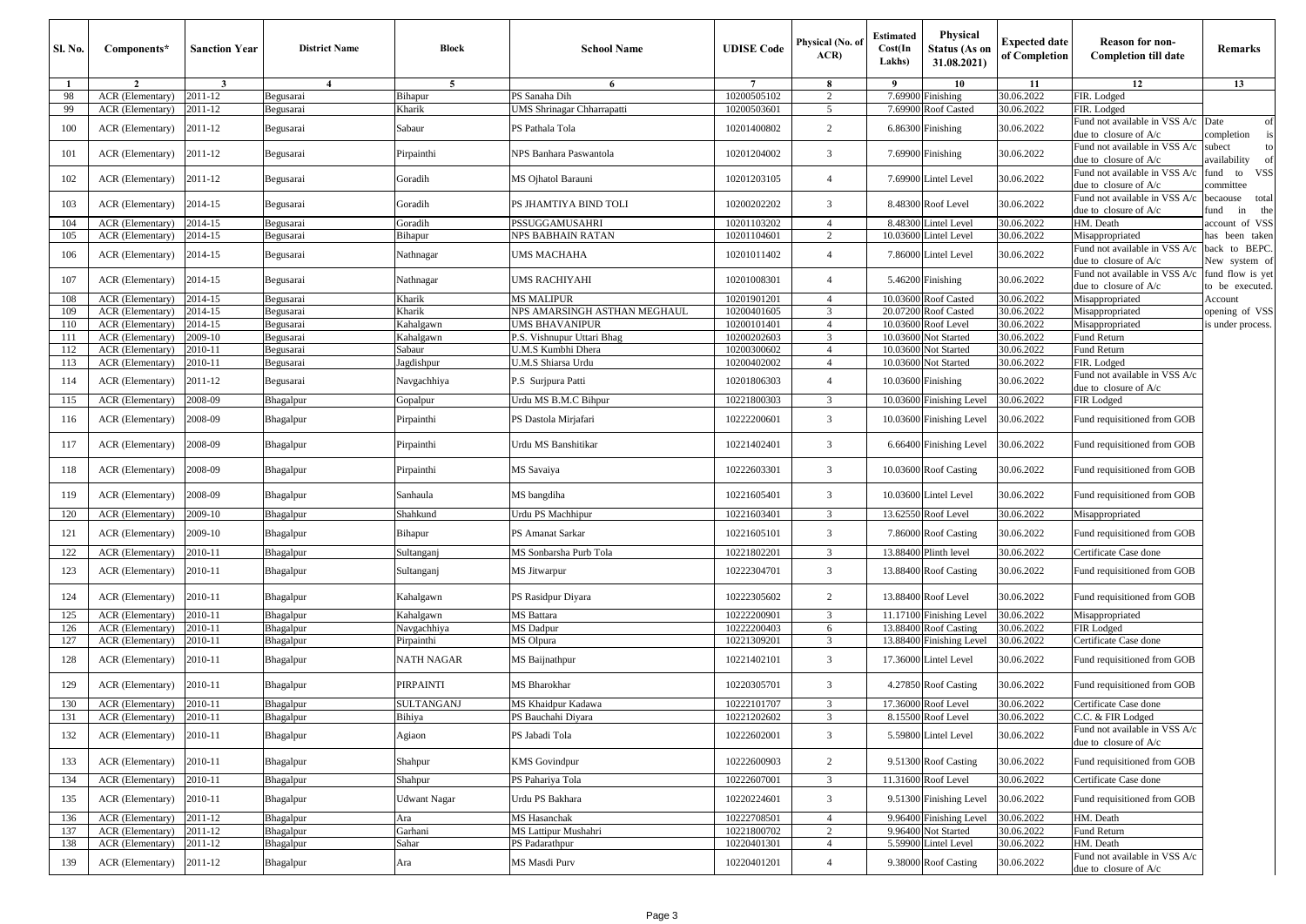| Sl. No. | Components* | Sanction Year | District Name | Block | School Name | UDISE Code | Physical (No. of ACR) | Estimated Cost(In Lakhs) | Physical Status (As on 31.08.2021) | Expected date of Completion | Reason for non-Completion till date | Remarks |
|---|---|---|---|---|---|---|---|---|---|---|---|---|
| 1 | 2 | 3 | 4 | 5 | 6 | 7 | 8 | 9 | 10 | 11 | 12 | 13 |
| 98 | ACR (Elementary) | 2011-12 | Begusarai | Bihapur | PS Sanaha Dih | 10200505102 | 2 | 7.69900 | Finishing | 30.06.2022 | FIR. Lodged | |
| 99 | ACR (Elementary) | 2011-12 | Begusarai | Kharik | UMS Shrinagar Chharrapatti | 10200503601 | 5 | 7.69900 | Roof Casted | 30.06.2022 | FIR. Lodged | |
| 100 | ACR (Elementary) | 2011-12 | Begusarai | Sabaur | PS Pathala Tola | 10201400802 | 2 | 6.86300 | Finishing | 30.06.2022 | Fund not available in VSS A/c due to closure of A/c | Date of completion is subect to availability of fund to VSS committee becaouse total fund in the account of VSS has been taken back to BEPC. New system of fund flow is yet to be executed. Account opening of VSS is under process. |
| 101 | ACR (Elementary) | 2011-12 | Begusarai | Pirpainthi | NPS Banhara Paswantola | 10201204002 | 3 | 7.69900 | Finishing | 30.06.2022 | Fund not available in VSS A/c due to closure of A/c | |
| 102 | ACR (Elementary) | 2011-12 | Begusarai | Goradih | MS Ojhatol Barauni | 10201203105 | 4 | 7.69900 | Lintel Level | 30.06.2022 | Fund not available in VSS A/c due to closure of A/c | |
| 103 | ACR (Elementary) | 2014-15 | Begusarai | Goradih | PS JHAMTIYA BIND TOLI | 10200202202 | 3 | 8.48300 | Roof Level | 30.06.2022 | Fund not available in VSS A/c due to closure of A/c | |
| 104 | ACR (Elementary) | 2014-15 | Begusarai | Goradih | PSSUGGAMUSAHRI | 10201103202 | 4 | 8.48300 | Lintel Level | 30.06.2022 | HM. Death | |
| 105 | ACR (Elementary) | 2014-15 | Begusarai | Bihapur | NPS BABHAIN RATAN | 10201104601 | 2 | 10.03600 | Lintel Level | 30.06.2022 | Misappropriated | |
| 106 | ACR (Elementary) | 2014-15 | Begusarai | Nathnagar | UMS MACHAHA | 10201011402 | 4 | 7.86000 | Lintel Level | 30.06.2022 | Fund not available in VSS A/c due to closure of A/c | |
| 107 | ACR (Elementary) | 2014-15 | Begusarai | Nathnagar | UMS RACHIYAHI | 10201008301 | 4 | 5.46200 | Finishing | 30.06.2022 | Fund not available in VSS A/c due to closure of A/c | |
| 108 | ACR (Elementary) | 2014-15 | Begusarai | Kharik | MS MALIPUR | 10201901201 | 4 | 10.03600 | Roof Casted | 30.06.2022 | Misappropriated | |
| 109 | ACR (Elementary) | 2014-15 | Begusarai | Kharik | NPS AMARSINGH ASTHAN MEGHAUL | 10200401605 | 3 | 20.07200 | Roof Casted | 30.06.2022 | Misappropriated | |
| 110 | ACR (Elementary) | 2014-15 | Begusarai | Kahalgawn | UMS BHAVANIPUR | 10200101401 | 4 | 10.03600 | Roof Level | 30.06.2022 | Misappropriated | |
| 111 | ACR (Elementary) | 2009-10 | Begusarai | Kahalgawn | P.S. Vishnupur Uttari Bhag | 10200202603 | 3 | 10.03600 | Not Started | 30.06.2022 | Fund Return | |
| 112 | ACR (Elementary) | 2010-11 | Begusarai | Sabaur | U.M.S Kumbhi Dhera | 10200300602 | 4 | 10.03600 | Not Started | 30.06.2022 | Fund Return | |
| 113 | ACR (Elementary) | 2010-11 | Begusarai | Jagdishpur | U.M.S Shiarsa Urdu | 10200402002 | 4 | 10.03600 | Not Started | 30.06.2022 | FIR. Lodged | |
| 114 | ACR (Elementary) | 2011-12 | Begusarai | Navgachhiya | P.S Surjpura Patti | 10201806303 | 4 | 10.03600 | Finishing | 30.06.2022 | Fund not available in VSS A/c due to closure of A/c | |
| 115 | ACR (Elementary) | 2008-09 | Bhagalpur | Gopalpur | Urdu MS B.M.C Bihpur | 10221800303 | 3 | 10.03600 | Finishing Level | 30.06.2022 | FIR Lodged | |
| 116 | ACR (Elementary) | 2008-09 | Bhagalpur | Pirpainthi | PS Dastola Mirjafari | 10222200601 | 3 | 10.03600 | Finishing Level | 30.06.2022 | Fund requisitioned from GOB | |
| 117 | ACR (Elementary) | 2008-09 | Bhagalpur | Pirpainthi | Urdu MS Banshitikar | 10221402401 | 3 | 6.66400 | Finishing Level | 30.06.2022 | Fund requisitioned from GOB | |
| 118 | ACR (Elementary) | 2008-09 | Bhagalpur | Pirpainthi | MS Savaiya | 10222603301 | 3 | 10.03600 | Roof Casting | 30.06.2022 | Fund requisitioned from GOB | |
| 119 | ACR (Elementary) | 2008-09 | Bhagalpur | Sanhaula | MS bangdiha | 10221605401 | 3 | 10.03600 | Lintel Level | 30.06.2022 | Fund requisitioned from GOB | |
| 120 | ACR (Elementary) | 2009-10 | Bhagalpur | Shahkund | Urdu PS Machhipur | 10221603401 | 3 | 13.62550 | Roof Level | 30.06.2022 | Misappropriated | |
| 121 | ACR (Elementary) | 2009-10 | Bhagalpur | Bihapur | PS Amanat Sarkar | 10221605101 | 3 | 7.86000 | Roof Casting | 30.06.2022 | Fund requisitioned from GOB | |
| 122 | ACR (Elementary) | 2010-11 | Bhagalpur | Sultanganj | MS Sonbarsha Purb Tola | 10221802201 | 3 | 13.88400 | Plinth level | 30.06.2022 | Certificate Case done | |
| 123 | ACR (Elementary) | 2010-11 | Bhagalpur | Sultanganj | MS Jitwarpur | 10222304701 | 3 | 13.88400 | Roof Casting | 30.06.2022 | Fund requisitioned from GOB | |
| 124 | ACR (Elementary) | 2010-11 | Bhagalpur | Kahalgawn | PS Rasidpur Diyara | 10222305602 | 2 | 13.88400 | Roof Level | 30.06.2022 | Fund requisitioned from GOB | |
| 125 | ACR (Elementary) | 2010-11 | Bhagalpur | Kahalgawn | MS Battara | 10222200901 | 3 | 11.17100 | Finishing Level | 30.06.2022 | Misappropriated | |
| 126 | ACR (Elementary) | 2010-11 | Bhagalpur | Navgachhiya | MS Dadpur | 10222200403 | 6 | 13.88400 | Roof Casting | 30.06.2022 | FIR Lodged | |
| 127 | ACR (Elementary) | 2010-11 | Bhagalpur | Pirpainthi | MS Olpura | 10221309201 | 3 | 13.88400 | Finishing Level | 30.06.2022 | Certificate Case done | |
| 128 | ACR (Elementary) | 2010-11 | Bhagalpur | NATH NAGAR | MS Baijnathpur | 10221402101 | 3 | 17.36000 | Lintel Level | 30.06.2022 | Fund requisitioned from GOB | |
| 129 | ACR (Elementary) | 2010-11 | Bhagalpur | PIRPAINTI | MS Bharokhar | 10220305701 | 3 | 4.27850 | Roof Casting | 30.06.2022 | Fund requisitioned from GOB | |
| 130 | ACR (Elementary) | 2010-11 | Bhagalpur | SULTANGANJ | MS Khaidpur Kadawa | 10222101707 | 3 | 17.36000 | Roof Level | 30.06.2022 | Certificate Case done | |
| 131 | ACR (Elementary) | 2010-11 | Bhagalpur | Bihiya | PS Bauchahi Diyara | 10221202602 | 3 | 8.15500 | Roof Level | 30.06.2022 | C.C. & FIR Lodged | |
| 132 | ACR (Elementary) | 2010-11 | Bhagalpur | Agiaon | PS Jabadi Tola | 10222602001 | 3 | 5.59800 | Lintel Level | 30.06.2022 | Fund not available in VSS A/c due to closure of A/c | |
| 133 | ACR (Elementary) | 2010-11 | Bhagalpur | Shahpur | KMS Govindpur | 10222600903 | 2 | 9.51300 | Roof Casting | 30.06.2022 | Fund requisitioned from GOB | |
| 134 | ACR (Elementary) | 2010-11 | Bhagalpur | Shahpur | PS Pahariya Tola | 10222607001 | 3 | 11.31600 | Roof Level | 30.06.2022 | Certificate Case done | |
| 135 | ACR (Elementary) | 2010-11 | Bhagalpur | Udwant Nagar | Urdu PS Bakhara | 10220224601 | 3 | 9.51300 | Finishing Level | 30.06.2022 | Fund requisitioned from GOB | |
| 136 | ACR (Elementary) | 2011-12 | Bhagalpur | Ara | MS Hasanchak | 10222708501 | 4 | 9.96400 | Finishing Level | 30.06.2022 | HM. Death | |
| 137 | ACR (Elementary) | 2011-12 | Bhagalpur | Garhani | MS Lattipur Mushahri | 10221800702 | 2 | 9.96400 | Not Started | 30.06.2022 | Fund Return | |
| 138 | ACR (Elementary) | 2011-12 | Bhagalpur | Sahar | PS Padarathpur | 10220401301 | 4 | 5.59900 | Lintel Level | 30.06.2022 | HM. Death | |
| 139 | ACR (Elementary) | 2011-12 | Bhagalpur | Ara | MS Masdi Purv | 10220401201 | 4 | 9.38000 | Roof Casting | 30.06.2022 | Fund not available in VSS A/c due to closure of A/c | |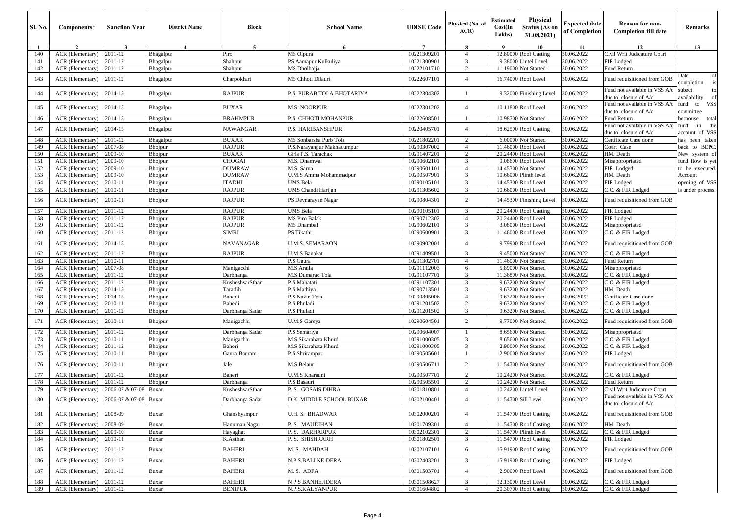| Sl. No. | Components* | Sanction Year | District Name | Block | School Name | UDISE Code | Physical (No. of ACR) | Estimated Cost(In Lakhs) | Physical Status (As on 31.08.2021) | Expected date of Completion | Reason for non-Completion till date | Remarks |
|---|---|---|---|---|---|---|---|---|---|---|---|---|
| 1 | 2 | 3 | 4 | 5 | 6 | 7 | 8 | 9 | 10 | 11 | 12 | 13 |
| 140 | ACR (Elementary) | 2011-12 | Bhagalpur | Piro | MS Olpura | 10221309201 | 4 | 12.80000 | Roof Casting | 30.06.2022 | Civil Writ Judicature Court | Date of completion is subect to availability of fund to VSS committee becaouse total fund in the account of VSS has been taken back to BEPC. New system of fund flow is yet to be executed. opening of VSS Account is under process. |
| 141 | ACR (Elementary) | 2011-12 | Bhagalpur | Shahpur | PS Aamapur Kulkuliya | 10221300901 | 3 | 9.38000 | Lintel Level | 30.06.2022 | FIR Lodged | |
| 142 | ACR (Elementary) | 2011-12 | Bhagalpur | Shahpur | MS Dholbajja | 10222101710 | 2 | 11.19000 | Not Started | 30.06.2022 | Fund Return | |
| 143 | ACR (Elementary) | 2011-12 | Bhagalpur | Charpokhari | MS Chhoti Dilauri | 10222607101 | 4 | 16.74000 | Roof Level | 30.06.2022 | Fund requisitioned from GOB | |
| 144 | ACR (Elementary) | 2014-15 | Bhagalpur | RAJPUR | P.S. PURAB TOLA BHOTARIYA | 10222304302 | 1 | 9.32000 | Finishing Level | 30.06.2022 | Fund not available in VSS A/c due to closure of A/c | |
| 145 | ACR (Elementary) | 2014-15 | Bhagalpur | BUXAR | M.S. NOORPUR | 10222301202 | 4 | 10.11800 | Roof Level | 30.06.2022 | Fund not available in VSS A/c due to closure of A/c | |
| 146 | ACR (Elementary) | 2014-15 | Bhagalpur | BRAHMPUR | P.S. CHHOTI MOHANPUR | 10222608501 | 1 | 10.98700 | Not Started | 30.06.2022 | Fund Return | |
| 147 | ACR (Elementary) | 2014-15 | Bhagalpur | NAWANGAR | P.S. HARIBANSHPUR | 10220405701 | 4 | 18.62500 | Roof Casting | 30.06.2022 | Fund not available in VSS A/c due to closure of A/c | |
| 148 | ACR (Elementary) | 2011-12 | Bhagalpur | BUXAR | MS Sonbarsha Purb Tola | 10221802201 | 2 | 6.00000 | Not Started | 30.06.2022 | Certificate Case done | |
| 149 | ACR (Elementary) | 2007-08 | Bhojpur | RAJPUR | P.S.Narayanpur Makhadumpur | 10290307002 | 4 | 11.46000 | Roof Level | 30.06.2022 | Court Case | |
| 150 | ACR (Elementary) | 2009-10 | Bhojpur | BUXAR | Girls P.S. Tarachak | 10291407201 | 2 | 20.24400 | Roof Level | 30.06.2022 | HM. Death | |
| 151 | ACR (Elementary) | 2009-10 | Bhojpur | CHOGAI | M.S. Dhamwal | 10290602101 | 3 | 9.08600 | Roof Level | 30.06.2022 | Misappropriated | |
| 152 | ACR (Elementary) | 2009-10 | Bhojpur | DUMRAW | M.S. Sarna | 10290601101 | 4 | 14.45300 | Not Started | 30.06.2022 | FIR. Lodged | |
| 153 | ACR (Elementary) | 2009-10 | Bhojpur | DUMRAW | U.M.S Amma Mohammadpur | 10290507901 | 3 | 10.66000 | Plinth level | 30.06.2022 | HM. Death | |
| 154 | ACR (Elementary) | 2010-11 | Bhojpur | ITADHI | UMS Bela | 10290105101 | 3 | 14.45300 | Roof Level | 30.06.2022 | FIR Lodged | |
| 155 | ACR (Elementary) | 2010-11 | Bhojpur | RAJPUR | UMS Chandi Harijan | 10291305602 | 3 | 10.66000 | Roof Level | 30.06.2022 | C.C. & FIR Lodged | |
| 156 | ACR (Elementary) | 2010-11 | Bhojpur | RAJPUR | PS Devnarayan Nagar | 10290804301 | 2 | 14.45300 | Finishing Level | 30.06.2022 | Fund requisitioned from GOB | |
| 157 | ACR (Elementary) | 2011-12 | Bhojpur | RAJPUR | UMS Bela | 10290105101 | 3 | 20.24400 | Roof Casting | 30.06.2022 | FIR Lodged | |
| 158 | ACR (Elementary) | 2011-12 | Bhojpur | RAJPUR | MS Piro Balak | 10290712302 | 4 | 20.24400 | Roof Level | 30.06.2022 | FIR Lodged | |
| 159 | ACR (Elementary) | 2011-12 | Bhojpur | RAJPUR | MS Dhambal | 10290602101 | 3 | 3.08000 | Roof Level | 30.06.2022 | Misappropriated | |
| 160 | ACR (Elementary) | 2011-12 | Bhojpur | SIMRI | PS Tikathi | 10290600901 | 3 | 11.46000 | Roof Level | 30.06.2022 | C.C. & FIR Lodged | |
| 161 | ACR (Elementary) | 2014-15 | Bhojpur | NAVANAGAR | U.M.S. SEMARAON | 10290902001 | 4 | 9.79900 | Roof Level | 30.06.2022 | Fund requisitioned from GOB | |
| 162 | ACR (Elementary) | 2011-12 | Bhojpur | RAJPUR | U.M.S Banakat | 10291409501 | 3 | 9.45000 | Not Started | 30.06.2022 | C.C. & FIR Lodged | |
| 163 | ACR (Elementary) | 2010-11 | Bhojpur | | P.S Gaura | 10291302701 | 4 | 11.46000 | Not Started | 30.06.2022 | Fund Return | |
| 164 | ACR (Elementary) | 2007-08 | Bhojpur | Manigacchi | M.S Araila | 10291112003 | 6 | 5.89000 | Not Started | 30.06.2022 | Misappropriated | |
| 165 | ACR (Elementary) | 2011-12 | Bhojpur | Darbhanga | M.S Dumarao Tola | 10291107701 | 3 | 11.36800 | Not Started | 30.06.2022 | C.C. & FIR Lodged | |
| 166 | ACR (Elementary) | 2011-12 | Bhojpur | KusheshvarSthan | P.S Mahatati | 10291107301 | 3 | 9.63200 | Not Started | 30.06.2022 | C.C. & FIR Lodged | |
| 167 | ACR (Elementary) | 2014-15 | Bhojpur | Taradih | P.S Mathiya | 10290713501 | 3 | 9.63200 | Not Started | 30.06.2022 | HM. Death | |
| 168 | ACR (Elementary) | 2014-15 | Bhojpur | Bahedi | P.S Navin Tola | 10290805006 | 4 | 9.63200 | Not Started | 30.06.2022 | Certificate Case done | |
| 169 | ACR (Elementary) | 2010-11 | Bhojpur | Bahedi | P.S Phuladi | 10291201502 | 2 | 9.63200 | Not Started | 30.06.2022 | C.C. & FIR Lodged | |
| 170 | ACR (Elementary) | 2011-12 | Bhojpur | Darbhanga Sadar | P.S Phuladi | 10291201502 | 3 | 9.63200 | Not Started | 30.06.2022 | C.C. & FIR Lodged | |
| 171 | ACR (Elementary) | 2010-11 | Bhojpur | Manigachhi | U.M.S Gareya | 10290604501 | 2 | 9.77000 | Not Started | 30.06.2022 | Fund requisitioned from GOB | |
| 172 | ACR (Elementary) | 2011-12 | Bhojpur | Darbhanga Sadar | P.S Semariya | 10290604007 | 1 | 8.65600 | Not Started | 30.06.2022 | Misappropriated | |
| 173 | ACR (Elementary) | 2010-11 | Bhojpur | Manigachhi | M.S Sikarahata Khurd | 10291000305 | 3 | 8.65600 | Not Started | 30.06.2022 | C.C. & FIR Lodged | |
| 174 | ACR (Elementary) | 2011-12 | Bhojpur | Baheri | M.S Sikarahata Khurd | 10291000305 | 3 | 2.90000 | Not Started | 30.06.2022 | C.C. & FIR Lodged | |
| 175 | ACR (Elementary) | 2010-11 | Bhojpur | Gaura Bouram | P.S Shrirampur | 10290505601 | 1 | 2.90000 | Not Started | 30.06.2022 | FIR Lodged | |
| 176 | ACR (Elementary) | 2010-11 | Bhojpur | Jale | M.S Belaur | 10290506711 | 2 | 11.54700 | Not Started | 30.06.2022 | Fund requisitioned from GOB | |
| 177 | ACR (Elementary) | 2011-12 | Bhojpur | Baheri | U.M.S Kharauni | 10290507701 | 2 | 10.24200 | Not Started | 30.06.2022 | C.C. & FIR Lodged | |
| 178 | ACR (Elementary) | 2011-12 | Bhojpur | Darbhanga | P.S Basauri | 10290505501 | 2 | 10.24200 | Not Started | 30.06.2022 | Fund Return | |
| 179 | ACR (Elementary) | 2006-07 & 07-08 | Buxar | KusheshvarSthan | P. S. GOSAIS DIHRA | 10301810801 | 4 | 10.24200 | Lintel Level | 30.06.2022 | Civil Writ Judicature Court | |
| 180 | ACR (Elementary) | 2006-07 & 07-08 | Buxar | Darbhanga Sadar | D.K. MIDDLE SCHOOL BUXAR | 10302100401 | 4 | 11.54700 | Sill Level | 30.06.2022 | Fund not available in VSS A/c due to closure of A/c | |
| 181 | ACR (Elementary) | 2008-09 | Buxar | Ghanshyampur | U.H. S. BHADWAR | 10302000201 | 4 | 11.54700 | Roof Casting | 30.06.2022 | Fund requisitioned from GOB | |
| 182 | ACR (Elementary) | 2008-09 | Buxar | Hanuman Nagar | P. S. MAUDIHAN | 10301709301 | 4 | 11.54700 | Roof Casting | 30.06.2022 | HM. Death | |
| 183 | ACR (Elementary) | 2009-10 | Buxar | Hayaghat | P. S. DARHARPUR | 10302102301 | 2 | 11.54700 | Plinth level | 30.06.2022 | C.C. & FIR Lodged | |
| 184 | ACR (Elementary) | 2010-11 | Buxar | K.Asthan | P. S. SHISHRARH | 10301802501 | 3 | 11.54700 | Roof Casting | 30.06.2022 | FIR Lodged | |
| 185 | ACR (Elementary) | 2011-12 | Buxar | BAHERI | M. S. MAHDAH | 10302107101 | 6 | 15.91900 | Roof Casting | 30.06.2022 | Fund requisitioned from GOB | |
| 186 | ACR (Elementary) | 2011-12 | Buxar | BAHERI | N.P.S.BALI KE DERA | 10302403201 | 3 | 15.91900 | Roof Casting | 30.06.2022 | FIR Lodged | |
| 187 | ACR (Elementary) | 2011-12 | Buxar | BAHERI | M. S. ADFA | 10301503701 | 4 | 2.90000 | Roof Level | 30.06.2022 | Fund requisitioned from GOB | |
| 188 | ACR (Elementary) | 2011-12 | Buxar | BAHERI | N P S BANHEJIDERA | 10301508627 | 3 | 12.13000 | Roof Level | 30.06.2022 | C.C. & FIR Lodged | |
| 189 | ACR (Elementary) | 2011-12 | Buxar | BENIPUR | N.P.S.KALYANPUR | 10301604802 | 4 | 20.30700 | Roof Casting | 30.06.2022 | C.C. & FIR Lodged | |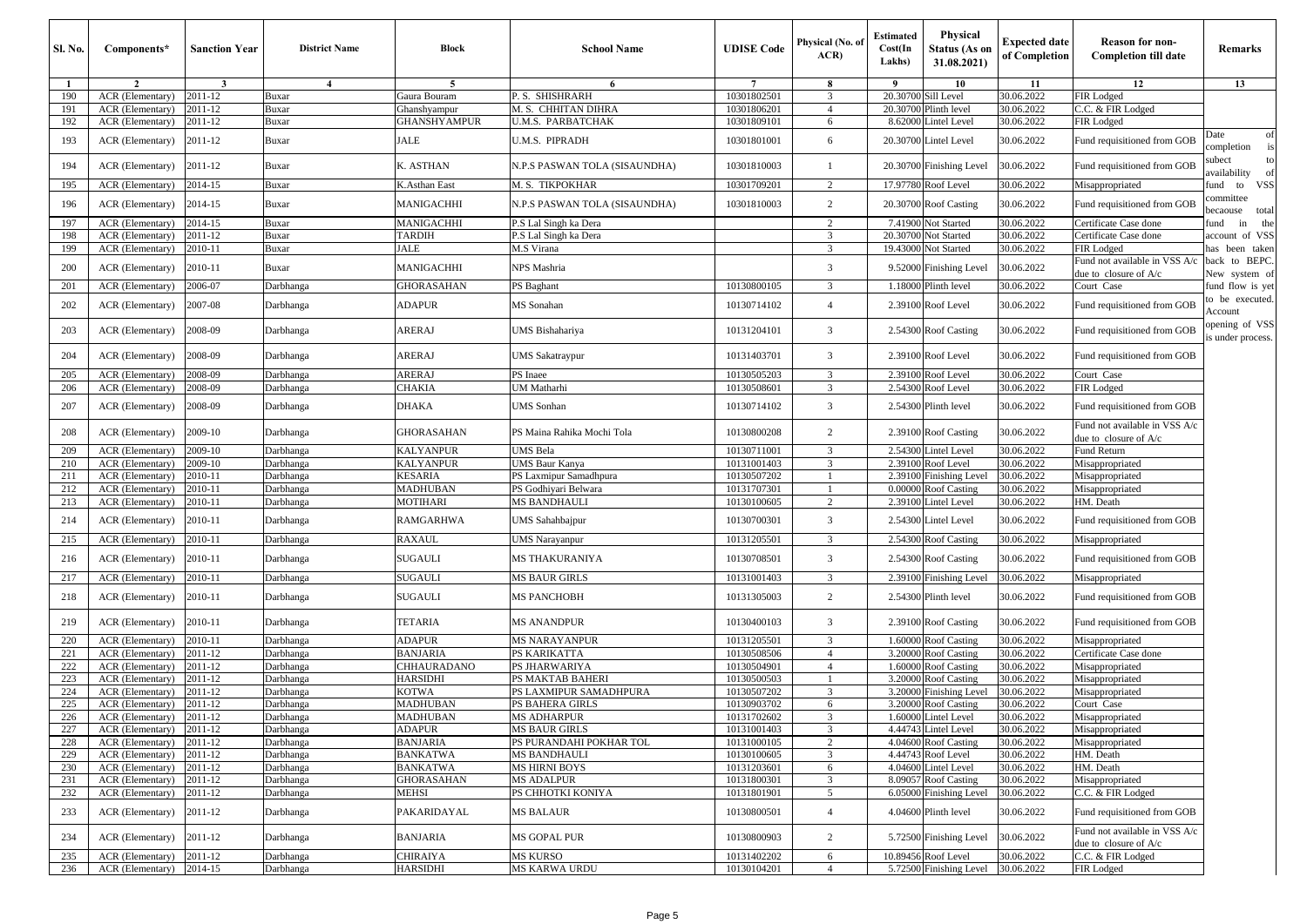| Sl. No. | Components* | Sanction Year | District Name | Block | School Name | UDISE Code | Physical (No. of ACR) | Estimated Cost(In Lakhs) | Physical Status (As on 31.08.2021) | Expected date of Completion | Reason for non-Completion till date | Remarks |
|---|---|---|---|---|---|---|---|---|---|---|---|---|
| 1 | 2 | 3 | 4 | 5 | 6 | 7 | 8 | 9 | 10 | 11 | 12 | 13 |
| 190 | ACR (Elementary) | 2011-12 | Buxar | Gaura Bouram | P. S. SHISHRARH | 10301802501 | 3 | 20.30700 | Sill Level | 30.06.2022 | FIR Lodged | |
| 191 | ACR (Elementary) | 2011-12 | Buxar | Ghanshyampur | M. S. CHHITAN DIHRA | 10301806201 | 4 | 20.30700 | Plinth level | 30.06.2022 | C.C. & FIR Lodged | |
| 192 | ACR (Elementary) | 2011-12 | Buxar | GHANSHYAMPUR | U.M.S. PARBATCHAK | 10301809101 | 6 | 8.62000 | Lintel Level | 30.06.2022 | FIR Lodged | |
| 193 | ACR (Elementary) | 2011-12 | Buxar | JALE | U.M.S. PIPRADH | 10301801001 | 6 | 20.30700 | Lintel Level | 30.06.2022 | Fund requisitioned from GOB | Date of completion is subect to availability of fund to VSS committee becaouse total fund in the account of VSS has been taken back to BEPC. New system of fund flow is yet to be executed. Account opening of VSS is under process. |
| 194 | ACR (Elementary) | 2011-12 | Buxar | K. ASTHAN | N.P.S PASWAN TOLA (SISAUNDHA) | 10301810003 | 1 | 20.30700 | Finishing Level | 30.06.2022 | Fund requisitioned from GOB | |
| 195 | ACR (Elementary) | 2014-15 | Buxar | K.Asthan East | M. S. TIKPOKHAR | 10301709201 | 2 | 17.97780 | Roof Level | 30.06.2022 | Misappropriated | |
| 196 | ACR (Elementary) | 2014-15 | Buxar | MANIGACHHI | N.P.S PASWAN TOLA (SISAUNDHA) | 10301810003 | 2 | 20.30700 | Roof Casting | 30.06.2022 | Fund requisitioned from GOB | |
| 197 | ACR (Elementary) | 2014-15 | Buxar | MANIGACHHI | P.S Lal Singh ka Dera | | 2 | 7.41900 | Not Started | 30.06.2022 | Certificate Case done | |
| 198 | ACR (Elementary) | 2011-12 | Buxar | TARDIH | P.S Lal Singh ka Dera | | 3 | 20.30700 | Not Started | 30.06.2022 | Certificate Case done | |
| 199 | ACR (Elementary) | 2010-11 | Buxar | JALE | M.S Virana | | 3 | 19.43000 | Not Started | 30.06.2022 | FIR Lodged | |
| 200 | ACR (Elementary) | 2010-11 | Buxar | MANIGACHHI | NPS Mashria | | 3 | 9.52000 | Finishing Level | 30.06.2022 | Fund not available in VSS A/c due to closure of A/c | |
| 201 | ACR (Elementary) | 2006-07 | Darbhanga | GHORASAHAN | PS Baghant | 10130800105 | 3 | 1.18000 | Plinth level | 30.06.2022 | Court Case | |
| 202 | ACR (Elementary) | 2007-08 | Darbhanga | ADAPUR | MS Sonahan | 10130714102 | 4 | 2.39100 | Roof Level | 30.06.2022 | Fund requisitioned from GOB | |
| 203 | ACR (Elementary) | 2008-09 | Darbhanga | ARERAJ | UMS Bishahariya | 10131204101 | 3 | 2.54300 | Roof Casting | 30.06.2022 | Fund requisitioned from GOB | |
| 204 | ACR (Elementary) | 2008-09 | Darbhanga | ARERAJ | UMS Sakatraypur | 10131403701 | 3 | 2.39100 | Roof Level | 30.06.2022 | Fund requisitioned from GOB | |
| 205 | ACR (Elementary) | 2008-09 | Darbhanga | ARERAJ | PS Inaee | 10130505203 | 3 | 2.39100 | Roof Level | 30.06.2022 | Court Case | |
| 206 | ACR (Elementary) | 2008-09 | Darbhanga | CHAKIA | UM Matharhi | 10130508601 | 3 | 2.54300 | Roof Level | 30.06.2022 | FIR Lodged | |
| 207 | ACR (Elementary) | 2008-09 | Darbhanga | DHAKA | UMS Sonhan | 10130714102 | 3 | 2.54300 | Plinth level | 30.06.2022 | Fund requisitioned from GOB | |
| 208 | ACR (Elementary) | 2009-10 | Darbhanga | GHORASAHAN | PS Maina Rahika Mochi Tola | 10130800208 | 2 | 2.39100 | Roof Casting | 30.06.2022 | Fund not available in VSS A/c due to closure of A/c | |
| 209 | ACR (Elementary) | 2009-10 | Darbhanga | KALYANPUR | UMS Bela | 10130711001 | 3 | 2.54300 | Lintel Level | 30.06.2022 | Fund Return | |
| 210 | ACR (Elementary) | 2009-10 | Darbhanga | KALYANPUR | UMS Baur Kanya | 10131001403 | 3 | 2.39100 | Roof Level | 30.06.2022 | Misappropriated | |
| 211 | ACR (Elementary) | 2010-11 | Darbhanga | KESARIA | PS Laxmipur Samadhpura | 10130507202 | 1 | 2.39100 | Finishing Level | 30.06.2022 | Misappropriated | |
| 212 | ACR (Elementary) | 2010-11 | Darbhanga | MADHUBAN | PS Godhiyari Belwara | 10131707301 | 1 | 0.00000 | Roof Casting | 30.06.2022 | Misappropriated | |
| 213 | ACR (Elementary) | 2010-11 | Darbhanga | MOTIHARI | MS BANDHAULI | 10130100605 | 2 | 2.39100 | Lintel Level | 30.06.2022 | HM. Death | |
| 214 | ACR (Elementary) | 2010-11 | Darbhanga | RAMGARHWA | UMS Sahahbajpur | 10130700301 | 3 | 2.54300 | Lintel Level | 30.06.2022 | Fund requisitioned from GOB | |
| 215 | ACR (Elementary) | 2010-11 | Darbhanga | RAXAUL | UMS Narayanpur | 10131205501 | 3 | 2.54300 | Roof Casting | 30.06.2022 | Misappropriated | |
| 216 | ACR (Elementary) | 2010-11 | Darbhanga | SUGAULI | MS THAKURANIYA | 10130708501 | 3 | 2.54300 | Roof Casting | 30.06.2022 | Fund requisitioned from GOB | |
| 217 | ACR (Elementary) | 2010-11 | Darbhanga | SUGAULI | MS BAUR GIRLS | 10131001403 | 3 | 2.39100 | Finishing Level | 30.06.2022 | Misappropriated | |
| 218 | ACR (Elementary) | 2010-11 | Darbhanga | SUGAULI | MS PANCHOBH | 10131305003 | 2 | 2.54300 | Plinth level | 30.06.2022 | Fund requisitioned from GOB | |
| 219 | ACR (Elementary) | 2010-11 | Darbhanga | TETARIA | MS ANANDPUR | 10130400103 | 3 | 2.39100 | Roof Casting | 30.06.2022 | Fund requisitioned from GOB | |
| 220 | ACR (Elementary) | 2010-11 | Darbhanga | ADAPUR | MS NARAYANPUR | 10131205501 | 3 | 1.60000 | Roof Casting | 30.06.2022 | Misappropriated | |
| 221 | ACR (Elementary) | 2011-12 | Darbhanga | BANJARIA | PS KARIKATTA | 10130508506 | 4 | 3.20000 | Roof Casting | 30.06.2022 | Certificate Case done | |
| 222 | ACR (Elementary) | 2011-12 | Darbhanga | CHHAURADANO | PS JHARWARIYA | 10130504901 | 4 | 1.60000 | Roof Casting | 30.06.2022 | Misappropriated | |
| 223 | ACR (Elementary) | 2011-12 | Darbhanga | HARSIDHI | PS MAKTAB BAHERI | 10130500503 | 1 | 3.20000 | Roof Casting | 30.06.2022 | Misappropriated | |
| 224 | ACR (Elementary) | 2011-12 | Darbhanga | KOTWA | PS LAXMIPUR SAMADHPURA | 10130507202 | 3 | 3.20000 | Finishing Level | 30.06.2022 | Misappropriated | |
| 225 | ACR (Elementary) | 2011-12 | Darbhanga | MADHUBAN | PS BAHERA GIRLS | 10130903702 | 6 | 3.20000 | Roof Casting | 30.06.2022 | Court Case | |
| 226 | ACR (Elementary) | 2011-12 | Darbhanga | MADHUBAN | MS ADHARPUR | 10131702602 | 3 | 1.60000 | Lintel Level | 30.06.2022 | Misappropriated | |
| 227 | ACR (Elementary) | 2011-12 | Darbhanga | ADAPUR | MS BAUR GIRLS | 10131001403 | 3 | 4.44743 | Lintel Level | 30.06.2022 | Misappropriated | |
| 228 | ACR (Elementary) | 2011-12 | Darbhanga | BANJARIA | PS PURANDAHI POKHAR TOL | 10131000105 | 2 | 4.04600 | Roof Casting | 30.06.2022 | Misappropriated | |
| 229 | ACR (Elementary) | 2011-12 | Darbhanga | BANKATWA | MS BANDHAULI | 10130100605 | 3 | 4.44743 | Roof Level | 30.06.2022 | HM. Death | |
| 230 | ACR (Elementary) | 2011-12 | Darbhanga | BANKATWA | MS HIRNI BOYS | 10131203601 | 6 | 4.04600 | Lintel Level | 30.06.2022 | HM. Death | |
| 231 | ACR (Elementary) | 2011-12 | Darbhanga | GHORASAHAN | MS ADALPUR | 10131800301 | 3 | 8.09057 | Roof Casting | 30.06.2022 | Misappropriated | |
| 232 | ACR (Elementary) | 2011-12 | Darbhanga | MEHSI | PS CHHOTKI KONIYA | 10131801901 | 5 | 6.05000 | Finishing Level | 30.06.2022 | C.C. & FIR Lodged | |
| 233 | ACR (Elementary) | 2011-12 | Darbhanga | PAKARIDAYAL | MS BALAUR | 10130800501 | 4 | 4.04600 | Plinth level | 30.06.2022 | Fund requisitioned from GOB | |
| 234 | ACR (Elementary) | 2011-12 | Darbhanga | BANJARIA | MS GOPAL PUR | 10130800903 | 2 | 5.72500 | Finishing Level | 30.06.2022 | Fund not available in VSS A/c due to closure of A/c | |
| 235 | ACR (Elementary) | 2011-12 | Darbhanga | CHIRAIYA | MS KURSO | 10131402202 | 6 | 10.89456 | Roof Level | 30.06.2022 | C.C. & FIR Lodged | |
| 236 | ACR (Elementary) | 2014-15 | Darbhanga | HARSIDHI | MS KARWA URDU | 10130104201 | 4 | 5.72500 | Finishing Level | 30.06.2022 | FIR Lodged | |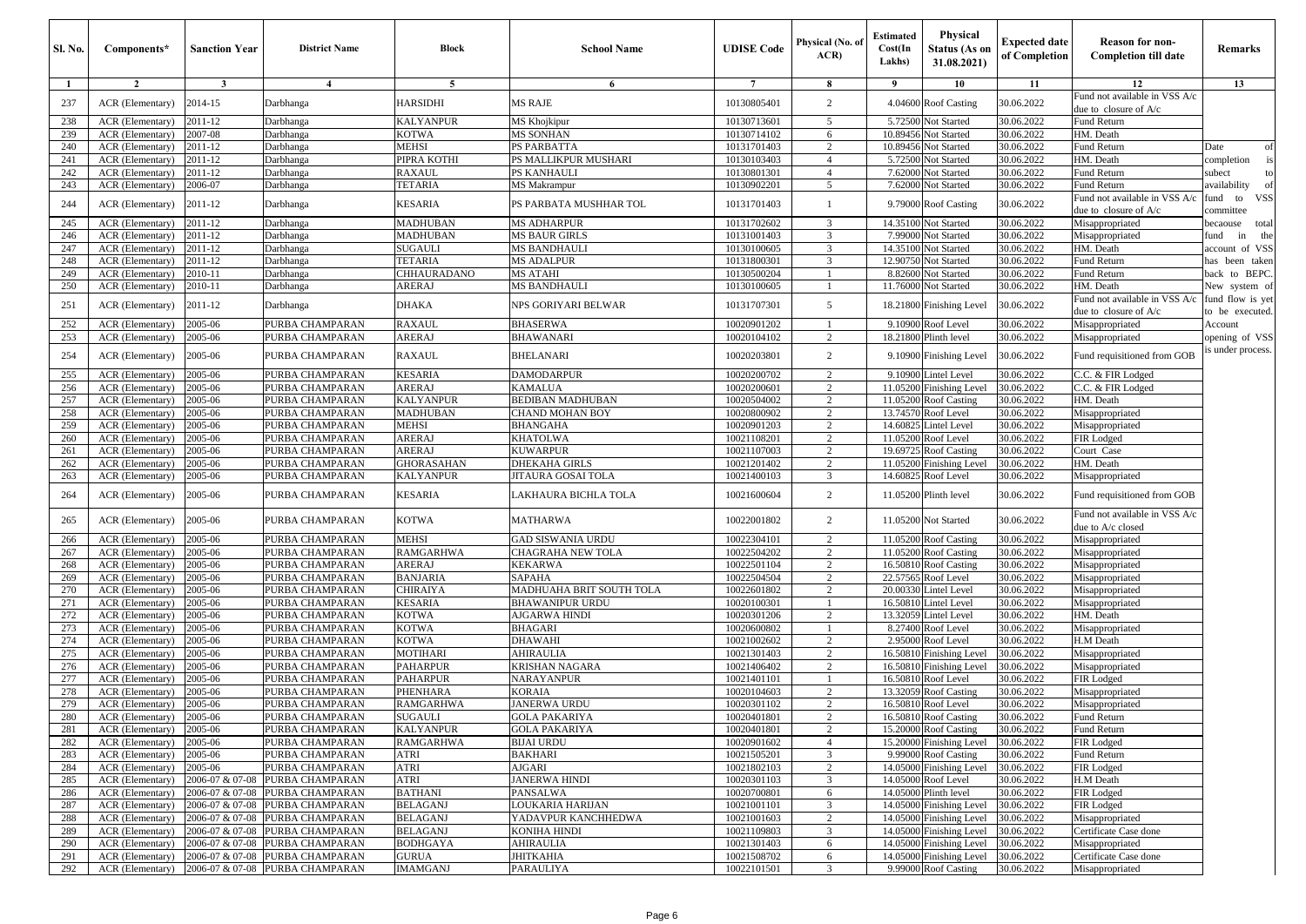| Sl. No. | Components* | Sanction Year | District Name | Block | School Name | UDISE Code | Physical (No. of ACR) | Estimated Cost(In Lakhs) | Physical Status (As on 31.08.2021) | Expected date of Completion | Reason for non-Completion till date | Remarks |
|---|---|---|---|---|---|---|---|---|---|---|---|---|
| 1 | 2 | 3 | 4 | 5 | 6 | 7 | 8 | 9 | 10 | 11 | 12 | 13 |
| 237 | ACR (Elementary) | 2014-15 | Darbhanga | HARSIDHI | MS RAJE | 10130805401 | 2 | 4.04600 | Roof Casting | 30.06.2022 | Fund not available in VSS A/c due to closure of A/c | Date of completion is subect to availability of fund to VSS committee becaouse total fund in the account of VSS has been taken back to BEPC. New system of fund flow is yet to be executed. Account opening of VSS is under process. |
| 238 | ACR (Elementary) | 2011-12 | Darbhanga | KALYANPUR | MS Khojkipur | 10130713601 | 5 | 5.72500 | Not Started | 30.06.2022 | Fund Return | |
| 239 | ACR (Elementary) | 2007-08 | Darbhanga | KOTWA | MS SONHAN | 10130714102 | 6 | 10.89456 | Not Started | 30.06.2022 | HM. Death | |
| 240 | ACR (Elementary) | 2011-12 | Darbhanga | MEHSI | PS PARBATTA | 10131701403 | 2 | 10.89456 | Not Started | 30.06.2022 | Fund Return | |
| 241 | ACR (Elementary) | 2011-12 | Darbhanga | PIPRA KOTHI | PS MALLIKPUR MUSHARI | 10130103403 | 4 | 5.72500 | Not Started | 30.06.2022 | HM. Death | |
| 242 | ACR (Elementary) | 2011-12 | Darbhanga | RAXAUL | PS KANHAULI | 10130801301 | 4 | 7.62000 | Not Started | 30.06.2022 | Fund Return | |
| 243 | ACR (Elementary) | 2006-07 | Darbhanga | TETARIA | MS Makrampur | 10130902201 | 5 | 7.62000 | Not Started | 30.06.2022 | Fund Return | |
| 244 | ACR (Elementary) | 2011-12 | Darbhanga | KESARIA | PS PARBATA MUSHHAR TOL | 10131701403 | 1 | 9.79000 | Roof Casting | 30.06.2022 | Fund not available in VSS A/c due to closure of A/c | |
| 245 | ACR (Elementary) | 2011-12 | Darbhanga | MADHUBAN | MS ADHARPUR | 10131702602 | 3 | 14.35100 | Not Started | 30.06.2022 | Misappropriated | |
| 246 | ACR (Elementary) | 2011-12 | Darbhanga | MADHUBAN | MS BAUR GIRLS | 10131001403 | 3 | 7.99000 | Not Started | 30.06.2022 | Misappropriated | |
| 247 | ACR (Elementary) | 2011-12 | Darbhanga | SUGAULI | MS BANDHAULI | 10130100605 | 3 | 14.35100 | Not Started | 30.06.2022 | HM. Death | |
| 248 | ACR (Elementary) | 2011-12 | Darbhanga | TETARIA | MS ADALPUR | 10131800301 | 3 | 12.90750 | Not Started | 30.06.2022 | Fund Return | |
| 249 | ACR (Elementary) | 2010-11 | Darbhanga | CHHAURADANO | MS ATAHI | 10130500204 | 1 | 8.82600 | Not Started | 30.06.2022 | Fund Return | |
| 250 | ACR (Elementary) | 2010-11 | Darbhanga | ARERAJ | MS BANDHAULI | 10130100605 | 1 | 11.76000 | Not Started | 30.06.2022 | HM. Death | |
| 251 | ACR (Elementary) | 2011-12 | Darbhanga | DHAKA | NPS GORIYARI BELWAR | 10131707301 | 5 | 18.21800 | Finishing Level | 30.06.2022 | Fund not available in VSS A/c due to closure of A/c | |
| 252 | ACR (Elementary) | 2005-06 | PURBA CHAMPARAN | RAXAUL | BHASERWA | 10020901202 | 1 | 9.10900 | Roof Level | 30.06.2022 | Misappropriated | |
| 253 | ACR (Elementary) | 2005-06 | PURBA CHAMPARAN | ARERAJ | BHAWANARI | 10020104102 | 2 | 18.21800 | Plinth level | 30.06.2022 | Misappropriated | |
| 254 | ACR (Elementary) | 2005-06 | PURBA CHAMPARAN | RAXAUL | BHELANARI | 10020203801 | 2 | 9.10900 | Finishing Level | 30.06.2022 | Fund requisitioned from GOB | |
| 255 | ACR (Elementary) | 2005-06 | PURBA CHAMPARAN | KESARIA | DAMODARPUR | 10020200702 | 2 | 9.10900 | Lintel Level | 30.06.2022 | C.C. & FIR Lodged | |
| 256 | ACR (Elementary) | 2005-06 | PURBA CHAMPARAN | ARERAJ | KAMALUA | 10020200601 | 2 | 11.05200 | Finishing Level | 30.06.2022 | C.C. & FIR Lodged | |
| 257 | ACR (Elementary) | 2005-06 | PURBA CHAMPARAN | KALYANPUR | BEDIBAN MADHUBAN | 10020504002 | 2 | 11.05200 | Roof Casting | 30.06.2022 | HM. Death | |
| 258 | ACR (Elementary) | 2005-06 | PURBA CHAMPARAN | MADHUBAN | CHAND MOHAN BOY | 10020800902 | 2 | 13.74570 | Roof Level | 30.06.2022 | Misappropriated | |
| 259 | ACR (Elementary) | 2005-06 | PURBA CHAMPARAN | MEHSI | BHANGAHA | 10020901203 | 2 | 14.60825 | Lintel Level | 30.06.2022 | Misappropriated | |
| 260 | ACR (Elementary) | 2005-06 | PURBA CHAMPARAN | ARERAJ | KHATOLWA | 10021108201 | 2 | 11.05200 | Roof Level | 30.06.2022 | FIR Lodged | |
| 261 | ACR (Elementary) | 2005-06 | PURBA CHAMPARAN | ARERAJ | KUWARPUR | 10021107003 | 2 | 19.69725 | Roof Casting | 30.06.2022 | Court Case | |
| 262 | ACR (Elementary) | 2005-06 | PURBA CHAMPARAN | GHORASAHAN | DHEKAHA GIRLS | 10021201402 | 2 | 11.05200 | Finishing Level | 30.06.2022 | HM. Death | |
| 263 | ACR (Elementary) | 2005-06 | PURBA CHAMPARAN | KALYANPUR | JITAURA GOSAI TOLA | 10021400103 | 3 | 14.60825 | Roof Level | 30.06.2022 | Misappropriated | |
| 264 | ACR (Elementary) | 2005-06 | PURBA CHAMPARAN | KESARIA | LAKHAURA BICHLA TOLA | 10021600604 | 2 | 11.05200 | Plinth level | 30.06.2022 | Fund requisitioned from GOB | |
| 265 | ACR (Elementary) | 2005-06 | PURBA CHAMPARAN | KOTWA | MATHARWA | 10022001802 | 2 | 11.05200 | Not Started | 30.06.2022 | Fund not available in VSS A/c due to A/c closed | |
| 266 | ACR (Elementary) | 2005-06 | PURBA CHAMPARAN | MEHSI | GAD SISWANIA URDU | 10022304101 | 2 | 11.05200 | Roof Casting | 30.06.2022 | Misappropriated | |
| 267 | ACR (Elementary) | 2005-06 | PURBA CHAMPARAN | RAMGARHWA | CHAGRAHA NEW TOLA | 10022504202 | 2 | 11.05200 | Roof Casting | 30.06.2022 | Misappropriated | |
| 268 | ACR (Elementary) | 2005-06 | PURBA CHAMPARAN | ARERAJ | KEKARWA | 10022501104 | 2 | 16.50810 | Roof Casting | 30.06.2022 | Misappropriated | |
| 269 | ACR (Elementary) | 2005-06 | PURBA CHAMPARAN | BANJARIA | SAPAHA | 10022504504 | 2 | 22.57565 | Roof Level | 30.06.2022 | Misappropriated | |
| 270 | ACR (Elementary) | 2005-06 | PURBA CHAMPARAN | CHIRAIYA | MADHUAHA BRIT SOUTH TOLA | 10022601802 | 2 | 20.00330 | Lintel Level | 30.06.2022 | Misappropriated | |
| 271 | ACR (Elementary) | 2005-06 | PURBA CHAMPARAN | KESARIA | BHAWANIPUR URDU | 10020100301 | 1 | 16.50810 | Lintel Level | 30.06.2022 | Misappropriated | |
| 272 | ACR (Elementary) | 2005-06 | PURBA CHAMPARAN | KOTWA | AJGARWA HINDI | 10020301206 | 2 | 13.32059 | Lintel Level | 30.06.2022 | HM. Death | |
| 273 | ACR (Elementary) | 2005-06 | PURBA CHAMPARAN | KOTWA | BHAGARI | 10020600802 | 1 | 8.27400 | Roof Level | 30.06.2022 | Misappropriated | |
| 274 | ACR (Elementary) | 2005-06 | PURBA CHAMPARAN | KOTWA | DHAWAHI | 10021002602 | 2 | 2.95000 | Roof Level | 30.06.2022 | H.M Death | |
| 275 | ACR (Elementary) | 2005-06 | PURBA CHAMPARAN | MOTIHARI | AHIRAULIA | 10021301403 | 2 | 16.50810 | Finishing Level | 30.06.2022 | Misappropriated | |
| 276 | ACR (Elementary) | 2005-06 | PURBA CHAMPARAN | PAHARPUR | KRISHAN NAGARA | 10021406402 | 2 | 16.50810 | Finishing Level | 30.06.2022 | Misappropriated | |
| 277 | ACR (Elementary) | 2005-06 | PURBA CHAMPARAN | PAHARPUR | NARAYANPUR | 10021401101 | 1 | 16.50810 | Roof Level | 30.06.2022 | FIR Lodged | |
| 278 | ACR (Elementary) | 2005-06 | PURBA CHAMPARAN | PHENHARA | KORAIA | 10020104603 | 2 | 13.32059 | Roof Casting | 30.06.2022 | Misappropriated | |
| 279 | ACR (Elementary) | 2005-06 | PURBA CHAMPARAN | RAMGARHWA | JANERWA URDU | 10020301102 | 2 | 16.50810 | Roof Level | 30.06.2022 | Misappropriated | |
| 280 | ACR (Elementary) | 2005-06 | PURBA CHAMPARAN | SUGAULI | GOLA PAKARIYA | 10020401801 | 2 | 16.50810 | Roof Casting | 30.06.2022 | Fund Return | |
| 281 | ACR (Elementary) | 2005-06 | PURBA CHAMPARAN | KALYANPUR | GOLA PAKARIYA | 10020401801 | 2 | 15.20000 | Roof Casting | 30.06.2022 | Fund Return | |
| 282 | ACR (Elementary) | 2005-06 | PURBA CHAMPARAN | RAMGARHWA | BIJAI URDU | 10020901602 | 4 | 15.20000 | Finishing Level | 30.06.2022 | FIR Lodged | |
| 283 | ACR (Elementary) | 2005-06 | PURBA CHAMPARAN | ATRI | BAKHARI | 10021505201 | 3 | 9.99000 | Roof Casting | 30.06.2022 | Fund Return | |
| 284 | ACR (Elementary) | 2005-06 | PURBA CHAMPARAN | ATRI | AJGARI | 10021802103 | 2 | 14.05000 | Finishing Level | 30.06.2022 | FIR Lodged | |
| 285 | ACR (Elementary) | 2006-07 & 07-08 | PURBA CHAMPARAN | ATRI | JANERWA HINDI | 10020301103 | 3 | 14.05000 | Roof Level | 30.06.2022 | H.M Death | |
| 286 | ACR (Elementary) | 2006-07 & 07-08 | PURBA CHAMPARAN | BATHANI | PANSALWA | 10020700801 | 6 | 14.05000 | Plinth level | 30.06.2022 | FIR Lodged | |
| 287 | ACR (Elementary) | 2006-07 & 07-08 | PURBA CHAMPARAN | BELAGANJ | LOUKARIA HARIJAN | 10021001101 | 3 | 14.05000 | Finishing Level | 30.06.2022 | FIR Lodged | |
| 288 | ACR (Elementary) | 2006-07 & 07-08 | PURBA CHAMPARAN | BELAGANJ | YADAVPUR KANCHHEDWA | 10021001603 | 2 | 14.05000 | Finishing Level | 30.06.2022 | Misappropriated | |
| 289 | ACR (Elementary) | 2006-07 & 07-08 | PURBA CHAMPARAN | BELAGANJ | KONIHA HINDI | 10021109803 | 3 | 14.05000 | Finishing Level | 30.06.2022 | Certificate Case done | |
| 290 | ACR (Elementary) | 2006-07 & 07-08 | PURBA CHAMPARAN | BODHGAYA | AHIRAULIA | 10021301403 | 6 | 14.05000 | Finishing Level | 30.06.2022 | Misappropriated | |
| 291 | ACR (Elementary) | 2006-07 & 07-08 | PURBA CHAMPARAN | GURUA | JHITKAHIA | 10021508702 | 6 | 14.05000 | Finishing Level | 30.06.2022 | Certificate Case done | |
| 292 | ACR (Elementary) | 2006-07 & 07-08 | PURBA CHAMPARAN | IMAMGANJ | PARAULIYA | 10022101501 | 3 | 9.99000 | Roof Casting | 30.06.2022 | Misappropriated | |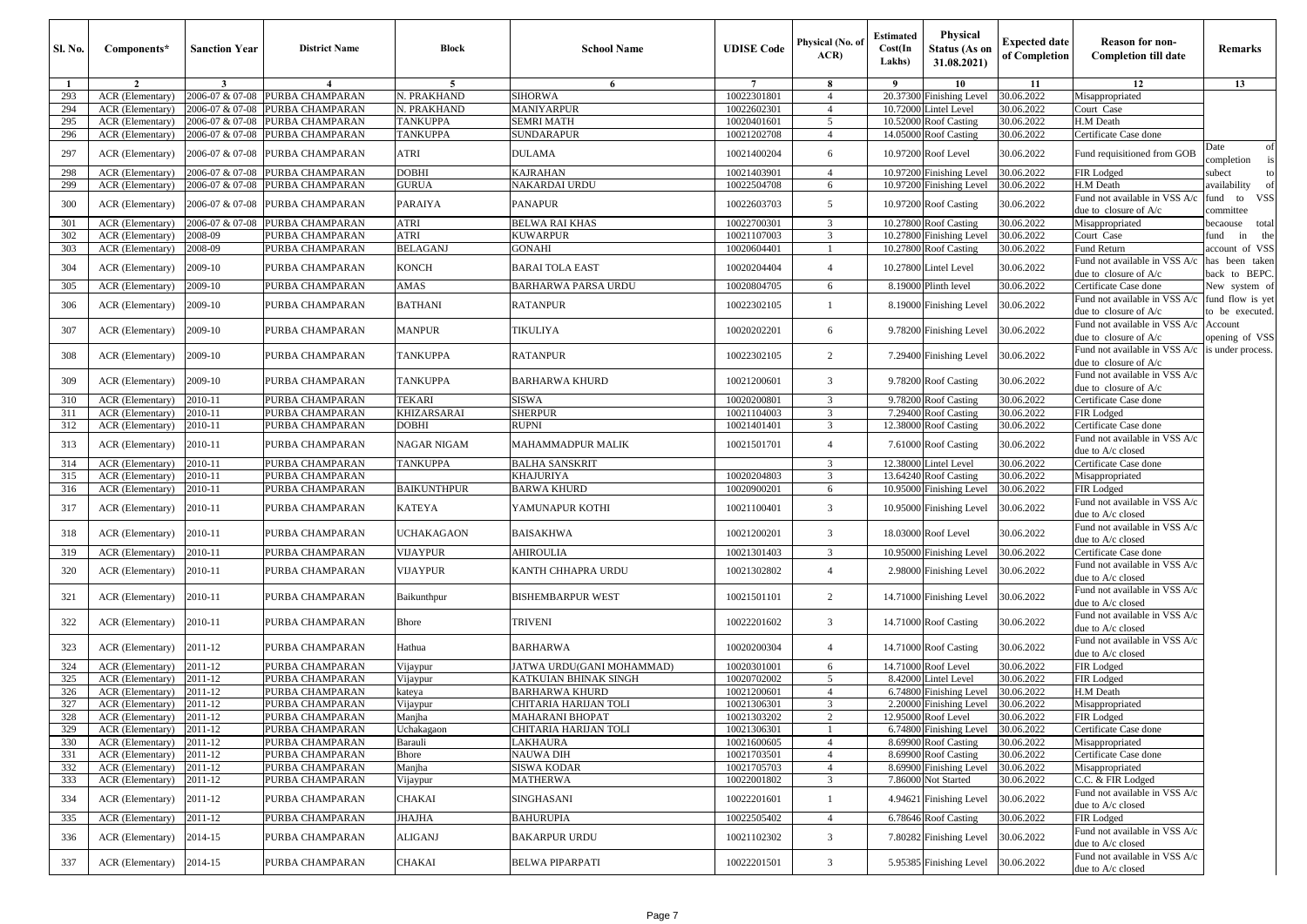| Sl. No. | Components* | Sanction Year | District Name | Block | School Name | UDISE Code | Physical (No. of ACR) | Estimated Cost(In Lakhs) | Physical Status (As on 31.08.2021) | Expected date of Completion | Reason for non-Completion till date | Remarks |
|---|---|---|---|---|---|---|---|---|---|---|---|---|
| 1 | 2 | 3 | 4 | 5 | 6 | 7 | 8 | 9 | 10 | 11 | 12 | 13 |
| 293 | ACR (Elementary) | 2006-07 & 07-08 | PURBA CHAMPARAN | N. PRAKHAND | SIHORWA | 10022301801 | 4 | 20.37300 | Finishing Level | 30.06.2022 | Misappropriated | |
| 294 | ACR (Elementary) | 2006-07 & 07-08 | PURBA CHAMPARAN | N. PRAKHAND | MANIYARPUR | 10022602301 | 4 | 10.72000 | Lintel Level | 30.06.2022 | Court Case | |
| 295 | ACR (Elementary) | 2006-07 & 07-08 | PURBA CHAMPARAN | TANKUPPA | SEMRI MATH | 10020401601 | 5 | 10.52000 | Roof Casting | 30.06.2022 | H.M Death | |
| 296 | ACR (Elementary) | 2006-07 & 07-08 | PURBA CHAMPARAN | TANKUPPA | SUNDARAPUR | 10021202708 | 4 | 14.05000 | Roof Casting | 30.06.2022 | Certificate Case done | |
| 297 | ACR (Elementary) | 2006-07 & 07-08 | PURBA CHAMPARAN | ATRI | DULAMA | 10021400204 | 6 | 10.97200 | Roof Level | 30.06.2022 | Fund requisitioned from GOB | Date of completion is |
| 298 | ACR (Elementary) | 2006-07 & 07-08 | PURBA CHAMPARAN | DOBHI | KAJRAHAN | 10021403901 | 4 | 10.97200 | Finishing Level | 30.06.2022 | FIR Lodged | subect to |
| 299 | ACR (Elementary) | 2006-07 & 07-08 | PURBA CHAMPARAN | GURUA | NAKARDAI URDU | 10022504708 | 6 | 10.97200 | Finishing Level | 30.06.2022 | H.M Death | availability of |
| 300 | ACR (Elementary) | 2006-07 & 07-08 | PURBA CHAMPARAN | PARAIYA | PANAPUR | 10022603703 | 5 | 10.97200 | Roof Casting | 30.06.2022 | Fund not available in VSS A/c due to closure of A/c | fund to VSS committee |
| 301 | ACR (Elementary) | 2006-07 & 07-08 | PURBA CHAMPARAN | ATRI | BELWA RAI KHAS | 10022700301 | 3 | 10.27800 | Roof Casting | 30.06.2022 | Misappropriated | becaouse total |
| 302 | ACR (Elementary) | 2008-09 | PURBA CHAMPARAN | ATRI | KUWARPUR | 10021107003 | 3 | 10.27800 | Finishing Level | 30.06.2022 | Court Case | fund in the |
| 303 | ACR (Elementary) | 2008-09 | PURBA CHAMPARAN | BELAGANJ | GONAHI | 10020604401 | 1 | 10.27800 | Roof Casting | 30.06.2022 | Fund Return | account of VSS |
| 304 | ACR (Elementary) | 2009-10 | PURBA CHAMPARAN | KONCH | BARAI TOLA EAST | 10020204404 | 4 | 10.27800 | Lintel Level | 30.06.2022 | Fund not available in VSS A/c due to closure of A/c | has been taken back to BEPC. |
| 305 | ACR (Elementary) | 2009-10 | PURBA CHAMPARAN | AMAS | BARHARWA PARSA URDU | 10020804705 | 6 | 8.19000 | Plinth level | 30.06.2022 | Certificate Case done | New system of |
| 306 | ACR (Elementary) | 2009-10 | PURBA CHAMPARAN | BATHANI | RATANPUR | 10022302105 | 1 | 8.19000 | Finishing Level | 30.06.2022 | Fund not available in VSS A/c due to closure of A/c | fund flow is yet to be executed. |
| 307 | ACR (Elementary) | 2009-10 | PURBA CHAMPARAN | MANPUR | TIKULIYA | 10020202201 | 6 | 9.78200 | Finishing Level | 30.06.2022 | Fund not available in VSS A/c due to closure of A/c | Account opening of VSS |
| 308 | ACR (Elementary) | 2009-10 | PURBA CHAMPARAN | TANKUPPA | RATANPUR | 10022302105 | 2 | 7.29400 | Finishing Level | 30.06.2022 | Fund not available in VSS A/c due to closure of A/c | is under process. |
| 309 | ACR (Elementary) | 2009-10 | PURBA CHAMPARAN | TANKUPPA | BARHARWA KHURD | 10021200601 | 3 | 9.78200 | Roof Casting | 30.06.2022 | Fund not available in VSS A/c due to closure of A/c | |
| 310 | ACR (Elementary) | 2010-11 | PURBA CHAMPARAN | TEKARI | SISWA | 10020200801 | 3 | 9.78200 | Roof Casting | 30.06.2022 | Certificate Case done | |
| 311 | ACR (Elementary) | 2010-11 | PURBA CHAMPARAN | KHIZARSARAI | SHERPUR | 10021104003 | 3 | 7.29400 | Roof Casting | 30.06.2022 | FIR Lodged | |
| 312 | ACR (Elementary) | 2010-11 | PURBA CHAMPARAN | DOBHI | RUPNI | 10021401401 | 3 | 12.38000 | Roof Casting | 30.06.2022 | Certificate Case done | |
| 313 | ACR (Elementary) | 2010-11 | PURBA CHAMPARAN | NAGAR NIGAM | MAHAMMADPUR MALIK | 10021501701 | 4 | 7.61000 | Roof Casting | 30.06.2022 | Fund not available in VSS A/c due to A/c closed | |
| 314 | ACR (Elementary) | 2010-11 | PURBA CHAMPARAN | TANKUPPA | BALHA SANSKRIT | | 3 | 12.38000 | Lintel Level | 30.06.2022 | Certificate Case done | |
| 315 | ACR (Elementary) | 2010-11 | PURBA CHAMPARAN | | KHAJURIYA | 10020204803 | 3 | 13.64240 | Roof Casting | 30.06.2022 | Misappropriated | |
| 316 | ACR (Elementary) | 2010-11 | PURBA CHAMPARAN | BAIKUNTHPUR | BARWA KHURD | 10020900201 | 6 | 10.95000 | Finishing Level | 30.06.2022 | FIR Lodged | |
| 317 | ACR (Elementary) | 2010-11 | PURBA CHAMPARAN | KATEYA | YAMUNAPUR KOTHI | 10021100401 | 3 | 10.95000 | Finishing Level | 30.06.2022 | Fund not available in VSS A/c due to A/c closed | |
| 318 | ACR (Elementary) | 2010-11 | PURBA CHAMPARAN | UCHAKAGAON | BAISAKHWA | 10021200201 | 3 | 18.03000 | Roof Level | 30.06.2022 | Fund not available in VSS A/c due to A/c closed | |
| 319 | ACR (Elementary) | 2010-11 | PURBA CHAMPARAN | VIJAYPUR | AHIROULIA | 10021301403 | 3 | 10.95000 | Finishing Level | 30.06.2022 | Certificate Case done | |
| 320 | ACR (Elementary) | 2010-11 | PURBA CHAMPARAN | VIJAYPUR | KANTH CHHAPRA URDU | 10021302802 | 4 | 2.98000 | Finishing Level | 30.06.2022 | Fund not available in VSS A/c due to A/c closed | |
| 321 | ACR (Elementary) | 2010-11 | PURBA CHAMPARAN | Baikunthpur | BISHEMBARPUR WEST | 10021501101 | 2 | 14.71000 | Finishing Level | 30.06.2022 | Fund not available in VSS A/c due to A/c closed | |
| 322 | ACR (Elementary) | 2010-11 | PURBA CHAMPARAN | Bhore | TRIVENI | 10022201602 | 3 | 14.71000 | Roof Casting | 30.06.2022 | Fund not available in VSS A/c due to A/c closed | |
| 323 | ACR (Elementary) | 2011-12 | PURBA CHAMPARAN | Hathua | BARHARWA | 10020200304 | 4 | 14.71000 | Roof Casting | 30.06.2022 | Fund not available in VSS A/c due to A/c closed | |
| 324 | ACR (Elementary) | 2011-12 | PURBA CHAMPARAN | Vijaypur | JATWA URDU(GANI MOHAMMAD) | 10020301001 | 6 | 14.71000 | Roof Level | 30.06.2022 | FIR Lodged | |
| 325 | ACR (Elementary) | 2011-12 | PURBA CHAMPARAN | Vijaypur | KATKUIAN BHINAK SINGH | 10020702002 | 5 | 8.42000 | Lintel Level | 30.06.2022 | FIR Lodged | |
| 326 | ACR (Elementary) | 2011-12 | PURBA CHAMPARAN | kateya | BARHARWA KHURD | 10021200601 | 4 | 6.74800 | Finishing Level | 30.06.2022 | H.M Death | |
| 327 | ACR (Elementary) | 2011-12 | PURBA CHAMPARAN | Vijaypur | CHITARIA HARIJAN TOLI | 10021306301 | 3 | 2.20000 | Finishing Level | 30.06.2022 | Misappropriated | |
| 328 | ACR (Elementary) | 2011-12 | PURBA CHAMPARAN | Manjha | MAHARANI BHOPAT | 10021303202 | 2 | 12.95000 | Roof Level | 30.06.2022 | FIR Lodged | |
| 329 | ACR (Elementary) | 2011-12 | PURBA CHAMPARAN | Uchakagaon | CHITARIA HARIJAN TOLI | 10021306301 | 1 | 6.74800 | Finishing Level | 30.06.2022 | Certificate Case done | |
| 330 | ACR (Elementary) | 2011-12 | PURBA CHAMPARAN | Barauli | LAKHAURA | 10021600605 | 4 | 8.69900 | Roof Casting | 30.06.2022 | Misappropriated | |
| 331 | ACR (Elementary) | 2011-12 | PURBA CHAMPARAN | Bhore | NAUWA DIH | 10021703501 | 4 | 8.69900 | Roof Casting | 30.06.2022 | Certificate Case done | |
| 332 | ACR (Elementary) | 2011-12 | PURBA CHAMPARAN | Manjha | SISWA KODAR | 10021705703 | 4 | 8.69900 | Finishing Level | 30.06.2022 | Misappropriated | |
| 333 | ACR (Elementary) | 2011-12 | PURBA CHAMPARAN | Vijaypur | MATHERWA | 10022001802 | 3 | 7.86000 | Not Started | 30.06.2022 | C.C. & FIR Lodged | |
| 334 | ACR (Elementary) | 2011-12 | PURBA CHAMPARAN | CHAKAI | SINGHASANI | 10022201601 | 1 | 4.94621 | Finishing Level | 30.06.2022 | Fund not available in VSS A/c due to A/c closed | |
| 335 | ACR (Elementary) | 2011-12 | PURBA CHAMPARAN | JHAJHA | BAHURUPIA | 10022505402 | 4 | 6.78646 | Roof Casting | 30.06.2022 | FIR Lodged | |
| 336 | ACR (Elementary) | 2014-15 | PURBA CHAMPARAN | ALIGANJ | BAKARPUR URDU | 10021102302 | 3 | 7.80282 | Finishing Level | 30.06.2022 | Fund not available in VSS A/c due to A/c closed | |
| 337 | ACR (Elementary) | 2014-15 | PURBA CHAMPARAN | CHAKAI | BELWA PIPARPATI | 10022201501 | 3 | 5.95385 | Finishing Level | 30.06.2022 | Fund not available in VSS A/c due to A/c closed | |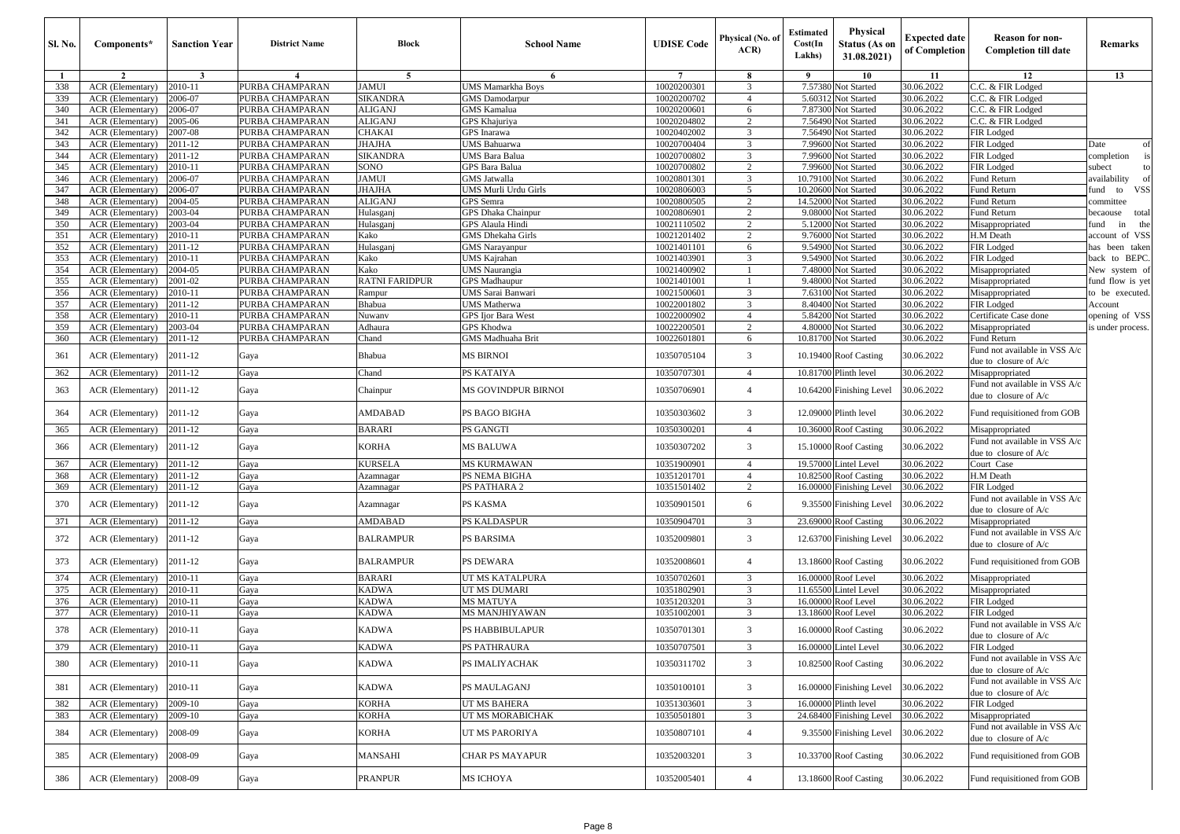| Sl. No. | Components* | Sanction Year | District Name | Block | School Name | UDISE Code | Physical (No. of ACR) | Estimated Cost(In Lakhs) | Physical Status (As on 31.08.2021) | Expected date of Completion | Reason for non-Completion till date | Remarks |
|---|---|---|---|---|---|---|---|---|---|---|---|---|
| 1 | 2 | 3 | 4 | 5 | 6 | 7 | 8 | 9 | 10 | 11 | 12 | 13 |
| 338 | ACR (Elementary) | 2010-11 | PURBA CHAMPARAN | JAMUI | UMS Mamarkha Boys | 10020200301 | 3 | 7.57380 | Not Started | 30.06.2022 | C.C. & FIR Lodged | |
| 339 | ACR (Elementary) | 2006-07 | PURBA CHAMPARAN | SIKANDRA | GMS Damodarpur | 10020200702 | 4 | 5.60312 | Not Started | 30.06.2022 | C.C. & FIR Lodged | |
| 340 | ACR (Elementary) | 2006-07 | PURBA CHAMPARAN | ALIGANJ | GMS Kamalua | 10020200601 | 6 | 7.87300 | Not Started | 30.06.2022 | C.C. & FIR Lodged | |
| 341 | ACR (Elementary) | 2005-06 | PURBA CHAMPARAN | ALIGANJ | GPS Khajuriya | 10020204802 | 2 | 7.56490 | Not Started | 30.06.2022 | C.C. & FIR Lodged | |
| 342 | ACR (Elementary) | 2007-08 | PURBA CHAMPARAN | CHAKAI | GPS Inarawa | 10020402002 | 3 | 7.56490 | Not Started | 30.06.2022 | FIR Lodged | |
| 343 | ACR (Elementary) | 2011-12 | PURBA CHAMPARAN | JHAJHA | UMS Bahuarwa | 10020700404 | 3 | 7.99600 | Not Started | 30.06.2022 | FIR Lodged | Date of completion is subect to availability of fund to VSS committee becaouse total fund in the account of VSS has been taken back to BEPC. New system of fund flow is yet to be executed. Account opening of VSS is under process. |
| 344 | ACR (Elementary) | 2011-12 | PURBA CHAMPARAN | SIKANDRA | UMS Bara Balua | 10020700802 | 3 | 7.99600 | Not Started | 30.06.2022 | FIR Lodged | |
| 345 | ACR (Elementary) | 2010-11 | PURBA CHAMPARAN | SONO | GPS Bara Balua | 10020700802 | 2 | 7.99600 | Not Started | 30.06.2022 | FIR Lodged | |
| 346 | ACR (Elementary) | 2006-07 | PURBA CHAMPARAN | JAMUI | GMS Jatwalla | 10020801301 | 3 | 10.79100 | Not Started | 30.06.2022 | Fund Return | |
| 347 | ACR (Elementary) | 2006-07 | PURBA CHAMPARAN | JHAJHA | UMS Murli Urdu Girls | 10020806003 | 5 | 10.20600 | Not Started | 30.06.2022 | Fund Return | |
| 348 | ACR (Elementary) | 2004-05 | PURBA CHAMPARAN | ALIGANJ | GPS Semra | 10020800505 | 2 | 14.52000 | Not Started | 30.06.2022 | Fund Return | |
| 349 | ACR (Elementary) | 2003-04 | PURBA CHAMPARAN | Hulasganj | GPS Dhaka Chainpur | 10020806901 | 2 | 9.08000 | Not Started | 30.06.2022 | Fund Return | |
| 350 | ACR (Elementary) | 2003-04 | PURBA CHAMPARAN | Hulasganj | GPS Alaula Hindi | 10021110502 | 2 | 5.12000 | Not Started | 30.06.2022 | Misappropriated | |
| 351 | ACR (Elementary) | 2010-11 | PURBA CHAMPARAN | Kako | GMS Dhekaha Girls | 10021201402 | 2 | 9.76000 | Not Started | 30.06.2022 | H.M Death | |
| 352 | ACR (Elementary) | 2011-12 | PURBA CHAMPARAN | Hulasganj | GMS Narayanpur | 10021401101 | 6 | 9.54900 | Not Started | 30.06.2022 | FIR Lodged | |
| 353 | ACR (Elementary) | 2010-11 | PURBA CHAMPARAN | Kako | UMS Kajrahan | 10021403901 | 3 | 9.54900 | Not Started | 30.06.2022 | FIR Lodged | |
| 354 | ACR (Elementary) | 2004-05 | PURBA CHAMPARAN | Kako | UMS Naurangia | 10021400902 | 1 | 7.48000 | Not Started | 30.06.2022 | Misappropriated | |
| 355 | ACR (Elementary) | 2001-02 | PURBA CHAMPARAN | RATNI FARIDPUR | GPS Madhaupur | 10021401001 | 1 | 9.48000 | Not Started | 30.06.2022 | Misappropriated | |
| 356 | ACR (Elementary) | 2010-11 | PURBA CHAMPARAN | Rampur | UMS Sarai Banwari | 10021500601 | 3 | 7.63100 | Not Started | 30.06.2022 | Misappropriated | |
| 357 | ACR (Elementary) | 2011-12 | PURBA CHAMPARAN | Bhabua | UMS Matherwa | 10022001802 | 3 | 8.40400 | Not Started | 30.06.2022 | FIR Lodged | |
| 358 | ACR (Elementary) | 2010-11 | PURBA CHAMPARAN | Nuwanv | GPS Ijor Bara West | 10022000902 | 4 | 5.84200 | Not Started | 30.06.2022 | Certificate Case done | |
| 359 | ACR (Elementary) | 2003-04 | PURBA CHAMPARAN | Adhaura | GPS Khodwa | 10022200501 | 2 | 4.80000 | Not Started | 30.06.2022 | Misappropriated | |
| 360 | ACR (Elementary) | 2011-12 | PURBA CHAMPARAN | Chand | GMS Madhuaha Brit | 10022601801 | 6 | 10.81700 | Not Started | 30.06.2022 | Fund Return | |
| 361 | ACR (Elementary) | 2011-12 | Gaya | Bhabua | MS BIRNOI | 10350705104 | 3 | 10.19400 | Roof Casting | 30.06.2022 | Fund not available in VSS A/c due to closure of A/c | |
| 362 | ACR (Elementary) | 2011-12 | Gaya | Chand | PS KATAIYA | 10350707301 | 4 | 10.81700 | Plinth level | 30.06.2022 | Misappropriated | |
| 363 | ACR (Elementary) | 2011-12 | Gaya | Chainpur | MS GOVINDPUR BIRNOI | 10350706901 | 4 | 10.64200 | Finishing Level | 30.06.2022 | Fund not available in VSS A/c due to closure of A/c | |
| 364 | ACR (Elementary) | 2011-12 | Gaya | AMDABAD | PS BAGO BIGHA | 10350303602 | 3 | 12.09000 | Plinth level | 30.06.2022 | Fund requisitioned from GOB | |
| 365 | ACR (Elementary) | 2011-12 | Gaya | BARARI | PS GANGTI | 10350300201 | 4 | 10.36000 | Roof Casting | 30.06.2022 | Misappropriated | |
| 366 | ACR (Elementary) | 2011-12 | Gaya | KORHA | MS BALUWA | 10350307202 | 3 | 15.10000 | Roof Casting | 30.06.2022 | Fund not available in VSS A/c due to closure of A/c | |
| 367 | ACR (Elementary) | 2011-12 | Gaya | KURSELA | MS KURMAWAN | 10351900901 | 4 | 19.57000 | Lintel Level | 30.06.2022 | Court Case | |
| 368 | ACR (Elementary) | 2011-12 | Gaya | Azamnagar | PS NEMA BIGHA | 10351201701 | 4 | 10.82500 | Roof Casting | 30.06.2022 | H.M Death | |
| 369 | ACR (Elementary) | 2011-12 | Gaya | Azamnagar | PS PATHARA 2 | 10351501402 | 2 | 16.00000 | Finishing Level | 30.06.2022 | FIR Lodged | |
| 370 | ACR (Elementary) | 2011-12 | Gaya | Azamnagar | PS KASMA | 10350901501 | 6 | 9.35500 | Finishing Level | 30.06.2022 | Fund not available in VSS A/c due to closure of A/c | |
| 371 | ACR (Elementary) | 2011-12 | Gaya | AMDABAD | PS KALDASPUR | 10350904701 | 3 | 23.69000 | Roof Casting | 30.06.2022 | Misappropriated | |
| 372 | ACR (Elementary) | 2011-12 | Gaya | BALRAMPUR | PS BARSIMA | 10352009801 | 3 | 12.63700 | Finishing Level | 30.06.2022 | Fund not available in VSS A/c due to closure of A/c | |
| 373 | ACR (Elementary) | 2011-12 | Gaya | BALRAMPUR | PS DEWARA | 10352008601 | 4 | 13.18600 | Roof Casting | 30.06.2022 | Fund requisitioned from GOB | |
| 374 | ACR (Elementary) | 2010-11 | Gaya | BARARI | UT MS KATALPURA | 10350702601 | 3 | 16.00000 | Roof Level | 30.06.2022 | Misappropriated | |
| 375 | ACR (Elementary) | 2010-11 | Gaya | KADWA | UT MS DUMARI | 10351802901 | 3 | 11.65500 | Lintel Level | 30.06.2022 | Misappropriated | |
| 376 | ACR (Elementary) | 2010-11 | Gaya | KADWA | MS MATUYA | 10351203201 | 3 | 16.00000 | Roof Level | 30.06.2022 | FIR Lodged | |
| 377 | ACR (Elementary) | 2010-11 | Gaya | KADWA | MS MANJHIYAWAN | 10351002001 | 3 | 13.18600 | Roof Level | 30.06.2022 | FIR Lodged | |
| 378 | ACR (Elementary) | 2010-11 | Gaya | KADWA | PS HABBIBULAPUR | 10350701301 | 3 | 16.00000 | Roof Casting | 30.06.2022 | Fund not available in VSS A/c due to closure of A/c | |
| 379 | ACR (Elementary) | 2010-11 | Gaya | KADWA | PS PATHRAURA | 10350707501 | 3 | 16.00000 | Lintel Level | 30.06.2022 | FIR Lodged | |
| 380 | ACR (Elementary) | 2010-11 | Gaya | KADWA | PS IMALIYACHAK | 10350311702 | 3 | 10.82500 | Roof Casting | 30.06.2022 | Fund not available in VSS A/c due to closure of A/c | |
| 381 | ACR (Elementary) | 2010-11 | Gaya | KADWA | PS MAULAGANJ | 10350100101 | 3 | 16.00000 | Finishing Level | 30.06.2022 | Fund not available in VSS A/c due to closure of A/c | |
| 382 | ACR (Elementary) | 2009-10 | Gaya | KORHA | UT MS BAHERA | 10351303601 | 3 | 16.00000 | Plinth level | 30.06.2022 | FIR Lodged | |
| 383 | ACR (Elementary) | 2009-10 | Gaya | KORHA | UT MS MORABICHAK | 10350501801 | 3 | 24.68400 | Finishing Level | 30.06.2022 | Misappropriated | |
| 384 | ACR (Elementary) | 2008-09 | Gaya | KORHA | UT MS PARORIYA | 10350807101 | 4 | 9.35500 | Finishing Level | 30.06.2022 | Fund not available in VSS A/c due to closure of A/c | |
| 385 | ACR (Elementary) | 2008-09 | Gaya | MANSAHI | CHAR PS MAYAPUR | 10352003201 | 3 | 10.33700 | Roof Casting | 30.06.2022 | Fund requisitioned from GOB | |
| 386 | ACR (Elementary) | 2008-09 | Gaya | PRANPUR | MS ICHOYA | 10352005401 | 4 | 13.18600 | Roof Casting | 30.06.2022 | Fund requisitioned from GOB | |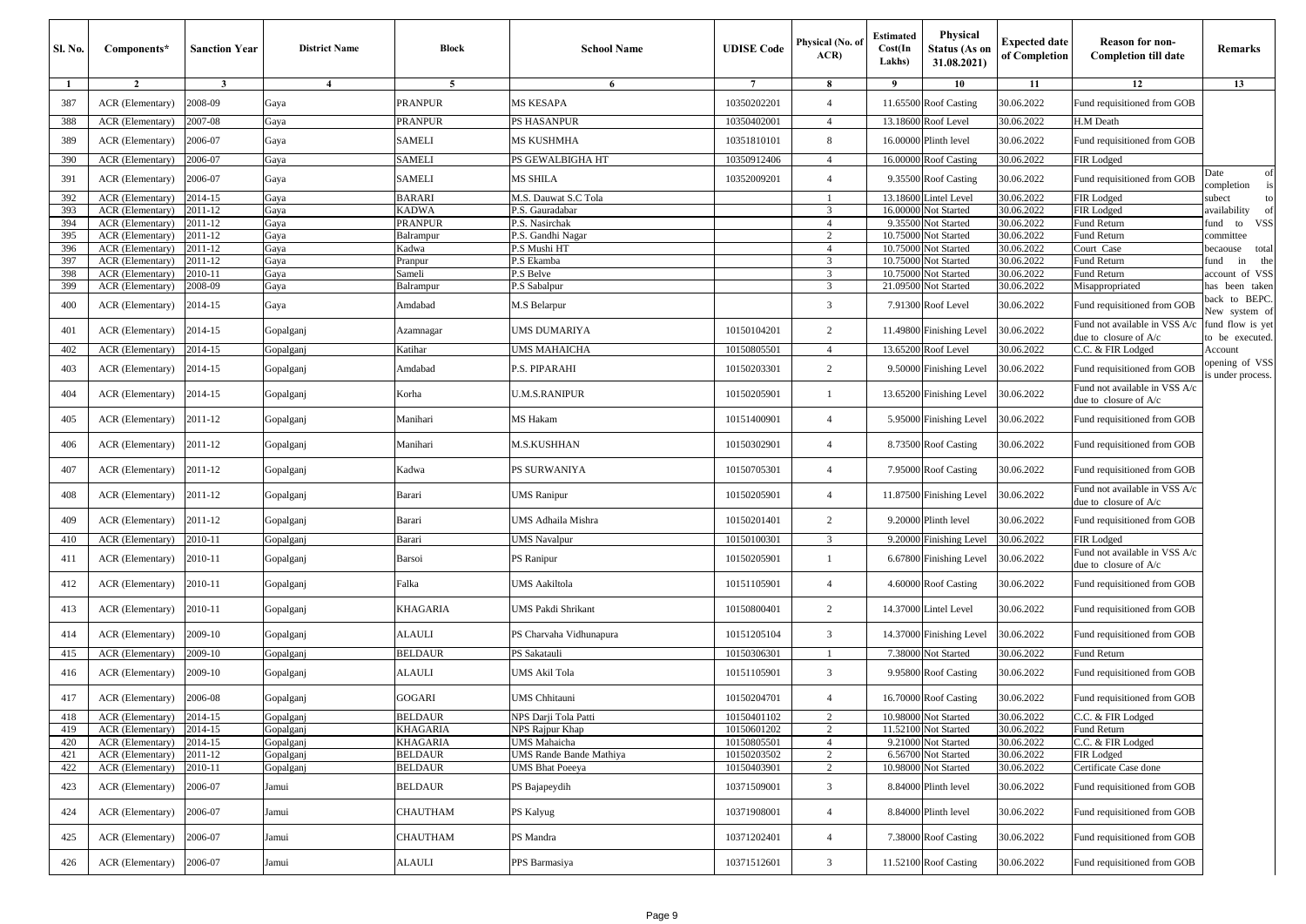| Sl. No. | Components* | Sanction Year | District Name | Block | School Name | UDISE Code | Physical (No. of ACR) | Estimated Cost(In Lakhs) | Physical Status (As on 31.08.2021) | Expected date of Completion | Reason for non-Completion till date | Remarks |
|---|---|---|---|---|---|---|---|---|---|---|---|---|
| 1 | 2 | 3 | 4 | 5 | 6 | 7 | 8 | 9 | 10 | 11 | 12 | 13 |
| 387 | ACR (Elementary) | 2008-09 | Gaya | PRANPUR | MS KESAPA | 10350202201 | 4 | 11.65500 | Roof Casting | 30.06.2022 | Fund requisitioned from GOB | |
| 388 | ACR (Elementary) | 2007-08 | Gaya | PRANPUR | PS HASANPUR | 10350402001 | 4 | 13.18600 | Roof Level | 30.06.2022 | H.M Death | |
| 389 | ACR (Elementary) | 2006-07 | Gaya | SAMELI | MS KUSHMHA | 10351810101 | 8 | 16.00000 | Plinth level | 30.06.2022 | Fund requisitioned from GOB | |
| 390 | ACR (Elementary) | 2006-07 | Gaya | SAMELI | PS GEWALBIGHA HT | 10350912406 | 4 | 16.00000 | Roof Casting | 30.06.2022 | FIR Lodged | |
| 391 | ACR (Elementary) | 2006-07 | Gaya | SAMELI | MS SHILA | 10352009201 | 4 | 9.35500 | Roof Casting | 30.06.2022 | Fund requisitioned from GOB | Date of completion is subect to availability of fund to VSS committee becaouse total fund in the account of VSS has been taken back to BEPC. New system of fund flow is yet to be executed. Account opening of VSS is under process. |
| 392 | ACR (Elementary) | 2014-15 | Gaya | BARARI | M.S. Dauwat S.C Tola | | 1 | 13.18600 | Lintel Level | 30.06.2022 | FIR Lodged | |
| 393 | ACR (Elementary) | 2011-12 | Gaya | KADWA | P.S. Gauradabar | | 3 | 16.00000 | Not Started | 30.06.2022 | FIR Lodged | |
| 394 | ACR (Elementary) | 2011-12 | Gaya | PRANPUR | P.S. Nasirchak | | 4 | 9.35500 | Not Started | 30.06.2022 | Fund Return | |
| 395 | ACR (Elementary) | 2011-12 | Gaya | Balrampur | P.S. Gandhi Nagar | | 2 | 10.75000 | Not Started | 30.06.2022 | Fund Return | |
| 396 | ACR (Elementary) | 2011-12 | Gaya | Kadwa | P.S Mushi HT | | 4 | 10.75000 | Not Started | 30.06.2022 | Court Case | |
| 397 | ACR (Elementary) | 2011-12 | Gaya | Pranpur | P.S Ekamba | | 3 | 10.75000 | Not Started | 30.06.2022 | Fund Return | |
| 398 | ACR (Elementary) | 2010-11 | Gaya | Sameli | P.S Belve | | 3 | 10.75000 | Not Started | 30.06.2022 | Fund Return | |
| 399 | ACR (Elementary) | 2008-09 | Gaya | Balrampur | P.S Sabalpur | | 3 | 21.09500 | Not Started | 30.06.2022 | Misappropriated | |
| 400 | ACR (Elementary) | 2014-15 | Gaya | Amdabad | M.S Belarpur | | 3 | 7.91300 | Roof Level | 30.06.2022 | Fund requisitioned from GOB | |
| 401 | ACR (Elementary) | 2014-15 | Gopalganj | Azamnagar | UMS DUMARIYA | 10150104201 | 2 | 11.49800 | Finishing Level | 30.06.2022 | Fund not available in VSS A/c due to closure of A/c | |
| 402 | ACR (Elementary) | 2014-15 | Gopalganj | Katihar | UMS MAHAICHA | 10150805501 | 4 | 13.65200 | Roof Level | 30.06.2022 | C.C. & FIR Lodged | |
| 403 | ACR (Elementary) | 2014-15 | Gopalganj | Amdabad | P.S. PIPARAHI | 10150203301 | 2 | 9.50000 | Finishing Level | 30.06.2022 | Fund requisitioned from GOB | |
| 404 | ACR (Elementary) | 2014-15 | Gopalganj | Korha | U.M.S.RANIPUR | 10150205901 | 1 | 13.65200 | Finishing Level | 30.06.2022 | Fund not available in VSS A/c due to closure of A/c | |
| 405 | ACR (Elementary) | 2011-12 | Gopalganj | Manihari | MS Hakam | 10151400901 | 4 | 5.95000 | Finishing Level | 30.06.2022 | Fund requisitioned from GOB | |
| 406 | ACR (Elementary) | 2011-12 | Gopalganj | Manihari | M.S.KUSHHAN | 10150302901 | 4 | 8.73500 | Roof Casting | 30.06.2022 | Fund requisitioned from GOB | |
| 407 | ACR (Elementary) | 2011-12 | Gopalganj | Kadwa | PS SURWANIYA | 10150705301 | 4 | 7.95000 | Roof Casting | 30.06.2022 | Fund requisitioned from GOB | |
| 408 | ACR (Elementary) | 2011-12 | Gopalganj | Barari | UMS Ranipur | 10150205901 | 4 | 11.87500 | Finishing Level | 30.06.2022 | Fund not available in VSS A/c due to closure of A/c | |
| 409 | ACR (Elementary) | 2011-12 | Gopalganj | Barari | UMS Adhaila Mishra | 10150201401 | 2 | 9.20000 | Plinth level | 30.06.2022 | Fund requisitioned from GOB | |
| 410 | ACR (Elementary) | 2010-11 | Gopalganj | Barari | UMS Navalpur | 10150100301 | 3 | 9.20000 | Finishing Level | 30.06.2022 | FIR Lodged | |
| 411 | ACR (Elementary) | 2010-11 | Gopalganj | Barsoi | PS Ranipur | 10150205901 | 1 | 6.67800 | Finishing Level | 30.06.2022 | Fund not available in VSS A/c due to closure of A/c | |
| 412 | ACR (Elementary) | 2010-11 | Gopalganj | Falka | UMS Aakiltola | 10151105901 | 4 | 4.60000 | Roof Casting | 30.06.2022 | Fund requisitioned from GOB | |
| 413 | ACR (Elementary) | 2010-11 | Gopalganj | KHAGARIA | UMS Pakdi Shrikant | 10150800401 | 2 | 14.37000 | Lintel Level | 30.06.2022 | Fund requisitioned from GOB | |
| 414 | ACR (Elementary) | 2009-10 | Gopalganj | ALAULI | PS Charvaha Vidhunapura | 10151205104 | 3 | 14.37000 | Finishing Level | 30.06.2022 | Fund requisitioned from GOB | |
| 415 | ACR (Elementary) | 2009-10 | Gopalganj | BELDAUR | PS Sakatauli | 10150306301 | 1 | 7.38000 | Not Started | 30.06.2022 | Fund Return | |
| 416 | ACR (Elementary) | 2009-10 | Gopalganj | ALAULI | UMS Akil Tola | 10151105901 | 3 | 9.95800 | Roof Casting | 30.06.2022 | Fund requisitioned from GOB | |
| 417 | ACR (Elementary) | 2006-08 | Gopalganj | GOGARI | UMS Chhitauni | 10150204701 | 4 | 16.70000 | Roof Casting | 30.06.2022 | Fund requisitioned from GOB | |
| 418 | ACR (Elementary) | 2014-15 | Gopalganj | BELDAUR | NPS Darji Tola Patti | 10150401102 | 2 | 10.98000 | Not Started | 30.06.2022 | C.C. & FIR Lodged | |
| 419 | ACR (Elementary) | 2014-15 | Gopalganj | KHAGARIA | NPS Rajpur Khap | 10150601202 | 2 | 11.52100 | Not Started | 30.06.2022 | Fund Return | |
| 420 | ACR (Elementary) | 2014-15 | Gopalganj | KHAGARIA | UMS Mahaicha | 10150805501 | 4 | 9.21000 | Not Started | 30.06.2022 | C.C. & FIR Lodged | |
| 421 | ACR (Elementary) | 2011-12 | Gopalganj | BELDAUR | UMS Rande Bande Mathiya | 10150203502 | 2 | 6.56700 | Not Started | 30.06.2022 | FIR Lodged | |
| 422 | ACR (Elementary) | 2010-11 | Gopalganj | BELDAUR | UMS Bhat Poeeya | 10150403901 | 2 | 10.98000 | Not Started | 30.06.2022 | Certificate Case done | |
| 423 | ACR (Elementary) | 2006-07 | Jamui | BELDAUR | PS Bajapeydih | 10371509001 | 3 | 8.84000 | Plinth level | 30.06.2022 | Fund requisitioned from GOB | |
| 424 | ACR (Elementary) | 2006-07 | Jamui | CHAUTHAM | PS Kalyug | 10371908001 | 4 | 8.84000 | Plinth level | 30.06.2022 | Fund requisitioned from GOB | |
| 425 | ACR (Elementary) | 2006-07 | Jamui | CHAUTHAM | PS Mandra | 10371202401 | 4 | 7.38000 | Roof Casting | 30.06.2022 | Fund requisitioned from GOB | |
| 426 | ACR (Elementary) | 2006-07 | Jamui | ALAULI | PPS Barmasiya | 10371512601 | 3 | 11.52100 | Roof Casting | 30.06.2022 | Fund requisitioned from GOB | |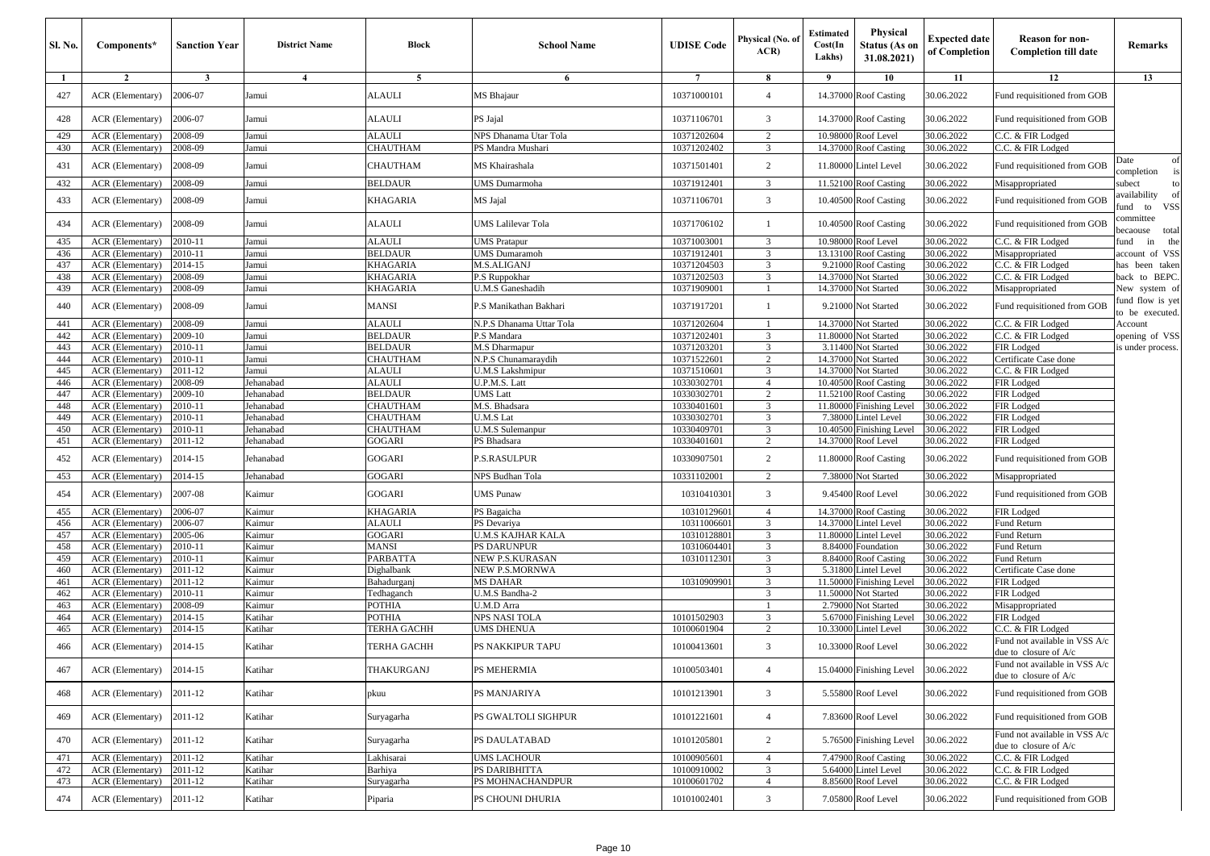| Sl. No. | Components* | Sanction Year | District Name | Block | School Name | UDISE Code | Physical (No. of ACR) | Estimated Cost(In Lakhs) | Physical Status (As on 31.08.2021) | Expected date of Completion | Reason for non-Completion till date | Remarks |
|---|---|---|---|---|---|---|---|---|---|---|---|---|
| 1 | 2 | 3 | 4 | 5 | 6 | 7 | 8 | 9 | 10 | 11 | 12 | 13 |
| 427 | ACR (Elementary) | 2006-07 | Jamui | ALAULI | MS Bhajaur | 10371000101 | 4 | 14.37000 | Roof Casting | 30.06.2022 | Fund requisitioned from GOB | Date of completion is subect to availability of fund to VSS committee becaouse total fund in the account of VSS has been taken back to BEPC. New system of fund flow is yet to be executed. Account opening of VSS is under process. |
| 428 | ACR (Elementary) | 2006-07 | Jamui | ALAULI | PS Jajal | 10371106701 | 3 | 14.37000 | Roof Casting | 30.06.2022 | Fund requisitioned from GOB | |
| 429 | ACR (Elementary) | 2008-09 | Jamui | ALAULI | NPS Dhanama Utar Tola | 10371202604 | 2 | 10.98000 | Roof Level | 30.06.2022 | C.C. & FIR Lodged | |
| 430 | ACR (Elementary) | 2008-09 | Jamui | CHAUTHAM | PS Mandra Mushari | 10371202402 | 3 | 14.37000 | Roof Casting | 30.06.2022 | C.C. & FIR Lodged | |
| 431 | ACR (Elementary) | 2008-09 | Jamui | CHAUTHAM | MS Khairashala | 10371501401 | 2 | 11.80000 | Lintel Level | 30.06.2022 | Fund requisitioned from GOB | |
| 432 | ACR (Elementary) | 2008-09 | Jamui | BELDAUR | UMS Dumarmoha | 10371912401 | 3 | 11.52100 | Roof Casting | 30.06.2022 | Misappropriated | |
| 433 | ACR (Elementary) | 2008-09 | Jamui | KHAGARIA | MS Jajal | 10371106701 | 3 | 10.40500 | Roof Casting | 30.06.2022 | Fund requisitioned from GOB | |
| 434 | ACR (Elementary) | 2008-09 | Jamui | ALAULI | UMS Lalilevar Tola | 10371706102 | 1 | 10.40500 | Roof Casting | 30.06.2022 | Fund requisitioned from GOB | |
| 435 | ACR (Elementary) | 2010-11 | Jamui | ALAULI | UMS Pratapur | 10371003001 | 3 | 10.98000 | Roof Level | 30.06.2022 | C.C. & FIR Lodged | |
| 436 | ACR (Elementary) | 2010-11 | Jamui | BELDAUR | UMS Dumaramoh | 10371912401 | 3 | 13.13100 | Roof Casting | 30.06.2022 | Misappropriated | |
| 437 | ACR (Elementary) | 2014-15 | Jamui | KHAGARIA | M.S.ALIGANJ | 10371204503 | 3 | 9.21000 | Roof Casting | 30.06.2022 | C.C. & FIR Lodged | |
| 438 | ACR (Elementary) | 2008-09 | Jamui | KHAGARIA | P.S Ruppokhar | 10371202503 | 3 | 14.37000 | Not Started | 30.06.2022 | C.C. & FIR Lodged | |
| 439 | ACR (Elementary) | 2008-09 | Jamui | KHAGARIA | U.M.S Ganeshadih | 10371909001 | 1 | 14.37000 | Not Started | 30.06.2022 | Misappropriated | |
| 440 | ACR (Elementary) | 2008-09 | Jamui | MANSI | P.S Manikathan Bakhari | 10371917201 | 1 | 9.21000 | Not Started | 30.06.2022 | Fund requisitioned from GOB | |
| 441 | ACR (Elementary) | 2008-09 | Jamui | ALAULI | N.P.S Dhanama Uttar Tola | 10371202604 | 1 | 14.37000 | Not Started | 30.06.2022 | C.C. & FIR Lodged | |
| 442 | ACR (Elementary) | 2009-10 | Jamui | BELDAUR | P.S Mandara | 10371202401 | 3 | 11.80000 | Not Started | 30.06.2022 | C.C. & FIR Lodged | |
| 443 | ACR (Elementary) | 2010-11 | Jamui | BELDAUR | M.S Dharmapur | 10371203201 | 3 | 3.11400 | Not Started | 30.06.2022 | FIR Lodged | |
| 444 | ACR (Elementary) | 2010-11 | Jamui | CHAUTHAM | N.P.S Chunamaraydih | 10371522601 | 2 | 14.37000 | Not Started | 30.06.2022 | Certificate Case done | |
| 445 | ACR (Elementary) | 2011-12 | Jamui | ALAULI | U.M.S Lakshmipur | 10371510601 | 3 | 14.37000 | Not Started | 30.06.2022 | C.C. & FIR Lodged | |
| 446 | ACR (Elementary) | 2008-09 | Jehanabad | ALAULI | U.P.M.S. Latt | 10330302701 | 4 | 10.40500 | Roof Casting | 30.06.2022 | FIR Lodged | |
| 447 | ACR (Elementary) | 2009-10 | Jehanabad | BELDAUR | UMS Latt | 10330302701 | 2 | 11.52100 | Roof Casting | 30.06.2022 | FIR Lodged | |
| 448 | ACR (Elementary) | 2010-11 | Jehanabad | CHAUTHAM | M.S. Bhadsara | 10330401601 | 3 | 11.80000 | Finishing Level | 30.06.2022 | FIR Lodged | |
| 449 | ACR (Elementary) | 2010-11 | Jehanabad | CHAUTHAM | U.M.S Lat | 10330302701 | 3 | 7.38000 | Lintel Level | 30.06.2022 | FIR Lodged | |
| 450 | ACR (Elementary) | 2010-11 | Jehanabad | CHAUTHAM | U.M.S Sulemanpur | 10330409701 | 3 | 10.40500 | Finishing Level | 30.06.2022 | FIR Lodged | |
| 451 | ACR (Elementary) | 2011-12 | Jehanabad | GOGARI | PS Bhadsara | 10330401601 | 2 | 14.37000 | Roof Level | 30.06.2022 | FIR Lodged | |
| 452 | ACR (Elementary) | 2014-15 | Jehanabad | GOGARI | P.S.RASULPUR | 10330907501 | 2 | 11.80000 | Roof Casting | 30.06.2022 | Fund requisitioned from GOB | |
| 453 | ACR (Elementary) | 2014-15 | Jehanabad | GOGARI | NPS Budhan Tola | 10331102001 | 2 | 7.38000 | Not Started | 30.06.2022 | Misappropriated | |
| 454 | ACR (Elementary) | 2007-08 | Kaimur | GOGARI | UMS Punaw | 10310410301 | 3 | 9.45400 | Roof Level | 30.06.2022 | Fund requisitioned from GOB | |
| 455 | ACR (Elementary) | 2006-07 | Kaimur | KHAGARIA | PS Bagaicha | 10310129601 | 4 | 14.37000 | Roof Casting | 30.06.2022 | FIR Lodged | |
| 456 | ACR (Elementary) | 2006-07 | Kaimur | ALAULI | PS Devariya | 10311006601 | 3 | 14.37000 | Lintel Level | 30.06.2022 | Fund Return | |
| 457 | ACR (Elementary) | 2005-06 | Kaimur | GOGARI | U.M.S KAJHAR KALA | 10310128801 | 3 | 11.80000 | Lintel Level | 30.06.2022 | Fund Return | |
| 458 | ACR (Elementary) | 2010-11 | Kaimur | MANSI | PS DARUNPUR | 10310604401 | 3 | 8.84000 | Foundation | 30.06.2022 | Fund Return | |
| 459 | ACR (Elementary) | 2010-11 | Kaimur | PARBATTA | NEW P.S.KURASAN | 10310112301 | 3 | 8.84000 | Roof Casting | 30.06.2022 | Fund Return | |
| 460 | ACR (Elementary) | 2011-12 | Kaimur | Dighalbank | NEW P.S.MORNWA | | 3 | 5.31800 | Lintel Level | 30.06.2022 | Certificate Case done | |
| 461 | ACR (Elementary) | 2011-12 | Kaimur | Bahadurganj | MS DAHAR | 10310909901 | 3 | 11.50000 | Finishing Level | 30.06.2022 | FIR Lodged | |
| 462 | ACR (Elementary) | 2010-11 | Kaimur | Tedhaganch | U.M.S Bandha-2 | | 3 | 11.50000 | Not Started | 30.06.2022 | FIR Lodged | |
| 463 | ACR (Elementary) | 2008-09 | Kaimur | POTHIA | U.M.D Arra | | 1 | 2.79000 | Not Started | 30.06.2022 | Misappropriated | |
| 464 | ACR (Elementary) | 2014-15 | Katihar | POTHIA | NPS NASI TOLA | 10101502903 | 3 | 5.67000 | Finishing Level | 30.06.2022 | FIR Lodged | |
| 465 | ACR (Elementary) | 2014-15 | Katihar | TERHA GACHH | UMS DHENUA | 10100601904 | 2 | 10.33000 | Lintel Level | 30.06.2022 | C.C. & FIR Lodged | |
| 466 | ACR (Elementary) | 2014-15 | Katihar | TERHA GACHH | PS NAKKIPUR TAPU | 10100413601 | 3 | 10.33000 | Roof Level | 30.06.2022 | Fund not available in VSS A/c due to closure of A/c | |
| 467 | ACR (Elementary) | 2014-15 | Katihar | THAKURGANJ | PS MEHERMIA | 10100503401 | 4 | 15.04000 | Finishing Level | 30.06.2022 | Fund not available in VSS A/c due to closure of A/c | |
| 468 | ACR (Elementary) | 2011-12 | Katihar | pkuu | PS MANJARIYA | 10101213901 | 3 | 5.55800 | Roof Level | 30.06.2022 | Fund requisitioned from GOB | |
| 469 | ACR (Elementary) | 2011-12 | Katihar | Suryagarha | PS GWALTOLI SIGHPUR | 10101221601 | 4 | 7.83600 | Roof Level | 30.06.2022 | Fund requisitioned from GOB | |
| 470 | ACR (Elementary) | 2011-12 | Katihar | Suryagarha | PS DAULATABAD | 10101205801 | 2 | 5.76500 | Finishing Level | 30.06.2022 | Fund not available in VSS A/c due to closure of A/c | |
| 471 | ACR (Elementary) | 2011-12 | Katihar | Lakhisarai | UMS LACHOUR | 10100905601 | 4 | 7.47900 | Roof Casting | 30.06.2022 | C.C. & FIR Lodged | |
| 472 | ACR (Elementary) | 2011-12 | Katihar | Barhiya | PS DARIBHITTA | 10100910002 | 3 | 5.64000 | Lintel Level | 30.06.2022 | C.C. & FIR Lodged | |
| 473 | ACR (Elementary) | 2011-12 | Katihar | Suryagarha | PS MOHNACHANDPUR | 10100601702 | 4 | 8.85600 | Roof Level | 30.06.2022 | C.C. & FIR Lodged | |
| 474 | ACR (Elementary) | 2011-12 | Katihar | Piparia | PS CHOUNI DHURIA | 10101002401 | 3 | 7.05800 | Roof Level | 30.06.2022 | Fund requisitioned from GOB | |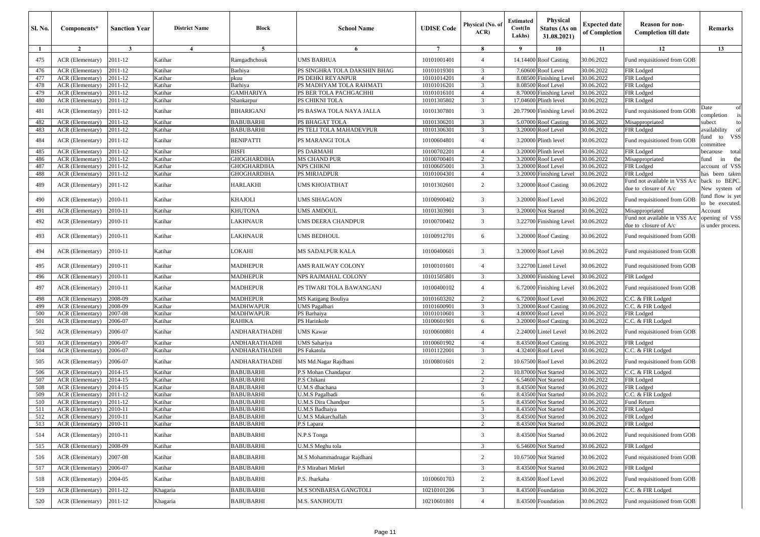| Sl. No. | Components* | Sanction Year | District Name | Block | School Name | UDISE Code | Physical (No. of ACR) | Estimated Cost(In Lakhs) | Physical Status (As on 31.08.2021) | Expected date of Completion | Reason for non-Completion till date | Remarks |
|---|---|---|---|---|---|---|---|---|---|---|---|---|
| 1 | 2 | 3 | 4 | 5 | 6 | 7 | 8 | 9 | 10 | 11 | 12 | 13 |
| 475 | ACR (Elementary) | 2011-12 | Katihar | Ramgadhchouk | UMS BARHUA | 10101001401 | 4 | 14.14400 | Roof Casting | 30.06.2022 | Fund requisitioned from GOB | |
| 476 | ACR (Elementary) | 2011-12 | Katihar | Barhiya | PS SINGHRA TOLA DAKSHIN BHAG | 10101019301 | 3 | 7.60600 | Roof Level | 30.06.2022 | FIR Lodged | |
| 477 | ACR (Elementary) | 2011-12 | Katihar | pkuu | PS DEHKI REYANPUR | 10101014201 | 4 | 8.08500 | Finishing Level | 30.06.2022 | FIR Lodged | |
| 478 | ACR (Elementary) | 2011-12 | Katihar | Barhiya | PS MADHYAM TOLA RAHMATI | 10101016201 | 3 | 8.08500 | Roof Level | 30.06.2022 | FIR Lodged | |
| 479 | ACR (Elementary) | 2011-12 | Katihar | GAMHARIYA | PS BER TOLA PACHGACHHI | 10101016101 | 4 | 8.70000 | Finishing Level | 30.06.2022 | FIR Lodged | |
| 480 | ACR (Elementary) | 2011-12 | Katihar | Shankarpur | PS CHIKNI TOLA | 10101305802 | 3 | 17.04600 | Plinth level | 30.06.2022 | FIR Lodged | |
| 481 | ACR (Elementary) | 2011-12 | Katihar | BIHARIGANJ | PS BASWA TOLA NAYA JALLA | 10101307801 | 3 | 20.77900 | Finishing Level | 30.06.2022 | Fund requisitioned from GOB | Date of completion is subect to availability of fund to VSS committee becaouse total fund in the account of VSS has been taken back to BEPC. New system of fund flow is yet to be executed. Account opening of VSS is under process. |
| 482 | ACR (Elementary) | 2011-12 | Katihar | BABUBARHI | PS BHAGAT TOLA | 10101306201 | 3 | 5.07000 | Roof Casting | 30.06.2022 | Misappropriated | |
| 483 | ACR (Elementary) | 2011-12 | Katihar | BABUBARHI | PS TELI TOLA MAHADEVPUR | 10101306301 | 3 | 3.20000 | Roof Level | 30.06.2022 | FIR Lodged | |
| 484 | ACR (Elementary) | 2011-12 | Katihar | BENIPATTI | PS MARANGI TOLA | 10100604801 | 4 | 3.20000 | Plinth level | 30.06.2022 | Fund requisitioned from GOB | |
| 485 | ACR (Elementary) | 2011-12 | Katihar | BISFI | PS DARMAHI | 10100702201 | 4 | 3.20000 | Plinth level | 30.06.2022 | FIR Lodged | |
| 486 | ACR (Elementary) | 2011-12 | Katihar | GHOGHARDIHA | MS CHAND PUR | 10100700401 | 2 | 3.20000 | Roof Level | 30.06.2022 | Misappropriated | |
| 487 | ACR (Elementary) | 2011-12 | Katihar | GHOGHARDIHA | NPS CHIKNI | 10100605001 | 3 | 3.20000 | Roof Level | 30.06.2022 | FIR Lodged | |
| 488 | ACR (Elementary) | 2011-12 | Katihar | GHOGHARDIHA | PS MIRJADPUR | 10101004301 | 4 | 3.20000 | Finishing Level | 30.06.2022 | FIR Lodged | |
| 489 | ACR (Elementary) | 2011-12 | Katihar | HARLAKHI | UMS KHOJATIHAT | 10101302601 | 2 | 3.20000 | Roof Casting | 30.06.2022 | Fund not available in VSS A/c due to closure of A/c | |
| 490 | ACR (Elementary) | 2010-11 | Katihar | KHAJOLI | UMS SIHAGAON | 10100900402 | 3 | 3.20000 | Roof Level | 30.06.2022 | Fund requisitioned from GOB | |
| 491 | ACR (Elementary) | 2010-11 | Katihar | KHUTONA | UMS AMDOUL | 10101303901 | 3 | 3.20000 | Not Started | 30.06.2022 | Misappropriated | |
| 492 | ACR (Elementary) | 2010-11 | Katihar | LAKHNAUR | UMS DEERA CHANDPUR | 10100700402 | 3 | 3.22700 | Finishing Level | 30.06.2022 | Fund not available in VSS A/c due to closure of A/c | |
| 493 | ACR (Elementary) | 2010-11 | Katihar | LAKHNAUR | UMS BEDHOUL | 10100912701 | 6 | 3.20000 | Roof Casting | 30.06.2022 | Fund requisitioned from GOB | |
| 494 | ACR (Elementary) | 2010-11 | Katihar | LOKAHI | MS SADALPUR KALA | 10100400601 | 3 | 3.20000 | Roof Level | 30.06.2022 | Fund requisitioned from GOB | |
| 495 | ACR (Elementary) | 2010-11 | Katihar | MADHEPUR | AMS RAILWAY COLONY | 10100101601 | 4 | 3.22700 | Lintel Level | 30.06.2022 | Fund requisitioned from GOB | |
| 496 | ACR (Elementary) | 2010-11 | Katihar | MADHEPUR | NPS RAJMAHAL COLONY | 10101505801 | 3 | 3.20000 | Finishing Level | 30.06.2022 | FIR Lodged | |
| 497 | ACR (Elementary) | 2010-11 | Katihar | MADHEPUR | PS TIWARI TOLA BAWANGANJ | 10100400102 | 4 | 6.72000 | Finishing Level | 30.06.2022 | Fund requisitioned from GOB | |
| 498 | ACR (Elementary) | 2008-09 | Katihar | MADHEPUR | MS Katigang Bouliya | 10101603202 | 2 | 6.72000 | Roof Level | 30.06.2022 | C.C. & FIR Lodged | |
| 499 | ACR (Elementary) | 2008-09 | Katihar | MADHWAPUR | UMS Pagalbari | 10101600901 | 3 | 3.20000 | Roof Casting | 30.06.2022 | C.C. & FIR Lodged | |
| 500 | ACR (Elementary) | 2007-08 | Katihar | MADHWAPUR | PS Barhaiya | 10101010601 | 3 | 4.80000 | Roof Level | 30.06.2022 | FIR Lodged | |
| 501 | ACR (Elementary) | 2006-07 | Katihar | RAHIKA | PS Harinkole | 10100601901 | 6 | 3.20000 | Roof Casting | 30.06.2022 | C.C. & FIR Lodged | |
| 502 | ACR (Elementary) | 2006-07 | Katihar | ANDHARATHADHI | UMS Kawar | 10100600801 | 4 | 2.24000 | Lintel Level | 30.06.2022 | Fund requisitioned from GOB | |
| 503 | ACR (Elementary) | 2006-07 | Katihar | ANDHARATHADHI | UMS Sahariya | 10100601902 | 4 | 8.43500 | Roof Casting | 30.06.2022 | FIR Lodged | |
| 504 | ACR (Elementary) | 2006-07 | Katihar | ANDHARATHADHI | PS Fakatola | 10101122001 | 3 | 4.32400 | Roof Level | 30.06.2022 | C.C. & FIR Lodged | |
| 505 | ACR (Elementary) | 2006-07 | Katihar | ANDHARATHADHI | MS Md.Nagar Rajdhani | 10100801601 | 2 | 10.67500 | Roof Level | 30.06.2022 | Fund requisitioned from GOB | |
| 506 | ACR (Elementary) | 2014-15 | Katihar | BABUBARHI | P.S Mohan Chandapur | | 2 | 10.87000 | Not Started | 30.06.2022 | C.C. & FIR Lodged | |
| 507 | ACR (Elementary) | 2014-15 | Katihar | BABUBARHI | P.S Chikani | | 2 | 6.54600 | Not Started | 30.06.2022 | FIR Lodged | |
| 508 | ACR (Elementary) | 2014-15 | Katihar | BABUBARHI | U.M.S dhachana | | 3 | 8.43500 | Not Started | 30.06.2022 | FIR Lodged | |
| 509 | ACR (Elementary) | 2011-12 | Katihar | BABUBARHI | U.M.S Pagalbadi | | 6 | 8.43500 | Not Started | 30.06.2022 | C.C. & FIR Lodged | |
| 510 | ACR (Elementary) | 2011-12 | Katihar | BABUBARHI | U.M.S Dira Chandpur | | 5 | 8.43500 | Not Started | 30.06.2022 | Fund Return | |
| 511 | ACR (Elementary) | 2010-11 | Katihar | BABUBARHI | U.M.S Badhaiya | | 3 | 8.43500 | Not Started | 30.06.2022 | FIR Lodged | |
| 512 | ACR (Elementary) | 2010-11 | Katihar | BABUBARHI | U.M.S Makarchallah | | 3 | 8.43500 | Not Started | 30.06.2022 | FIR Lodged | |
| 513 | ACR (Elementary) | 2010-11 | Katihar | BABUBARHI | P.S Lapara | | 2 | 8.43500 | Not Started | 30.06.2022 | FIR Lodged | |
| 514 | ACR (Elementary) | 2010-11 | Katihar | BABUBARHI | N.P.S Tonga | | 3 | 8.43500 | Not Started | 30.06.2022 | Fund requisitioned from GOB | |
| 515 | ACR (Elementary) | 2008-09 | Katihar | BABUBARHI | U.M.S Meghu tola | | 3 | 6.54600 | Not Started | 30.06.2022 | FIR Lodged | |
| 516 | ACR (Elementary) | 2007-08 | Katihar | BABUBARHI | M.S Mohammadnagar Rajdhani | | 2 | 10.67500 | Not Started | 30.06.2022 | Fund requisitioned from GOB | |
| 517 | ACR (Elementary) | 2006-07 | Katihar | BABUBARHI | P.S Mirabari Mirkel | | 3 | 8.43500 | Not Started | 30.06.2022 | FIR Lodged | |
| 518 | ACR (Elementary) | 2004-05 | Katihar | BABUBARHI | P.S. Jharkaha | 10100601703 | 2 | 8.43500 | Roof Level | 30.06.2022 | Fund requisitioned from GOB | |
| 519 | ACR (Elementary) | 2011-12 | Khagaria | BABUBARHI | M.S SONBARSA GANGTOLI | 10210101206 | 3 | 8.43500 | Foundation | 30.06.2022 | C.C. & FIR Lodged | |
| 520 | ACR (Elementary) | 2011-12 | Khagaria | BABUBARHI | M.S. SANJHOUTI | 10210601801 | 4 | 8.43500 | Foundation | 30.06.2022 | Fund requisitioned from GOB | |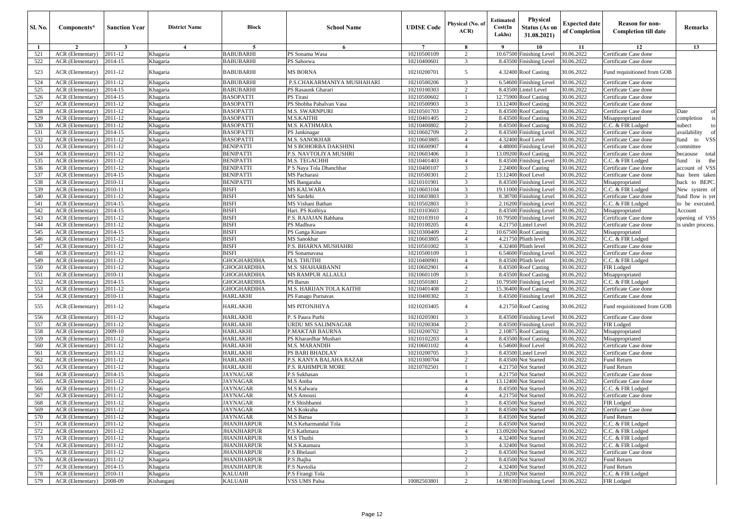| Sl. No. | Components* | Sanction Year | District Name | Block | School Name | UDISE Code | Physical (No. of ACR) | Estimated Cost(In Lakhs) | Physical Status (As on 31.08.2021) | Expected date of Completion | Reason for non-Completion till date | Remarks |
|---|---|---|---|---|---|---|---|---|---|---|---|---|
| 1 | 2 | 3 | 4 | 5 | 6 | 7 | 8 | 9 | 10 | 11 | 12 | 13 |
| 521 | ACR (Elementary) | 2011-12 | Khagaria | BABUBARHI | PS Sonama Wasa | 10210500109 | 2 | 10.67500 | Finishing Level | 30.06.2022 | Certificate Case done | |
| 522 | ACR (Elementary) | 2014-15 | Khagaria | BABUBARHI | PS Sahorwa | 10210400601 | 3 | 8.43500 | Finishing Level | 30.06.2022 | Certificate Case done | |
| 523 | ACR (Elementary) | 2011-12 | Khagaria | BABUBARHI | MS BORNA | 10210200701 | 5 | 4.32400 | Roof Casting | 30.06.2022 | Fund requisitioned from GOB | |
| 524 | ACR (Elementary) | 2011-12 | Khagaria | BABUBARHI | P.S.CHAKARMANIYA MUSHAHARI | 10210500206 | 3 | 6.54600 | Finishing Level | 30.06.2022 | Certificate Case done | |
| 525 | ACR (Elementary) | 2014-15 | Khagaria | BABUBARHI | PS Rasaunk Gharari | 10210100303 | 2 | 8.43500 | Lintel Level | 30.06.2022 | Certificate Case done | |
| 526 | ACR (Elementary) | 2014-15 | Khagaria | BASOPATTI | PS Tirasi | 10210500602 | 1 | 12.75900 | Roof Casting | 30.06.2022 | Certificate Case done | |
| 527 | ACR (Elementary) | 2011-12 | Khagaria | BASOPATTI | PS Shobha Pahalvan Vasa | 10210500903 | 3 | 13.12400 | Roof Casting | 30.06.2022 | Certificate Case done | |
| 528 | ACR (Elementary) | 2011-12 | Khagaria | BASOPATTI | M.S. SWARNPURI | 10210501703 | 2 | 8.43500 | Roof Casting | 30.06.2022 | Certificate Case done | Date of completion is subect to availability of fund to VSS committee becaouse total fund in the account of VSS has been taken back to BEPC. New system of fund flow is yet to be executed. Account opening of VSS is under process. |
| 529 | ACR (Elementary) | 2011-12 | Khagaria | BASOPATTI | M.S.KAITHI | 10210401405 | 2 | 8.43500 | Roof Casting | 30.06.2022 | Misappropriated | |
| 530 | ACR (Elementary) | 2011-12 | Khagaria | BASOPATTI | M.S. KATHMARA | 10210400802 | 2 | 8.43500 | Roof Casting | 30.06.2022 | C.C. & FIR Lodged | |
| 531 | ACR (Elementary) | 2014-15 | Khagaria | BASOPATTI | PS Jankinagar | 10210602709 | 2 | 8.43500 | Finishing Level | 30.06.2022 | Certificate Case done | |
| 532 | ACR (Elementary) | 2011-12 | Khagaria | BASOPATTI | M.S. SANOKHAR | 10210603805 | 4 | 4.32400 | Roof Level | 30.06.2022 | Certificate Case done | |
| 533 | ACR (Elementary) | 2011-12 | Khagaria | BENIPATTI | M S BOHORBA DAKSHINI | 10210600907 | 4 | 4.48000 | Finishing Level | 30.06.2022 | Certificate Case done | |
| 534 | ACR (Elementary) | 2011-12 | Khagaria | BENIPATTI | P.S. NAVTOLIYA MUSHRI | 10210603406 | 3 | 13.09200 | Roof Casting | 30.06.2022 | Certificate Case done | |
| 535 | ACR (Elementary) | 2011-12 | Khagaria | BENIPATTI | M.S. TEGACHHI | 10210401403 | 4 | 8.43500 | Finishing Level | 30.06.2022 | C.C. & FIR Lodged | |
| 536 | ACR (Elementary) | 2011-12 | Khagaria | BENIPATTI | P S Naya Tola Dhanchhar | 10210400107 | 3 | 2.24000 | Roof Casting | 30.06.2022 | Certificate Case done | |
| 537 | ACR (Elementary) | 2014-15 | Khagaria | BENIPATTI | MS Pacharasi | 10210500301 | 2 | 13.12400 | Roof Level | 30.06.2022 | Certificate Case done | |
| 538 | ACR (Elementary) | 2010-11 | Khagaria | BENIPATTI | MS Bangaraha | 10210101901 | 3 | 8.43500 | Finishing Level | 30.06.2022 | Misappropriated | |
| 539 | ACR (Elementary) | 2010-11 | Khagaria | BISFI | MS KALWARA | 10210603104 | 3 | 19.11000 | Finishing Level | 30.06.2022 | C.C. & FIR Lodged | |
| 540 | ACR (Elementary) | 2011-12 | Khagaria | BISFI | MS Sardehi | 10210603803 | 3 | 8.38700 | Finishing Level | 30.06.2022 | Certificate Case done | |
| 541 | ACR (Elementary) | 2014-15 | Khagaria | BISFI | MS Vishani Bathan | 10210502803 | 3 | 2.16200 | Finishing Level | 30.06.2022 | C.C. & FIR Lodged | |
| 542 | ACR (Elementary) | 2014-15 | Khagaria | BISFI | Hari. PS Kothiya | 10210103603 | 2 | 8.43500 | Finishing Level | 30.06.2022 | Misappropriated | |
| 543 | ACR (Elementary) | 2011-12 | Khagaria | BISFI | P.S. RAJAJAN Babhana | 10210103910 | 4 | 10.79500 | Finishing Level | 30.06.2022 | Certificate Case done | |
| 544 | ACR (Elementary) | 2011-12 | Khagaria | BISFI | PS Madhura | 10210100205 | 4 | 4.21750 | Lintel Level | 30.06.2022 | Certificate Case done | |
| 545 | ACR (Elementary) | 2014-15 | Khagaria | BISFI | PS Ganga Kinare | 10210300409 | 2 | 10.67500 | Roof Casting | 30.06.2022 | Misappropriated | |
| 546 | ACR (Elementary) | 2011-12 | Khagaria | BISFI | MS Sanokhar | 10210603805 | 4 | 4.21750 | Plinth level | 30.06.2022 | C.C. & FIR Lodged | |
| 547 | ACR (Elementary) | 2011-12 | Khagaria | BISFI | P.S. BHARNA MUSHAHRI | 10210501002 | 3 | 4.32400 | Plinth level | 30.06.2022 | Certificate Case done | |
| 548 | ACR (Elementary) | 2011-12 | Khagaria | BISFI | PS Sonamavasa | 10210500109 | 1 | 6.54600 | Finishing Level | 30.06.2022 | Certificate Case done | |
| 549 | ACR (Elementary) | 2011-12 | Khagaria | GHOGHARDIHA | M.S. THUTHI | 10210400901 | 4 | 8.43500 | Plinth level | 30.06.2022 | C.C. & FIR Lodged | |
| 550 | ACR (Elementary) | 2011-12 | Khagaria | GHOGHARDIHA | M.S. SHAHARBANNI | 10210602901 | 4 | 8.43500 | Roof Casting | 30.06.2022 | FIR Lodged | |
| 551 | ACR (Elementary) | 2010-11 | Khagaria | GHOGHARDIHA | MS RAMPUR ALLAULI | 10210601109 | 3 | 8.43500 | Roof Casting | 30.06.2022 | Misappropriated | |
| 552 | ACR (Elementary) | 2014-15 | Khagaria | GHOGHARDIHA | PS Barun | 10210501801 | 2 | 10.79500 | Finishing Level | 30.06.2022 | C.C. & FIR Lodged | |
| 553 | ACR (Elementary) | 2011-12 | Khagaria | GHOGHARDIHA | M.S. HARIJAN TOLA KAITHI | 10210401408 | 2 | 15.36400 | Roof Casting | 30.06.2022 | Certificate Case done | |
| 554 | ACR (Elementary) | 2010-11 | Khagaria | HARLAKHI | PS Fanago Purnavas | 10210400302 | 3 | 8.43500 | Finishing Level | 30.06.2022 | Certificate Case done | |
| 555 | ACR (Elementary) | 2011-12 | Khagaria | HARLAKHI | MS PITONJHIYA | 10210203405 | 4 | 4.21750 | Roof Casting | 30.06.2022 | Fund requisitioned from GOB | |
| 556 | ACR (Elementary) | 2011-12 | Khagaria | HARLAKHI | P. S Paura Purbi | 10210205901 | 3 | 8.43500 | Finishing Level | 30.06.2022 | Certificate Case done | |
| 557 | ACR (Elementary) | 2011-12 | Khagaria | HARLAKHI | URDU MS SALIMNAGAR | 10210200304 | 2 | 8.43500 | Finishing Level | 30.06.2022 | FIR Lodged | |
| 558 | ACR (Elementary) | 2009-10 | Khagaria | HARLAKHI | P.MAKTAB BAURNA | 10210200702 | 3 | 2.10875 | Roof Casting | 30.06.2022 | Misappropriated | |
| 559 | ACR (Elementary) | 2011-12 | Khagaria | HARLAKHI | PS Kharardhar Mushari | 10210102203 | 4 | 8.43500 | Roof Casting | 30.06.2022 | Misappropriated | |
| 560 | ACR (Elementary) | 2011-12 | Khagaria | HARLAKHI | M.S. MARANDIH | 10210603102 | 4 | 6.54600 | Roof Level | 30.06.2022 | Certificate Case done | |
| 561 | ACR (Elementary) | 2011-12 | Khagaria | HARLAKHI | PS BARI BHADLAY | 10210200705 | 3 | 8.43500 | Lintel Level | 30.06.2022 | Certificate Case done | |
| 562 | ACR (Elementary) | 2011-12 | Khagaria | HARLAKHI | P.S. KANYA BALAHA BAZAR | 10210300704 | 2 | 8.43500 | Not Started | 30.06.2022 | Fund Return | |
| 563 | ACR (Elementary) | 2011-12 | Khagaria | HARLAKHI | P.S. RAHIMPUR MORE | 10210702501 | 1 | 4.21750 | Not Started | 30.06.2022 | Fund Return | |
| 564 | ACR (Elementary) | 2014-15 | Khagaria | JAYNAGAR | P.S Sukhasan | | 1 | 4.21750 | Not Started | 30.06.2022 | Certificate Case done | |
| 565 | ACR (Elementary) | 2011-12 | Khagaria | JAYNAGAR | M.S Amba | | 4 | 13.12400 | Not Started | 30.06.2022 | Certificate Case done | |
| 566 | ACR (Elementary) | 2011-12 | Khagaria | JAYNAGAR | M.S Kalwara | | 4 | 8.43500 | Not Started | 30.06.2022 | C.C. & FIR Lodged | |
| 567 | ACR (Elementary) | 2011-12 | Khagaria | JAYNAGAR | M.S Amousi | | 4 | 4.21750 | Not Started | 30.06.2022 | Certificate Case done | |
| 568 | ACR (Elementary) | 2011-12 | Khagaria | JAYNAGAR | P.S Shishbanni | | 3 | 8.43500 | Not Started | 30.06.2022 | FIR Lodged | |
| 569 | ACR (Elementary) | 2011-12 | Khagaria | JAYNAGAR | M.S Kokraha | | 3 | 8.43500 | Not Started | 30.06.2022 | Certificate Case done | |
| 570 | ACR (Elementary) | 2011-12 | Khagaria | JAYNAGAR | M.S Barua | | 3 | 8.43500 | Not Started | 30.06.2022 | Fund Return | |
| 571 | ACR (Elementary) | 2011-12 | Khagaria | JHANJHARPUR | M.S Keharmandal Tola | | 2 | 8.43500 | Not Started | 30.06.2022 | C.C. & FIR Lodged | |
| 572 | ACR (Elementary) | 2011-12 | Khagaria | JHANJHARPUR | P.S Kathmara | | 4 | 13.09200 | Not Started | 30.06.2022 | C.C. & FIR Lodged | |
| 573 | ACR (Elementary) | 2011-12 | Khagaria | JHANJHARPUR | M.S Thuthi | | 3 | 4.32400 | Not Started | 30.06.2022 | C.C. & FIR Lodged | |
| 574 | ACR (Elementary) | 2011-12 | Khagaria | JHANJHARPUR | M.S Katamara | | 3 | 4.32400 | Not Started | 30.06.2022 | C.C. & FIR Lodged | |
| 575 | ACR (Elementary) | 2011-12 | Khagaria | JHANJHARPUR | P.S Bhelauri | | 2 | 8.43500 | Not Started | 30.06.2022 | Certificate Case done | |
| 576 | ACR (Elementary) | 2011-12 | Khagaria | JHANJHARPUR | P.S Jhajha | | 2 | 8.43500 | Not Started | 30.06.2022 | Fund Return | |
| 577 | ACR (Elementary) | 2014-15 | Khagaria | JHANJHARPUR | P.S Navtolia | | 2 | 4.32400 | Not Started | 30.06.2022 | Fund Return | |
| 578 | ACR (Elementary) | 2010-11 | Khagaria | KALUAHI | P.S Firangi Tola | | 3 | 2.18200 | Not Started | 30.06.2022 | C.C. & FIR Lodged | |
| 579 | ACR (Elementary) | 2008-09 | Kishanganj | KALUAHI | VSS UMS Palsa | 10082503801 | 2 | 14.98100 | Finishing Level | 30.06.2022 | FIR Lodged | |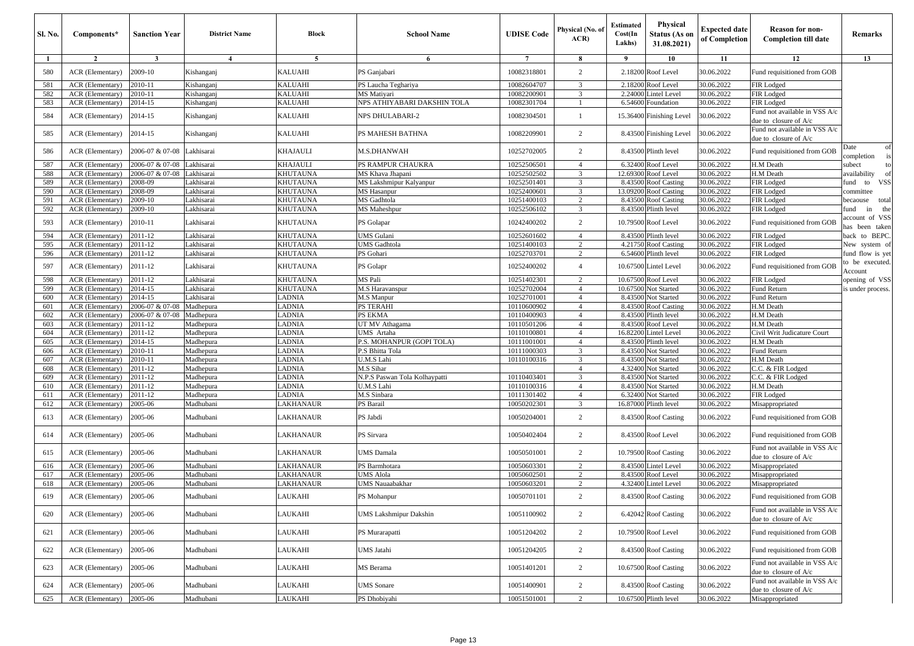| Sl. No. | Components* | Sanction Year | District Name | Block | School Name | UDISE Code | Physical (No. of ACR) | Estimated Cost(In Lakhs) | Physical Status (As on 31.08.2021) | Expected date of Completion | Reason for non-Completion till date | Remarks |
|---|---|---|---|---|---|---|---|---|---|---|---|---|
| 1 | 2 | 3 | 4 | 5 | 6 | 7 | 8 | 9 | 10 | 11 | 12 | 13 |
| 580 | ACR (Elementary) | 2009-10 | Kishanganj | KALUAHI | PS Ganjabari | 10082318801 | 2 | 2.18200 | Roof Level | 30.06.2022 | Fund requisitioned from GOB | |
| 581 | ACR (Elementary) | 2010-11 | Kishanganj | KALUAHI | PS Laucha Tegharìya | 10082604707 | 3 | 2.18200 | Roof Level | 30.06.2022 | FIR Lodged | |
| 582 | ACR (Elementary) | 2010-11 | Kishanganj | KALUAHI | MS Matiyari | 10082200901 | 3 | 2.24000 | Lintel Level | 30.06.2022 | FIR Lodged | |
| 583 | ACR (Elementary) | 2014-15 | Kishanganj | KALUAHI | NPS ATHIYABARI DAKSHIN TOLA | 10082301704 | 1 | 6.54600 | Foundation | 30.06.2022 | FIR Lodged | |
| 584 | ACR (Elementary) | 2014-15 | Kishanganj | KALUAHI | NPS DHULABARI-2 | 10082304501 | 1 | 15.36400 | Finishing Level | 30.06.2022 | Fund not available in VSS A/c due to closure of A/c | |
| 585 | ACR (Elementary) | 2014-15 | Kishanganj | KALUAHI | PS MAHESH BATHNA | 10082209901 | 2 | 8.43500 | Finishing Level | 30.06.2022 | Fund not available in VSS A/c due to closure of A/c | |
| 586 | ACR (Elementary) | 2006-07 & 07-08 | Lakhisarai | KHAJAULI | M.S.DHANWAH | 10252702005 | 2 | 8.43500 | Plinth level | 30.06.2022 | Fund requisitioned from GOB | Date of completion is subect to availability of fund to VSS committee becaouse total fund in the account of VSS has been taken back to BEPC. New system of fund flow is yet to be executed. Account opening of VSS is under process. |
| 587 | ACR (Elementary) | 2006-07 & 07-08 | Lakhisarai | KHAJAULI | PS RAMPUR CHAUKRA | 10252506501 | 4 | 6.32400 | Roof Level | 30.06.2022 | H.M Death | |
| 588 | ACR (Elementary) | 2006-07 & 07-08 | Lakhisarai | KHUTAUNA | MS Khava Jhapani | 10252502502 | 3 | 12.69300 | Roof Level | 30.06.2022 | H.M Death | |
| 589 | ACR (Elementary) | 2008-09 | Lakhisarai | KHUTAUNA | MS Lakshmipur Kalyanpur | 10252501401 | 3 | 8.43500 | Roof Casting | 30.06.2022 | FIR Lodged | |
| 590 | ACR (Elementary) | 2008-09 | Lakhisarai | KHUTAUNA | MS Hasanpur | 10252400601 | 3 | 13.09200 | Roof Casting | 30.06.2022 | FIR Lodged | |
| 591 | ACR (Elementary) | 2009-10 | Lakhisarai | KHUTAUNA | MS Gadhtola | 10251400103 | 2 | 8.43500 | Roof Casting | 30.06.2022 | FIR Lodged | |
| 592 | ACR (Elementary) | 2009-10 | Lakhisarai | KHUTAUNA | MS Maheshpur | 10252506102 | 3 | 8.43500 | Plinth level | 30.06.2022 | FIR Lodged | |
| 593 | ACR (Elementary) | 2010-11 | Lakhisarai | KHUTAUNA | PS Golapar | 10242400202 | 2 | 10.79500 | Roof Level | 30.06.2022 | Fund requisitioned from GOB | |
| 594 | ACR (Elementary) | 2011-12 | Lakhisarai | KHUTAUNA | UMS Gulani | 10252601602 | 4 | 8.43500 | Plinth level | 30.06.2022 | FIR Lodged | |
| 595 | ACR (Elementary) | 2011-12 | Lakhisarai | KHUTAUNA | UMS Gadhtola | 10251400103 | 2 | 4.21750 | Roof Casting | 30.06.2022 | FIR Lodged | |
| 596 | ACR (Elementary) | 2011-12 | Lakhisarai | KHUTAUNA | PS Gohari | 10252703701 | 2 | 6.54600 | Plinth level | 30.06.2022 | FIR Lodged | |
| 597 | ACR (Elementary) | 2011-12 | Lakhisarai | KHUTAUNA | PS Golapr | 10252400202 | 4 | 10.67500 | Lintel Level | 30.06.2022 | Fund requisitioned from GOB | |
| 598 | ACR (Elementary) | 2011-12 | Lakhisarai | KHUTAUNA | MS Pali | 10251402301 | 2 | 10.67500 | Roof Level | 30.06.2022 | FIR Lodged | |
| 599 | ACR (Elementary) | 2014-15 | Lakhisarai | KHUTAUNA | M.S Haravanspur | 10252702004 | 4 | 10.67500 | Not Started | 30.06.2022 | Fund Return | |
| 600 | ACR (Elementary) | 2014-15 | Lakhisarai | LADNIA | M.S Manpur | 10252701001 | 4 | 8.43500 | Not Started | 30.06.2022 | Fund Return | |
| 601 | ACR (Elementary) | 2006-07 & 07-08 | Madhepura | LADNIA | PS TERAHI | 10110600902 | 4 | 8.43500 | Roof Casting | 30.06.2022 | H.M Death | |
| 602 | ACR (Elementary) | 2006-07 & 07-08 | Madhepura | LADNIA | PS EKMA | 10110400903 | 4 | 8.43500 | Plinth level | 30.06.2022 | H.M Death | |
| 603 | ACR (Elementary) | 2011-12 | Madhepura | LADNIA | UT MV Athagama | 10110501206 | 4 | 8.43500 | Roof Level | 30.06.2022 | H.M Death | |
| 604 | ACR (Elementary) | 2011-12 | Madhepura | LADNIA | UMS Artaha | 10110100801 | 4 | 16.82200 | Lintel Level | 30.06.2022 | Civil Writ Judicature Court | |
| 605 | ACR (Elementary) | 2014-15 | Madhepura | LADNIA | P.S. MOHANPUR (GOPI TOLA) | 10111001001 | 4 | 8.43500 | Plinth level | 30.06.2022 | H.M Death | |
| 606 | ACR (Elementary) | 2010-11 | Madhepura | LADNIA | P.S Bhitta Tola | 10111000303 | 3 | 8.43500 | Not Started | 30.06.2022 | Fund Return | |
| 607 | ACR (Elementary) | 2010-11 | Madhepura | LADNIA | U.M.S Lahi | 10110100316 | 3 | 8.43500 | Not Started | 30.06.2022 | H.M Death | |
| 608 | ACR (Elementary) | 2011-12 | Madhepura | LADNIA | M.S Sihar | | 4 | 4.32400 | Not Started | 30.06.2022 | C.C. & FIR Lodged | |
| 609 | ACR (Elementary) | 2011-12 | Madhepura | LADNIA | N.P.S Paswan Tola Kolhaypatti | 10110403401 | 3 | 8.43500 | Not Started | 30.06.2022 | C.C. & FIR Lodged | |
| 610 | ACR (Elementary) | 2011-12 | Madhepura | LADNIA | U.M.S Lahi | 10110100316 | 4 | 8.43500 | Not Started | 30.06.2022 | H.M Death | |
| 611 | ACR (Elementary) | 2011-12 | Madhepura | LADNIA | M.S Sinbara | 10111301402 | 4 | 6.32400 | Not Started | 30.06.2022 | FIR Lodged | |
| 612 | ACR (Elementary) | 2005-06 | Madhubani | LAKHANAUR | PS Barail | 10050202301 | 3 | 16.87000 | Plinth level | 30.06.2022 | Misappropriated | |
| 613 | ACR (Elementary) | 2005-06 | Madhubani | LAKHANAUR | PS Jabdi | 10050204001 | 2 | 8.43500 | Roof Casting | 30.06.2022 | Fund requisitioned from GOB | |
| 614 | ACR (Elementary) | 2005-06 | Madhubani | LAKHANAUR | PS Sirvara | 10050402404 | 2 | 8.43500 | Roof Level | 30.06.2022 | Fund requisitioned from GOB | |
| 615 | ACR (Elementary) | 2005-06 | Madhubani | LAKHANAUR | UMS Damala | 10050501001 | 2 | 10.79500 | Roof Casting | 30.06.2022 | Fund not available in VSS A/c due to closure of A/c | |
| 616 | ACR (Elementary) | 2005-06 | Madhubani | LAKHANAUR | PS Barmhotara | 10050603301 | 2 | 8.43500 | Lintel Level | 30.06.2022 | Misappropriated | |
| 617 | ACR (Elementary) | 2005-06 | Madhubani | LAKHANAUR | UMS Alola | 10050602501 | 2 | 8.43500 | Roof Level | 30.06.2022 | Misappropriated | |
| 618 | ACR (Elementary) | 2005-06 | Madhubani | LAKHANAUR | UMS Nauaabakhar | 10050603201 | 2 | 4.32400 | Lintel Level | 30.06.2022 | Misappropriated | |
| 619 | ACR (Elementary) | 2005-06 | Madhubani | LAUKAHI | PS Mohanpur | 10050701101 | 2 | 8.43500 | Roof Casting | 30.06.2022 | Fund requisitioned from GOB | |
| 620 | ACR (Elementary) | 2005-06 | Madhubani | LAUKAHI | UMS Lakshmipur Dakshin | 10051100902 | 2 | 6.42042 | Roof Casting | 30.06.2022 | Fund not available in VSS A/c due to closure of A/c | |
| 621 | ACR (Elementary) | 2005-06 | Madhubani | LAUKAHI | PS Murarapatti | 10051204202 | 2 | 10.79500 | Roof Level | 30.06.2022 | Fund requisitioned from GOB | |
| 622 | ACR (Elementary) | 2005-06 | Madhubani | LAUKAHI | UMS Jatahi | 10051204205 | 2 | 8.43500 | Roof Casting | 30.06.2022 | Fund requisitioned from GOB | |
| 623 | ACR (Elementary) | 2005-06 | Madhubani | LAUKAHI | MS Berama | 10051401201 | 2 | 10.67500 | Roof Casting | 30.06.2022 | Fund not available in VSS A/c due to closure of A/c | |
| 624 | ACR (Elementary) | 2005-06 | Madhubani | LAUKAHI | UMS Sonare | 10051400901 | 2 | 8.43500 | Roof Casting | 30.06.2022 | Fund not available in VSS A/c due to closure of A/c | |
| 625 | ACR (Elementary) | 2005-06 | Madhubani | LAUKAHI | PS Dhobiyahi | 10051501001 | 2 | 10.67500 | Plinth level | 30.06.2022 | Misappropriated | |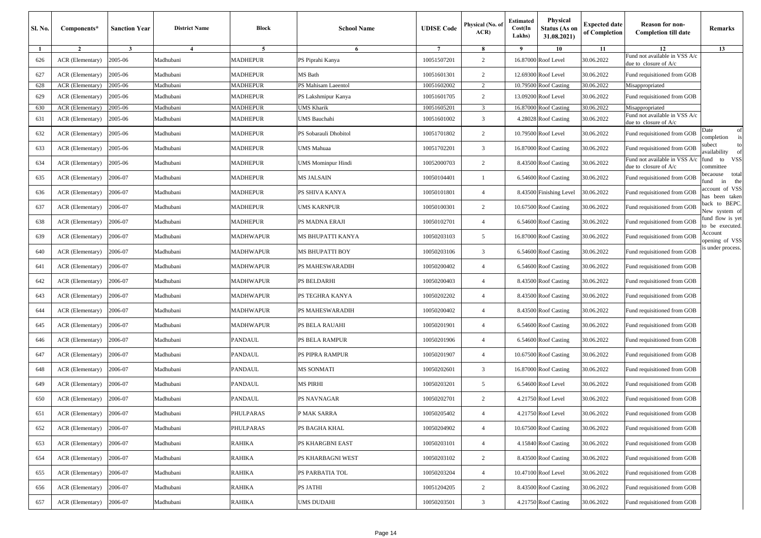| Sl. No. | Components* | Sanction Year | District Name | Block | School Name | UDISE Code | Physical (No. of ACR) | Estimated Cost(In Lakhs) | Physical Status (As on 31.08.2021) | Expected date of Completion | Reason for non-Completion till date | Remarks |
|---|---|---|---|---|---|---|---|---|---|---|---|---|
| 1 | 2 | 3 | 4 | 5 | 6 | 7 | 8 | 9 | 10 | 11 | 12 | 13 |
| 626 | ACR (Elementary) | 2005-06 | Madhubani | MADHEPUR | PS Piprahi Kanya | 10051507201 | 2 | 16.87000 | Roof Level | 30.06.2022 | Fund not available in VSS A/c due to closure of A/c | |
| 627 | ACR (Elementary) | 2005-06 | Madhubani | MADHEPUR | MS Bath | 10051601301 | 2 | 12.69300 | Roof Level | 30.06.2022 | Fund requisitioned from GOB | |
| 628 | ACR (Elementary) | 2005-06 | Madhubani | MADHEPUR | PS Mahisam Laeentol | 10051602002 | 2 | 10.79500 | Roof Casting | 30.06.2022 | Misappropriated | |
| 629 | ACR (Elementary) | 2005-06 | Madhubani | MADHEPUR | PS Lakshmipur Kanya | 10051601705 | 2 | 13.09200 | Roof Level | 30.06.2022 | Fund requisitioned from GOB | |
| 630 | ACR (Elementary) | 2005-06 | Madhubani | MADHEPUR | UMS Kharik | 10051605201 | 3 | 16.87000 | Roof Casting | 30.06.2022 | Misappropriated | |
| 631 | ACR (Elementary) | 2005-06 | Madhubani | MADHEPUR | UMS Bauchahi | 10051601002 | 3 | 4.28028 | Roof Casting | 30.06.2022 | Fund not available in VSS A/c due to closure of A/c | |
| 632 | ACR (Elementary) | 2005-06 | Madhubani | MADHEPUR | PS Sobarauli Dhobitol | 10051701802 | 2 | 10.79500 | Roof Level | 30.06.2022 | Fund requisitioned from GOB | Date of completion is subect to availability of fund to VSS committee becaouse total fund in the account of VSS has been taken back to BEPC. New system of fund flow is yet to be executed. Account opening of VSS is under process. |
| 633 | ACR (Elementary) | 2005-06 | Madhubani | MADHEPUR | UMS Mahuaa | 10051702201 | 3 | 16.87000 | Roof Casting | 30.06.2022 | Fund requisitioned from GOB | |
| 634 | ACR (Elementary) | 2005-06 | Madhubani | MADHEPUR | UMS Mominpur Hindi | 10052000703 | 2 | 8.43500 | Roof Casting | 30.06.2022 | Fund not available in VSS A/c due to closure of A/c | |
| 635 | ACR (Elementary) | 2006-07 | Madhubani | MADHEPUR | MS JALSAIN | 10050104401 | 1 | 6.54600 | Roof Casting | 30.06.2022 | Fund requisitioned from GOB | |
| 636 | ACR (Elementary) | 2006-07 | Madhubani | MADHEPUR | PS SHIVA KANYA | 10050101801 | 4 | 8.43500 | Finishing Level | 30.06.2022 | Fund requisitioned from GOB | |
| 637 | ACR (Elementary) | 2006-07 | Madhubani | MADHEPUR | UMS KARNPUR | 10050100301 | 2 | 10.67500 | Roof Casting | 30.06.2022 | Fund requisitioned from GOB | |
| 638 | ACR (Elementary) | 2006-07 | Madhubani | MADHEPUR | PS MADNA ERAJI | 10050102701 | 4 | 6.54600 | Roof Casting | 30.06.2022 | Fund requisitioned from GOB | |
| 639 | ACR (Elementary) | 2006-07 | Madhubani | MADHWAPUR | MS BHUPATTI KANYA | 10050203103 | 5 | 16.87000 | Roof Casting | 30.06.2022 | Fund requisitioned from GOB | |
| 640 | ACR (Elementary) | 2006-07 | Madhubani | MADHWAPUR | MS BHUPATTI BOY | 10050203106 | 3 | 6.54600 | Roof Casting | 30.06.2022 | Fund requisitioned from GOB | |
| 641 | ACR (Elementary) | 2006-07 | Madhubani | MADHWAPUR | PS MAHESWARADIH | 10050200402 | 4 | 6.54600 | Roof Casting | 30.06.2022 | Fund requisitioned from GOB | |
| 642 | ACR (Elementary) | 2006-07 | Madhubani | MADHWAPUR | PS BELDARHI | 10050200403 | 4 | 8.43500 | Roof Casting | 30.06.2022 | Fund requisitioned from GOB | |
| 643 | ACR (Elementary) | 2006-07 | Madhubani | MADHWAPUR | PS TEGHRA KANYA | 10050202202 | 4 | 8.43500 | Roof Casting | 30.06.2022 | Fund requisitioned from GOB | |
| 644 | ACR (Elementary) | 2006-07 | Madhubani | MADHWAPUR | PS MAHESWARADIH | 10050200402 | 4 | 8.43500 | Roof Casting | 30.06.2022 | Fund requisitioned from GOB | |
| 645 | ACR (Elementary) | 2006-07 | Madhubani | MADHWAPUR | PS BELA RAUAHI | 10050201901 | 4 | 6.54600 | Roof Casting | 30.06.2022 | Fund requisitioned from GOB | |
| 646 | ACR (Elementary) | 2006-07 | Madhubani | PANDAUL | PS BELA RAMPUR | 10050201906 | 4 | 6.54600 | Roof Casting | 30.06.2022 | Fund requisitioned from GOB | |
| 647 | ACR (Elementary) | 2006-07 | Madhubani | PANDAUL | PS PIPRA RAMPUR | 10050201907 | 4 | 10.67500 | Roof Casting | 30.06.2022 | Fund requisitioned from GOB | |
| 648 | ACR (Elementary) | 2006-07 | Madhubani | PANDAUL | MS SONMATI | 10050202601 | 3 | 16.87000 | Roof Casting | 30.06.2022 | Fund requisitioned from GOB | |
| 649 | ACR (Elementary) | 2006-07 | Madhubani | PANDAUL | MS PIRHI | 10050203201 | 5 | 6.54600 | Roof Level | 30.06.2022 | Fund requisitioned from GOB | |
| 650 | ACR (Elementary) | 2006-07 | Madhubani | PANDAUL | PS NAVNAGAR | 10050202701 | 2 | 4.21750 | Roof Level | 30.06.2022 | Fund requisitioned from GOB | |
| 651 | ACR (Elementary) | 2006-07 | Madhubani | PHULPARAS | P MAK SARRA | 10050205402 | 4 | 4.21750 | Roof Level | 30.06.2022 | Fund requisitioned from GOB | |
| 652 | ACR (Elementary) | 2006-07 | Madhubani | PHULPARAS | PS BAGHA KHAL | 10050204902 | 4 | 10.67500 | Roof Casting | 30.06.2022 | Fund requisitioned from GOB | |
| 653 | ACR (Elementary) | 2006-07 | Madhubani | RAHIKA | PS KHARGBNI EAST | 10050203101 | 4 | 4.15840 | Roof Casting | 30.06.2022 | Fund requisitioned from GOB | |
| 654 | ACR (Elementary) | 2006-07 | Madhubani | RAHIKA | PS KHARBAGNI WEST | 10050203102 | 2 | 8.43500 | Roof Casting | 30.06.2022 | Fund requisitioned from GOB | |
| 655 | ACR (Elementary) | 2006-07 | Madhubani | RAHIKA | PS PARBATIA TOL | 10050203204 | 4 | 10.47100 | Roof Level | 30.06.2022 | Fund requisitioned from GOB | |
| 656 | ACR (Elementary) | 2006-07 | Madhubani | RAHIKA | PS JATHI | 10051204205 | 2 | 8.43500 | Roof Casting | 30.06.2022 | Fund requisitioned from GOB | |
| 657 | ACR (Elementary) | 2006-07 | Madhubani | RAHIKA | UMS DUDAHI | 10050203501 | 3 | 4.21750 | Roof Casting | 30.06.2022 | Fund requisitioned from GOB | |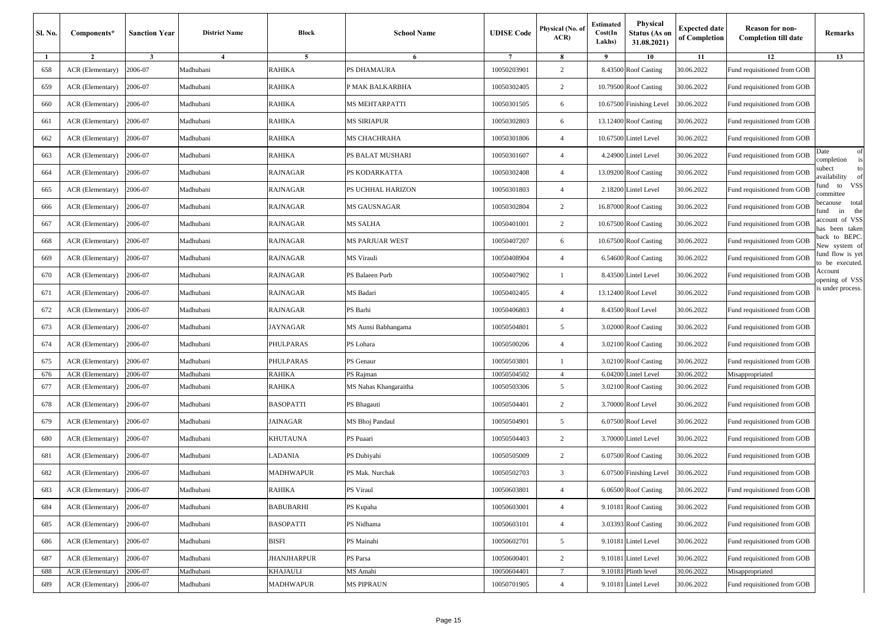| Sl. No. | Components* | Sanction Year | District Name | Block | School Name | UDISE Code | Physical (No. of ACR) | Estimated Cost(In Lakhs) | Physical Status (As on 31.08.2021) | Expected date of Completion | Reason for non-Completion till date | Remarks |
|---|---|---|---|---|---|---|---|---|---|---|---|---|
| 1 | 2 | 3 | 4 | 5 | 6 | 7 | 8 | 9 | 10 | 11 | 12 | 13 |
| 658 | ACR (Elementary) | 2006-07 | Madhubani | RAHIKA | PS DHAMAURA | 10050203901 | 2 | 8.43500 | Roof Casting | 30.06.2022 | Fund requisitioned from GOB | Date of completion is subect to availability of fund to VSS committee becaouse total fund in the account of VSS has been taken back to BEPC. New system of fund flow is yet to be executed. Account opening of VSS is under process. |
| 659 | ACR (Elementary) | 2006-07 | Madhubani | RAHIKA | P MAK BALKARBHA | 10050302405 | 2 | 10.79500 | Roof Casting | 30.06.2022 | Fund requisitioned from GOB | |
| 660 | ACR (Elementary) | 2006-07 | Madhubani | RAHIKA | MS MEHTARPATTI | 10050301505 | 6 | 10.67500 | Finishing Level | 30.06.2022 | Fund requisitioned from GOB | |
| 661 | ACR (Elementary) | 2006-07 | Madhubani | RAHIKA | MS SIRIAPUR | 10050302803 | 6 | 13.12400 | Roof Casting | 30.06.2022 | Fund requisitioned from GOB | |
| 662 | ACR (Elementary) | 2006-07 | Madhubani | RAHIKA | MS CHACHRAHA | 10050301806 | 4 | 10.67500 | Lintel Level | 30.06.2022 | Fund requisitioned from GOB | |
| 663 | ACR (Elementary) | 2006-07 | Madhubani | RAHIKA | PS BALAT MUSHARI | 10050301607 | 4 | 4.24900 | Lintel Level | 30.06.2022 | Fund requisitioned from GOB | |
| 664 | ACR (Elementary) | 2006-07 | Madhubani | RAJNAGAR | PS KODARKATTA | 10050302408 | 4 | 13.09200 | Roof Casting | 30.06.2022 | Fund requisitioned from GOB | |
| 665 | ACR (Elementary) | 2006-07 | Madhubani | RAJNAGAR | PS UCHHAL HARIZON | 10050301803 | 4 | 2.18200 | Lintel Level | 30.06.2022 | Fund requisitioned from GOB | |
| 666 | ACR (Elementary) | 2006-07 | Madhubani | RAJNAGAR | MS GAUSNAGAR | 10050302804 | 2 | 16.87000 | Roof Casting | 30.06.2022 | Fund requisitioned from GOB | |
| 667 | ACR (Elementary) | 2006-07 | Madhubani | RAJNAGAR | MS SALHA | 10050401001 | 2 | 10.67500 | Roof Casting | 30.06.2022 | Fund requisitioned from GOB | |
| 668 | ACR (Elementary) | 2006-07 | Madhubani | RAJNAGAR | MS PARJUAR WEST | 10050407207 | 6 | 10.67500 | Roof Casting | 30.06.2022 | Fund requisitioned from GOB | |
| 669 | ACR (Elementary) | 2006-07 | Madhubani | RAJNAGAR | MS Virauli | 10050408904 | 4 | 6.54600 | Roof Casting | 30.06.2022 | Fund requisitioned from GOB | |
| 670 | ACR (Elementary) | 2006-07 | Madhubani | RAJNAGAR | PS Balaeen Purb | 10050407902 | 1 | 8.43500 | Lintel Level | 30.06.2022 | Fund requisitioned from GOB | |
| 671 | ACR (Elementary) | 2006-07 | Madhubani | RAJNAGAR | MS Badari | 10050402405 | 4 | 13.12400 | Roof Level | 30.06.2022 | Fund requisitioned from GOB | |
| 672 | ACR (Elementary) | 2006-07 | Madhubani | RAJNAGAR | PS Barhi | 10050406803 | 4 | 8.43500 | Roof Level | 30.06.2022 | Fund requisitioned from GOB | |
| 673 | ACR (Elementary) | 2006-07 | Madhubani | JAYNAGAR | MS Aunsi Babhangama | 10050504801 | 5 | 3.02000 | Roof Casting | 30.06.2022 | Fund requisitioned from GOB | |
| 674 | ACR (Elementary) | 2006-07 | Madhubani | PHULPARAS | PS Lohara | 10050500206 | 4 | 3.02100 | Roof Casting | 30.06.2022 | Fund requisitioned from GOB | |
| 675 | ACR (Elementary) | 2006-07 | Madhubani | PHULPARAS | PS Genaur | 10050503801 | 1 | 3.02100 | Roof Casting | 30.06.2022 | Fund requisitioned from GOB | |
| 676 | ACR (Elementary) | 2006-07 | Madhubani | RAHIKA | PS Rajman | 10050504502 | 4 | 6.04200 | Lintel Level | 30.06.2022 | Misappropriated | |
| 677 | ACR (Elementary) | 2006-07 | Madhubani | RAHIKA | MS Nahas Khangaraitha | 10050503306 | 5 | 3.02100 | Roof Casting | 30.06.2022 | Fund requisitioned from GOB | |
| 678 | ACR (Elementary) | 2006-07 | Madhubani | BASOPATTI | PS Bhagauti | 10050504401 | 2 | 3.70000 | Roof Level | 30.06.2022 | Fund requisitioned from GOB | |
| 679 | ACR (Elementary) | 2006-07 | Madhubani | JAINAGAR | MS Bhoj Pandaul | 10050504901 | 5 | 6.07500 | Roof Level | 30.06.2022 | Fund requisitioned from GOB | |
| 680 | ACR (Elementary) | 2006-07 | Madhubani | KHUTAUNA | PS Puaari | 10050504403 | 2 | 3.70000 | Lintel Level | 30.06.2022 | Fund requisitioned from GOB | |
| 681 | ACR (Elementary) | 2006-07 | Madhubani | LADANIA | PS Dubiyahi | 10050505009 | 2 | 6.07500 | Roof Casting | 30.06.2022 | Fund requisitioned from GOB | |
| 682 | ACR (Elementary) | 2006-07 | Madhubani | MADHWAPUR | PS Mak. Nurchak | 10050502703 | 3 | 6.07500 | Finishing Level | 30.06.2022 | Fund requisitioned from GOB | |
| 683 | ACR (Elementary) | 2006-07 | Madhubani | RAHIKA | PS Viraul | 10050603801 | 4 | 6.06500 | Roof Casting | 30.06.2022 | Fund requisitioned from GOB | |
| 684 | ACR (Elementary) | 2006-07 | Madhubani | BABUBARHI | PS Kupaha | 10050603001 | 4 | 9.10181 | Roof Casting | 30.06.2022 | Fund requisitioned from GOB | |
| 685 | ACR (Elementary) | 2006-07 | Madhubani | BASOPATTI | PS Nidhama | 10050603101 | 4 | 3.03393 | Roof Casting | 30.06.2022 | Fund requisitioned from GOB | |
| 686 | ACR (Elementary) | 2006-07 | Madhubani | BISFI | PS Mainahi | 10050602701 | 5 | 9.10181 | Lintel Level | 30.06.2022 | Fund requisitioned from GOB | |
| 687 | ACR (Elementary) | 2006-07 | Madhubani | JHANJHARPUR | PS Parsa | 10050600401 | 2 | 9.10181 | Lintel Level | 30.06.2022 | Fund requisitioned from GOB | |
| 688 | ACR (Elementary) | 2006-07 | Madhubani | KHAJAULI | MS Amahi | 10050604401 | 7 | 9.10181 | Plinth level | 30.06.2022 | Misappropriated | |
| 689 | ACR (Elementary) | 2006-07 | Madhubani | MADHWAPUR | MS PIPRAUN | 10050701905 | 4 | 9.10181 | Lintel Level | 30.06.2022 | Fund requisitioned from GOB | |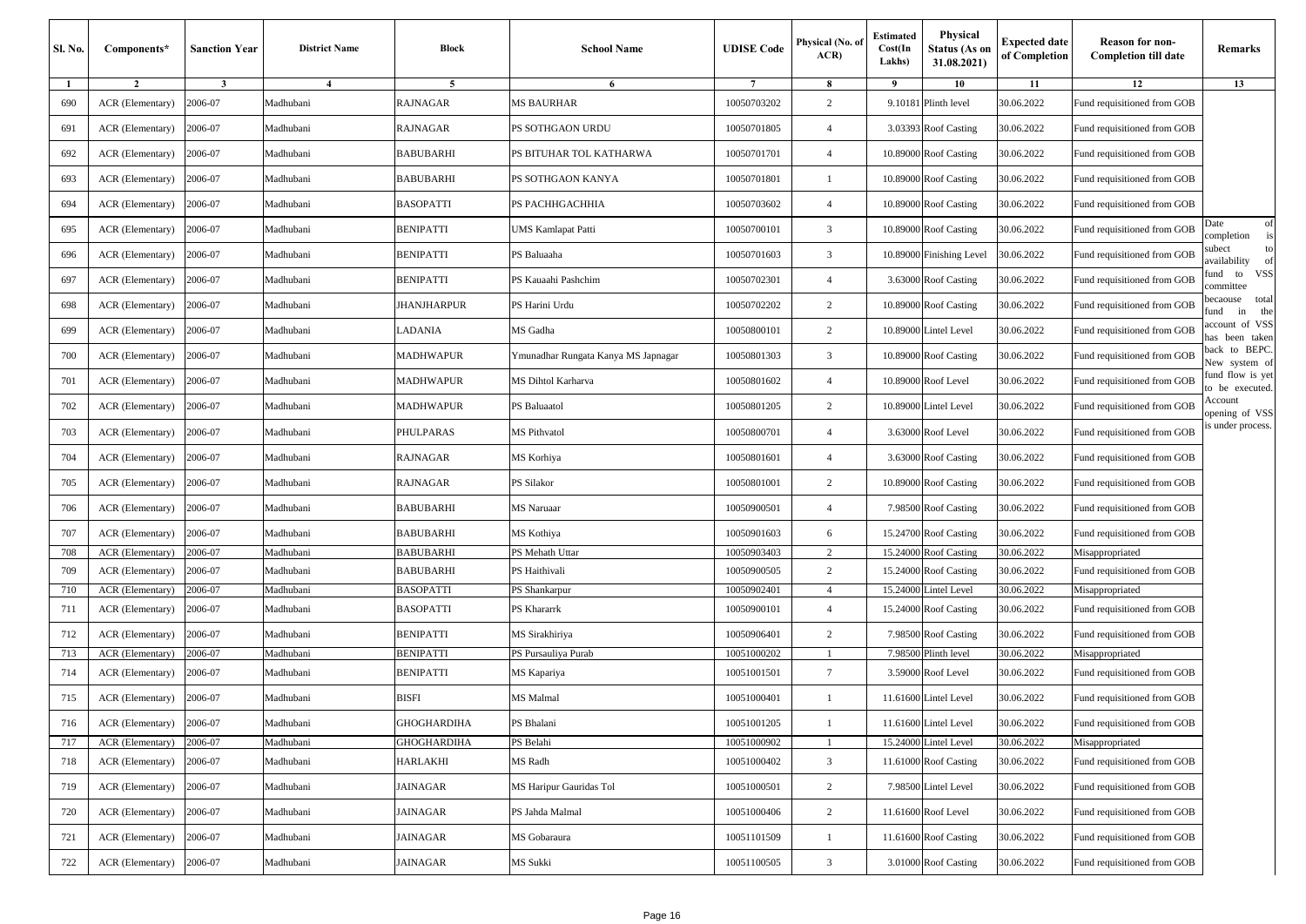| Sl. No. | Components* | Sanction Year | District Name | Block | School Name | UDISE Code | Physical (No. of ACR) | Estimated Cost(In Lakhs) | Physical Status (As on 31.08.2021) | Expected date of Completion | Reason for non-Completion till date | Remarks |
|---|---|---|---|---|---|---|---|---|---|---|---|---|
| 1 | 2 | 3 | 4 | 5 | 6 | 7 | 8 | 9 | 10 | 11 | 12 | 13 |
| 690 | ACR (Elementary) | 2006-07 | Madhubani | RAJNAGAR | MS BAURHAR | 10050703202 | 2 | 9.10181 | Plinth level | 30.06.2022 | Fund requisitioned from GOB | |
| 691 | ACR (Elementary) | 2006-07 | Madhubani | RAJNAGAR | PS SOTHGAON URDU | 10050701805 | 4 | 3.03393 | Roof Casting | 30.06.2022 | Fund requisitioned from GOB | |
| 692 | ACR (Elementary) | 2006-07 | Madhubani | BABUBARHI | PS BITUHAR TOL KATHARWA | 10050701701 | 4 | 10.89000 | Roof Casting | 30.06.2022 | Fund requisitioned from GOB | |
| 693 | ACR (Elementary) | 2006-07 | Madhubani | BABUBARHI | PS SOTHGAON KANYA | 10050701801 | 1 | 10.89000 | Roof Casting | 30.06.2022 | Fund requisitioned from GOB | |
| 694 | ACR (Elementary) | 2006-07 | Madhubani | BASOPATTI | PS PACHHGACHHIA | 10050703602 | 4 | 10.89000 | Roof Casting | 30.06.2022 | Fund requisitioned from GOB | |
| 695 | ACR (Elementary) | 2006-07 | Madhubani | BENIPATTI | UMS Kamlapat Patti | 10050700101 | 3 | 10.89000 | Roof Casting | 30.06.2022 | Fund requisitioned from GOB | Date of completion is subect to availability of fund to VSS committee becaouse total fund in the account of VSS has been taken back to BEPC. New system of fund flow is yet to be executed. Account opening of VSS is under process. |
| 696 | ACR (Elementary) | 2006-07 | Madhubani | BENIPATTI | PS Baluaaha | 10050701603 | 3 | 10.89000 | Finishing Level | 30.06.2022 | Fund requisitioned from GOB | |
| 697 | ACR (Elementary) | 2006-07 | Madhubani | BENIPATTI | PS Kauaahi Pashchim | 10050702301 | 4 | 3.63000 | Roof Casting | 30.06.2022 | Fund requisitioned from GOB | |
| 698 | ACR (Elementary) | 2006-07 | Madhubani | JHANJHARPUR | PS Harini Urdu | 10050702202 | 2 | 10.89000 | Roof Casting | 30.06.2022 | Fund requisitioned from GOB | |
| 699 | ACR (Elementary) | 2006-07 | Madhubani | LADANIA | MS Gadha | 10050800101 | 2 | 10.89000 | Lintel Level | 30.06.2022 | Fund requisitioned from GOB | |
| 700 | ACR (Elementary) | 2006-07 | Madhubani | MADHWAPUR | Ymunadhar Rungata Kanya MS Japnagar | 10050801303 | 3 | 10.89000 | Roof Casting | 30.06.2022 | Fund requisitioned from GOB | |
| 701 | ACR (Elementary) | 2006-07 | Madhubani | MADHWAPUR | MS Dihtol Karharva | 10050801602 | 4 | 10.89000 | Roof Level | 30.06.2022 | Fund requisitioned from GOB | |
| 702 | ACR (Elementary) | 2006-07 | Madhubani | MADHWAPUR | PS Baluaatol | 10050801205 | 2 | 10.89000 | Lintel Level | 30.06.2022 | Fund requisitioned from GOB | |
| 703 | ACR (Elementary) | 2006-07 | Madhubani | PHULPARAS | MS Pithvatol | 10050800701 | 4 | 3.63000 | Roof Level | 30.06.2022 | Fund requisitioned from GOB | |
| 704 | ACR (Elementary) | 2006-07 | Madhubani | RAJNAGAR | MS Korhiya | 10050801601 | 4 | 3.63000 | Roof Casting | 30.06.2022 | Fund requisitioned from GOB | |
| 705 | ACR (Elementary) | 2006-07 | Madhubani | RAJNAGAR | PS Silakor | 10050801001 | 2 | 10.89000 | Roof Casting | 30.06.2022 | Fund requisitioned from GOB | |
| 706 | ACR (Elementary) | 2006-07 | Madhubani | BABUBARHI | MS Naruaar | 10050900501 | 4 | 7.98500 | Roof Casting | 30.06.2022 | Fund requisitioned from GOB | |
| 707 | ACR (Elementary) | 2006-07 | Madhubani | BABUBARHI | MS Kothiya | 10050901603 | 6 | 15.24700 | Roof Casting | 30.06.2022 | Fund requisitioned from GOB | |
| 708 | ACR (Elementary) | 2006-07 | Madhubani | BABUBARHI | PS Mehath Uttar | 10050903403 | 2 | 15.24000 | Roof Casting | 30.06.2022 | Misappropriated | |
| 709 | ACR (Elementary) | 2006-07 | Madhubani | BABUBARHI | PS Haithivali | 10050900505 | 2 | 15.24000 | Roof Casting | 30.06.2022 | Fund requisitioned from GOB | |
| 710 | ACR (Elementary) | 2006-07 | Madhubani | BASOPATTI | PS Shankarpur | 10050902401 | 4 | 15.24000 | Lintel Level | 30.06.2022 | Misappropriated | |
| 711 | ACR (Elementary) | 2006-07 | Madhubani | BASOPATTI | PS Khararrk | 10050900101 | 4 | 15.24000 | Roof Casting | 30.06.2022 | Fund requisitioned from GOB | |
| 712 | ACR (Elementary) | 2006-07 | Madhubani | BENIPATTI | MS Sirakhiriya | 10050906401 | 2 | 7.98500 | Roof Casting | 30.06.2022 | Fund requisitioned from GOB | |
| 713 | ACR (Elementary) | 2006-07 | Madhubani | BENIPATTI | PS Pursauliya Purab | 10051000202 | 1 | 7.98500 | Plinth level | 30.06.2022 | Misappropriated | |
| 714 | ACR (Elementary) | 2006-07 | Madhubani | BENIPATTI | MS Kapariya | 10051001501 | 7 | 3.59000 | Roof Level | 30.06.2022 | Fund requisitioned from GOB | |
| 715 | ACR (Elementary) | 2006-07 | Madhubani | BISFI | MS Malmal | 10051000401 | 1 | 11.61600 | Lintel Level | 30.06.2022 | Fund requisitioned from GOB | |
| 716 | ACR (Elementary) | 2006-07 | Madhubani | GHOGHARDIHA | PS Bhalani | 10051001205 | 1 | 11.61600 | Lintel Level | 30.06.2022 | Fund requisitioned from GOB | |
| 717 | ACR (Elementary) | 2006-07 | Madhubani | GHOGHARDIHA | PS Belahi | 10051000902 | 1 | 15.24000 | Lintel Level | 30.06.2022 | Misappropriated | |
| 718 | ACR (Elementary) | 2006-07 | Madhubani | HARLAKHI | MS Radh | 10051000402 | 3 | 11.61000 | Roof Casting | 30.06.2022 | Fund requisitioned from GOB | |
| 719 | ACR (Elementary) | 2006-07 | Madhubani | JAINAGAR | MS Haripur Gauridas Tol | 10051000501 | 2 | 7.98500 | Lintel Level | 30.06.2022 | Fund requisitioned from GOB | |
| 720 | ACR (Elementary) | 2006-07 | Madhubani | JAINAGAR | PS Jahda Malmal | 10051000406 | 2 | 11.61600 | Roof Level | 30.06.2022 | Fund requisitioned from GOB | |
| 721 | ACR (Elementary) | 2006-07 | Madhubani | JAINAGAR | MS Gobaraura | 10051101509 | 1 | 11.61600 | Roof Casting | 30.06.2022 | Fund requisitioned from GOB | |
| 722 | ACR (Elementary) | 2006-07 | Madhubani | JAINAGAR | MS Sukki | 10051100505 | 3 | 3.01000 | Roof Casting | 30.06.2022 | Fund requisitioned from GOB | |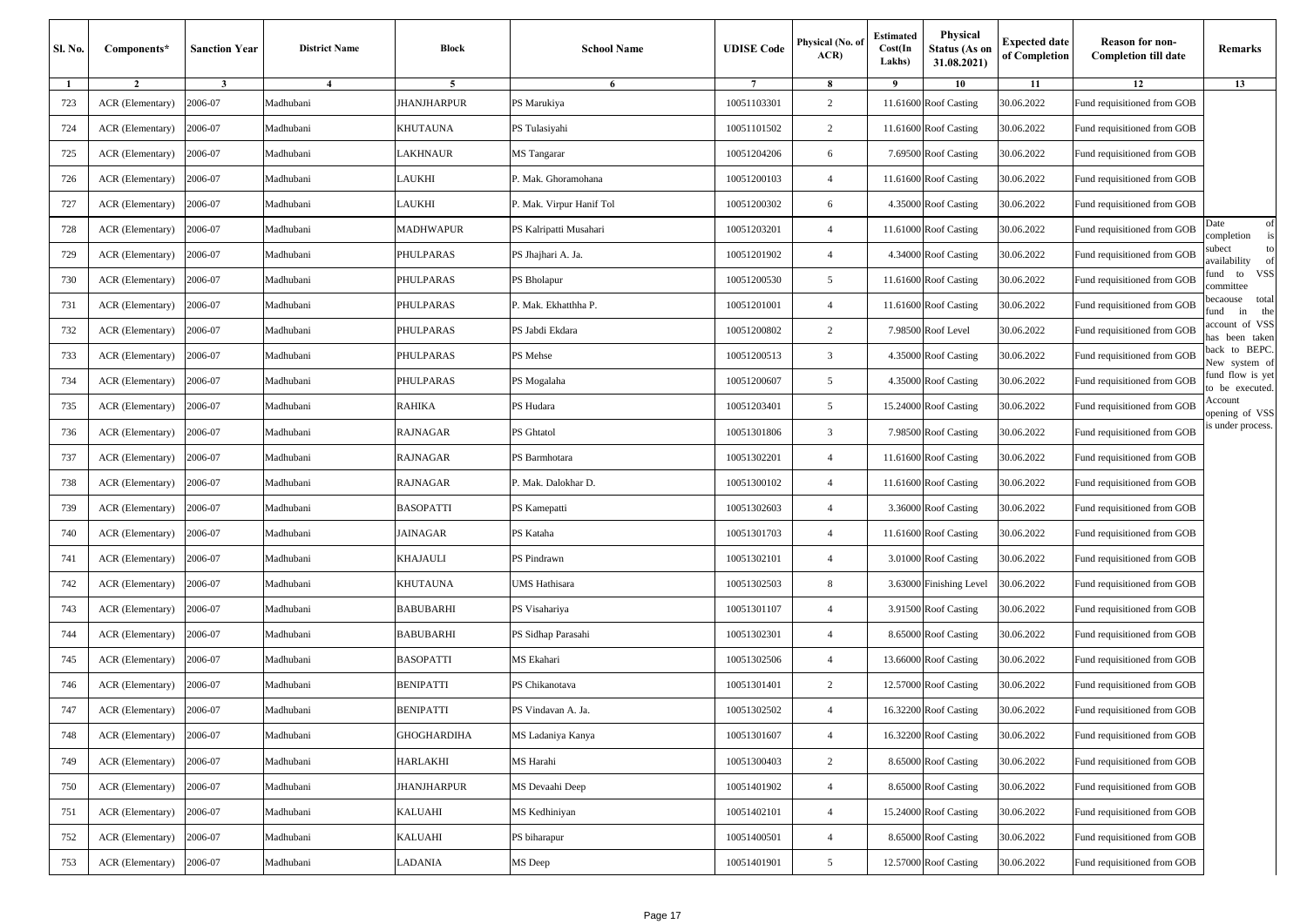| Sl. No. | Components* | Sanction Year | District Name | Block | School Name | UDISE Code | Physical (No. of ACR) | Estimated Cost(In Lakhs) | Physical Status (As on 31.08.2021) | Expected date of Completion | Reason for non-Completion till date | Remarks |
|---|---|---|---|---|---|---|---|---|---|---|---|---|
| 1 | 2 | 3 | 4 | 5 | 6 | 7 | 8 | 9 | 10 | 11 | 12 | 13 |
| 723 | ACR (Elementary) | 2006-07 | Madhubani | JHANJHARPUR | PS Marukiya | 10051103301 | 2 | 11.61600 | Roof Casting | 30.06.2022 | Fund requisitioned from GOB | |
| 724 | ACR (Elementary) | 2006-07 | Madhubani | KHUTAUNA | PS Tulasiyahi | 10051101502 | 2 | 11.61600 | Roof Casting | 30.06.2022 | Fund requisitioned from GOB | |
| 725 | ACR (Elementary) | 2006-07 | Madhubani | LAKHNAUR | MS Tangarar | 10051204206 | 6 | 7.69500 | Roof Casting | 30.06.2022 | Fund requisitioned from GOB | |
| 726 | ACR (Elementary) | 2006-07 | Madhubani | LAUKHI | P. Mak. Ghoramohana | 10051200103 | 4 | 11.61600 | Roof Casting | 30.06.2022 | Fund requisitioned from GOB | |
| 727 | ACR (Elementary) | 2006-07 | Madhubani | LAUKHI | P. Mak. Virpur Hanif Tol | 10051200302 | 6 | 4.35000 | Roof Casting | 30.06.2022 | Fund requisitioned from GOB | |
| 728 | ACR (Elementary) | 2006-07 | Madhubani | MADHWAPUR | PS Kalripatti Musahari | 10051203201 | 4 | 11.61000 | Roof Casting | 30.06.2022 | Fund requisitioned from GOB | Date of completion is subect to availability of fund to VSS committee becaouse total fund in the account of VSS has been taken back to BEPC. New system of fund flow is yet to be executed. Account opening of VSS is under process. |
| 729 | ACR (Elementary) | 2006-07 | Madhubani | PHULPARAS | PS Jhajhari A. Ja. | 10051201902 | 4 | 4.34000 | Roof Casting | 30.06.2022 | Fund requisitioned from GOB | |
| 730 | ACR (Elementary) | 2006-07 | Madhubani | PHULPARAS | PS Bholapur | 10051200530 | 5 | 11.61600 | Roof Casting | 30.06.2022 | Fund requisitioned from GOB | |
| 731 | ACR (Elementary) | 2006-07 | Madhubani | PHULPARAS | P. Mak. Ekhatthha P. | 10051201001 | 4 | 11.61600 | Roof Casting | 30.06.2022 | Fund requisitioned from GOB | |
| 732 | ACR (Elementary) | 2006-07 | Madhubani | PHULPARAS | PS Jabdi Ekdara | 10051200802 | 2 | 7.98500 | Roof Level | 30.06.2022 | Fund requisitioned from GOB | |
| 733 | ACR (Elementary) | 2006-07 | Madhubani | PHULPARAS | PS Mehse | 10051200513 | 3 | 4.35000 | Roof Casting | 30.06.2022 | Fund requisitioned from GOB | |
| 734 | ACR (Elementary) | 2006-07 | Madhubani | PHULPARAS | PS Mogalaha | 10051200607 | 5 | 4.35000 | Roof Casting | 30.06.2022 | Fund requisitioned from GOB | |
| 735 | ACR (Elementary) | 2006-07 | Madhubani | RAHIKA | PS Hudara | 10051203401 | 5 | 15.24000 | Roof Casting | 30.06.2022 | Fund requisitioned from GOB | |
| 736 | ACR (Elementary) | 2006-07 | Madhubani | RAJNAGAR | PS Ghtatol | 10051301806 | 3 | 7.98500 | Roof Casting | 30.06.2022 | Fund requisitioned from GOB | |
| 737 | ACR (Elementary) | 2006-07 | Madhubani | RAJNAGAR | PS Barmhotara | 10051302201 | 4 | 11.61600 | Roof Casting | 30.06.2022 | Fund requisitioned from GOB | |
| 738 | ACR (Elementary) | 2006-07 | Madhubani | RAJNAGAR | P. Mak. Dalokhar D. | 10051300102 | 4 | 11.61600 | Roof Casting | 30.06.2022 | Fund requisitioned from GOB | |
| 739 | ACR (Elementary) | 2006-07 | Madhubani | BASOPATTI | PS Kamepatti | 10051302603 | 4 | 3.36000 | Roof Casting | 30.06.2022 | Fund requisitioned from GOB | |
| 740 | ACR (Elementary) | 2006-07 | Madhubani | JAINAGAR | PS Kataha | 10051301703 | 4 | 11.61600 | Roof Casting | 30.06.2022 | Fund requisitioned from GOB | |
| 741 | ACR (Elementary) | 2006-07 | Madhubani | KHAJAULI | PS Pindrawn | 10051302101 | 4 | 3.01000 | Roof Casting | 30.06.2022 | Fund requisitioned from GOB | |
| 742 | ACR (Elementary) | 2006-07 | Madhubani | KHUTAUNA | UMS Hathisara | 10051302503 | 8 | 3.63000 | Finishing Level | 30.06.2022 | Fund requisitioned from GOB | |
| 743 | ACR (Elementary) | 2006-07 | Madhubani | BABUBARHI | PS Visahariya | 10051301107 | 4 | 3.91500 | Roof Casting | 30.06.2022 | Fund requisitioned from GOB | |
| 744 | ACR (Elementary) | 2006-07 | Madhubani | BABUBARHI | PS Sidhap Parasahi | 10051302301 | 4 | 8.65000 | Roof Casting | 30.06.2022 | Fund requisitioned from GOB | |
| 745 | ACR (Elementary) | 2006-07 | Madhubani | BASOPATTI | MS Ekahari | 10051302506 | 4 | 13.66000 | Roof Casting | 30.06.2022 | Fund requisitioned from GOB | |
| 746 | ACR (Elementary) | 2006-07 | Madhubani | BENIPATTI | PS Chikanotava | 10051301401 | 2 | 12.57000 | Roof Casting | 30.06.2022 | Fund requisitioned from GOB | |
| 747 | ACR (Elementary) | 2006-07 | Madhubani | BENIPATTI | PS Vindavan A. Ja. | 10051302502 | 4 | 16.32200 | Roof Casting | 30.06.2022 | Fund requisitioned from GOB | |
| 748 | ACR (Elementary) | 2006-07 | Madhubani | GHOGHARDIHA | MS Ladaniya Kanya | 10051301607 | 4 | 16.32200 | Roof Casting | 30.06.2022 | Fund requisitioned from GOB | |
| 749 | ACR (Elementary) | 2006-07 | Madhubani | HARLAKHI | MS Harahi | 10051300403 | 2 | 8.65000 | Roof Casting | 30.06.2022 | Fund requisitioned from GOB | |
| 750 | ACR (Elementary) | 2006-07 | Madhubani | JHANJHARPUR | MS Devaahi Deep | 10051401902 | 4 | 8.65000 | Roof Casting | 30.06.2022 | Fund requisitioned from GOB | |
| 751 | ACR (Elementary) | 2006-07 | Madhubani | KALUAHI | MS Kedhiniyan | 10051402101 | 4 | 15.24000 | Roof Casting | 30.06.2022 | Fund requisitioned from GOB | |
| 752 | ACR (Elementary) | 2006-07 | Madhubani | KALUAHI | PS biharapur | 10051400501 | 4 | 8.65000 | Roof Casting | 30.06.2022 | Fund requisitioned from GOB | |
| 753 | ACR (Elementary) | 2006-07 | Madhubani | LADANIA | MS Deep | 10051401901 | 5 | 12.57000 | Roof Casting | 30.06.2022 | Fund requisitioned from GOB | |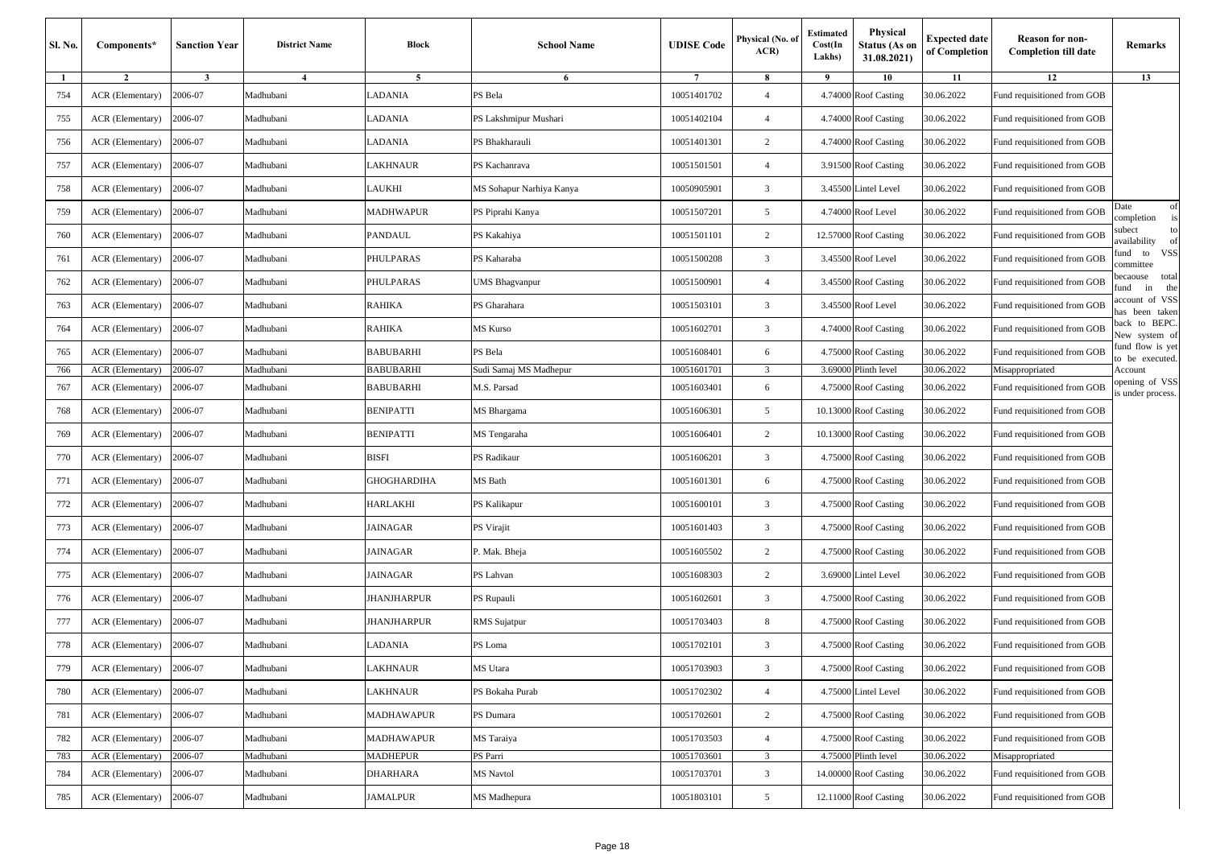| Sl. No. | Components* | Sanction Year | District Name | Block | School Name | UDISE Code | Physical (No. of ACR) | Estimated Cost(In Lakhs) | Physical Status (As on 31.08.2021) | Expected date of Completion | Reason for non-Completion till date | Remarks |
|---|---|---|---|---|---|---|---|---|---|---|---|---|
| 1 | 2 | 3 | 4 | 5 | 6 | 7 | 8 | 9 | 10 | 11 | 12 | 13 |
| 754 | ACR (Elementary) | 2006-07 | Madhubani | LADANIA | PS Bela | 10051401702 | 4 | 4.74000 | Roof Casting | 30.06.2022 | Fund requisitioned from GOB | |
| 755 | ACR (Elementary) | 2006-07 | Madhubani | LADANIA | PS Lakshmipur Mushari | 10051402104 | 4 | 4.74000 | Roof Casting | 30.06.2022 | Fund requisitioned from GOB | |
| 756 | ACR (Elementary) | 2006-07 | Madhubani | LADANIA | PS Bhakharauli | 10051401301 | 2 | 4.74000 | Roof Casting | 30.06.2022 | Fund requisitioned from GOB | |
| 757 | ACR (Elementary) | 2006-07 | Madhubani | LAKHNAUR | PS Kachanrava | 10051501501 | 4 | 3.91500 | Roof Casting | 30.06.2022 | Fund requisitioned from GOB | |
| 758 | ACR (Elementary) | 2006-07 | Madhubani | LAUKHI | MS Sohapur Narhiya Kanya | 10050905901 | 3 | 3.45500 | Lintel Level | 30.06.2022 | Fund requisitioned from GOB | |
| 759 | ACR (Elementary) | 2006-07 | Madhubani | MADHWAPUR | PS Piprahi Kanya | 10051507201 | 5 | 4.74000 | Roof Level | 30.06.2022 | Fund requisitioned from GOB | Date of completion is subect to availability of fund to VSS committee becaouse total fund in the account of VSS has been taken back to BEPC. New system of fund flow is yet to be executed. Account opening of VSS is under process. |
| 760 | ACR (Elementary) | 2006-07 | Madhubani | PANDAUL | PS Kakahiya | 10051501101 | 2 | 12.57000 | Roof Casting | 30.06.2022 | Fund requisitioned from GOB | |
| 761 | ACR (Elementary) | 2006-07 | Madhubani | PHULPARAS | PS Kaharaba | 10051500208 | 3 | 3.45500 | Roof Level | 30.06.2022 | Fund requisitioned from GOB | |
| 762 | ACR (Elementary) | 2006-07 | Madhubani | PHULPARAS | UMS Bhagvanpur | 10051500901 | 4 | 3.45500 | Roof Casting | 30.06.2022 | Fund requisitioned from GOB | |
| 763 | ACR (Elementary) | 2006-07 | Madhubani | RAHIKA | PS Gharahara | 10051503101 | 3 | 3.45500 | Roof Level | 30.06.2022 | Fund requisitioned from GOB | |
| 764 | ACR (Elementary) | 2006-07 | Madhubani | RAHIKA | MS Kurso | 10051602701 | 3 | 4.74000 | Roof Casting | 30.06.2022 | Fund requisitioned from GOB | |
| 765 | ACR (Elementary) | 2006-07 | Madhubani | BABUBARHI | PS Bela | 10051608401 | 6 | 4.75000 | Roof Casting | 30.06.2022 | Fund requisitioned from GOB | |
| 766 | ACR (Elementary) | 2006-07 | Madhubani | BABUBARHI | Sudi Samaj MS Madhepur | 10051601701 | 3 | 3.69000 | Plinth level | 30.06.2022 | Misappropriated | |
| 767 | ACR (Elementary) | 2006-07 | Madhubani | BABUBARHI | M.S. Parsad | 10051603401 | 6 | 4.75000 | Roof Casting | 30.06.2022 | Fund requisitioned from GOB | |
| 768 | ACR (Elementary) | 2006-07 | Madhubani | BENIPATTI | MS Bhargama | 10051606301 | 5 | 10.13000 | Roof Casting | 30.06.2022 | Fund requisitioned from GOB | |
| 769 | ACR (Elementary) | 2006-07 | Madhubani | BENIPATTI | MS Tengaraha | 10051606401 | 2 | 10.13000 | Roof Casting | 30.06.2022 | Fund requisitioned from GOB | |
| 770 | ACR (Elementary) | 2006-07 | Madhubani | BISFI | PS Radikaur | 10051606201 | 3 | 4.75000 | Roof Casting | 30.06.2022 | Fund requisitioned from GOB | |
| 771 | ACR (Elementary) | 2006-07 | Madhubani | GHOGHARDIHA | MS Bath | 10051601301 | 6 | 4.75000 | Roof Casting | 30.06.2022 | Fund requisitioned from GOB | |
| 772 | ACR (Elementary) | 2006-07 | Madhubani | HARLAKHI | PS Kalikapur | 10051600101 | 3 | 4.75000 | Roof Casting | 30.06.2022 | Fund requisitioned from GOB | |
| 773 | ACR (Elementary) | 2006-07 | Madhubani | JAINAGAR | PS Virajit | 10051601403 | 3 | 4.75000 | Roof Casting | 30.06.2022 | Fund requisitioned from GOB | |
| 774 | ACR (Elementary) | 2006-07 | Madhubani | JAINAGAR | P. Mak. Bheja | 10051605502 | 2 | 4.75000 | Roof Casting | 30.06.2022 | Fund requisitioned from GOB | |
| 775 | ACR (Elementary) | 2006-07 | Madhubani | JAINAGAR | PS Lahvan | 10051608303 | 2 | 3.69000 | Lintel Level | 30.06.2022 | Fund requisitioned from GOB | |
| 776 | ACR (Elementary) | 2006-07 | Madhubani | JHANJHARPUR | PS Rupauli | 10051602601 | 3 | 4.75000 | Roof Casting | 30.06.2022 | Fund requisitioned from GOB | |
| 777 | ACR (Elementary) | 2006-07 | Madhubani | JHANJHARPUR | RMS Sujatpur | 10051703403 | 8 | 4.75000 | Roof Casting | 30.06.2022 | Fund requisitioned from GOB | |
| 778 | ACR (Elementary) | 2006-07 | Madhubani | LADANIA | PS Loma | 10051702101 | 3 | 4.75000 | Roof Casting | 30.06.2022 | Fund requisitioned from GOB | |
| 779 | ACR (Elementary) | 2006-07 | Madhubani | LAKHNAUR | MS Utara | 10051703903 | 3 | 4.75000 | Roof Casting | 30.06.2022 | Fund requisitioned from GOB | |
| 780 | ACR (Elementary) | 2006-07 | Madhubani | LAKHNAUR | PS Bokaha Purab | 10051702302 | 4 | 4.75000 | Lintel Level | 30.06.2022 | Fund requisitioned from GOB | |
| 781 | ACR (Elementary) | 2006-07 | Madhubani | MADHAWAPUR | PS Dumara | 10051702601 | 2 | 4.75000 | Roof Casting | 30.06.2022 | Fund requisitioned from GOB | |
| 782 | ACR (Elementary) | 2006-07 | Madhubani | MADHAWAPUR | MS Taraiya | 10051703503 | 4 | 4.75000 | Roof Casting | 30.06.2022 | Fund requisitioned from GOB | |
| 783 | ACR (Elementary) | 2006-07 | Madhubani | MADHEPUR | PS Parri | 10051703601 | 3 | 4.75000 | Plinth level | 30.06.2022 | Misappropriated | |
| 784 | ACR (Elementary) | 2006-07 | Madhubani | DHARHARA | MS Navtol | 10051703701 | 3 | 14.00000 | Roof Casting | 30.06.2022 | Fund requisitioned from GOB | |
| 785 | ACR (Elementary) | 2006-07 | Madhubani | JAMALPUR | MS Madhepura | 10051803101 | 5 | 12.11000 | Roof Casting | 30.06.2022 | Fund requisitioned from GOB | |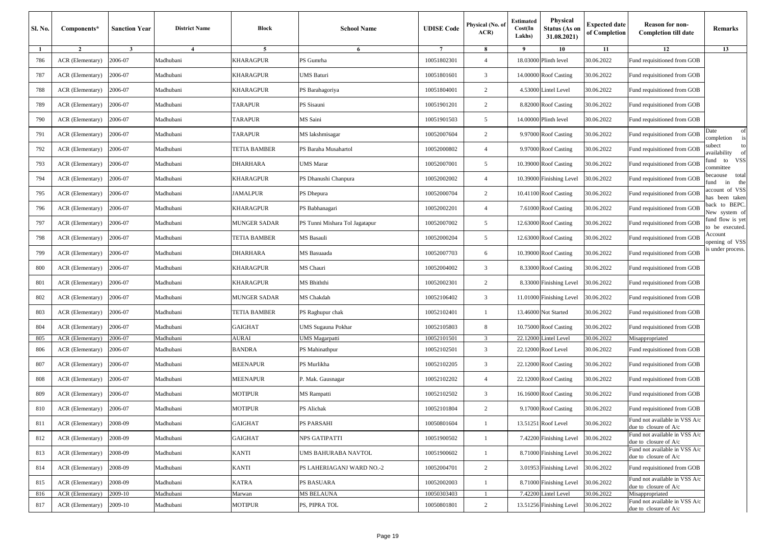| Sl. No. | Components* | Sanction Year | District Name | Block | School Name | UDISE Code | Physical (No. of ACR) | Estimated Cost(In Lakhs) | Physical Status (As on 31.08.2021) | Expected date of Completion | Reason for non-Completion till date | Remarks |
|---|---|---|---|---|---|---|---|---|---|---|---|---|
| 1 | 2 | 3 | 4 | 5 | 6 | 7 | 8 | 9 | 10 | 11 | 12 | 13 |
| 786 | ACR (Elementary) | 2006-07 | Madhubani | KHARAGPUR | PS Gumrha | 10051802301 | 4 | 18.03000 | Plinth level | 30.06.2022 | Fund requisitioned from GOB | |
| 787 | ACR (Elementary) | 2006-07 | Madhubani | KHARAGPUR | UMS Baturi | 10051801601 | 3 | 14.00000 | Roof Casting | 30.06.2022 | Fund requisitioned from GOB | |
| 788 | ACR (Elementary) | 2006-07 | Madhubani | KHARAGPUR | PS Barahagoriya | 10051804001 | 2 | 4.53000 | Lintel Level | 30.06.2022 | Fund requisitioned from GOB | |
| 789 | ACR (Elementary) | 2006-07 | Madhubani | TARAPUR | PS Sisauni | 10051901201 | 2 | 8.82000 | Roof Casting | 30.06.2022 | Fund requisitioned from GOB | |
| 790 | ACR (Elementary) | 2006-07 | Madhubani | TARAPUR | MS Saini | 10051901503 | 5 | 14.00000 | Plinth level | 30.06.2022 | Fund requisitioned from GOB | |
| 791 | ACR (Elementary) | 2006-07 | Madhubani | TARAPUR | MS lakshmisagar | 10052007604 | 2 | 9.97000 | Roof Casting | 30.06.2022 | Fund requisitioned from GOB | Date of completion is subect to availability of fund to VSS committee becaouse total fund in the account of VSS has been taken back to BEPC. New system of fund flow is yet to be executed. Account opening of VSS is under process. |
| 792 | ACR (Elementary) | 2006-07 | Madhubani | TETIA BAMBER | PS Baraha Musahartol | 10052000802 | 4 | 9.97000 | Roof Casting | 30.06.2022 | Fund requisitioned from GOB | |
| 793 | ACR (Elementary) | 2006-07 | Madhubani | DHARHARA | UMS Marar | 10052007001 | 5 | 10.39000 | Roof Casting | 30.06.2022 | Fund requisitioned from GOB | |
| 794 | ACR (Elementary) | 2006-07 | Madhubani | KHARAGPUR | PS Dhanushi Chanpura | 10052002002 | 4 | 10.39000 | Finishing Level | 30.06.2022 | Fund requisitioned from GOB | |
| 795 | ACR (Elementary) | 2006-07 | Madhubani | JAMALPUR | PS Dhepura | 10052000704 | 2 | 10.41100 | Roof Casting | 30.06.2022 | Fund requisitioned from GOB | |
| 796 | ACR (Elementary) | 2006-07 | Madhubani | KHARAGPUR | PS Babhanagari | 10052002201 | 4 | 7.61000 | Roof Casting | 30.06.2022 | Fund requisitioned from GOB | |
| 797 | ACR (Elementary) | 2006-07 | Madhubani | MUNGER SADAR | PS Tunni Mishara Tol Jagatapur | 10052007002 | 5 | 12.63000 | Roof Casting | 30.06.2022 | Fund requisitioned from GOB | |
| 798 | ACR (Elementary) | 2006-07 | Madhubani | TETIA BAMBER | MS Basauli | 10052000204 | 5 | 12.63000 | Roof Casting | 30.06.2022 | Fund requisitioned from GOB | |
| 799 | ACR (Elementary) | 2006-07 | Madhubani | DHARHARA | MS Basuaada | 10052007703 | 6 | 10.39000 | Roof Casting | 30.06.2022 | Fund requisitioned from GOB | |
| 800 | ACR (Elementary) | 2006-07 | Madhubani | KHARAGPUR | MS Chauri | 10052004002 | 3 | 8.33000 | Roof Casting | 30.06.2022 | Fund requisitioned from GOB | |
| 801 | ACR (Elementary) | 2006-07 | Madhubani | KHARAGPUR | MS Bhiththi | 10052002301 | 2 | 8.33000 | Finishing Level | 30.06.2022 | Fund requisitioned from GOB | |
| 802 | ACR (Elementary) | 2006-07 | Madhubani | MUNGER SADAR | MS Chakdah | 10052106402 | 3 | 11.01000 | Finishing Level | 30.06.2022 | Fund requisitioned from GOB | |
| 803 | ACR (Elementary) | 2006-07 | Madhubani | TETIA BAMBER | PS Raghupur chak | 10052102401 | 1 | 13.46000 | Not Started | 30.06.2022 | Fund requisitioned from GOB | |
| 804 | ACR (Elementary) | 2006-07 | Madhubani | GAIGHAT | UMS Sugauna Pokhar | 10052105803 | 8 | 10.75000 | Roof Casting | 30.06.2022 | Fund requisitioned from GOB | |
| 805 | ACR (Elementary) | 2006-07 | Madhubani | AURAI | UMS Magarpatti | 10052101501 | 3 | 22.12000 | Lintel Level | 30.06.2022 | Misappropriated | |
| 806 | ACR (Elementary) | 2006-07 | Madhubani | BANDRA | PS Mahinathpur | 10052102501 | 3 | 22.12000 | Roof Level | 30.06.2022 | Fund requisitioned from GOB | |
| 807 | ACR (Elementary) | 2006-07 | Madhubani | MEENAPUR | PS Murlikha | 10052102205 | 3 | 22.12000 | Roof Casting | 30.06.2022 | Fund requisitioned from GOB | |
| 808 | ACR (Elementary) | 2006-07 | Madhubani | MEENAPUR | P. Mak. Gausnagar | 10052102202 | 4 | 22.12000 | Roof Casting | 30.06.2022 | Fund requisitioned from GOB | |
| 809 | ACR (Elementary) | 2006-07 | Madhubani | MOTIPUR | MS Rampatti | 10052102502 | 3 | 16.16000 | Roof Casting | 30.06.2022 | Fund requisitioned from GOB | |
| 810 | ACR (Elementary) | 2006-07 | Madhubani | MOTIPUR | PS Alichak | 10052101804 | 2 | 9.17000 | Roof Casting | 30.06.2022 | Fund requisitioned from GOB | |
| 811 | ACR (Elementary) | 2008-09 | Madhubani | GAIGHAT | PS PARSAHI | 10050801604 | 1 | 13.51251 | Roof Level | 30.06.2022 | Fund not available in VSS A/c due to closure of A/c | |
| 812 | ACR (Elementary) | 2008-09 | Madhubani | GAIGHAT | NPS GATIPATTI | 10051900502 | 1 | 7.42200 | Finishing Level | 30.06.2022 | Fund not available in VSS A/c due to closure of A/c | |
| 813 | ACR (Elementary) | 2008-09 | Madhubani | KANTI | UMS BAHURABA NAVTOL | 10051900602 | 1 | 8.71000 | Finishing Level | 30.06.2022 | Fund not available in VSS A/c due to closure of A/c | |
| 814 | ACR (Elementary) | 2008-09 | Madhubani | KANTI | PS LAHERIAGANJ WARD NO.-2 | 10052004701 | 2 | 3.01953 | Finishing Level | 30.06.2022 | Fund requisitioned from GOB | |
| 815 | ACR (Elementary) | 2008-09 | Madhubani | KATRA | PS BASUARA | 10052002003 | 1 | 8.71000 | Finishing Level | 30.06.2022 | Fund not available in VSS A/c due to closure of A/c | |
| 816 | ACR (Elementary) | 2009-10 | Madhubani | Marwan | MS BELAUNA | 10050303403 | 1 | 7.42200 | Lintel Level | 30.06.2022 | Misappropriated | |
| 817 | ACR (Elementary) | 2009-10 | Madhubani | MOTIPUR | PS, PIPRA TOL | 10050801801 | 2 | 13.51256 | Finishing Level | 30.06.2022 | Fund not available in VSS A/c due to closure of A/c | |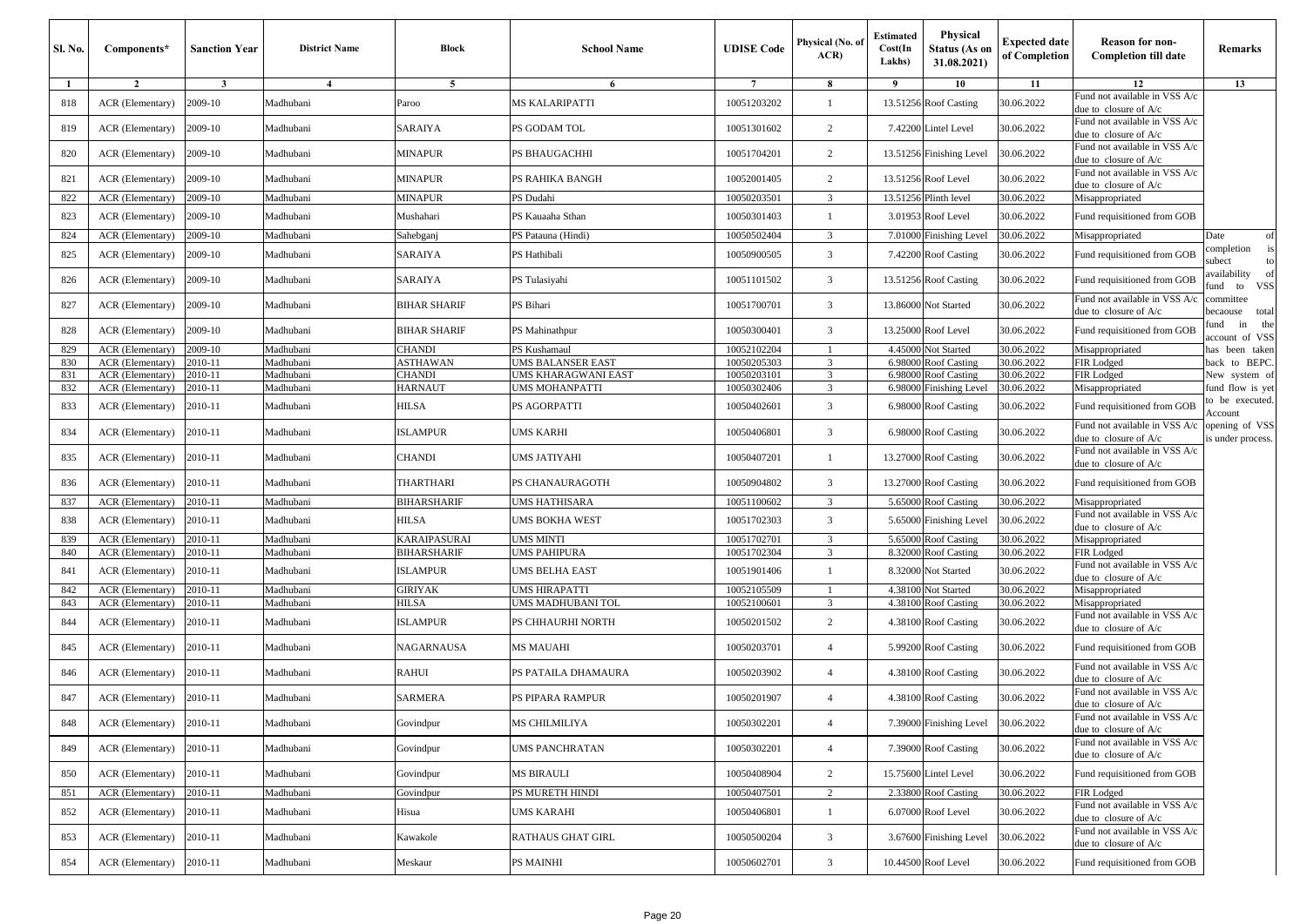| Sl. No. | Components* | Sanction Year | District Name | Block | School Name | UDISE Code | Physical (No. of ACR) | Estimated Cost(In Lakhs) | Physical Status (As on 31.08.2021) | Expected date of Completion | Reason for non-Completion till date | Remarks |
|---|---|---|---|---|---|---|---|---|---|---|---|---|
| 1 | 2 | 3 | 4 | 5 | 6 | 7 | 8 | 9 | 10 | 11 | 12 | 13 |
| 818 | ACR (Elementary) | 2009-10 | Madhubani | Paroo | MS KALARIPATTI | 10051203202 | 1 | 13.51256 | Roof Casting | 30.06.2022 | Fund not available in VSS A/c due to closure of A/c | Date of completion is subect to availability of fund to VSS committee becaouse total fund in the account of VSS has been taken back to BEPC. New system of fund flow is yet to be executed. Account opening of VSS is under process. |
| 819 | ACR (Elementary) | 2009-10 | Madhubani | SARAIYA | PS GODAM TOL | 10051301602 | 2 | 7.42200 | Lintel Level | 30.06.2022 | Fund not available in VSS A/c due to closure of A/c | |
| 820 | ACR (Elementary) | 2009-10 | Madhubani | MINAPUR | PS BHAUGACHHI | 10051704201 | 2 | 13.51256 | Finishing Level | 30.06.2022 | Fund not available in VSS A/c due to closure of A/c | |
| 821 | ACR (Elementary) | 2009-10 | Madhubani | MINAPUR | PS RAHIKA BANGH | 10052001405 | 2 | 13.51256 | Roof Level | 30.06.2022 | Fund not available in VSS A/c due to closure of A/c | |
| 822 | ACR (Elementary) | 2009-10 | Madhubani | MINAPUR | PS Dudahi | 10050203501 | 3 | 13.51256 | Plinth level | 30.06.2022 | Misappropriated | |
| 823 | ACR (Elementary) | 2009-10 | Madhubani | Mushahari | PS Kauaaha Sthan | 10050301403 | 1 | 3.01953 | Roof Level | 30.06.2022 | Fund requisitioned from GOB | |
| 824 | ACR (Elementary) | 2009-10 | Madhubani | Sahebganj | PS Patauna (Hindi) | 10050502404 | 3 | 7.01000 | Finishing Level | 30.06.2022 | Misappropriated | |
| 825 | ACR (Elementary) | 2009-10 | Madhubani | SARAIYA | PS Hathibali | 10050900505 | 3 | 7.42200 | Roof Casting | 30.06.2022 | Fund requisitioned from GOB | |
| 826 | ACR (Elementary) | 2009-10 | Madhubani | SARAIYA | PS Tulasiyahi | 10051101502 | 3 | 13.51256 | Roof Casting | 30.06.2022 | Fund requisitioned from GOB | |
| 827 | ACR (Elementary) | 2009-10 | Madhubani | BIHAR SHARIF | PS Bihari | 10051700701 | 3 | 13.86000 | Not Started | 30.06.2022 | Fund not available in VSS A/c due to closure of A/c | |
| 828 | ACR (Elementary) | 2009-10 | Madhubani | BIHAR SHARIF | PS Mahinathpur | 10050300401 | 3 | 13.25000 | Roof Level | 30.06.2022 | Fund requisitioned from GOB | |
| 829 | ACR (Elementary) | 2009-10 | Madhubani | CHANDI | PS Kushamaul | 10052102204 | 1 | 4.45000 | Not Started | 30.06.2022 | Misappropriated | |
| 830 | ACR (Elementary) | 2010-11 | Madhubani | ASTHAWAN | UMS BALANSER EAST | 10050205303 | 3 | 6.98000 | Roof Casting | 30.06.2022 | FIR Lodged | |
| 831 | ACR (Elementary) | 2010-11 | Madhubani | CHANDI | UMS KHARAGWANI EAST | 10050203101 | 3 | 6.98000 | Roof Casting | 30.06.2022 | FIR Lodged | |
| 832 | ACR (Elementary) | 2010-11 | Madhubani | HARNAUT | UMS MOHANPATTI | 10050302406 | 3 | 6.98000 | Finishing Level | 30.06.2022 | Misappropriated | |
| 833 | ACR (Elementary) | 2010-11 | Madhubani | HILSA | PS AGORPATTI | 10050402601 | 3 | 6.98000 | Roof Casting | 30.06.2022 | Fund requisitioned from GOB | |
| 834 | ACR (Elementary) | 2010-11 | Madhubani | ISLAMPUR | UMS KARHI | 10050406801 | 3 | 6.98000 | Roof Casting | 30.06.2022 | Fund not available in VSS A/c due to closure of A/c | |
| 835 | ACR (Elementary) | 2010-11 | Madhubani | CHANDI | UMS JATIYAHI | 10050407201 | 1 | 13.27000 | Roof Casting | 30.06.2022 | Fund not available in VSS A/c due to closure of A/c | |
| 836 | ACR (Elementary) | 2010-11 | Madhubani | THARTHARI | PS CHANAURAGOTH | 10050904802 | 3 | 13.27000 | Roof Casting | 30.06.2022 | Fund requisitioned from GOB | |
| 837 | ACR (Elementary) | 2010-11 | Madhubani | BIHARSHARIF | UMS HATHISARA | 10051100602 | 3 | 5.65000 | Roof Casting | 30.06.2022 | Misappropriated | |
| 838 | ACR (Elementary) | 2010-11 | Madhubani | HILSA | UMS BOKHA WEST | 10051702303 | 3 | 5.65000 | Finishing Level | 30.06.2022 | Fund not available in VSS A/c due to closure of A/c | |
| 839 | ACR (Elementary) | 2010-11 | Madhubani | KARAIPASURAI | UMS MINTI | 10051702701 | 3 | 5.65000 | Roof Casting | 30.06.2022 | Misappropriated | |
| 840 | ACR (Elementary) | 2010-11 | Madhubani | BIHARSHARIF | UMS PAHIPURA | 10051702304 | 3 | 8.32000 | Roof Casting | 30.06.2022 | FIR Lodged | |
| 841 | ACR (Elementary) | 2010-11 | Madhubani | ISLAMPUR | UMS BELHA EAST | 10051901406 | 1 | 8.32000 | Not Started | 30.06.2022 | Fund not available in VSS A/c due to closure of A/c | |
| 842 | ACR (Elementary) | 2010-11 | Madhubani | GIRIYAK | UMS HIRAPATTI | 10052105509 | 1 | 4.38100 | Not Started | 30.06.2022 | Misappropriated | |
| 843 | ACR (Elementary) | 2010-11 | Madhubani | HILSA | UMS MADHUBANI TOL | 10052100601 | 3 | 4.38100 | Roof Casting | 30.06.2022 | Misappropriated | |
| 844 | ACR (Elementary) | 2010-11 | Madhubani | ISLAMPUR | PS CHHAURHI NORTH | 10050201502 | 2 | 4.38100 | Roof Casting | 30.06.2022 | Fund not available in VSS A/c due to closure of A/c | |
| 845 | ACR (Elementary) | 2010-11 | Madhubani | NAGARNAUSA | MS MAUAHI | 10050203701 | 4 | 5.99200 | Roof Casting | 30.06.2022 | Fund requisitioned from GOB | |
| 846 | ACR (Elementary) | 2010-11 | Madhubani | RAHUI | PS PATAILA DHAMAURA | 10050203902 | 4 | 4.38100 | Roof Casting | 30.06.2022 | Fund not available in VSS A/c due to closure of A/c | |
| 847 | ACR (Elementary) | 2010-11 | Madhubani | SARMERA | PS PIPARA RAMPUR | 10050201907 | 4 | 4.38100 | Roof Casting | 30.06.2022 | Fund not available in VSS A/c due to closure of A/c | |
| 848 | ACR (Elementary) | 2010-11 | Madhubani | Govindpur | MS CHILMILIYA | 10050302201 | 4 | 7.39000 | Finishing Level | 30.06.2022 | Fund not available in VSS A/c due to closure of A/c | |
| 849 | ACR (Elementary) | 2010-11 | Madhubani | Govindpur | UMS PANCHRATAN | 10050302201 | 4 | 7.39000 | Roof Casting | 30.06.2022 | Fund not available in VSS A/c due to closure of A/c | |
| 850 | ACR (Elementary) | 2010-11 | Madhubani | Govindpur | MS BIRAULI | 10050408904 | 2 | 15.75600 | Lintel Level | 30.06.2022 | Fund requisitioned from GOB | |
| 851 | ACR (Elementary) | 2010-11 | Madhubani | Govindpur | PS MURETH HINDI | 10050407501 | 2 | 2.33800 | Roof Casting | 30.06.2022 | FIR Lodged | |
| 852 | ACR (Elementary) | 2010-11 | Madhubani | Hisua | UMS KARAHI | 10050406801 | 1 | 6.07000 | Roof Level | 30.06.2022 | Fund not available in VSS A/c due to closure of A/c | |
| 853 | ACR (Elementary) | 2010-11 | Madhubani | Kawakole | RATHAUS GHAT GIRL | 10050500204 | 3 | 3.67600 | Finishing Level | 30.06.2022 | Fund not available in VSS A/c due to closure of A/c | |
| 854 | ACR (Elementary) | 2010-11 | Madhubani | Meskaur | PS MAINHI | 10050602701 | 3 | 10.44500 | Roof Level | 30.06.2022 | Fund requisitioned from GOB | |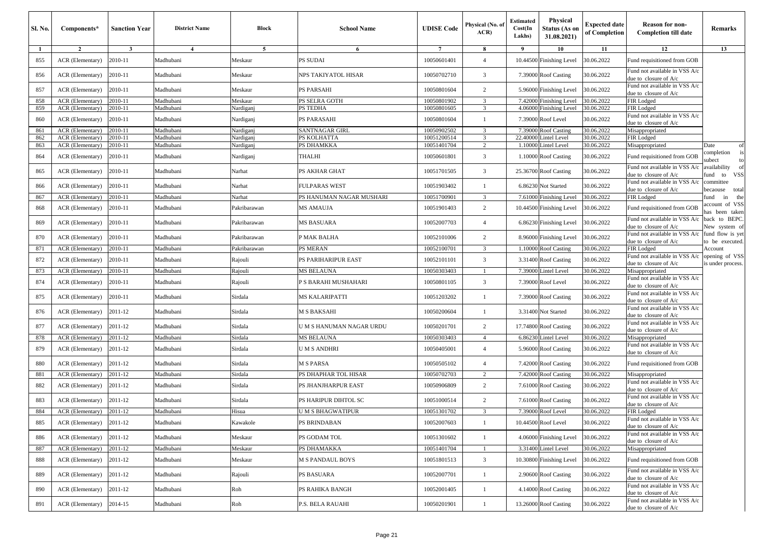| Sl. No. | Components* | Sanction Year | District Name | Block | School Name | UDISE Code | Physical (No. of ACR) | Estimated Cost(In Lakhs) | Physical Status (As on 31.08.2021) | Expected date of Completion | Reason for non-Completion till date | Remarks |
|---|---|---|---|---|---|---|---|---|---|---|---|---|
| 1 | 2 | 3 | 4 | 5 | 6 | 7 | 8 | 9 | 10 | 11 | 12 | 13 |
| 855 | ACR (Elementary) | 2010-11 | Madhubani | Meskaur | PS SUDAI | 10050601401 | 4 | 10.44500 | Finishing Level | 30.06.2022 | Fund requisitioned from GOB | Date of completion is subect to availability of fund to VSS committee becaouse total fund in the account of VSS has been taken back to BEPC. New system of fund flow is yet to be executed. Account opening of VSS is under process. |
| 856 | ACR (Elementary) | 2010-11 | Madhubani | Meskaur | NPS TAKIYATOL HISAR | 10050702710 | 3 | 7.39000 | Roof Casting | 30.06.2022 | Fund not available in VSS A/c due to closure of A/c | |
| 857 | ACR (Elementary) | 2010-11 | Madhubani | Meskaur | PS PARSAHI | 10050801604 | 2 | 5.96000 | Finishing Level | 30.06.2022 | Fund not available in VSS A/c due to closure of A/c | |
| 858 | ACR (Elementary) | 2010-11 | Madhubani | Meskaur | PS SELRA GOTH | 10050801902 | 3 | 7.42000 | Finishing Level | 30.06.2022 | FIR Lodged | |
| 859 | ACR (Elementary) | 2010-11 | Madhubani | Nardiganj | PS TEDHA | 10050801605 | 3 | 4.06000 | Finishing Level | 30.06.2022 | FIR Lodged | |
| 860 | ACR (Elementary) | 2010-11 | Madhubani | Nardiganj | PS PARASAHI | 10050801604 | 1 | 7.39000 | Roof Level | 30.06.2022 | Fund not available in VSS A/c due to closure of A/c | |
| 861 | ACR (Elementary) | 2010-11 | Madhubani | Nardiganj | SANTNAGAR GIRL | 10050902502 | 3 | 7.39000 | Roof Casting | 30.06.2022 | Misappropriated | |
| 862 | ACR (Elementary) | 2010-11 | Madhubani | Nardiganj | PS KOLHATTA | 10051200514 | 3 | 22.40000 | Lintel Level | 30.06.2022 | FIR Lodged | |
| 863 | ACR (Elementary) | 2010-11 | Madhubani | Nardiganj | PS DHAMKKA | 10051401704 | 2 | 1.10000 | Lintel Level | 30.06.2022 | Misappropriated | |
| 864 | ACR (Elementary) | 2010-11 | Madhubani | Nardiganj | THALHI | 10050601801 | 3 | 1.10000 | Roof Casting | 30.06.2022 | Fund requisitioned from GOB | |
| 865 | ACR (Elementary) | 2010-11 | Madhubani | Narhat | PS AKHAR GHAT | 10051701505 | 3 | 25.36700 | Roof Casting | 30.06.2022 | Fund not available in VSS A/c due to closure of A/c | |
| 866 | ACR (Elementary) | 2010-11 | Madhubani | Narhat | FULPARAS WEST | 10051903402 | 1 | 6.86230 | Not Started | 30.06.2022 | Fund not available in VSS A/c due to closure of A/c | |
| 867 | ACR (Elementary) | 2010-11 | Madhubani | Narhat | PS HANUMAN NAGAR MUSHARI | 10051700901 | 3 | 7.61000 | Finishing Level | 30.06.2022 | FIR Lodged | |
| 868 | ACR (Elementary) | 2010-11 | Madhubani | Pakribarawan | MS AMAUJA | 10051901403 | 2 | 10.44500 | Finishing Level | 30.06.2022 | Fund requisitioned from GOB | |
| 869 | ACR (Elementary) | 2010-11 | Madhubani | Pakribarawan | MS BASUARA | 10052007703 | 4 | 6.86230 | Finishing Level | 30.06.2022 | Fund not available in VSS A/c due to closure of A/c | |
| 870 | ACR (Elementary) | 2010-11 | Madhubani | Pakribarawan | P MAK BALHA | 10052101006 | 2 | 8.96000 | Finishing Level | 30.06.2022 | Fund not available in VSS A/c due to closure of A/c | |
| 871 | ACR (Elementary) | 2010-11 | Madhubani | Pakribarawan | PS MERAN | 10052100701 | 3 | 1.10000 | Roof Casting | 30.06.2022 | FIR Lodged | |
| 872 | ACR (Elementary) | 2010-11 | Madhubani | Rajouli | PS PARIHARIPUR EAST | 10052101101 | 3 | 3.31400 | Roof Casting | 30.06.2022 | Fund not available in VSS A/c due to closure of A/c | |
| 873 | ACR (Elementary) | 2010-11 | Madhubani | Rajouli | MS BELAUNA | 10050303403 | 1 | 7.39000 | Lintel Level | 30.06.2022 | Misappropriated | |
| 874 | ACR (Elementary) | 2010-11 | Madhubani | Rajouli | P S BARAHI MUSHAHARI | 10050801105 | 3 | 7.39000 | Roof Level | 30.06.2022 | Fund not available in VSS A/c due to closure of A/c | |
| 875 | ACR (Elementary) | 2010-11 | Madhubani | Sirdala | MS KALARIPATTI | 10051203202 | 1 | 7.39000 | Roof Casting | 30.06.2022 | Fund not available in VSS A/c due to closure of A/c | |
| 876 | ACR (Elementary) | 2011-12 | Madhubani | Sirdala | M S BAKSAHI | 10050200604 | 1 | 3.31400 | Not Started | 30.06.2022 | Fund not available in VSS A/c due to closure of A/c | |
| 877 | ACR (Elementary) | 2011-12 | Madhubani | Sirdala | U M S HANUMAN NAGAR URDU | 10050201701 | 2 | 17.74800 | Roof Casting | 30.06.2022 | Fund not available in VSS A/c due to closure of A/c | |
| 878 | ACR (Elementary) | 2011-12 | Madhubani | Sirdala | MS BELAUNA | 10050303403 | 4 | 6.86230 | Lintel Level | 30.06.2022 | Misappropriated | |
| 879 | ACR (Elementary) | 2011-12 | Madhubani | Sirdala | U M S ANDHRI | 10050405001 | 4 | 5.96000 | Roof Casting | 30.06.2022 | Fund not available in VSS A/c due to closure of A/c | |
| 880 | ACR (Elementary) | 2011-12 | Madhubani | Sirdala | M S PARSA | 10050505102 | 4 | 7.42000 | Roof Casting | 30.06.2022 | Fund requisitioned from GOB | |
| 881 | ACR (Elementary) | 2011-12 | Madhubani | Sirdala | PS DHAPHAR TOL HISAR | 10050702703 | 2 | 7.42000 | Roof Casting | 30.06.2022 | Misappropriated | |
| 882 | ACR (Elementary) | 2011-12 | Madhubani | Sirdala | PS JHANJHARPUR EAST | 10050906809 | 2 | 7.61000 | Roof Casting | 30.06.2022 | Fund not available in VSS A/c due to closure of A/c | |
| 883 | ACR (Elementary) | 2011-12 | Madhubani | Sirdala | PS HARIPUR DIHTOL SC | 10051000514 | 2 | 7.61000 | Roof Casting | 30.06.2022 | Fund not available in VSS A/c due to closure of A/c | |
| 884 | ACR (Elementary) | 2011-12 | Madhubani | Hisua | U M S BHAGWATIPUR | 10051301702 | 3 | 7.39000 | Roof Level | 30.06.2022 | FIR Lodged | |
| 885 | ACR (Elementary) | 2011-12 | Madhubani | Kawakole | PS BRINDABAN | 10052007603 | 1 | 10.44500 | Roof Level | 30.06.2022 | Fund not available in VSS A/c due to closure of A/c | |
| 886 | ACR (Elementary) | 2011-12 | Madhubani | Meskaur | PS GODAM TOL | 10051301602 | 1 | 4.06000 | Finishing Level | 30.06.2022 | Fund not available in VSS A/c due to closure of A/c | |
| 887 | ACR (Elementary) | 2011-12 | Madhubani | Meskaur | PS DHAMAKKA | 10051401704 | 1 | 3.31400 | Lintel Level | 30.06.2022 | Misappropriated | |
| 888 | ACR (Elementary) | 2011-12 | Madhubani | Meskaur | M S PANDAUL BOYS | 10051801513 | 3 | 10.30800 | Finishing Level | 30.06.2022 | Fund requisitioned from GOB | |
| 889 | ACR (Elementary) | 2011-12 | Madhubani | Rajouli | PS BASUARA | 10052007701 | 1 | 2.90600 | Roof Casting | 30.06.2022 | Fund not available in VSS A/c due to closure of A/c | |
| 890 | ACR (Elementary) | 2011-12 | Madhubani | Roh | PS RAHIKA BANGH | 10052001405 | 1 | 4.14000 | Roof Casting | 30.06.2022 | Fund not available in VSS A/c due to closure of A/c | |
| 891 | ACR (Elementary) | 2014-15 | Madhubani | Roh | P.S. BELA RAUAHI | 10050201901 | 1 | 13.26000 | Roof Casting | 30.06.2022 | Fund not available in VSS A/c due to closure of A/c | |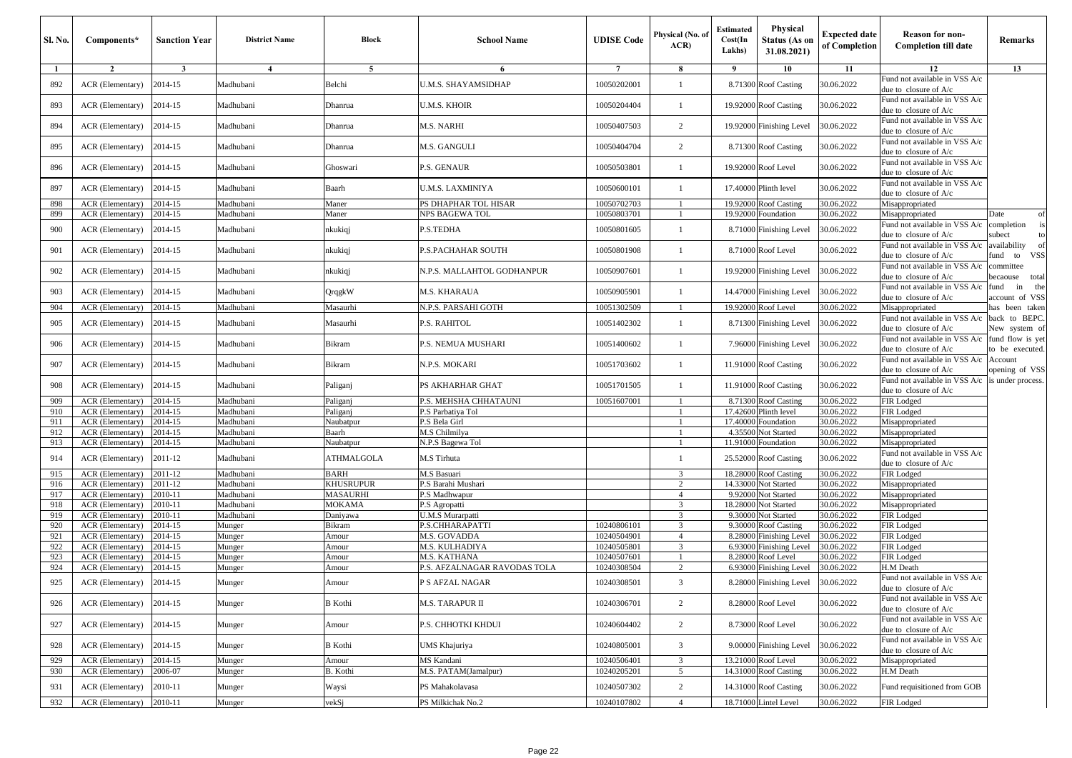| Sl. No. | Components* | Sanction Year | District Name | Block | School Name | UDISE Code | Physical (No. of ACR) | Estimated Cost(In Lakhs) | Physical Status (As on 31.08.2021) | Expected date of Completion | Reason for non-Completion till date | Remarks |
|---|---|---|---|---|---|---|---|---|---|---|---|---|
| 1 | 2 | 3 | 4 | 5 | 6 | 7 | 8 | 9 | 10 | 11 | 12 | 13 |
| 892 | ACR (Elementary) | 2014-15 | Madhubani | Belchi | U.M.S. SHAYAMSIDHAP | 10050202001 | 1 | 8.71300 | Roof Casting | 30.06.2022 | Fund not available in VSS A/c due to closure of A/c | |
| 893 | ACR (Elementary) | 2014-15 | Madhubani | Dhanrua | U.M.S. KHOIR | 10050204404 | 1 | 19.92000 | Roof Casting | 30.06.2022 | Fund not available in VSS A/c due to closure of A/c | |
| 894 | ACR (Elementary) | 2014-15 | Madhubani | Dhanrua | M.S. NARHI | 10050407503 | 2 | 19.92000 | Finishing Level | 30.06.2022 | Fund not available in VSS A/c due to closure of A/c | |
| 895 | ACR (Elementary) | 2014-15 | Madhubani | Dhanrua | M.S. GANGULI | 10050404704 | 2 | 8.71300 | Roof Casting | 30.06.2022 | Fund not available in VSS A/c due to closure of A/c | |
| 896 | ACR (Elementary) | 2014-15 | Madhubani | Ghoswari | P.S. GENAUR | 10050503801 | 1 | 19.92000 | Roof Level | 30.06.2022 | Fund not available in VSS A/c due to closure of A/c | |
| 897 | ACR (Elementary) | 2014-15 | Madhubani | Baarh | U.M.S. LAXMINIYA | 10050600101 | 1 | 17.40000 | Plinth level | 30.06.2022 | Fund not available in VSS A/c due to closure of A/c | |
| 898 | ACR (Elementary) | 2014-15 | Madhubani | Maner | PS DHAPHAR TOL HISAR | 10050702703 | 1 | 19.92000 | Roof Casting | 30.06.2022 | Misappropriated | |
| 899 | ACR (Elementary) | 2014-15 | Madhubani | Maner | NPS BAGEWA TOL | 10050803701 | 1 | 19.92000 | Foundation | 30.06.2022 | Misappropriated | Date of completion is subect to availability of fund to VSS committee becaouse total fund in the account of VSS has been taken back to BEPC. New system of fund flow is yet to be executed. Account opening of VSS is under process. |
| 900 | ACR (Elementary) | 2014-15 | Madhubani | nkukiqj | P.S.TEDHA | 10050801605 | 1 | 8.71000 | Finishing Level | 30.06.2022 | Fund not available in VSS A/c due to closure of A/c | |
| 901 | ACR (Elementary) | 2014-15 | Madhubani | nkukiqj | P.S.PACHAHAR SOUTH | 10050801908 | 1 | 8.71000 | Roof Level | 30.06.2022 | Fund not available in VSS A/c due to closure of A/c | |
| 902 | ACR (Elementary) | 2014-15 | Madhubani | nkukiqj | N.P.S. MALLAHTOL GODHANPUR | 10050907601 | 1 | 19.92000 | Finishing Level | 30.06.2022 | Fund not available in VSS A/c due to closure of A/c | |
| 903 | ACR (Elementary) | 2014-15 | Madhubani | QrqgkW | M.S. KHARAUA | 10050905901 | 1 | 14.47000 | Finishing Level | 30.06.2022 | Fund not available in VSS A/c due to closure of A/c | |
| 904 | ACR (Elementary) | 2014-15 | Madhubani | Masaurhi | N.P.S. PARSAHI GOTH | 10051302509 | 1 | 19.92000 | Roof Level | 30.06.2022 | Misappropriated | |
| 905 | ACR (Elementary) | 2014-15 | Madhubani | Masaurhi | P.S. RAHITOL | 10051402302 | 1 | 8.71300 | Finishing Level | 30.06.2022 | Fund not available in VSS A/c due to closure of A/c | |
| 906 | ACR (Elementary) | 2014-15 | Madhubani | Bikram | P.S. NEMUA MUSHARI | 10051400602 | 1 | 7.96000 | Finishing Level | 30.06.2022 | Fund not available in VSS A/c due to closure of A/c | |
| 907 | ACR (Elementary) | 2014-15 | Madhubani | Bikram | N.P.S. MOKARI | 10051703602 | 1 | 11.91000 | Roof Casting | 30.06.2022 | Fund not available in VSS A/c due to closure of A/c | |
| 908 | ACR (Elementary) | 2014-15 | Madhubani | Paliganj | PS AKHARHAR GHAT | 10051701505 | 1 | 11.91000 | Roof Casting | 30.06.2022 | Fund not available in VSS A/c due to closure of A/c | |
| 909 | ACR (Elementary) | 2014-15 | Madhubani | Paliganj | P.S. MEHSHA CHHATAUNI | 10051607001 | 1 | 8.71300 | Roof Casting | 30.06.2022 | FIR Lodged | |
| 910 | ACR (Elementary) | 2014-15 | Madhubani | Paliganj | P.S Parbatiya Tol | | 1 | 17.42600 | Plinth level | 30.06.2022 | FIR Lodged | |
| 911 | ACR (Elementary) | 2014-15 | Madhubani | Naubatpur | P.S Bela Girl | | 1 | 17.40000 | Foundation | 30.06.2022 | Misappropriated | |
| 912 | ACR (Elementary) | 2014-15 | Madhubani | Baarh | M.S Chilmilya | | 1 | 4.35500 | Not Started | 30.06.2022 | Misappropriated | |
| 913 | ACR (Elementary) | 2014-15 | Madhubani | Naubatpur | N.P.S Bagewa Tol | | 1 | 11.91000 | Foundation | 30.06.2022 | Misappropriated | |
| 914 | ACR (Elementary) | 2011-12 | Madhubani | ATHMALGOLA | M.S Tirhuta | | 1 | 25.52000 | Roof Casting | 30.06.2022 | Fund not available in VSS A/c due to closure of A/c | |
| 915 | ACR (Elementary) | 2011-12 | Madhubani | BARH | M.S Basuari | | 3 | 18.28000 | Roof Casting | 30.06.2022 | FIR Lodged | |
| 916 | ACR (Elementary) | 2011-12 | Madhubani | KHUSRUPUR | P.S Barahi Mushari | | 2 | 14.33000 | Not Started | 30.06.2022 | Misappropriated | |
| 917 | ACR (Elementary) | 2010-11 | Madhubani | MASAURHI | P.S Madhwapur | | 4 | 9.92000 | Not Started | 30.06.2022 | Misappropriated | |
| 918 | ACR (Elementary) | 2010-11 | Madhubani | MOKAMA | P.S Agropatti | | 3 | 18.28000 | Not Started | 30.06.2022 | Misappropriated | |
| 919 | ACR (Elementary) | 2010-11 | Madhubani | Daniyawa | U.M.S Murarpatti | | 3 | 9.30000 | Not Started | 30.06.2022 | FIR Lodged | |
| 920 | ACR (Elementary) | 2014-15 | Munger | Bikram | P.S.CHHARAPATTI | 10240806101 | 3 | 9.30000 | Roof Casting | 30.06.2022 | FIR Lodged | |
| 921 | ACR (Elementary) | 2014-15 | Munger | Amour | M.S. GOVADDA | 10240504901 | 4 | 8.28000 | Finishing Level | 30.06.2022 | FIR Lodged | |
| 922 | ACR (Elementary) | 2014-15 | Munger | Amour | M.S. KULHADIYA | 10240505801 | 3 | 6.93000 | Finishing Level | 30.06.2022 | FIR Lodged | |
| 923 | ACR (Elementary) | 2014-15 | Munger | Amour | M.S. KATHANA | 10240507601 | 1 | 8.28000 | Roof Level | 30.06.2022 | FIR Lodged | |
| 924 | ACR (Elementary) | 2014-15 | Munger | Amour | P.S. AFZALNAGAR RAVODAS TOLA | 10240308504 | 2 | 6.93000 | Finishing Level | 30.06.2022 | H.M Death | |
| 925 | ACR (Elementary) | 2014-15 | Munger | Amour | P S AFZAL NAGAR | 10240308501 | 3 | 8.28000 | Finishing Level | 30.06.2022 | Fund not available in VSS A/c due to closure of A/c | |
| 926 | ACR (Elementary) | 2014-15 | Munger | B Kothi | M.S. TARAPUR II | 10240306701 | 2 | 8.28000 | Roof Level | 30.06.2022 | Fund not available in VSS A/c due to closure of A/c | |
| 927 | ACR (Elementary) | 2014-15 | Munger | Amour | P.S. CHHOTKI KHDUI | 10240604402 | 2 | 8.73000 | Roof Level | 30.06.2022 | Fund not available in VSS A/c due to closure of A/c | |
| 928 | ACR (Elementary) | 2014-15 | Munger | B Kothi | UMS Khajuriya | 10240805001 | 3 | 9.00000 | Finishing Level | 30.06.2022 | Fund not available in VSS A/c due to closure of A/c | |
| 929 | ACR (Elementary) | 2014-15 | Munger | Amour | MS Kandani | 10240506401 | 3 | 13.21000 | Roof Level | 30.06.2022 | Misappropriated | |
| 930 | ACR (Elementary) | 2006-07 | Munger | B. Kothi | M.S. PATAM(Jamalpur) | 10240205201 | 5 | 14.31000 | Roof Casting | 30.06.2022 | H.M Death | |
| 931 | ACR (Elementary) | 2010-11 | Munger | Waysi | PS Mahakolavasa | 10240507302 | 2 | 14.31000 | Roof Casting | 30.06.2022 | Fund requisitioned from GOB | |
| 932 | ACR (Elementary) | 2010-11 | Munger | vekSj | PS Milkichak No.2 | 10240107802 | 4 | 18.71000 | Lintel Level | 30.06.2022 | FIR Lodged | |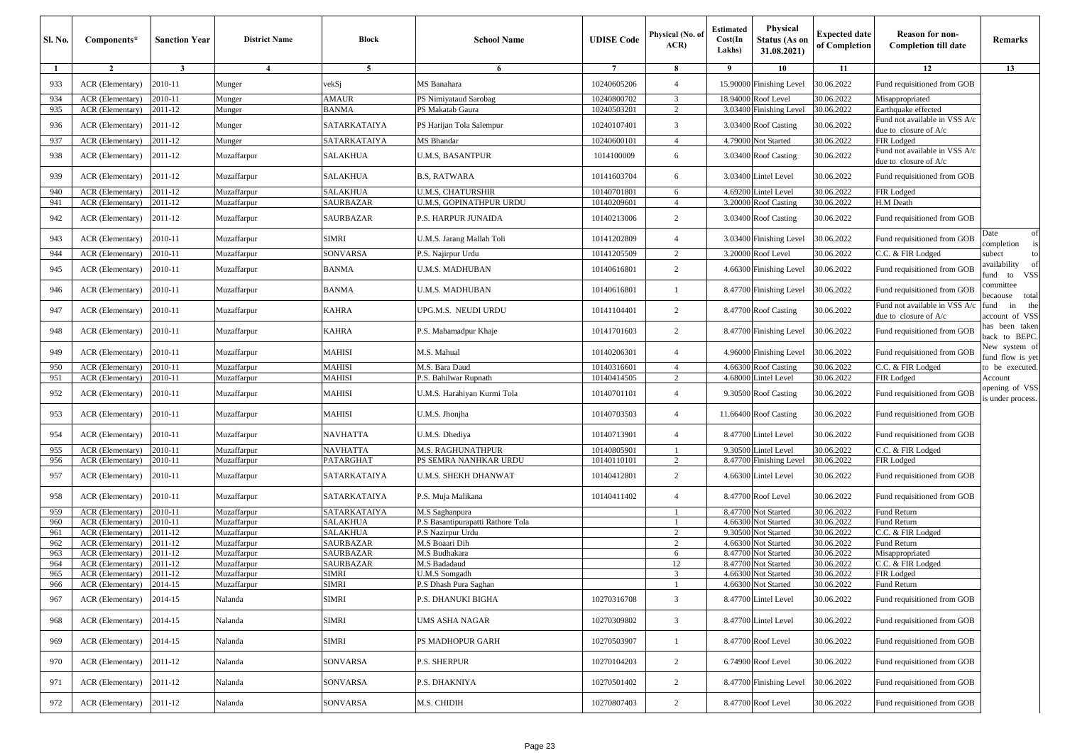| Sl. No. | Components* | Sanction Year | District Name | Block | School Name | UDISE Code | Physical (No. of ACR) | Estimated Cost(In Lakhs) | Physical Status (As on 31.08.2021) | Expected date of Completion | Reason for non-Completion till date | Remarks |
|---|---|---|---|---|---|---|---|---|---|---|---|---|
| 1 | 2 | 3 | 4 | 5 | 6 | 7 | 8 | 9 | 10 | 11 | 12 | 13 |
| 933 | ACR (Elementary) | 2010-11 | Munger | vekSj | MS Banahara | 10240605206 | 4 | 15.90000 | Finishing Level | 30.06.2022 | Fund requisitioned from GOB | |
| 934 | ACR (Elementary) | 2010-11 | Munger | AMAUR | PS Nimiyataud Sarobag | 10240800702 | 3 | 18.94000 | Roof Level | 30.06.2022 | Misappropriated | |
| 935 | ACR (Elementary) | 2011-12 | Munger | BANMA | PS Makatab Gaura | 10240503201 | 2 | 3.03400 | Finishing Level | 30.06.2022 | Earthquake effected | |
| 936 | ACR (Elementary) | 2011-12 | Munger | SATARKATAIYA | PS Harijan Tola Salempur | 10240107401 | 3 | 3.03400 | Roof Casting | 30.06.2022 | Fund not available in VSS A/c due to closure of A/c | |
| 937 | ACR (Elementary) | 2011-12 | Munger | SATARKATAIYA | MS Bhandar | 10240600101 | 4 | 4.79000 | Not Started | 30.06.2022 | FIR Lodged | |
| 938 | ACR (Elementary) | 2011-12 | Muzaffarpur | SALAKHUA | U.M.S, BASANTPUR | 1014100009 | 6 | 3.03400 | Roof Casting | 30.06.2022 | Fund not available in VSS A/c due to closure of A/c | |
| 939 | ACR (Elementary) | 2011-12 | Muzaffarpur | SALAKHUA | B.S, RATWARA | 10141603704 | 6 | 3.03400 | Lintel Level | 30.06.2022 | Fund requisitioned from GOB | |
| 940 | ACR (Elementary) | 2011-12 | Muzaffarpur | SALAKHUA | U.M.S, CHATURSHIR | 10140701801 | 6 | 4.69200 | Lintel Level | 30.06.2022 | FIR Lodged | |
| 941 | ACR (Elementary) | 2011-12 | Muzaffarpur | SAURBAZAR | U.M.S, GOPINATHPUR URDU | 10140209601 | 4 | 3.20000 | Roof Casting | 30.06.2022 | H.M Death | |
| 942 | ACR (Elementary) | 2011-12 | Muzaffarpur | SAURBAZAR | P.S. HARPUR JUNAIDA | 10140213006 | 2 | 3.03400 | Roof Casting | 30.06.2022 | Fund requisitioned from GOB | |
| 943 | ACR (Elementary) | 2010-11 | Muzaffarpur | SIMRI | U.M.S. Jarang Mallah Toli | 10141202809 | 4 | 3.03400 | Finishing Level | 30.06.2022 | Fund requisitioned from GOB | Date of completion is subect to availability of fund to VSS committee becaouse total fund in the account of VSS has been taken back to BEPC. New system of fund flow is yet to be executed. Account opening of VSS is under process. |
| 944 | ACR (Elementary) | 2010-11 | Muzaffarpur | SONVARSA | P.S. Najirpur Urdu | 10141205509 | 2 | 3.20000 | Roof Level | 30.06.2022 | C.C. & FIR Lodged | |
| 945 | ACR (Elementary) | 2010-11 | Muzaffarpur | BANMA | U.M.S. MADHUBAN | 10140616801 | 2 | 4.66300 | Finishing Level | 30.06.2022 | Fund requisitioned from GOB | |
| 946 | ACR (Elementary) | 2010-11 | Muzaffarpur | BANMA | U.M.S. MADHUBAN | 10140616801 | 1 | 8.47700 | Finishing Level | 30.06.2022 | Fund requisitioned from GOB | |
| 947 | ACR (Elementary) | 2010-11 | Muzaffarpur | KAHRA | UPG.M.S. NEUDI URDU | 10141104401 | 2 | 8.47700 | Roof Casting | 30.06.2022 | Fund not available in VSS A/c due to closure of A/c | |
| 948 | ACR (Elementary) | 2010-11 | Muzaffarpur | KAHRA | P.S. Mahamadpur Khaje | 10141701603 | 2 | 8.47700 | Finishing Level | 30.06.2022 | Fund requisitioned from GOB | |
| 949 | ACR (Elementary) | 2010-11 | Muzaffarpur | MAHISI | M.S. Mahual | 10140206301 | 4 | 4.96000 | Finishing Level | 30.06.2022 | Fund requisitioned from GOB | |
| 950 | ACR (Elementary) | 2010-11 | Muzaffarpur | MAHISI | M.S. Bara Daud | 10140316601 | 4 | 4.66300 | Roof Casting | 30.06.2022 | C.C. & FIR Lodged | |
| 951 | ACR (Elementary) | 2010-11 | Muzaffarpur | MAHISI | P.S. Bahilwar Rupnath | 10140414505 | 2 | 4.68000 | Lintel Level | 30.06.2022 | FIR Lodged | |
| 952 | ACR (Elementary) | 2010-11 | Muzaffarpur | MAHISI | U.M.S. Harahiyan Kurmi Tola | 10140701101 | 4 | 9.30500 | Roof Casting | 30.06.2022 | Fund requisitioned from GOB | |
| 953 | ACR (Elementary) | 2010-11 | Muzaffarpur | MAHISI | U.M.S. Jhonjha | 10140703503 | 4 | 11.66400 | Roof Casting | 30.06.2022 | Fund requisitioned from GOB | |
| 954 | ACR (Elementary) | 2010-11 | Muzaffarpur | NAVHATTA | U.M.S. Dhediya | 10140713901 | 4 | 8.47700 | Lintel Level | 30.06.2022 | Fund requisitioned from GOB | |
| 955 | ACR (Elementary) | 2010-11 | Muzaffarpur | NAVHATTA | M.S. RAGHUNATHPUR | 10140805901 | 1 | 9.30500 | Lintel Level | 30.06.2022 | C.C. & FIR Lodged | |
| 956 | ACR (Elementary) | 2010-11 | Muzaffarpur | PATARGHAT | PS SEMRA NANHKAR URDU | 10140110101 | 2 | 8.47700 | Finishing Level | 30.06.2022 | FIR Lodged | |
| 957 | ACR (Elementary) | 2010-11 | Muzaffarpur | SATARKATAIYA | U.M.S. SHEKH DHANWAT | 10140412801 | 2 | 4.66300 | Lintel Level | 30.06.2022 | Fund requisitioned from GOB | |
| 958 | ACR (Elementary) | 2010-11 | Muzaffarpur | SATARKATAIYA | P.S. Muja Malikana | 10140411402 | 4 | 8.47700 | Roof Level | 30.06.2022 | Fund requisitioned from GOB | |
| 959 | ACR (Elementary) | 2010-11 | Muzaffarpur | SATARKATAIYA | M.S Saghanpura | | 1 | 8.47700 | Not Started | 30.06.2022 | Fund Return | |
| 960 | ACR (Elementary) | 2010-11 | Muzaffarpur | SALAKHUA | P.S Basantipurapatti Rathore Tola | | 1 | 4.66300 | Not Started | 30.06.2022 | Fund Return | |
| 961 | ACR (Elementary) | 2011-12 | Muzaffarpur | SALAKHUA | P.S Nazirpur Urdu | | 2 | 9.30500 | Not Started | 30.06.2022 | C.C. & FIR Lodged | |
| 962 | ACR (Elementary) | 2011-12 | Muzaffarpur | SAURBAZAR | M.S Boaari Dih | | 2 | 4.66300 | Not Started | 30.06.2022 | Fund Return | |
| 963 | ACR (Elementary) | 2011-12 | Muzaffarpur | SAURBAZAR | M.S Budhakara | | 6 | 8.47700 | Not Started | 30.06.2022 | Misappropriated | |
| 964 | ACR (Elementary) | 2011-12 | Muzaffarpur | SAURBAZAR | M.S Badadaud | | 12 | 8.47700 | Not Started | 30.06.2022 | C.C. & FIR Lodged | |
| 965 | ACR (Elementary) | 2011-12 | Muzaffarpur | SIMRI | U.M.S Somgadh | | 3 | 4.66300 | Not Started | 30.06.2022 | FIR Lodged | |
| 966 | ACR (Elementary) | 2014-15 | Muzaffarpur | SIMRI | P.S Dhash Pura Saghan | | 1 | 4.66300 | Not Started | 30.06.2022 | Fund Return | |
| 967 | ACR (Elementary) | 2014-15 | Nalanda | SIMRI | P.S. DHANUKI BIGHA | 10270316708 | 3 | 8.47700 | Lintel Level | 30.06.2022 | Fund requisitioned from GOB | |
| 968 | ACR (Elementary) | 2014-15 | Nalanda | SIMRI | UMS ASHA NAGAR | 10270309802 | 3 | 8.47700 | Lintel Level | 30.06.2022 | Fund requisitioned from GOB | |
| 969 | ACR (Elementary) | 2014-15 | Nalanda | SIMRI | PS MADHOPUR GARH | 10270503907 | 1 | 8.47700 | Roof Level | 30.06.2022 | Fund requisitioned from GOB | |
| 970 | ACR (Elementary) | 2011-12 | Nalanda | SONVARSA | P.S. SHERPUR | 10270104203 | 2 | 6.74900 | Roof Level | 30.06.2022 | Fund requisitioned from GOB | |
| 971 | ACR (Elementary) | 2011-12 | Nalanda | SONVARSA | P.S. DHAKNIYA | 10270501402 | 2 | 8.47700 | Finishing Level | 30.06.2022 | Fund requisitioned from GOB | |
| 972 | ACR (Elementary) | 2011-12 | Nalanda | SONVARSA | M.S. CHIDIH | 10270807403 | 2 | 8.47700 | Roof Level | 30.06.2022 | Fund requisitioned from GOB | |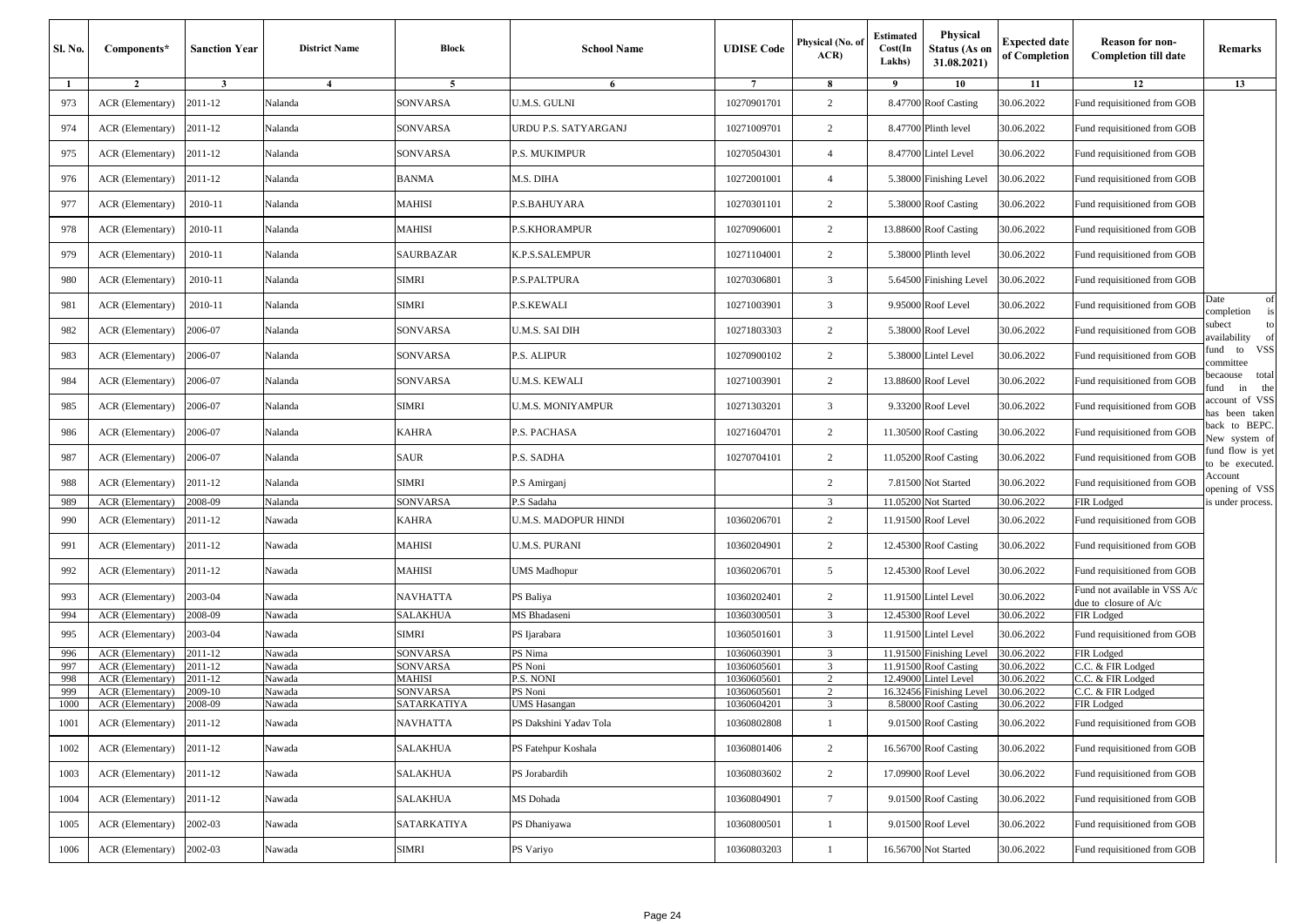| Sl. No. | Components* | Sanction Year | District Name | Block | School Name | UDISE Code | Physical (No. of ACR) | Estimated Cost(In Lakhs) | Physical Status (As on 31.08.2021) | Expected date of Completion | Reason for non-Completion till date | Remarks |
|---|---|---|---|---|---|---|---|---|---|---|---|---|
| 1 | 2 | 3 | 4 | 5 | 6 | 7 | 8 | 9 | 10 | 11 | 12 | 13 |
| 973 | ACR (Elementary) | 2011-12 | Nalanda | SONVARSA | U.M.S. GULNI | 10270901701 | 2 | 8.47700 | Roof Casting | 30.06.2022 | Fund requisitioned from GOB | |
| 974 | ACR (Elementary) | 2011-12 | Nalanda | SONVARSA | URDU P.S. SATYARGANJ | 10271009701 | 2 | 8.47700 | Plinth level | 30.06.2022 | Fund requisitioned from GOB | |
| 975 | ACR (Elementary) | 2011-12 | Nalanda | SONVARSA | P.S. MUKIMPUR | 10270504301 | 4 | 8.47700 | Lintel Level | 30.06.2022 | Fund requisitioned from GOB | |
| 976 | ACR (Elementary) | 2011-12 | Nalanda | BANMA | M.S. DIHA | 10272001001 | 4 | 5.38000 | Finishing Level | 30.06.2022 | Fund requisitioned from GOB | |
| 977 | ACR (Elementary) | 2010-11 | Nalanda | MAHISI | P.S.BAHUYARA | 10270301101 | 2 | 5.38000 | Roof Casting | 30.06.2022 | Fund requisitioned from GOB | |
| 978 | ACR (Elementary) | 2010-11 | Nalanda | MAHISI | P.S.KHORAMPUR | 10270906001 | 2 | 13.88600 | Roof Casting | 30.06.2022 | Fund requisitioned from GOB | |
| 979 | ACR (Elementary) | 2010-11 | Nalanda | SAURBAZAR | K.P.S.SALEMPUR | 10271104001 | 2 | 5.38000 | Plinth level | 30.06.2022 | Fund requisitioned from GOB | |
| 980 | ACR (Elementary) | 2010-11 | Nalanda | SIMRI | P.S.PALTPURA | 10270306801 | 3 | 5.64500 | Finishing Level | 30.06.2022 | Fund requisitioned from GOB | |
| 981 | ACR (Elementary) | 2010-11 | Nalanda | SIMRI | P.S.KEWALI | 10271003901 | 3 | 9.95000 | Roof Level | 30.06.2022 | Fund requisitioned from GOB | Date of completion is subect to availability of fund to VSS committee becaouse total fund in the account of VSS has been taken back to BEPC. New system of fund flow is yet to be executed. Account opening of VSS is under process. |
| 982 | ACR (Elementary) | 2006-07 | Nalanda | SONVARSA | U.M.S. SAI DIH | 10271803303 | 2 | 5.38000 | Roof Level | 30.06.2022 | Fund requisitioned from GOB | |
| 983 | ACR (Elementary) | 2006-07 | Nalanda | SONVARSA | P.S. ALIPUR | 10270900102 | 2 | 5.38000 | Lintel Level | 30.06.2022 | Fund requisitioned from GOB | |
| 984 | ACR (Elementary) | 2006-07 | Nalanda | SONVARSA | U.M.S. KEWALI | 10271003901 | 2 | 13.88600 | Roof Level | 30.06.2022 | Fund requisitioned from GOB | |
| 985 | ACR (Elementary) | 2006-07 | Nalanda | SIMRI | U.M.S. MONIYAMPUR | 10271303201 | 3 | 9.33200 | Roof Level | 30.06.2022 | Fund requisitioned from GOB | |
| 986 | ACR (Elementary) | 2006-07 | Nalanda | KAHRA | P.S. PACHASA | 10271604701 | 2 | 11.30500 | Roof Casting | 30.06.2022 | Fund requisitioned from GOB | |
| 987 | ACR (Elementary) | 2006-07 | Nalanda | SAUR | P.S. SADHA | 10270704101 | 2 | 11.05200 | Roof Casting | 30.06.2022 | Fund requisitioned from GOB | |
| 988 | ACR (Elementary) | 2011-12 | Nalanda | SIMRI | P.S Amirganj | | 2 | 7.81500 | Not Started | 30.06.2022 | Fund requisitioned from GOB | |
| 989 | ACR (Elementary) | 2008-09 | Nalanda | SONVARSA | P.S Sadaha | | 3 | 11.05200 | Not Started | 30.06.2022 | FIR Lodged | |
| 990 | ACR (Elementary) | 2011-12 | Nawada | KAHRA | U.M.S. MADOPUR HINDI | 10360206701 | 2 | 11.91500 | Roof Level | 30.06.2022 | Fund requisitioned from GOB | |
| 991 | ACR (Elementary) | 2011-12 | Nawada | MAHISI | U.M.S. PURANI | 10360204901 | 2 | 12.45300 | Roof Casting | 30.06.2022 | Fund requisitioned from GOB | |
| 992 | ACR (Elementary) | 2011-12 | Nawada | MAHISI | UMS Madhopur | 10360206701 | 5 | 12.45300 | Roof Level | 30.06.2022 | Fund requisitioned from GOB | |
| 993 | ACR (Elementary) | 2003-04 | Nawada | NAVHATTA | PS Baliya | 10360202401 | 2 | 11.91500 | Lintel Level | 30.06.2022 | Fund not available in VSS A/c due to closure of A/c | |
| 994 | ACR (Elementary) | 2008-09 | Nawada | SALAKHUA | MS Bhadaseni | 10360300501 | 3 | 12.45300 | Roof Level | 30.06.2022 | FIR Lodged | |
| 995 | ACR (Elementary) | 2003-04 | Nawada | SIMRI | PS Ijarabara | 10360501601 | 3 | 11.91500 | Lintel Level | 30.06.2022 | Fund requisitioned from GOB | |
| 996 | ACR (Elementary) | 2011-12 | Nawada | SONVARSA | PS Nima | 10360603901 | 3 | 11.91500 | Finishing Level | 30.06.2022 | FIR Lodged | |
| 997 | ACR (Elementary) | 2011-12 | Nawada | SONVARSA | PS Noni | 10360605601 | 3 | 11.91500 | Roof Casting | 30.06.2022 | C.C. & FIR Lodged | |
| 998 | ACR (Elementary) | 2011-12 | Nawada | MAHISI | P.S. NONI | 10360605601 | 2 | 12.49000 | Lintel Level | 30.06.2022 | C.C. & FIR Lodged | |
| 999 | ACR (Elementary) | 2009-10 | Nawada | SONVARSA | PS Noni | 10360605601 | 2 | 16.32456 | Finishing Level | 30.06.2022 | C.C. & FIR Lodged | |
| 1000 | ACR (Elementary) | 2008-09 | Nawada | SATARKATIYA | UMS Hasangan | 10360604201 | 3 | 8.58000 | Roof Casting | 30.06.2022 | FIR Lodged | |
| 1001 | ACR (Elementary) | 2011-12 | Nawada | NAVHATTA | PS Dakshini Yadav Tola | 10360802808 | 1 | 9.01500 | Roof Casting | 30.06.2022 | Fund requisitioned from GOB | |
| 1002 | ACR (Elementary) | 2011-12 | Nawada | SALAKHUA | PS Fatehpur Koshala | 10360801406 | 2 | 16.56700 | Roof Casting | 30.06.2022 | Fund requisitioned from GOB | |
| 1003 | ACR (Elementary) | 2011-12 | Nawada | SALAKHUA | PS Jorabardih | 10360803602 | 2 | 17.09900 | Roof Level | 30.06.2022 | Fund requisitioned from GOB | |
| 1004 | ACR (Elementary) | 2011-12 | Nawada | SALAKHUA | MS Dohada | 10360804901 | 7 | 9.01500 | Roof Casting | 30.06.2022 | Fund requisitioned from GOB | |
| 1005 | ACR (Elementary) | 2002-03 | Nawada | SATARKATIYA | PS Dhaniyawa | 10360800501 | 1 | 9.01500 | Roof Level | 30.06.2022 | Fund requisitioned from GOB | |
| 1006 | ACR (Elementary) | 2002-03 | Nawada | SIMRI | PS Variyo | 10360803203 | 1 | 16.56700 | Not Started | 30.06.2022 | Fund requisitioned from GOB | |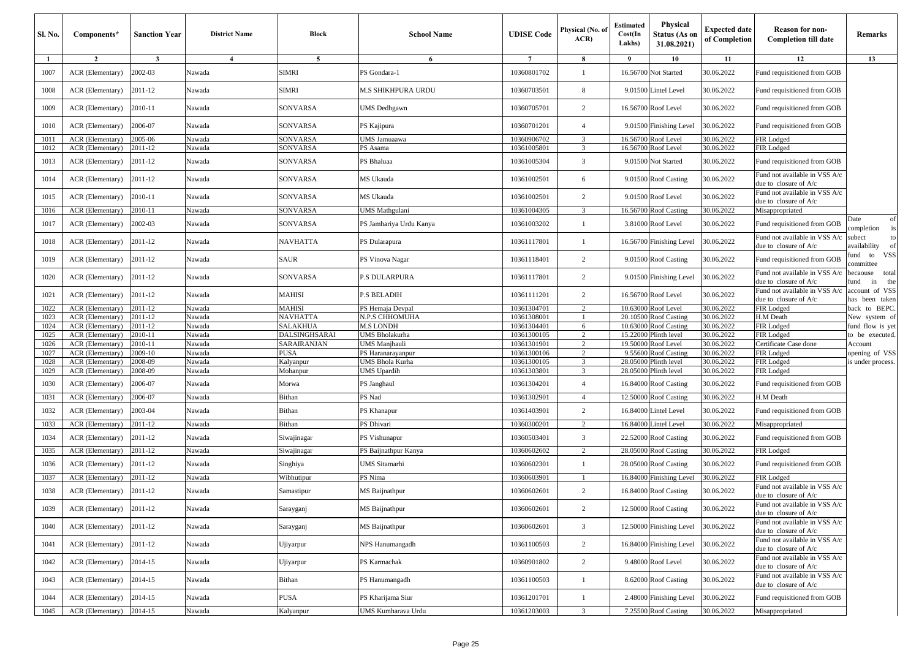| Sl. No. | Components* | Sanction Year | District Name | Block | School Name | UDISE Code | Physical (No. of ACR) | Estimated Cost(In Lakhs) | Physical Status (As on 31.08.2021) | Expected date of Completion | Reason for non-Completion till date | Remarks |
|---|---|---|---|---|---|---|---|---|---|---|---|---|
| 1 | 2 | 3 | 4 | 5 | 6 | 7 | 8 | 9 | 10 | 11 | 12 | 13 |
| 1007 | ACR (Elementary) | 2002-03 | Nawada | SIMRI | PS Gondara-1 | 10360801702 | 1 | 16.56700 | Not Started | 30.06.2022 | Fund requisitioned from GOB | |
| 1008 | ACR (Elementary) | 2011-12 | Nawada | SIMRI | M.S SHIKHPURA URDU | 10360703501 | 8 | 9.01500 | Lintel Level | 30.06.2022 | Fund requisitioned from GOB | |
| 1009 | ACR (Elementary) | 2010-11 | Nawada | SONVARSA | UMS Dedhgawn | 10360705701 | 2 | 16.56700 | Roof Level | 30.06.2022 | Fund requisitioned from GOB | |
| 1010 | ACR (Elementary) | 2006-07 | Nawada | SONVARSA | PS Kajipura | 10360701201 | 4 | 9.01500 | Finishing Level | 30.06.2022 | Fund requisitioned from GOB | |
| 1011 | ACR (Elementary) | 2005-06 | Nawada | SONVARSA | UMS Jamuaawa | 10360906702 | 3 | 16.56700 | Roof Level | 30.06.2022 | FIR Lodged | |
| 1012 | ACR (Elementary) | 2011-12 | Nawada | SONVARSA | PS Asama | 10361005801 | 3 | 16.56700 | Roof Level | 30.06.2022 | FIR Lodged | |
| 1013 | ACR (Elementary) | 2011-12 | Nawada | SONVARSA | PS Bhaluaa | 10361005304 | 3 | 9.01500 | Not Started | 30.06.2022 | Fund requisitioned from GOB | |
| 1014 | ACR (Elementary) | 2011-12 | Nawada | SONVARSA | MS Ukauda | 10361002501 | 6 | 9.01500 | Roof Casting | 30.06.2022 | Fund not available in VSS A/c due to closure of A/c | |
| 1015 | ACR (Elementary) | 2010-11 | Nawada | SONVARSA | MS Ukauda | 10361002501 | 2 | 9.01500 | Roof Level | 30.06.2022 | Fund not available in VSS A/c due to closure of A/c | |
| 1016 | ACR (Elementary) | 2010-11 | Nawada | SONVARSA | UMS Mathgulani | 10361004305 | 3 | 16.56700 | Roof Casting | 30.06.2022 | Misappropriated | |
| 1017 | ACR (Elementary) | 2002-03 | Nawada | SONVARSA | PS Jamhariya Urdu Kanya | 10361003202 | 1 | 3.81000 | Roof Level | 30.06.2022 | Fund requisitioned from GOB | Date of completion is subect to availability of fund to VSS committee becaouse total fund in the account of VSS has been taken back to BEPC. New system of fund flow is yet to be executed. Account opening of VSS is under process. |
| 1018 | ACR (Elementary) | 2011-12 | Nawada | NAVHATTA | PS Dularapura | 10361117801 | 1 | 16.56700 | Finishing Level | 30.06.2022 | Fund not available in VSS A/c due to closure of A/c | |
| 1019 | ACR (Elementary) | 2011-12 | Nawada | SAUR | PS Vinova Nagar | 10361118401 | 2 | 9.01500 | Roof Casting | 30.06.2022 | Fund requisitioned from GOB | |
| 1020 | ACR (Elementary) | 2011-12 | Nawada | SONVARSA | P.S DULARPURA | 10361117801 | 2 | 9.01500 | Finishing Level | 30.06.2022 | Fund not available in VSS A/c due to closure of A/c | |
| 1021 | ACR (Elementary) | 2011-12 | Nawada | MAHISI | P.S BELADIH | 10361111201 | 2 | 16.56700 | Roof Level | 30.06.2022 | Fund not available in VSS A/c due to closure of A/c | |
| 1022 | ACR (Elementary) | 2011-12 | Nawada | MAHISI | PS Hemaja Devpal | 10361304701 | 2 | 10.63000 | Roof Level | 30.06.2022 | FIR Lodged | |
| 1023 | ACR (Elementary) | 2011-12 | Nawada | NAVHATTA | N.P.S CHHOMUHA | 10361308001 | 1 | 20.10500 | Roof Casting | 30.06.2022 | H.M Death | |
| 1024 | ACR (Elementary) | 2011-12 | Nawada | SALAKHUA | M.S LONDH | 10361304401 | 6 | 10.63000 | Roof Casting | 30.06.2022 | FIR Lodged | |
| 1025 | ACR (Elementary) | 2010-11 | Nawada | DALSINGHSARAI | UMS Bholakurha | 10361300105 | 2 | 15.22000 | Plinth level | 30.06.2022 | FIR Lodged | |
| 1026 | ACR (Elementary) | 2010-11 | Nawada | SARAIRANJAN | UMS Manjhauli | 10361301901 | 2 | 19.50000 | Roof Level | 30.06.2022 | Certificate Case done | |
| 1027 | ACR (Elementary) | 2009-10 | Nawada | PUSA | PS Haranarayanpur | 10361300106 | 2 | 9.55600 | Roof Casting | 30.06.2022 | FIR Lodged | |
| 1028 | ACR (Elementary) | 2008-09 | Nawada | Kalyanpur | UMS Bhola Kurha | 10361300105 | 3 | 28.05000 | Plinth level | 30.06.2022 | FIR Lodged | |
| 1029 | ACR (Elementary) | 2008-09 | Nawada | Mohanpur | UMS Upardih | 10361303801 | 3 | 28.05000 | Plinth level | 30.06.2022 | FIR Lodged | |
| 1030 | ACR (Elementary) | 2006-07 | Nawada | Morwa | PS Janghaul | 10361304201 | 4 | 16.84000 | Roof Casting | 30.06.2022 | Fund requisitioned from GOB | |
| 1031 | ACR (Elementary) | 2006-07 | Nawada | Bithan | PS Nad | 10361302901 | 4 | 12.50000 | Roof Casting | 30.06.2022 | H.M Death | |
| 1032 | ACR (Elementary) | 2003-04 | Nawada | Bithan | PS Khanapur | 10361403901 | 2 | 16.84000 | Lintel Level | 30.06.2022 | Fund requisitioned from GOB | |
| 1033 | ACR (Elementary) | 2011-12 | Nawada | Bithan | PS Dhivari | 10360300201 | 2 | 16.84000 | Lintel Level | 30.06.2022 | Misappropriated | |
| 1034 | ACR (Elementary) | 2011-12 | Nawada | Siwajinagar | PS Vishunapur | 10360503401 | 3 | 22.52000 | Roof Casting | 30.06.2022 | Fund requisitioned from GOB | |
| 1035 | ACR (Elementary) | 2011-12 | Nawada | Siwajinagar | PS Baijnathpur Kanya | 10360602602 | 2 | 28.05000 | Roof Casting | 30.06.2022 | FIR Lodged | |
| 1036 | ACR (Elementary) | 2011-12 | Nawada | Singhiya | UMS Sitamarhi | 10360602301 | 1 | 28.05000 | Roof Casting | 30.06.2022 | Fund requisitioned from GOB | |
| 1037 | ACR (Elementary) | 2011-12 | Nawada | Wibhutipur | PS Nima | 10360603901 | 1 | 16.84000 | Finishing Level | 30.06.2022 | FIR Lodged | |
| 1038 | ACR (Elementary) | 2011-12 | Nawada | Samastipur | MS Baijnathpur | 10360602601 | 2 | 16.84000 | Roof Casting | 30.06.2022 | Fund not available in VSS A/c due to closure of A/c | |
| 1039 | ACR (Elementary) | 2011-12 | Nawada | Sarayganj | MS Baijnathpur | 10360602601 | 2 | 12.50000 | Roof Casting | 30.06.2022 | Fund not available in VSS A/c due to closure of A/c | |
| 1040 | ACR (Elementary) | 2011-12 | Nawada | Sarayganj | MS Baijnathpur | 10360602601 | 3 | 12.50000 | Finishing Level | 30.06.2022 | Fund not available in VSS A/c due to closure of A/c | |
| 1041 | ACR (Elementary) | 2011-12 | Nawada | Ujiyarpur | NPS Hanumangadh | 10361100503 | 2 | 16.84000 | Finishing Level | 30.06.2022 | Fund not available in VSS A/c due to closure of A/c | |
| 1042 | ACR (Elementary) | 2014-15 | Nawada | Ujiyarpur | PS Karmachak | 10360901802 | 2 | 9.48000 | Roof Level | 30.06.2022 | Fund not available in VSS A/c due to closure of A/c | |
| 1043 | ACR (Elementary) | 2014-15 | Nawada | Bithan | PS Hanumangadh | 10361100503 | 1 | 8.62000 | Roof Casting | 30.06.2022 | Fund not available in VSS A/c due to closure of A/c | |
| 1044 | ACR (Elementary) | 2014-15 | Nawada | PUSA | PS Kharijama Siur | 10361201701 | 1 | 2.48000 | Finishing Level | 30.06.2022 | Fund requisitioned from GOB | |
| 1045 | ACR (Elementary) | 2014-15 | Nawada | Kalyanpur | UMS Kumharava Urdu | 10361203003 | 3 | 7.25500 | Roof Casting | 30.06.2022 | Misappropriated | |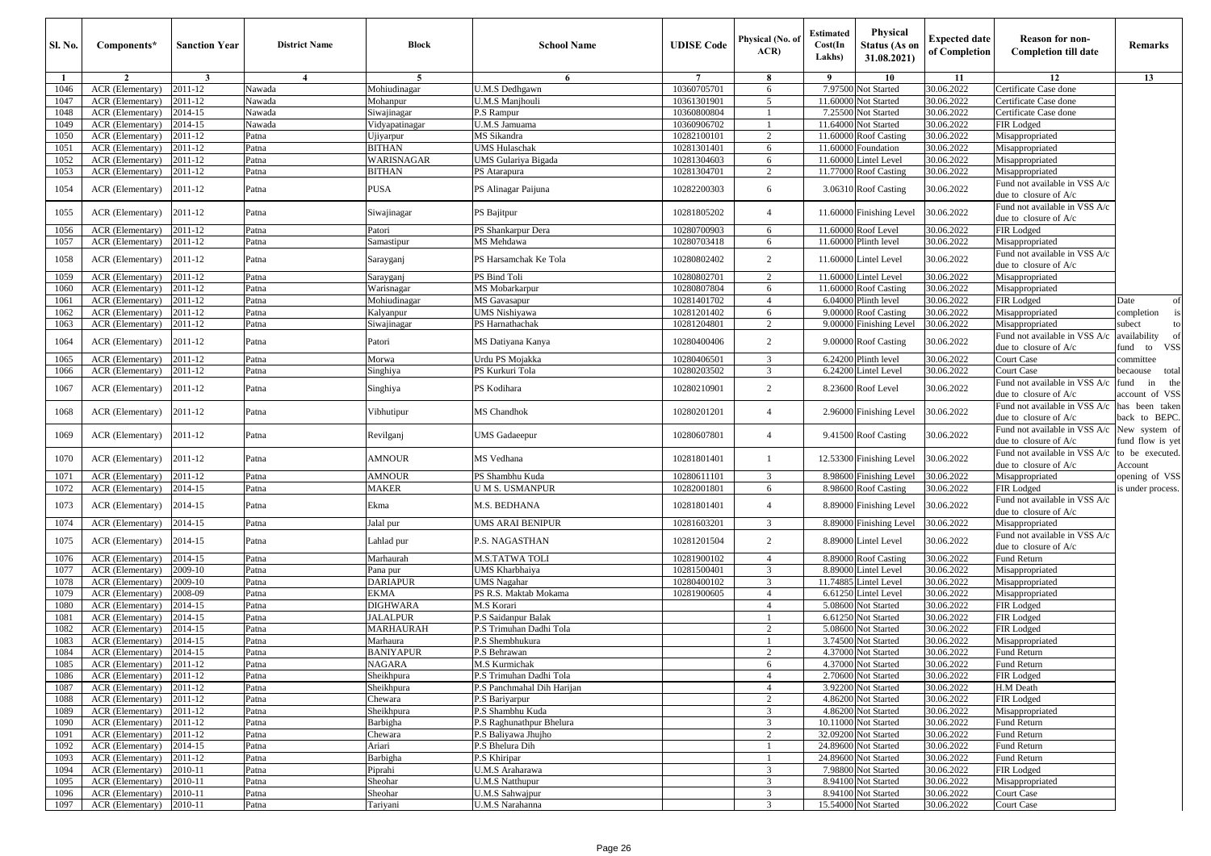| Sl. No. | Components* | Sanction Year | District Name | Block | School Name | UDISE Code | Physical (No. of ACR) | Estimated Cost(In Lakhs) | Physical Status (As on 31.08.2021) | Expected date of Completion | Reason for non-Completion till date | Remarks |
|---|---|---|---|---|---|---|---|---|---|---|---|---|
| 1 | 2 | 3 | 4 | 5 | 6 | 7 | 8 | 9 | 10 | 11 | 12 | 13 |
| 1046 | ACR (Elementary) | 2011-12 | Nawada | Mohiudinagar | U.M.S Dedhgawn | 10360705701 | 6 | 7.97500 | Not Started | 30.06.2022 | Certificate Case done | |
| 1047 | ACR (Elementary) | 2011-12 | Nawada | Mohanpur | U.M.S Manjhouli | 10361301901 | 5 | 11.60000 | Not Started | 30.06.2022 | Certificate Case done | |
| 1048 | ACR (Elementary) | 2014-15 | Nawada | Siwajinagar | P.S Rampur | 10360800804 | 1 | 7.25500 | Not Started | 30.06.2022 | Certificate Case done | |
| 1049 | ACR (Elementary) | 2014-15 | Nawada | Vidyapatinagar | U.M.S Jamuama | 10360906702 | 1 | 11.64000 | Not Started | 30.06.2022 | FIR Lodged | |
| 1050 | ACR (Elementary) | 2011-12 | Patna | Ujiyarpur | MS Sikandra | 10282100101 | 2 | 11.60000 | Roof Casting | 30.06.2022 | Misappropriated | |
| 1051 | ACR (Elementary) | 2011-12 | Patna | BITHAN | UMS Hulaschak | 10281301401 | 6 | 11.60000 | Foundation | 30.06.2022 | Misappropriated | |
| 1052 | ACR (Elementary) | 2011-12 | Patna | WARISNAGAR | UMS Gulariya Bigada | 10281304603 | 6 | 11.60000 | Lintel Level | 30.06.2022 | Misappropriated | |
| 1053 | ACR (Elementary) | 2011-12 | Patna | BITHAN | PS Atarapura | 10281304701 | 2 | 11.77000 | Roof Casting | 30.06.2022 | Misappropriated | |
| 1054 | ACR (Elementary) | 2011-12 | Patna | PUSA | PS Alinagar Paijuna | 10282200303 | 6 | 3.06310 | Roof Casting | 30.06.2022 | Fund not available in VSS A/c due to closure of A/c | |
| 1055 | ACR (Elementary) | 2011-12 | Patna | Siwajinagar | PS Bajitpur | 10281805202 | 4 | 11.60000 | Finishing Level | 30.06.2022 | Fund not available in VSS A/c due to closure of A/c | |
| 1056 | ACR (Elementary) | 2011-12 | Patna | Patori | PS Shankarpur Dera | 10280700903 | 6 | 11.60000 | Roof Level | 30.06.2022 | FIR Lodged | |
| 1057 | ACR (Elementary) | 2011-12 | Patna | Samastipur | MS Mehdawa | 10280703418 | 6 | 11.60000 | Plinth level | 30.06.2022 | Misappropriated | |
| 1058 | ACR (Elementary) | 2011-12 | Patna | Sarayganj | PS Harsamchak Ke Tola | 10280802402 | 2 | 11.60000 | Lintel Level | 30.06.2022 | Fund not available in VSS A/c due to closure of A/c | |
| 1059 | ACR (Elementary) | 2011-12 | Patna | Sarayganj | PS Bind Toli | 10280802701 | 2 | 11.60000 | Lintel Level | 30.06.2022 | Misappropriated | |
| 1060 | ACR (Elementary) | 2011-12 | Patna | Warisnagar | MS Mobarkarpur | 10280807804 | 6 | 11.60000 | Roof Casting | 30.06.2022 | Misappropriated | |
| 1061 | ACR (Elementary) | 2011-12 | Patna | Mohiudinagar | MS Gavasapur | 10281401702 | 4 | 6.04000 | Plinth level | 30.06.2022 | FIR Lodged | Date of completion is subect to availability of fund to VSS committee becaouse total fund in the account of VSS has been taken back to BEPC. New system of fund flow is yet to be executed. Account opening of VSS is under process. |
| 1062 | ACR (Elementary) | 2011-12 | Patna | Kalyanpur | UMS Nishiyawa | 10281201402 | 6 | 9.00000 | Roof Casting | 30.06.2022 | Misappropriated | |
| 1063 | ACR (Elementary) | 2011-12 | Patna | Siwajinagar | PS Harnathachak | 10281204801 | 2 | 9.00000 | Finishing Level | 30.06.2022 | Misappropriated | |
| 1064 | ACR (Elementary) | 2011-12 | Patna | Patori | MS Datiyana Kanya | 10280400406 | 2 | 9.00000 | Roof Casting | 30.06.2022 | Fund not available in VSS A/c due to closure of A/c | |
| 1065 | ACR (Elementary) | 2011-12 | Patna | Morwa | Urdu PS Mojakka | 10280406501 | 3 | 6.24200 | Plinth level | 30.06.2022 | Court Case | |
| 1066 | ACR (Elementary) | 2011-12 | Patna | Singhiya | PS Kurkuri Tola | 10280203502 | 3 | 6.24200 | Lintel Level | 30.06.2022 | Court Case | |
| 1067 | ACR (Elementary) | 2011-12 | Patna | Singhiya | PS Kodihara | 10280210901 | 2 | 8.23600 | Roof Level | 30.06.2022 | Fund not available in VSS A/c due to closure of A/c | |
| 1068 | ACR (Elementary) | 2011-12 | Patna | Vibhutipur | MS Chandhok | 10280201201 | 4 | 2.96000 | Finishing Level | 30.06.2022 | Fund not available in VSS A/c due to closure of A/c | |
| 1069 | ACR (Elementary) | 2011-12 | Patna | Revilganj | UMS Gadaeepur | 10280607801 | 4 | 9.41500 | Roof Casting | 30.06.2022 | Fund not available in VSS A/c due to closure of A/c | |
| 1070 | ACR (Elementary) | 2011-12 | Patna | AMNOUR | MS Vedhana | 10281801401 | 1 | 12.53300 | Finishing Level | 30.06.2022 | Fund not available in VSS A/c due to closure of A/c | |
| 1071 | ACR (Elementary) | 2011-12 | Patna | AMNOUR | PS Shambhu Kuda | 10280611101 | 3 | 8.98600 | Finishing Level | 30.06.2022 | Misappropriated | |
| 1072 | ACR (Elementary) | 2014-15 | Patna | MAKER | U M S. USMANPUR | 10282001801 | 6 | 8.98600 | Roof Casting | 30.06.2022 | FIR Lodged | |
| 1073 | ACR (Elementary) | 2014-15 | Patna | Ekma | M.S. BEDHANA | 10281801401 | 4 | 8.89000 | Finishing Level | 30.06.2022 | Fund not available in VSS A/c due to closure of A/c | |
| 1074 | ACR (Elementary) | 2014-15 | Patna | Jalal pur | UMS ARAI BENIPUR | 10281603201 | 3 | 8.89000 | Finishing Level | 30.06.2022 | Misappropriated | |
| 1075 | ACR (Elementary) | 2014-15 | Patna | Lahlad pur | P.S. NAGASTHAN | 10281201504 | 2 | 8.89000 | Lintel Level | 30.06.2022 | Fund not available in VSS A/c due to closure of A/c | |
| 1076 | ACR (Elementary) | 2014-15 | Patna | Marhaurah | M.S.TATWA TOLI | 10281900102 | 4 | 8.89000 | Roof Casting | 30.06.2022 | Fund Return | |
| 1077 | ACR (Elementary) | 2009-10 | Patna | Pana pur | UMS Kharbhaiya | 10281500401 | 3 | 8.89000 | Lintel Level | 30.06.2022 | Misappropriated | |
| 1078 | ACR (Elementary) | 2009-10 | Patna | DARIAPUR | UMS Nagahar | 10280400102 | 3 | 11.74885 | Lintel Level | 30.06.2022 | Misappropriated | |
| 1079 | ACR (Elementary) | 2008-09 | Patna | EKMA | PS R.S. Maktab Mokama | 10281900605 | 4 | 6.61250 | Lintel Level | 30.06.2022 | Misappropriated | |
| 1080 | ACR (Elementary) | 2014-15 | Patna | DIGHWARA | M.S Korari | | 4 | 5.08600 | Not Started | 30.06.2022 | FIR Lodged | |
| 1081 | ACR (Elementary) | 2014-15 | Patna | JALALPUR | P.S Saidanpur Balak | | 1 | 6.61250 | Not Started | 30.06.2022 | FIR Lodged | |
| 1082 | ACR (Elementary) | 2014-15 | Patna | MARHAURAH | P.S Trimuhan Dadhi Tola | | 2 | 5.08600 | Not Started | 30.06.2022 | FIR Lodged | |
| 1083 | ACR (Elementary) | 2014-15 | Patna | Marhaura | P.S Shembhukura | | 1 | 3.74500 | Not Started | 30.06.2022 | Misappropriated | |
| 1084 | ACR (Elementary) | 2014-15 | Patna | BANIYAPUR | P.S Behrawan | | 2 | 4.37000 | Not Started | 30.06.2022 | Fund Return | |
| 1085 | ACR (Elementary) | 2011-12 | Patna | NAGARA | M.S Kurmichak | | 6 | 4.37000 | Not Started | 30.06.2022 | Fund Return | |
| 1086 | ACR (Elementary) | 2011-12 | Patna | Sheikhpura | P.S Trimuhan Dadhi Tola | | 4 | 2.70600 | Not Started | 30.06.2022 | FIR Lodged | |
| 1087 | ACR (Elementary) | 2011-12 | Patna | Sheikhpura | P.S Panchmahal Dih Harijan | | 4 | 3.92200 | Not Started | 30.06.2022 | H.M Death | |
| 1088 | ACR (Elementary) | 2011-12 | Patna | Chewara | P.S Bariyarpur | | 2 | 4.86200 | Not Started | 30.06.2022 | FIR Lodged | |
| 1089 | ACR (Elementary) | 2011-12 | Patna | Sheikhpura | P.S Shambhu Kuda | | 3 | 4.86200 | Not Started | 30.06.2022 | Misappropriated | |
| 1090 | ACR (Elementary) | 2011-12 | Patna | Barbigha | P.S Raghunathpur Bhelura | | 3 | 10.11000 | Not Started | 30.06.2022 | Fund Return | |
| 1091 | ACR (Elementary) | 2011-12 | Patna | Chewara | P.S Baliyawa Jhujho | | 2 | 32.09200 | Not Started | 30.06.2022 | Fund Return | |
| 1092 | ACR (Elementary) | 2014-15 | Patna | Ariari | P.S Bhelura Dih | | 1 | 24.89600 | Not Started | 30.06.2022 | Fund Return | |
| 1093 | ACR (Elementary) | 2011-12 | Patna | Barbigha | P.S Khiripar | | 1 | 24.89600 | Not Started | 30.06.2022 | Fund Return | |
| 1094 | ACR (Elementary) | 2010-11 | Patna | Piprahi | U.M.S Araharawa | | 3 | 7.98800 | Not Started | 30.06.2022 | FIR Lodged | |
| 1095 | ACR (Elementary) | 2010-11 | Patna | Sheohar | U.M.S Natthupur | | 3 | 8.94100 | Not Started | 30.06.2022 | Misappropriated | |
| 1096 | ACR (Elementary) | 2010-11 | Patna | Sheohar | U.M.S Sahwajpur | | 3 | 8.94100 | Not Started | 30.06.2022 | Court Case | |
| 1097 | ACR (Elementary) | 2010-11 | Patna | Tariyani | U.M.S Narahanna | | 3 | 15.54000 | Not Started | 30.06.2022 | Court Case | |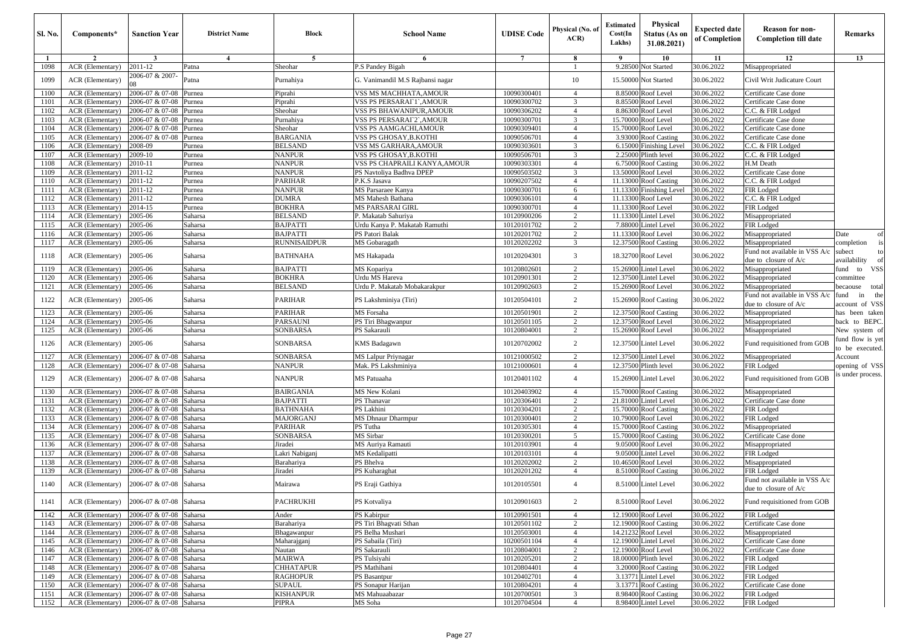| Sl. No. | Components* | Sanction Year | District Name | Block | School Name | UDISE Code | Physical (No. of ACR) | Estimated Cost(In Lakhs) | Physical Status (As on 31.08.2021) | Expected date of Completion | Reason for non-Completion till date | Remarks |
|---|---|---|---|---|---|---|---|---|---|---|---|---|
| 1 | 2 | 3 | 4 | 5 | 6 | 7 | 8 | 9 | 10 | 11 | 12 | 13 |
| 1098 | ACR (Elementary) | 2011-12 | Patna | Sheohar | P.S Pandey Bigah | | 1 | 9.28500 | Not Started | 30.06.2022 | Misappropriated | |
| 1099 | ACR (Elementary) | 2006-07 & 2007-08 | Patna | Purnahiya | G. Vanimandil M.S Rajbansi nagar | | 10 | 15.50000 | Not Started | 30.06.2022 | Civil Writ Judicature Court | |
| 1100 | ACR (Elementary) | 2006-07 & 07-08 | Purnea | Piprahi | VSS MS MACHHATA,AMOUR | 10090300401 | 4 | 8.85000 | Roof Level | 30.06.2022 | Certificate Case done | |
| 1101 | ACR (Elementary) | 2006-07 & 07-08 | Purnea | Piprahi | VSS PS PERSARAI`1`,AMOUR | 10090300702 | 3 | 8.85500 | Roof Level | 30.06.2022 | Certificate Case done | |
| 1102 | ACR (Elementary) | 2006-07 & 07-08 | Purnea | Sheohar | VSS PS BHAWANIPUR,AMOUR | 10090306202 | 4 | 8.86300 | Roof Level | 30.06.2022 | C.C. & FIR Lodged | |
| 1103 | ACR (Elementary) | 2006-07 & 07-08 | Purnea | Purnahiya | VSS PS PERSARAI`2`,AMOUR | 10090300701 | 3 | 15.70000 | Roof Level | 30.06.2022 | Certificate Case done | |
| 1104 | ACR (Elementary) | 2006-07 & 07-08 | Purnea | Sheohar | VSS PS AAMGACHI,AMOUR | 10090309401 | 4 | 15.70000 | Roof Level | 30.06.2022 | Certificate Case done | |
| 1105 | ACR (Elementary) | 2006-07 & 07-08 | Purnea | BARGANIA | VSS PS GHOSAY,B.KOTHI | 10090506701 | 4 | 3.93000 | Roof Casting | 30.06.2022 | Certificate Case done | |
| 1106 | ACR (Elementary) | 2008-09 | Purnea | BELSAND | VSS MS GARHARA,AMOUR | 10090303601 | 3 | 6.15000 | Finishing Level | 30.06.2022 | C.C. & FIR Lodged | |
| 1107 | ACR (Elementary) | 2009-10 | Purnea | NANPUR | VSS PS GHOSAY,B.KOTHI | 10090506701 | 3 | 2.25000 | Plinth level | 30.06.2022 | C.C. & FIR Lodged | |
| 1108 | ACR (Elementary) | 2010-11 | Purnea | NANPUR | VSS PS CHAPRAILI KANYA,AMOUR | 10090303301 | 4 | 6.75000 | Roof Casting | 30.06.2022 | H.M Death | |
| 1109 | ACR (Elementary) | 2011-12 | Purnea | NANPUR | PS Navtoliya Badhva DPEP | 10090503502 | 3 | 13.50000 | Roof Level | 30.06.2022 | Certificate Case done | |
| 1110 | ACR (Elementary) | 2011-12 | Purnea | PARIHAR | P.K.S Jasava | 10090207502 | 4 | 11.13000 | Roof Casting | 30.06.2022 | C.C. & FIR Lodged | |
| 1111 | ACR (Elementary) | 2011-12 | Purnea | NANPUR | MS Parsaraee Kanya | 10090300701 | 6 | 11.13300 | Finishing Level | 30.06.2022 | FIR Lodged | |
| 1112 | ACR (Elementary) | 2011-12 | Purnea | DUMRA | MS Mahesh Bathana | 10090306101 | 4 | 11.13300 | Roof Level | 30.06.2022 | C.C. & FIR Lodged | |
| 1113 | ACR (Elementary) | 2014-15 | Purnea | BOKHRA | MS PARSARAI GIRL | 10090300701 | 4 | 11.13300 | Roof Level | 30.06.2022 | FIR Lodged | |
| 1114 | ACR (Elementary) | 2005-06 | Saharsa | BELSAND | P. Makatab Sahuriya | 10120900206 | 2 | 11.13300 | Lintel Level | 30.06.2022 | Misappropriated | |
| 1115 | ACR (Elementary) | 2005-06 | Saharsa | BAJPATTI | Urdu Kanya P. Makatab Ramuthi | 10120101702 | 2 | 7.88000 | Lintel Level | 30.06.2022 | FIR Lodged | |
| 1116 | ACR (Elementary) | 2005-06 | Saharsa | BAJPATTI | PS Patori Balak | 10120201702 | 2 | 11.13300 | Roof Level | 30.06.2022 | Misappropriated | Date of completion is subect to availability of fund to VSS committee becaouse total fund in the account of VSS has been taken back to BEPC. New system of fund flow is yet to be executed. Account opening of VSS is under process. |
| 1117 | ACR (Elementary) | 2005-06 | Saharsa | RUNNISAIDPUR | MS Gobaragath | 10120202202 | 3 | 12.37500 | Roof Casting | 30.06.2022 | Misappropriated | |
| 1118 | ACR (Elementary) | 2005-06 | Saharsa | BATHNAHA | MS Hakapada | 10120204301 | 3 | 18.32700 | Roof Level | 30.06.2022 | Fund not available in VSS A/c due to closure of A/c | |
| 1119 | ACR (Elementary) | 2005-06 | Saharsa | BAJPATTI | MS Kopariya | 10120802601 | 2 | 15.26900 | Lintel Level | 30.06.2022 | Misappropriated | |
| 1120 | ACR (Elementary) | 2005-06 | Saharsa | BOKHRA | Urdu MS Hareva | 10120901301 | 2 | 12.37500 | Lintel Level | 30.06.2022 | Misappropriated | |
| 1121 | ACR (Elementary) | 2005-06 | Saharsa | BELSAND | Urdu P. Makatab Mobakarakpur | 10120902603 | 2 | 15.26900 | Roof Level | 30.06.2022 | Misappropriated | |
| 1122 | ACR (Elementary) | 2005-06 | Saharsa | PARIHAR | PS Lakshminiya (Tiri) | 10120504101 | 2 | 15.26900 | Roof Casting | 30.06.2022 | Fund not available in VSS A/c due to closure of A/c | |
| 1123 | ACR (Elementary) | 2005-06 | Saharsa | PARIHAR | MS Forsaha | 10120501901 | 2 | 12.37500 | Roof Casting | 30.06.2022 | Misappropriated | |
| 1124 | ACR (Elementary) | 2005-06 | Saharsa | PARSAUNI | PS Tiri Bhagwanpur | 10120501105 | 2 | 12.37500 | Roof Level | 30.06.2022 | Misappropriated | |
| 1125 | ACR (Elementary) | 2005-06 | Saharsa | SONBARSA | PS Sakarauli | 10120804001 | 2 | 15.26900 | Roof Level | 30.06.2022 | Misappropriated | |
| 1126 | ACR (Elementary) | 2005-06 | Saharsa | SONBARSA | KMS Badagawn | 10120702002 | 2 | 12.37500 | Lintel Level | 30.06.2022 | Fund requisitioned from GOB | |
| 1127 | ACR (Elementary) | 2006-07 & 07-08 | Saharsa | SONBARSA | MS Lalpur Priynagar | 10121000502 | 2 | 12.37500 | Lintel Level | 30.06.2022 | Misappropriated | |
| 1128 | ACR (Elementary) | 2006-07 & 07-08 | Saharsa | NANPUR | Mak. PS Lakshminiya | 10121000601 | 4 | 12.37500 | Plinth level | 30.06.2022 | FIR Lodged | |
| 1129 | ACR (Elementary) | 2006-07 & 07-08 | Saharsa | NANPUR | MS Patuaaha | 10120401102 | 4 | 15.26900 | Lintel Level | 30.06.2022 | Fund requisitioned from GOB | |
| 1130 | ACR (Elementary) | 2006-07 & 07-08 | Saharsa | BAIRGANIA | MS New Kolani | 10120403902 | 4 | 15.70000 | Roof Casting | 30.06.2022 | Misappropriated | |
| 1131 | ACR (Elementary) | 2006-07 & 07-08 | Saharsa | BAJPATTI | PS Thanavar | 10120306401 | 2 | 21.81000 | Lintel Level | 30.06.2022 | Certificate Case done | |
| 1132 | ACR (Elementary) | 2006-07 & 07-08 | Saharsa | BATHNAHA | PS Lakhini | 10120304201 | 2 | 15.70000 | Roof Casting | 30.06.2022 | FIR Lodged | |
| 1133 | ACR (Elementary) | 2006-07 & 07-08 | Saharsa | MAJORGANJ | MS Dhnaur Dharmpur | 10120300401 | 2 | 10.79000 | Roof Level | 30.06.2022 | FIR Lodged | |
| 1134 | ACR (Elementary) | 2006-07 & 07-08 | Saharsa | PARIHAR | PS Tutha | 10120305301 | 4 | 15.70000 | Roof Casting | 30.06.2022 | Misappropriated | |
| 1135 | ACR (Elementary) | 2006-07 & 07-08 | Saharsa | SONBARSA | MS Sirbar | 10120300201 | 5 | 15.70000 | Roof Casting | 30.06.2022 | Certificate Case done | |
| 1136 | ACR (Elementary) | 2006-07 & 07-08 | Saharsa | Jiradei | MS Auriya Ramauti | 10120103901 | 4 | 9.05000 | Roof Level | 30.06.2022 | Misappropriated | |
| 1137 | ACR (Elementary) | 2006-07 & 07-08 | Saharsa | Lakri Nabiganj | MS Kedalipatti | 10120103101 | 4 | 9.05000 | Lintel Level | 30.06.2022 | FIR Lodged | |
| 1138 | ACR (Elementary) | 2006-07 & 07-08 | Saharsa | Barahariya | PS Bhelva | 10120202002 | 2 | 10.46500 | Roof Level | 30.06.2022 | Misappropriated | |
| 1139 | ACR (Elementary) | 2006-07 & 07-08 | Saharsa | Jiradei | PS Kuharaghat | 10120201202 | 4 | 8.51000 | Roof Casting | 30.06.2022 | FIR Lodged | |
| 1140 | ACR (Elementary) | 2006-07 & 07-08 | Saharsa | Mairawa | PS Eraji Gathiya | 10120105501 | 4 | 8.51000 | Lintel Level | 30.06.2022 | Fund not available in VSS A/c due to closure of A/c | |
| 1141 | ACR (Elementary) | 2006-07 & 07-08 | Saharsa | PACHRUKHI | PS Kotvaliya | 10120901603 | 2 | 8.51000 | Roof Level | 30.06.2022 | Fund requisitioned from GOB | |
| 1142 | ACR (Elementary) | 2006-07 & 07-08 | Saharsa | Ander | PS Kabirpur | 10120901501 | 4 | 12.19000 | Roof Level | 30.06.2022 | FIR Lodged | |
| 1143 | ACR (Elementary) | 2006-07 & 07-08 | Saharsa | Barahariya | PS Tiri Bhagvati Sthan | 10120501102 | 2 | 12.19000 | Roof Casting | 30.06.2022 | Certificate Case done | |
| 1144 | ACR (Elementary) | 2006-07 & 07-08 | Saharsa | Bhagawanpur | PS Belha Mushari | 10120503001 | 4 | 14.21232 | Roof Level | 30.06.2022 | Misappropriated | |
| 1145 | ACR (Elementary) | 2006-07 & 07-08 | Saharsa | Maharajganj | PS Sabaila (Tiri) | 10200501104 | 4 | 12.19000 | Lintel Level | 30.06.2022 | Certificate Case done | |
| 1146 | ACR (Elementary) | 2006-07 & 07-08 | Saharsa | Nautan | PS Sakarauli | 10120804001 | 2 | 12.19000 | Roof Level | 30.06.2022 | Certificate Case done | |
| 1147 | ACR (Elementary) | 2006-07 & 07-08 | Saharsa | MAIRWA | PS Tulsiyahi | 10120205201 | 2 | 18.00000 | Plinth level | 30.06.2022 | FIR Lodged | |
| 1148 | ACR (Elementary) | 2006-07 & 07-08 | Saharsa | CHHATAPUR | PS Mathihani | 10120804401 | 4 | 3.20000 | Roof Casting | 30.06.2022 | FIR Lodged | |
| 1149 | ACR (Elementary) | 2006-07 & 07-08 | Saharsa | RAGHOPUR | PS Basantpur | 10120402701 | 4 | 3.13771 | Lintel Level | 30.06.2022 | FIR Lodged | |
| 1150 | ACR (Elementary) | 2006-07 & 07-08 | Saharsa | SUPAUL | PS Sonapur Harijan | 10120804201 | 4 | 3.13771 | Roof Casting | 30.06.2022 | Certificate Case done | |
| 1151 | ACR (Elementary) | 2006-07 & 07-08 | Saharsa | KISHANPUR | MS Mahuaabazar | 10120700501 | 3 | 8.98400 | Roof Casting | 30.06.2022 | FIR Lodged | |
| 1152 | ACR (Elementary) | 2006-07 & 07-08 | Saharsa | PIPRA | MS Soha | 10120704504 | 4 | 8.98400 | Lintel Level | 30.06.2022 | FIR Lodged | |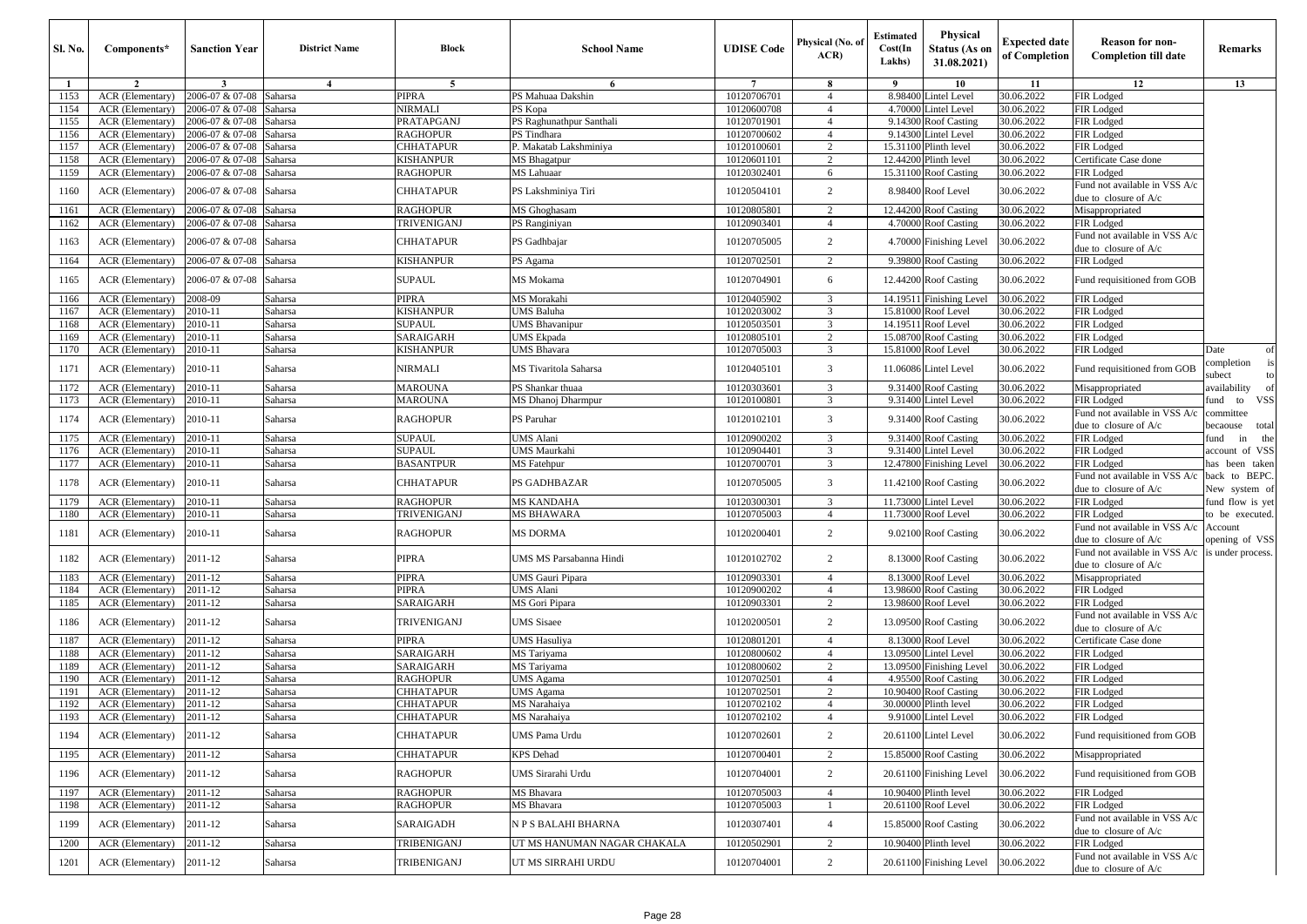| Sl. No. | Components* | Sanction Year | District Name | Block | School Name | UDISE Code | Physical (No. of ACR) | Estimated Cost(In Lakhs) | Physical Status (As on 31.08.2021) | Expected date of Completion | Reason for non-Completion till date | Remarks |
|---|---|---|---|---|---|---|---|---|---|---|---|---|
| 1 | 2 | 3 | 4 | 5 | 6 | 7 | 8 | 9 | 10 | 11 | 12 | 13 |
| 1153 | ACR (Elementary) | 2006-07 & 07-08 | Saharsa | PIPRA | PS Mahuaa Dakshin | 10120706701 | 4 | 8.98400 | Lintel Level | 30.06.2022 | FIR Lodged | |
| 1154 | ACR (Elementary) | 2006-07 & 07-08 | Saharsa | NIRMALI | PS Kopa | 10120600708 | 4 | 4.70000 | Lintel Level | 30.06.2022 | FIR Lodged | |
| 1155 | ACR (Elementary) | 2006-07 & 07-08 | Saharsa | PRATAPGANJ | PS Raghunathpur Santhali | 10120701901 | 4 | 9.14300 | Roof Casting | 30.06.2022 | FIR Lodged | |
| 1156 | ACR (Elementary) | 2006-07 & 07-08 | Saharsa | RAGHOPUR | PS Tindhara | 10120700602 | 4 | 9.14300 | Lintel Level | 30.06.2022 | FIR Lodged | |
| 1157 | ACR (Elementary) | 2006-07 & 07-08 | Saharsa | CHHATAPUR | P. Makatab Lakshminiya | 10120100601 | 2 | 15.31100 | Plinth level | 30.06.2022 | FIR Lodged | |
| 1158 | ACR (Elementary) | 2006-07 & 07-08 | Saharsa | KISHANPUR | MS Bhagatpur | 10120601101 | 2 | 12.44200 | Plinth level | 30.06.2022 | Certificate Case done | |
| 1159 | ACR (Elementary) | 2006-07 & 07-08 | Saharsa | RAGHOPUR | MS Lahuaar | 10120302401 | 6 | 15.31100 | Roof Casting | 30.06.2022 | FIR Lodged | |
| 1160 | ACR (Elementary) | 2006-07 & 07-08 | Saharsa | CHHATAPUR | PS Lakshminiya Tiri | 10120504101 | 2 | 8.98400 | Roof Level | 30.06.2022 | Fund not available in VSS A/c due to closure of A/c | |
| 1161 | ACR (Elementary) | 2006-07 & 07-08 | Saharsa | RAGHOPUR | MS Ghoghasam | 10120805801 | 2 | 12.44200 | Roof Casting | 30.06.2022 | Misappropriated | |
| 1162 | ACR (Elementary) | 2006-07 & 07-08 | Saharsa | TRIVENIGANJ | PS Ranginiyan | 10120903401 | 4 | 4.70000 | Roof Casting | 30.06.2022 | FIR Lodged | |
| 1163 | ACR (Elementary) | 2006-07 & 07-08 | Saharsa | CHHATAPUR | PS Gadhbajar | 10120705005 | 2 | 4.70000 | Finishing Level | 30.06.2022 | Fund not available in VSS A/c due to closure of A/c | |
| 1164 | ACR (Elementary) | 2006-07 & 07-08 | Saharsa | KISHANPUR | PS Agama | 10120702501 | 2 | 9.39800 | Roof Casting | 30.06.2022 | FIR Lodged | |
| 1165 | ACR (Elementary) | 2006-07 & 07-08 | Saharsa | SUPAUL | MS Mokama | 10120704901 | 6 | 12.44200 | Roof Casting | 30.06.2022 | Fund requisitioned from GOB | |
| 1166 | ACR (Elementary) | 2008-09 | Saharsa | PIPRA | MS Morakahi | 10120405902 | 3 | 14.19511 | Finishing Level | 30.06.2022 | FIR Lodged | |
| 1167 | ACR (Elementary) | 2010-11 | Saharsa | KISHANPUR | UMS Baluha | 10120203002 | 3 | 15.81000 | Roof Level | 30.06.2022 | FIR Lodged | |
| 1168 | ACR (Elementary) | 2010-11 | Saharsa | SUPAUL | UMS Bhavanipur | 10120503501 | 3 | 14.19511 | Roof Level | 30.06.2022 | FIR Lodged | |
| 1169 | ACR (Elementary) | 2010-11 | Saharsa | SARAIGARH | UMS Ekpada | 10120805101 | 2 | 15.08700 | Roof Casting | 30.06.2022 | FIR Lodged | |
| 1170 | ACR (Elementary) | 2010-11 | Saharsa | KISHANPUR | UMS Bhavara | 10120705003 | 3 | 15.81000 | Roof Level | 30.06.2022 | FIR Lodged | Date of completion is subect to availability of fund to VSS committee becaouse total fund in the account of VSS has been taken back to BEPC. New system of fund flow is yet to be executed. Account opening of VSS is under process. |
| 1171 | ACR (Elementary) | 2010-11 | Saharsa | NIRMALI | MS Tivaritola Saharsa | 10120405101 | 3 | 11.06086 | Lintel Level | 30.06.2022 | Fund requisitioned from GOB | |
| 1172 | ACR (Elementary) | 2010-11 | Saharsa | MAROUNA | PS Shankar thuaa | 10120303601 | 3 | 9.31400 | Roof Casting | 30.06.2022 | Misappropriated | |
| 1173 | ACR (Elementary) | 2010-11 | Saharsa | MAROUNA | MS Dhanoj Dharmpur | 10120100801 | 3 | 9.31400 | Lintel Level | 30.06.2022 | FIR Lodged | |
| 1174 | ACR (Elementary) | 2010-11 | Saharsa | RAGHOPUR | PS Paruhar | 10120102101 | 3 | 9.31400 | Roof Casting | 30.06.2022 | Fund not available in VSS A/c due to closure of A/c | |
| 1175 | ACR (Elementary) | 2010-11 | Saharsa | SUPAUL | UMS Alani | 10120900202 | 3 | 9.31400 | Roof Casting | 30.06.2022 | FIR Lodged | |
| 1176 | ACR (Elementary) | 2010-11 | Saharsa | SUPAUL | UMS Maurkahi | 10120904401 | 3 | 9.31400 | Lintel Level | 30.06.2022 | FIR Lodged | |
| 1177 | ACR (Elementary) | 2010-11 | Saharsa | BASANTPUR | MS Fatehpur | 10120700701 | 3 | 12.47800 | Finishing Level | 30.06.2022 | FIR Lodged | |
| 1178 | ACR (Elementary) | 2010-11 | Saharsa | CHHATAPUR | PS GADHBAZAR | 10120705005 | 3 | 11.42100 | Roof Casting | 30.06.2022 | Fund not available in VSS A/c due to closure of A/c | |
| 1179 | ACR (Elementary) | 2010-11 | Saharsa | RAGHOPUR | MS KANDAHA | 10120300301 | 3 | 11.73000 | Lintel Level | 30.06.2022 | FIR Lodged | |
| 1180 | ACR (Elementary) | 2010-11 | Saharsa | TRIVENIGANJ | MS BHAWARA | 10120705003 | 4 | 11.73000 | Roof Level | 30.06.2022 | FIR Lodged | |
| 1181 | ACR (Elementary) | 2010-11 | Saharsa | RAGHOPUR | MS DORMA | 10120200401 | 2 | 9.02100 | Roof Casting | 30.06.2022 | Fund not available in VSS A/c due to closure of A/c | |
| 1182 | ACR (Elementary) | 2011-12 | Saharsa | PIPRA | UMS MS Parsabanna Hindi | 10120102702 | 2 | 8.13000 | Roof Casting | 30.06.2022 | Fund not available in VSS A/c due to closure of A/c | |
| 1183 | ACR (Elementary) | 2011-12 | Saharsa | PIPRA | UMS Gauri Pipara | 10120903301 | 4 | 8.13000 | Roof Level | 30.06.2022 | Misappropriated | |
| 1184 | ACR (Elementary) | 2011-12 | Saharsa | PIPRA | UMS Alani | 10120900202 | 4 | 13.98600 | Roof Casting | 30.06.2022 | FIR Lodged | |
| 1185 | ACR (Elementary) | 2011-12 | Saharsa | SARAIGARH | MS Gori Pipara | 10120903301 | 2 | 13.98600 | Roof Level | 30.06.2022 | FIR Lodged | |
| 1186 | ACR (Elementary) | 2011-12 | Saharsa | TRIVENIGANJ | UMS Sisaee | 10120200501 | 2 | 13.09500 | Roof Casting | 30.06.2022 | Fund not available in VSS A/c due to closure of A/c | |
| 1187 | ACR (Elementary) | 2011-12 | Saharsa | PIPRA | UMS Hasuliya | 10120801201 | 4 | 8.13000 | Roof Level | 30.06.2022 | Certificate Case done | |
| 1188 | ACR (Elementary) | 2011-12 | Saharsa | SARAIGARH | MS Tariyama | 10120800602 | 4 | 13.09500 | Lintel Level | 30.06.2022 | FIR Lodged | |
| 1189 | ACR (Elementary) | 2011-12 | Saharsa | SARAIGARH | MS Tariyama | 10120800602 | 2 | 13.09500 | Finishing Level | 30.06.2022 | FIR Lodged | |
| 1190 | ACR (Elementary) | 2011-12 | Saharsa | RAGHOPUR | UMS Agama | 10120702501 | 4 | 4.95500 | Roof Casting | 30.06.2022 | FIR Lodged | |
| 1191 | ACR (Elementary) | 2011-12 | Saharsa | CHHATAPUR | UMS Agama | 10120702501 | 2 | 10.90400 | Roof Casting | 30.06.2022 | FIR Lodged | |
| 1192 | ACR (Elementary) | 2011-12 | Saharsa | CHHATAPUR | MS Narahaiya | 10120702102 | 4 | 30.00000 | Plinth level | 30.06.2022 | FIR Lodged | |
| 1193 | ACR (Elementary) | 2011-12 | Saharsa | CHHATAPUR | MS Narahaiya | 10120702102 | 4 | 9.91000 | Lintel Level | 30.06.2022 | FIR Lodged | |
| 1194 | ACR (Elementary) | 2011-12 | Saharsa | CHHATAPUR | UMS Pama Urdu | 10120702601 | 2 | 20.61100 | Lintel Level | 30.06.2022 | Fund requisitioned from GOB | |
| 1195 | ACR (Elementary) | 2011-12 | Saharsa | CHHATAPUR | KPS Dehad | 10120700401 | 2 | 15.85000 | Roof Casting | 30.06.2022 | Misappropriated | |
| 1196 | ACR (Elementary) | 2011-12 | Saharsa | RAGHOPUR | UMS Sirarahi Urdu | 10120704001 | 2 | 20.61100 | Finishing Level | 30.06.2022 | Fund requisitioned from GOB | |
| 1197 | ACR (Elementary) | 2011-12 | Saharsa | RAGHOPUR | MS Bhavara | 10120705003 | 4 | 10.90400 | Plinth level | 30.06.2022 | FIR Lodged | |
| 1198 | ACR (Elementary) | 2011-12 | Saharsa | RAGHOPUR | MS Bhavara | 10120705003 | 1 | 20.61100 | Roof Level | 30.06.2022 | FIR Lodged | |
| 1199 | ACR (Elementary) | 2011-12 | Saharsa | SARAIGADH | N P S BALAHI BHARNA | 10120307401 | 4 | 15.85000 | Roof Casting | 30.06.2022 | Fund not available in VSS A/c due to closure of A/c | |
| 1200 | ACR (Elementary) | 2011-12 | Saharsa | TRIBENIGANJ | UT MS HANUMAN NAGAR CHAKALA | 10120502901 | 2 | 10.90400 | Plinth level | 30.06.2022 | FIR Lodged | |
| 1201 | ACR (Elementary) | 2011-12 | Saharsa | TRIBENIGANJ | UT MS SIRRAHI URDU | 10120704001 | 2 | 20.61100 | Finishing Level | 30.06.2022 | Fund not available in VSS A/c due to closure of A/c | |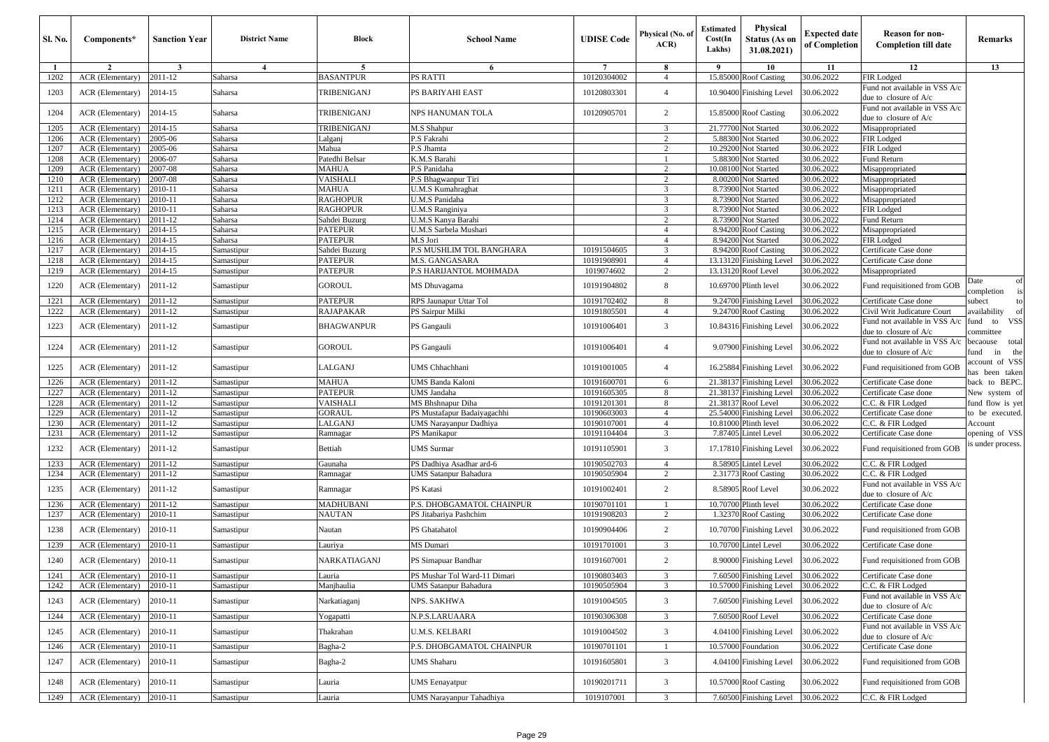| Sl. No. | Components* | Sanction Year | District Name | Block | School Name | UDISE Code | Physical (No. of ACR) | Estimated Cost(In Lakhs) | Physical Status (As on 31.08.2021) | Expected date of Completion | Reason for non-Completion till date | Remarks |
|---|---|---|---|---|---|---|---|---|---|---|---|---|
| 1 | 2 | 3 | 4 | 5 | 6 | 7 | 8 | 9 | 10 | 11 | 12 | 13 |
| 1202 | ACR (Elementary) | 2011-12 | Saharsa | BASANTPUR | PS RATTI | 10120304002 | 4 | 15.85000 | Roof Casting | 30.06.2022 | FIR Lodged | |
| 1203 | ACR (Elementary) | 2014-15 | Saharsa | TRIBENIGANJ | PS BARIYAHI EAST | 10120803301 | 4 | 10.90400 | Finishing Level | 30.06.2022 | Fund not available in VSS A/c due to closure of A/c | |
| 1204 | ACR (Elementary) | 2014-15 | Saharsa | TRIBENIGANJ | NPS HANUMAN TOLA | 10120905701 | 2 | 15.85000 | Roof Casting | 30.06.2022 | Fund not available in VSS A/c due to closure of A/c | |
| 1205 | ACR (Elementary) | 2014-15 | Saharsa | TRIBENIGANJ | M.S Shahpur | | 3 | 21.77700 | Not Started | 30.06.2022 | Misappropriated | |
| 1206 | ACR (Elementary) | 2005-06 | Saharsa | Lalganj | P.S Fakrahi | | 2 | 5.88300 | Not Started | 30.06.2022 | FIR Lodged | |
| 1207 | ACR (Elementary) | 2005-06 | Saharsa | Mahua | P.S Jhamta | | 2 | 10.29200 | Not Started | 30.06.2022 | FIR Lodged | |
| 1208 | ACR (Elementary) | 2006-07 | Saharsa | Patedhi Belsar | K.M.S Barahi | | 1 | 5.88300 | Not Started | 30.06.2022 | Fund Return | |
| 1209 | ACR (Elementary) | 2007-08 | Saharsa | MAHUA | P.S Panidaha | | 2 | 10.08100 | Not Started | 30.06.2022 | Misappropriated | |
| 1210 | ACR (Elementary) | 2007-08 | Saharsa | VAISHALI | P.S Bhagwanpur Tiri | | 2 | 8.00200 | Not Started | 30.06.2022 | Misappropriated | |
| 1211 | ACR (Elementary) | 2010-11 | Saharsa | MAHUA | U.M.S Kumahraghat | | 3 | 8.73900 | Not Started | 30.06.2022 | Misappropriated | |
| 1212 | ACR (Elementary) | 2010-11 | Saharsa | RAGHOPUR | U.M.S Panidaha | | 3 | 8.73900 | Not Started | 30.06.2022 | Misappropriated | |
| 1213 | ACR (Elementary) | 2010-11 | Saharsa | RAGHOPUR | U.M.S Ranginiya | | 3 | 8.73900 | Not Started | 30.06.2022 | FIR Lodged | |
| 1214 | ACR (Elementary) | 2011-12 | Saharsa | Sahdei Buzurg | U.M.S Kanya Barahi | | 2 | 8.73900 | Not Started | 30.06.2022 | Fund Return | |
| 1215 | ACR (Elementary) | 2014-15 | Saharsa | PATEPUR | U.M.S Sarbela Mushari | | 4 | 8.94200 | Roof Casting | 30.06.2022 | Misappropriated | |
| 1216 | ACR (Elementary) | 2014-15 | Saharsa | PATEPUR | M.S Jori | | 4 | 8.94200 | Not Started | 30.06.2022 | FIR Lodged | |
| 1217 | ACR (Elementary) | 2014-15 | Samastipur | Sahdei Buzurg | P.S MUSHLIM TOL BANGHARA | 10191504605 | 3 | 8.94200 | Roof Casting | 30.06.2022 | Certificate Case done | |
| 1218 | ACR (Elementary) | 2014-15 | Samastipur | PATEPUR | M.S. GANGASARA | 10191908901 | 4 | 13.13120 | Finishing Level | 30.06.2022 | Certificate Case done | |
| 1219 | ACR (Elementary) | 2014-15 | Samastipur | PATEPUR | P.S HARIJANTOL MOHMADA | 1019074602 | 2 | 13.13120 | Roof Level | 30.06.2022 | Misappropriated | |
| 1220 | ACR (Elementary) | 2011-12 | Samastipur | GOROUL | MS Dhuvagama | 10191904802 | 8 | 10.69700 | Plinth level | 30.06.2022 | Fund requisitioned from GOB | Date of completion is subect to availability of fund to VSS committee becaouse total fund in the account of VSS has been taken back to BEPC. New system of fund flow is yet to be executed. Account opening of VSS is under process. |
| 1221 | ACR (Elementary) | 2011-12 | Samastipur | PATEPUR | RPS Jaunapur Uttar Tol | 10191702402 | 8 | 9.24700 | Finishing Level | 30.06.2022 | Certificate Case done | |
| 1222 | ACR (Elementary) | 2011-12 | Samastipur | RAJAPAKAR | PS Sairpur Milki | 10191805501 | 4 | 9.24700 | Roof Casting | 30.06.2022 | Civil Writ Judicature Court | |
| 1223 | ACR (Elementary) | 2011-12 | Samastipur | BHAGWANPUR | PS Gangauli | 10191006401 | 3 | 10.84316 | Finishing Level | 30.06.2022 | Fund not available in VSS A/c due to closure of A/c | |
| 1224 | ACR (Elementary) | 2011-12 | Samastipur | GOROUL | PS Gangauli | 10191006401 | 4 | 9.07900 | Finishing Level | 30.06.2022 | Fund not available in VSS A/c due to closure of A/c | |
| 1225 | ACR (Elementary) | 2011-12 | Samastipur | LALGANJ | UMS Chhachhani | 10191001005 | 4 | 16.25884 | Finishing Level | 30.06.2022 | Fund requisitioned from GOB | |
| 1226 | ACR (Elementary) | 2011-12 | Samastipur | MAHUA | UMS Banda Kaloni | 10191600701 | 6 | 21.38137 | Finishing Level | 30.06.2022 | Certificate Case done | |
| 1227 | ACR (Elementary) | 2011-12 | Samastipur | PATEPUR | UMS Jandaha | 10191605305 | 8 | 21.38137 | Finishing Level | 30.06.2022 | Certificate Case done | |
| 1228 | ACR (Elementary) | 2011-12 | Samastipur | VAISHALI | MS Bhshnapur Diha | 10191201301 | 8 | 21.38137 | Roof Level | 30.06.2022 | C.C. & FIR Lodged | |
| 1229 | ACR (Elementary) | 2011-12 | Samastipur | GORAUL | PS Mustafapur Badaiyagachhi | 10190603003 | 4 | 25.54000 | Finishing Level | 30.06.2022 | Certificate Case done | |
| 1230 | ACR (Elementary) | 2011-12 | Samastipur | LALGANJ | UMS Narayanpur Dadhiya | 10190107001 | 4 | 10.81000 | Plinth level | 30.06.2022 | C.C. & FIR Lodged | |
| 1231 | ACR (Elementary) | 2011-12 | Samastipur | Ramnagar | PS Manikapur | 10191104404 | 3 | 7.87405 | Lintel Level | 30.06.2022 | Certificate Case done | |
| 1232 | ACR (Elementary) | 2011-12 | Samastipur | Bettiah | UMS Surmar | 10191105901 | 3 | 17.17810 | Finishing Level | 30.06.2022 | Fund requisitioned from GOB | |
| 1233 | ACR (Elementary) | 2011-12 | Samastipur | Gaunaha | PS Dadhiya Asadhar ard-6 | 10190502703 | 4 | 8.58905 | Lintel Level | 30.06.2022 | C.C. & FIR Lodged | |
| 1234 | ACR (Elementary) | 2011-12 | Samastipur | Ramnagar | UMS Satanpur Bahadura | 10190505904 | 2 | 2.31773 | Roof Casting | 30.06.2022 | C.C. & FIR Lodged | |
| 1235 | ACR (Elementary) | 2011-12 | Samastipur | Ramnagar | PS Katasi | 10191002401 | 2 | 8.58905 | Roof Level | 30.06.2022 | Fund not available in VSS A/c due to closure of A/c | |
| 1236 | ACR (Elementary) | 2011-12 | Samastipur | MADHUBANI | P.S. DHOBGAMATOL CHAINPUR | 10190701101 | 1 | 10.70700 | Plinth level | 30.06.2022 | Certificate Case done | |
| 1237 | ACR (Elementary) | 2010-11 | Samastipur | NAUTAN | PS Jitabariya Pashchim | 10191908203 | 2 | 1.32370 | Roof Casting | 30.06.2022 | Certificate Case done | |
| 1238 | ACR (Elementary) | 2010-11 | Samastipur | Nautan | PS Ghatahatol | 10190904406 | 2 | 10.70700 | Finishing Level | 30.06.2022 | Fund requisitioned from GOB | |
| 1239 | ACR (Elementary) | 2010-11 | Samastipur | Lauriya | MS Dumari | 10191701001 | 3 | 10.70700 | Lintel Level | 30.06.2022 | Certificate Case done | |
| 1240 | ACR (Elementary) | 2010-11 | Samastipur | NARKATIAGANJ | PS Simapuar Bandhar | 10191607001 | 2 | 8.90000 | Finishing Level | 30.06.2022 | Fund requisitioned from GOB | |
| 1241 | ACR (Elementary) | 2010-11 | Samastipur | Lauria | PS Mushar Tol Ward-11 Dimari | 10190803403 | 3 | 7.60500 | Finishing Level | 30.06.2022 | Certificate Case done | |
| 1242 | ACR (Elementary) | 2010-11 | Samastipur | Manjhaulia | UMS Satanpur Bahadura | 10190505904 | 3 | 10.57000 | Finishing Level | 30.06.2022 | C.C. & FIR Lodged | |
| 1243 | ACR (Elementary) | 2010-11 | Samastipur | Narkatiaganj | NPS. SAKHWA | 10191004505 | 3 | 7.60500 | Finishing Level | 30.06.2022 | Fund not available in VSS A/c due to closure of A/c | |
| 1244 | ACR (Elementary) | 2010-11 | Samastipur | Yogapatti | N.P.S.LARUAARA | 10190306308 | 3 | 7.60500 | Roof Level | 30.06.2022 | Certificate Case done | |
| 1245 | ACR (Elementary) | 2010-11 | Samastipur | Thakrahan | U.M.S. KELBARI | 10191004502 | 3 | 4.04100 | Finishing Level | 30.06.2022 | Fund not available in VSS A/c due to closure of A/c | |
| 1246 | ACR (Elementary) | 2010-11 | Samastipur | Bagha-2 | P.S. DHOBGAMATOL CHAINPUR | 10190701101 | 1 | 10.57000 | Foundation | 30.06.2022 | Certificate Case done | |
| 1247 | ACR (Elementary) | 2010-11 | Samastipur | Bagha-2 | UMS Shaharu | 10191605801 | 3 | 4.04100 | Finishing Level | 30.06.2022 | Fund requisitioned from GOB | |
| 1248 | ACR (Elementary) | 2010-11 | Samastipur | Lauria | UMS Eenayatpur | 10190201711 | 3 | 10.57000 | Roof Casting | 30.06.2022 | Fund requisitioned from GOB | |
| 1249 | ACR (Elementary) | 2010-11 | Samastipur | Lauria | UMS Narayanpur Tahadhiya | 1019107001 | 3 | 7.60500 | Finishing Level | 30.06.2022 | C.C. & FIR Lodged | |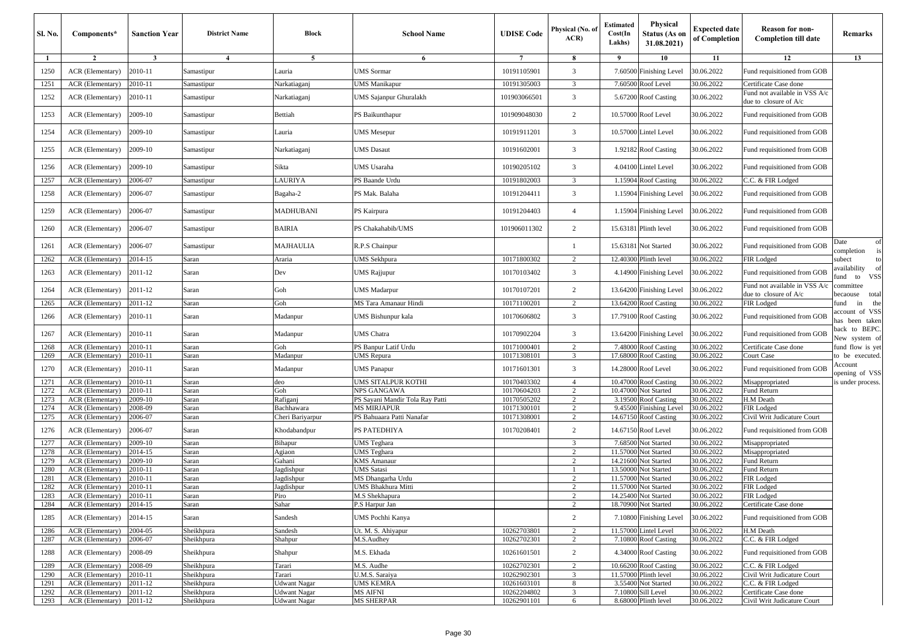| Sl. No. | Components* | Sanction Year | District Name | Block | School Name | UDISE Code | Physical (No. of ACR) | Estimated Cost(In Lakhs) | Physical Status (As on 31.08.2021) | Expected date of Completion | Reason for non-Completion till date | Remarks |
|---|---|---|---|---|---|---|---|---|---|---|---|---|
| 1 | 2 | 3 | 4 | 5 | 6 | 7 | 8 | 9 | 10 | 11 | 12 | 13 |
| 1250 | ACR (Elementary) | 2010-11 | Samastipur | Lauria | UMS Sormar | 10191105901 | 3 | 7.60500 | Finishing Level | 30.06.2022 | Fund requisitioned from GOB | |
| 1251 | ACR (Elementary) | 2010-11 | Samastipur | Narkatiaganj | UMS Manikapur | 10191305003 | 3 | 7.60500 | Roof Level | 30.06.2022 | Certificate Case done | |
| 1252 | ACR (Elementary) | 2010-11 | Samastipur | Narkatiaganj | UMS Sajanpur Ghuralakh | 101903066501 | 3 | 5.67200 | Roof Casting | 30.06.2022 | Fund not available in VSS A/c due to closure of A/c | |
| 1253 | ACR (Elementary) | 2009-10 | Samastipur | Bettiah | PS Baikunthapur | 101909048030 | 2 | 10.57000 | Roof Level | 30.06.2022 | Fund requisitioned from GOB | |
| 1254 | ACR (Elementary) | 2009-10 | Samastipur | Lauria | UMS Mesepur | 10191911201 | 3 | 10.57000 | Lintel Level | 30.06.2022 | Fund requisitioned from GOB | |
| 1255 | ACR (Elementary) | 2009-10 | Samastipur | Narkatiaganj | UMS Dasaut | 10191602001 | 3 | 1.92182 | Roof Casting | 30.06.2022 | Fund requisitioned from GOB | |
| 1256 | ACR (Elementary) | 2009-10 | Samastipur | Sikta | UMS Usaraha | 10190205102 | 3 | 4.04100 | Lintel Level | 30.06.2022 | Fund requisitioned from GOB | |
| 1257 | ACR (Elementary) | 2006-07 | Samastipur | LAURIYA | PS Baande Urdu | 10191802003 | 3 | 1.15904 | Roof Casting | 30.06.2022 | C.C. & FIR Lodged | |
| 1258 | ACR (Elementary) | 2006-07 | Samastipur | Bagaha-2 | PS Mak. Balaha | 10191204411 | 3 | 1.15904 | Finishing Level | 30.06.2022 | Fund requisitioned from GOB | |
| 1259 | ACR (Elementary) | 2006-07 | Samastipur | MADHUBANI | PS Kairpura | 10191204403 | 4 | 1.15904 | Finishing Level | 30.06.2022 | Fund requisitioned from GOB | |
| 1260 | ACR (Elementary) | 2006-07 | Samastipur | BAIRIA | PS Chakahabib/UMS | 101906011302 | 2 | 15.63181 | Plinth level | 30.06.2022 | Fund requisitioned from GOB | |
| 1261 | ACR (Elementary) | 2006-07 | Samastipur | MAJHAULIA | R.P.S Chainpur | | 1 | 15.63181 | Not Started | 30.06.2022 | Fund requisitioned from GOB | Date of completion is subect to availability of fund to VSS committee becaouse total fund in the account of VSS has been taken back to BEPC. New system of fund flow is yet to be executed. Account opening of VSS is under process. |
| 1262 | ACR (Elementary) | 2014-15 | Saran | Araria | UMS Sekhpura | 10171800302 | 2 | 12.40300 | Plinth level | 30.06.2022 | FIR Lodged | |
| 1263 | ACR (Elementary) | 2011-12 | Saran | Dev | UMS Rajjupur | 10170103402 | 3 | 4.14900 | Finishing Level | 30.06.2022 | Fund requisitioned from GOB | |
| 1264 | ACR (Elementary) | 2011-12 | Saran | Goh | UMS Madarpur | 10170107201 | 2 | 13.64200 | Finishing Level | 30.06.2022 | Fund not available in VSS A/c due to closure of A/c | |
| 1265 | ACR (Elementary) | 2011-12 | Saran | Goh | MS Tara Amanaur Hindi | 10171100201 | 2 | 13.64200 | Roof Casting | 30.06.2022 | FIR Lodged | |
| 1266 | ACR (Elementary) | 2010-11 | Saran | Madanpur | UMS Bishunpur kala | 10170606802 | 3 | 17.79100 | Roof Casting | 30.06.2022 | Fund requisitioned from GOB | |
| 1267 | ACR (Elementary) | 2010-11 | Saran | Madanpur | UMS Chatra | 10170902204 | 3 | 13.64200 | Finishing Level | 30.06.2022 | Fund requisitioned from GOB | |
| 1268 | ACR (Elementary) | 2010-11 | Saran | Goh | PS Banpur Latif Urdu | 10171000401 | 2 | 7.48000 | Roof Casting | 30.06.2022 | Certificate Case done | |
| 1269 | ACR (Elementary) | 2010-11 | Saran | Madanpur | UMS Repura | 10171308101 | 3 | 17.68000 | Roof Casting | 30.06.2022 | Court Case | |
| 1270 | ACR (Elementary) | 2010-11 | Saran | Madanpur | UMS Panapur | 10171601301 | 3 | 14.28000 | Roof Level | 30.06.2022 | Fund requisitioned from GOB | |
| 1271 | ACR (Elementary) | 2010-11 | Saran | deo | UMS SITALPUR KOTHI | 10170403302 | 4 | 10.47000 | Roof Casting | 30.06.2022 | Misappropriated | |
| 1272 | ACR (Elementary) | 2010-11 | Saran | Goh | NPS GANGAWA | 10170604203 | 2 | 10.47000 | Not Started | 30.06.2022 | Fund Return | |
| 1273 | ACR (Elementary) | 2009-10 | Saran | Rafiganj | PS Sayani Mandir Tola Ray Patti | 10170505202 | 2 | 3.19500 | Roof Casting | 30.06.2022 | H.M Death | |
| 1274 | ACR (Elementary) | 2008-09 | Saran | Bachhawara | MS MIRJAPUR | 10171300101 | 2 | 9.45500 | Finishing Level | 30.06.2022 | FIR Lodged | |
| 1275 | ACR (Elementary) | 2006-07 | Saran | Cheri Bariyarpur | PS Bahuaara Patti Nanafar | 10171308001 | 2 | 14.67150 | Roof Casting | 30.06.2022 | Civil Writ Judicature Court | |
| 1276 | ACR (Elementary) | 2006-07 | Saran | Khodabandpur | PS PATEDHIYA | 10170208401 | 2 | 14.67150 | Roof Level | 30.06.2022 | Fund requisitioned from GOB | |
| 1277 | ACR (Elementary) | 2009-10 | Saran | Bihapur | UMS Teghara | | 3 | 7.68500 | Not Started | 30.06.2022 | Misappropriated | |
| 1278 | ACR (Elementary) | 2014-15 | Saran | Agiaon | UMS Teghara | | 2 | 11.57000 | Not Started | 30.06.2022 | Misappropriated | |
| 1279 | ACR (Elementary) | 2009-10 | Saran | Gahani | KMS Amanaur | | 2 | 14.21600 | Not Started | 30.06.2022 | Fund Return | |
| 1280 | ACR (Elementary) | 2010-11 | Saran | Jagdishpur | UMS Satasi | | 1 | 13.50000 | Not Started | 30.06.2022 | Fund Return | |
| 1281 | ACR (Elementary) | 2010-11 | Saran | Jagdishpur | MS Dhangarha Urdu | | 2 | 11.57000 | Not Started | 30.06.2022 | FIR Lodged | |
| 1282 | ACR (Elementary) | 2010-11 | Saran | Jagdishpur | UMS Bhakhura Mitti | | 2 | 11.57000 | Not Started | 30.06.2022 | FIR Lodged | |
| 1283 | ACR (Elementary) | 2010-11 | Saran | Piro | M.S Shekhapura | | 2 | 14.25400 | Not Started | 30.06.2022 | FIR Lodged | |
| 1284 | ACR (Elementary) | 2014-15 | Saran | Sahar | P.S Harpur Jan | | 2 | 18.70900 | Not Started | 30.06.2022 | Certificate Case done | |
| 1285 | ACR (Elementary) | 2014-15 | Saran | Sandesh | UMS Pochhi Kanya | | 2 | 7.10800 | Finishing Level | 30.06.2022 | Fund requisitioned from GOB | |
| 1286 | ACR (Elementary) | 2004-05 | Sheikhpura | Sandesh | Ut. M. S. Ahiyapur | 10262703801 | 2 | 11.57000 | Lintel Level | 30.06.2022 | H.M Death | |
| 1287 | ACR (Elementary) | 2006-07 | Sheikhpura | Shahpur | M.S.Audhey | 10262702301 | 2 | 7.10800 | Roof Casting | 30.06.2022 | C.C. & FIR Lodged | |
| 1288 | ACR (Elementary) | 2008-09 | Sheikhpura | Shahpur | M.S. Ekhada | 10261601501 | 2 | 4.34000 | Roof Casting | 30.06.2022 | Fund requisitioned from GOB | |
| 1289 | ACR (Elementary) | 2008-09 | Sheikhpura | Tarari | M.S. Audhe | 10262702301 | 2 | 10.66200 | Roof Casting | 30.06.2022 | C.C. & FIR Lodged | |
| 1290 | ACR (Elementary) | 2010-11 | Sheikhpura | Tarari | U.M.S. Saraiya | 10262902301 | 3 | 11.57000 | Plinth level | 30.06.2022 | Civil Writ Judicature Court | |
| 1291 | ACR (Elementary) | 2011-12 | Sheikhpura | Udwant Nagar | UMS KEMRA | 10261603101 | 8 | 3.55400 | Not Started | 30.06.2022 | C.C. & FIR Lodged | |
| 1292 | ACR (Elementary) | 2011-12 | Sheikhpura | Udwant Nagar | MS AIFNI | 10262204802 | 3 | 7.10800 | Sill Level | 30.06.2022 | Certificate Case done | |
| 1293 | ACR (Elementary) | 2011-12 | Sheikhpura | Udwant Nagar | MS SHERPAR | 10262901101 | 6 | 8.68000 | Plinth level | 30.06.2022 | Civil Writ Judicature Court | |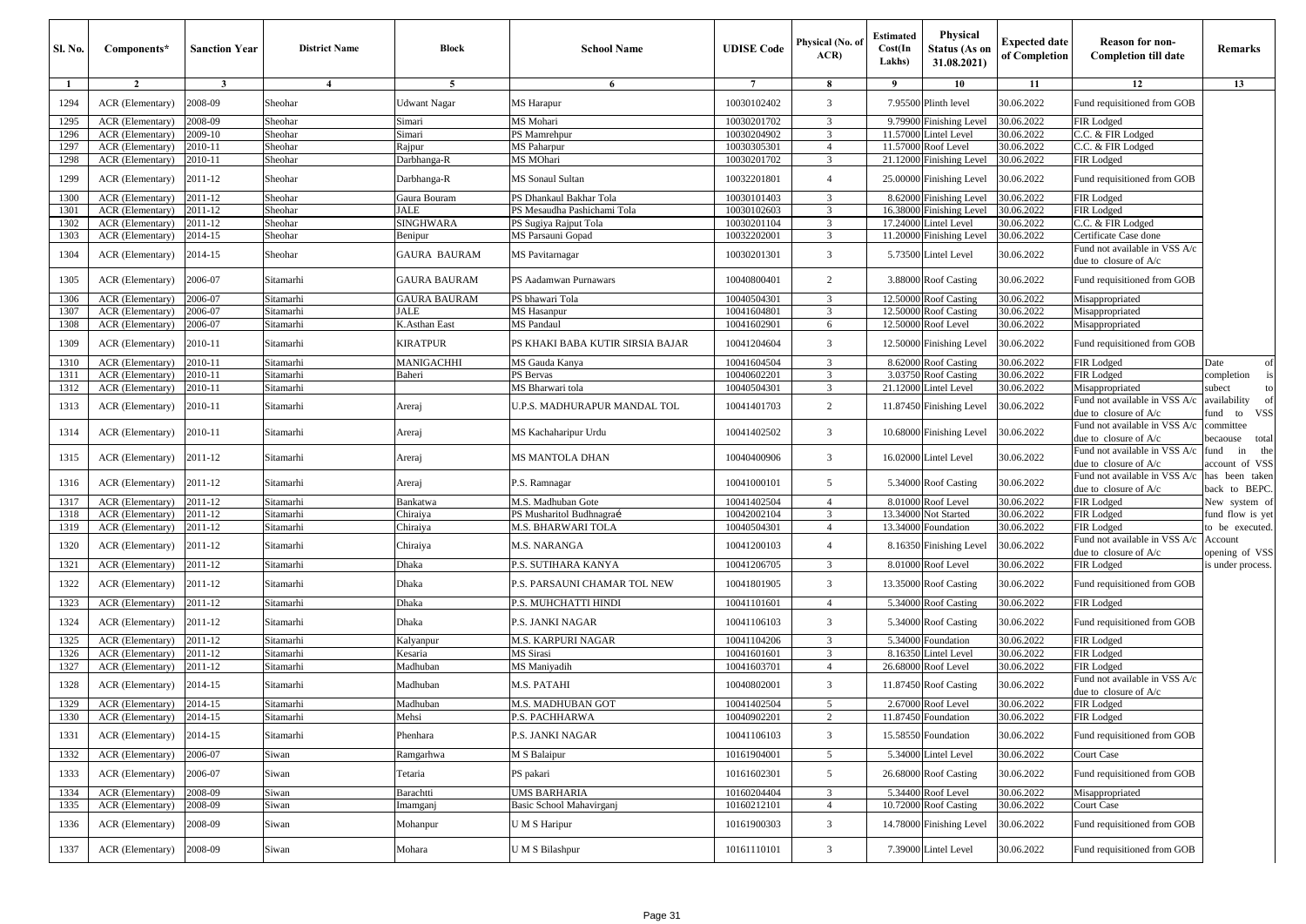| Sl. No. | Components* | Sanction Year | District Name | Block | School Name | UDISE Code | Physical (No. of ACR) | Estimated Cost(In Lakhs) | Physical Status (As on 31.08.2021) | Expected date of Completion | Reason for non-Completion till date | Remarks |
|---|---|---|---|---|---|---|---|---|---|---|---|---|
| 1 | 2 | 3 | 4 | 5 | 6 | 7 | 8 | 9 | 10 | 11 | 12 | 13 |
| 1294 | ACR (Elementary) | 2008-09 | Sheohar | Udwant Nagar | MS Harapur | 10030102402 | 3 | 7.95500 | Plinth level | 30.06.2022 | Fund requisitioned from GOB | |
| 1295 | ACR (Elementary) | 2008-09 | Sheohar | Simari | MS Mohari | 10030201702 | 3 | 9.79900 | Finishing Level | 30.06.2022 | FIR Lodged | |
| 1296 | ACR (Elementary) | 2009-10 | Sheohar | Simari | PS Mamrehpur | 10030204902 | 3 | 11.57000 | Lintel Level | 30.06.2022 | C.C. & FIR Lodged | |
| 1297 | ACR (Elementary) | 2010-11 | Sheohar | Rajpur | MS Paharpur | 10030305301 | 4 | 11.57000 | Roof Level | 30.06.2022 | C.C. & FIR Lodged | |
| 1298 | ACR (Elementary) | 2010-11 | Sheohar | Darbhanga-R | MS MOhari | 10030201702 | 3 | 21.12000 | Finishing Level | 30.06.2022 | FIR Lodged | |
| 1299 | ACR (Elementary) | 2011-12 | Sheohar | Darbhanga-R | MS Sonaul Sultan | 10032201801 | 4 | 25.00000 | Finishing Level | 30.06.2022 | Fund requisitioned from GOB | |
| 1300 | ACR (Elementary) | 2011-12 | Sheohar | Gaura Bouram | PS Dhankaul Bakhar Tola | 10030101403 | 3 | 8.62000 | Finishing Level | 30.06.2022 | FIR Lodged | |
| 1301 | ACR (Elementary) | 2011-12 | Sheohar | JALE | PS Mesaudha Pashichami Tola | 10030102603 | 3 | 16.38000 | Finishing Level | 30.06.2022 | FIR Lodged | |
| 1302 | ACR (Elementary) | 2011-12 | Sheohar | SINGHWARA | PS Sugiya Rajput Tola | 10030201104 | 3 | 17.24000 | Lintel Level | 30.06.2022 | C.C. & FIR Lodged | |
| 1303 | ACR (Elementary) | 2014-15 | Sheohar | Benipur | MS Parsauni Gopad | 10032202001 | 3 | 11.20000 | Finishing Level | 30.06.2022 | Certificate Case done | |
| 1304 | ACR (Elementary) | 2014-15 | Sheohar | GAURA BAURAM | MS Pavitarnagar | 10030201301 | 3 | 5.73500 | Lintel Level | 30.06.2022 | Fund not available in VSS A/c due to closure of A/c | |
| 1305 | ACR (Elementary) | 2006-07 | Sitamarhi | GAURA BAURAM | PS Aadamwan Purnawars | 10040800401 | 2 | 3.88000 | Roof Casting | 30.06.2022 | Fund requisitioned from GOB | |
| 1306 | ACR (Elementary) | 2006-07 | Sitamarhi | GAURA BAURAM | PS bhawari Tola | 10040504301 | 3 | 12.50000 | Roof Casting | 30.06.2022 | Misappropriated | |
| 1307 | ACR (Elementary) | 2006-07 | Sitamarhi | JALE | MS Hasanpur | 10041604801 | 3 | 12.50000 | Roof Casting | 30.06.2022 | Misappropriated | |
| 1308 | ACR (Elementary) | 2006-07 | Sitamarhi | K.Asthan East | MS Pandaul | 10041602901 | 6 | 12.50000 | Roof Level | 30.06.2022 | Misappropriated | |
| 1309 | ACR (Elementary) | 2010-11 | Sitamarhi | KIRATPUR | PS KHAKI BABA KUTIR SIRSIA BAJAR | 10041204604 | 3 | 12.50000 | Finishing Level | 30.06.2022 | Fund requisitioned from GOB | |
| 1310 | ACR (Elementary) | 2010-11 | Sitamarhi | MANIGACHHI | MS Gauda Kanya | 10041604504 | 3 | 8.62000 | Roof Casting | 30.06.2022 | FIR Lodged | Date of completion is subect to availability of fund to VSS committee becaouse total fund in the account of VSS has been taken back to BEPC. New system of fund flow is yet to be executed. Account opening of VSS is under process. |
| 1311 | ACR (Elementary) | 2010-11 | Sitamarhi | Baheri | PS Bervas | 10040602201 | 3 | 3.03750 | Roof Casting | 30.06.2022 | FIR Lodged | |
| 1312 | ACR (Elementary) | 2010-11 | Sitamarhi | | MS Bharwari tola | 10040504301 | 3 | 21.12000 | Lintel Level | 30.06.2022 | Misappropriated | |
| 1313 | ACR (Elementary) | 2010-11 | Sitamarhi | Areraj | U.P.S. MADHURAPUR MANDAL TOL | 10041401703 | 2 | 11.87450 | Finishing Level | 30.06.2022 | Fund not available in VSS A/c due to closure of A/c | |
| 1314 | ACR (Elementary) | 2010-11 | Sitamarhi | Areraj | MS Kachaharipur Urdu | 10041402502 | 3 | 10.68000 | Finishing Level | 30.06.2022 | Fund not available in VSS A/c due to closure of A/c | |
| 1315 | ACR (Elementary) | 2011-12 | Sitamarhi | Areraj | MS MANTOLA DHAN | 10040400906 | 3 | 16.02000 | Lintel Level | 30.06.2022 | Fund not available in VSS A/c due to closure of A/c | |
| 1316 | ACR (Elementary) | 2011-12 | Sitamarhi | Areraj | P.S. Ramnagar | 10041000101 | 5 | 5.34000 | Roof Casting | 30.06.2022 | Fund not available in VSS A/c due to closure of A/c | |
| 1317 | ACR (Elementary) | 2011-12 | Sitamarhi | Bankatwa | M.S. Madhuban Gote | 10041402504 | 4 | 8.01000 | Roof Level | 30.06.2022 | FIR Lodged | |
| 1318 | ACR (Elementary) | 2011-12 | Sitamarhi | Chiraiya | PS Musharitol Budhnagraé | 10042002104 | 3 | 13.34000 | Not Started | 30.06.2022 | FIR Lodged | |
| 1319 | ACR (Elementary) | 2011-12 | Sitamarhi | Chiraiya | M.S. BHARWARI TOLA | 10040504301 | 4 | 13.34000 | Foundation | 30.06.2022 | FIR Lodged | |
| 1320 | ACR (Elementary) | 2011-12 | Sitamarhi | Chiraiya | M.S. NARANGA | 10041200103 | 4 | 8.16350 | Finishing Level | 30.06.2022 | Fund not available in VSS A/c due to closure of A/c | |
| 1321 | ACR (Elementary) | 2011-12 | Sitamarhi | Dhaka | P.S. SUTIHARA KANYA | 10041206705 | 3 | 8.01000 | Roof Level | 30.06.2022 | FIR Lodged | |
| 1322 | ACR (Elementary) | 2011-12 | Sitamarhi | Dhaka | P.S. PARSAUNI CHAMAR TOL NEW | 10041801905 | 3 | 13.35000 | Roof Casting | 30.06.2022 | Fund requisitioned from GOB | |
| 1323 | ACR (Elementary) | 2011-12 | Sitamarhi | Dhaka | P.S. MUHCHATTI HINDI | 10041101601 | 4 | 5.34000 | Roof Casting | 30.06.2022 | FIR Lodged | |
| 1324 | ACR (Elementary) | 2011-12 | Sitamarhi | Dhaka | P.S. JANKI NAGAR | 10041106103 | 3 | 5.34000 | Roof Casting | 30.06.2022 | Fund requisitioned from GOB | |
| 1325 | ACR (Elementary) | 2011-12 | Sitamarhi | Kalyanpur | M.S. KARPURI NAGAR | 10041104206 | 3 | 5.34000 | Foundation | 30.06.2022 | FIR Lodged | |
| 1326 | ACR (Elementary) | 2011-12 | Sitamarhi | Kesaria | MS Sirasi | 10041601601 | 3 | 8.16350 | Lintel Level | 30.06.2022 | FIR Lodged | |
| 1327 | ACR (Elementary) | 2011-12 | Sitamarhi | Madhuban | MS Maniyadih | 10041603701 | 4 | 26.68000 | Roof Level | 30.06.2022 | FIR Lodged | |
| 1328 | ACR (Elementary) | 2014-15 | Sitamarhi | Madhuban | M.S. PATAHI | 10040802001 | 3 | 11.87450 | Roof Casting | 30.06.2022 | Fund not available in VSS A/c due to closure of A/c | |
| 1329 | ACR (Elementary) | 2014-15 | Sitamarhi | Madhuban | M.S. MADHUBAN GOT | 10041402504 | 5 | 2.67000 | Roof Level | 30.06.2022 | FIR Lodged | |
| 1330 | ACR (Elementary) | 2014-15 | Sitamarhi | Mehsi | P.S. PACHHARWA | 10040902201 | 2 | 11.87450 | Foundation | 30.06.2022 | FIR Lodged | |
| 1331 | ACR (Elementary) | 2014-15 | Sitamarhi | Phenhara | P.S. JANKI NAGAR | 10041106103 | 3 | 15.58550 | Foundation | 30.06.2022 | Fund requisitioned from GOB | |
| 1332 | ACR (Elementary) | 2006-07 | Siwan | Ramgarhwa | M S Balaipur | 10161904001 | 5 | 5.34000 | Lintel Level | 30.06.2022 | Court Case | |
| 1333 | ACR (Elementary) | 2006-07 | Siwan | Tetaria | PS pakari | 10161602301 | 5 | 26.68000 | Roof Casting | 30.06.2022 | Fund requisitioned from GOB | |
| 1334 | ACR (Elementary) | 2008-09 | Siwan | Barachtti | UMS BARHARIA | 10160204404 | 3 | 5.34400 | Roof Level | 30.06.2022 | Misappropriated | |
| 1335 | ACR (Elementary) | 2008-09 | Siwan | Imamganj | Basic School Mahavirganj | 10160212101 | 4 | 10.72000 | Roof Casting | 30.06.2022 | Court Case | |
| 1336 | ACR (Elementary) | 2008-09 | Siwan | Mohanpur | U M S Haripur | 10161900303 | 3 | 14.78000 | Finishing Level | 30.06.2022 | Fund requisitioned from GOB | |
| 1337 | ACR (Elementary) | 2008-09 | Siwan | Mohara | U M S Bilashpur | 10161110101 | 3 | 7.39000 | Lintel Level | 30.06.2022 | Fund requisitioned from GOB | |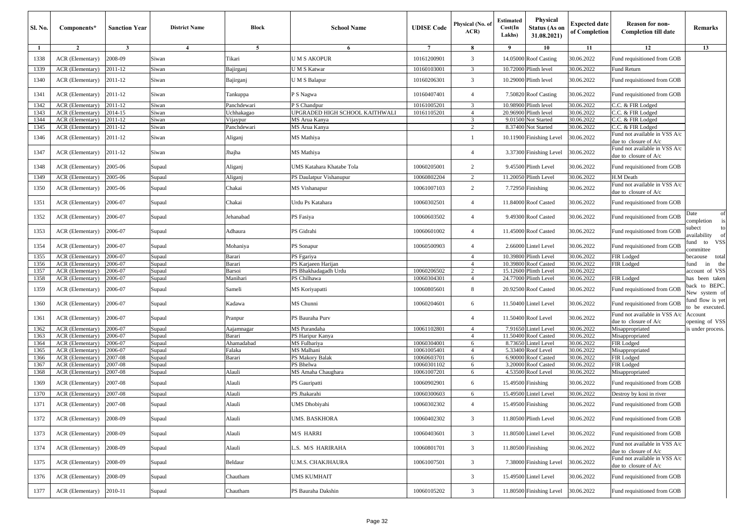| Sl. No. | Components* | Sanction Year | District Name | Block | School Name | UDISE Code | Physical (No. of ACR) | Estimated Cost(In Lakhs) | Physical Status (As on 31.08.2021) | Expected date of Completion | Reason for non-Completion till date | Remarks |
|---|---|---|---|---|---|---|---|---|---|---|---|---|
| 1 | 2 | 3 | 4 | 5 | 6 | 7 | 8 | 9 | 10 | 11 | 12 | 13 |
| 1338 | ACR (Elementary) | 2008-09 | Siwan | Tikari | U M S AKOPUR | 10161200901 | 3 | 14.05000 | Roof Casting | 30.06.2022 | Fund requisitioned from GOB | |
| 1339 | ACR (Elementary) | 2011-12 | Siwan | Bajirganj | U M S Katwar | 10160103001 | 3 | 10.72000 | Plinth level | 30.06.2022 | Fund Return | |
| 1340 | ACR (Elementary) | 2011-12 | Siwan | Bajirganj | U M S Balapur | 10160206301 | 3 | 10.29000 | Plinth level | 30.06.2022 | Fund requisitioned from GOB | |
| 1341 | ACR (Elementary) | 2011-12 | Siwan | Tankuppa | P S Nagwa | 10160407401 | 4 | 7.50820 | Roof Casting | 30.06.2022 | Fund requisitioned from GOB | |
| 1342 | ACR (Elementary) | 2011-12 | Siwan | Panchdewari | P S Chandpur | 10161005201 | 3 | 10.98900 | Plinth level | 30.06.2022 | C.C. & FIR Lodged | |
| 1343 | ACR (Elementary) | 2014-15 | Siwan | Uchhakagao | UPGRADED HIGH SCHOOL KAITHWALI | 10161105201 | 4 | 20.96900 | Plinth level | 30.06.2022 | C.C. & FIR Lodged | |
| 1344 | ACR (Elementary) | 2011-12 | Siwan | Vijaypur | MS Arua Kanya | | 3 | 9.01500 | Not Started | 30.06.2022 | C.C. & FIR Lodged | |
| 1345 | ACR (Elementary) | 2011-12 | Siwan | Panchdewari | MS Arua Kanya | | 2 | 8.37400 | Not Started | 30.06.2022 | C.C. & FIR Lodged | |
| 1346 | ACR (Elementary) | 2011-12 | Siwan | Aliganj | MS Mathiya | | 1 | 10.11900 | Finishing Level | 30.06.2022 | Fund not available in VSS A/c due to closure of A/c | |
| 1347 | ACR (Elementary) | 2011-12 | Siwan | Jhajha | MS Mathiya | | 4 | 3.37300 | Finishing Level | 30.06.2022 | Fund not available in VSS A/c due to closure of A/c | |
| 1348 | ACR (Elementary) | 2005-06 | Supaul | Aliganj | UMS Katahara Khatabe Tola | 10060205001 | 2 | 9.45500 | Plinth Level | 30.06.2022 | Fund requisitioned from GOB | |
| 1349 | ACR (Elementary) | 2005-06 | Supaul | Aliganj | PS Daulatpur Vishanupur | 10060802204 | 2 | 11.20050 | Plinth Level | 30.06.2022 | H.M Death | |
| 1350 | ACR (Elementary) | 2005-06 | Supaul | Chakai | MS Vishanapur | 10061007103 | 2 | 7.72950 | Finishing | 30.06.2022 | Fund not available in VSS A/c due to closure of A/c | |
| 1351 | ACR (Elementary) | 2006-07 | Supaul | Chakai | Urdu Ps Katahara | 10060302501 | 4 | 11.84000 | Roof Casted | 30.06.2022 | Fund requisitioned from GOB | |
| 1352 | ACR (Elementary) | 2006-07 | Supaul | Jehanabad | PS Fasiya | 10060603502 | 4 | 9.49300 | Roof Casted | 30.06.2022 | Fund requisitioned from GOB | Date of completion is subect to availability of fund to VSS committee becaouse total fund in the account of VSS has been taken back to BEPC. New system of fund flow is yet to be executed. Account opening of VSS is under process. |
| 1353 | ACR (Elementary) | 2006-07 | Supaul | Adhaura | PS Gidrahi | 10060601002 | 4 | 11.45000 | Roof Casted | 30.06.2022 | Fund requisitioned from GOB | |
| 1354 | ACR (Elementary) | 2006-07 | Supaul | Mohaniya | PS Sonapur | 10060500903 | 4 | 2.66000 | Lintel Level | 30.06.2022 | Fund requisitioned from GOB | |
| 1355 | ACR (Elementary) | 2006-07 | Supaul | Barari | PS Fgariya | | 4 | 10.39800 | Plinth Level | 30.06.2022 | FIR Lodged | |
| 1356 | ACR (Elementary) | 2006-07 | Supaul | Barari | PS Karjaeen Harijan | | 4 | 10.39800 | Roof Casted | 30.06.2022 | FIR Lodged | |
| 1357 | ACR (Elementary) | 2006-07 | Supaul | Barsoi | PS Bhakhadagadh Urdu | 10060206502 | 2 | 15.12600 | Plinth Level | 30.06.2022 | | |
| 1358 | ACR (Elementary) | 2006-07 | Supaul | Manihari | PS Chilhawa | 10060304301 | 4 | 24.77000 | Plinth Level | 30.06.2022 | FIR Lodged | |
| 1359 | ACR (Elementary) | 2006-07 | Supaul | Sameli | MS Koriyapatti | 10060805601 | 8 | 20.92500 | Roof Casted | 30.06.2022 | Fund requisitioned from GOB | |
| 1360 | ACR (Elementary) | 2006-07 | Supaul | Kadawa | MS Chunni | 10060204601 | 6 | 11.50400 | Lintel Level | 30.06.2022 | Fund requisitioned from GOB | |
| 1361 | ACR (Elementary) | 2006-07 | Supaul | Pranpur | PS Bauraha Purv | | 4 | 11.50400 | Roof Level | 30.06.2022 | Fund not available in VSS A/c due to closure of A/c | |
| 1362 | ACR (Elementary) | 2006-07 | Supaul | Aajamnagar | MS Purandaha | 10061102801 | 4 | 7.91650 | Lintel Level | 30.06.2022 | Misappropriated | |
| 1363 | ACR (Elementary) | 2006-07 | Supaul | Barari | PS Haripur Kanya | | 4 | 11.50400 | Roof Casted | 30.06.2022 | Misappropriated | |
| 1364 | ACR (Elementary) | 2006-07 | Supaul | Ahamadabad | MS Fulbariya | 10060304001 | 6 | 8.73650 | Lintel Level | 30.06.2022 | FIR Lodged | |
| 1365 | ACR (Elementary) | 2006-07 | Supaul | Falaka | MS Malhani | 10061005401 | 4 | 5.33400 | Roof Level | 30.06.2022 | Misappropriated | |
| 1366 | ACR (Elementary) | 2007-08 | Supaul | Barari | PS Makory Balak | 10060603701 | 6 | 6.90000 | Roof Casted | 30.06.2022 | FIR Lodged | |
| 1367 | ACR (Elementary) | 2007-08 | Supaul | | PS Bhelwa | 10060301102 | 6 | 3.20000 | Roof Casted | 30.06.2022 | FIR Lodged | |
| 1368 | ACR (Elementary) | 2007-08 | Supaul | Alauli | MS Amaha Chaughara | 10061007201 | 6 | 4.53500 | Roof Level | 30.06.2022 | Misappropriated | |
| 1369 | ACR (Elementary) | 2007-08 | Supaul | Alauli | PS Gauripatti | 10060902901 | 6 | 15.49500 | Finishing | 30.06.2022 | Fund requisitioned from GOB | |
| 1370 | ACR (Elementary) | 2007-08 | Supaul | Alauli | PS Jhakarahi | 10060300603 | 6 | 15.49500 | Lintel Level | 30.06.2022 | Destroy by kosi in river | |
| 1371 | ACR (Elementary) | 2007-08 | Supaul | Alauli | UMS Dhobiyahi | 10060302302 | 4 | 15.49500 | Finishing | 30.06.2022 | Fund requisitioned from GOB | |
| 1372 | ACR (Elementary) | 2008-09 | Supaul | Alauli | UMS. BASKHORA | 10060402302 | 3 | 11.80500 | Plinth Level | 30.06.2022 | Fund requisitioned from GOB | |
| 1373 | ACR (Elementary) | 2008-09 | Supaul | Alauli | M/S HARRI | 10060403601 | 3 | 11.80500 | Lintel Level | 30.06.2022 | Fund requisitioned from GOB | |
| 1374 | ACR (Elementary) | 2008-09 | Supaul | Alauli | L.S. M/S HARIRAHA | 10060801701 | 3 | 11.80500 | Finishing | 30.06.2022 | Fund not available in VSS A/c due to closure of A/c | |
| 1375 | ACR (Elementary) | 2008-09 | Supaul | Beldaur | U.M.S. CHAKJHAURA | 10061007501 | 3 | 7.38000 | Finishing Level | 30.06.2022 | Fund not available in VSS A/c due to closure of A/c | |
| 1376 | ACR (Elementary) | 2008-09 | Supaul | Chautham | UMS KUMHAIT | | 3 | 15.49500 | Lintel Level | 30.06.2022 | Fund requisitioned from GOB | |
| 1377 | ACR (Elementary) | 2010-11 | Supaul | Chautham | PS Bauraha Dakshin | 10060105202 | 3 | 11.80500 | Finishing Level | 30.06.2022 | Fund requisitioned from GOB | |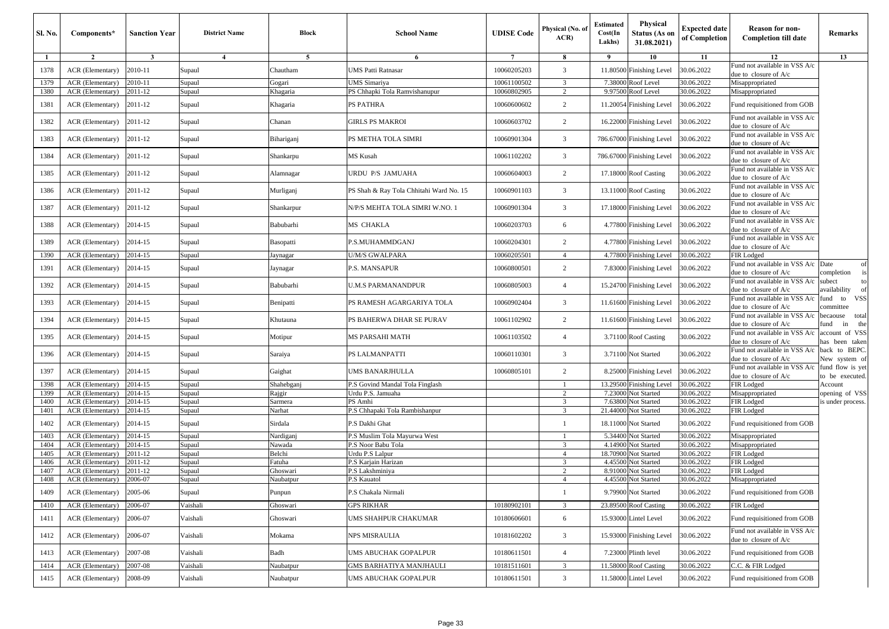| Sl. No. | Components* | Sanction Year | District Name | Block | School Name | UDISE Code | Physical (No. of ACR) | Estimated Cost(In Lakhs) | Physical Status (As on 31.08.2021) | Expected date of Completion | Reason for non-Completion till date | Remarks |
|---|---|---|---|---|---|---|---|---|---|---|---|---|
| 1 | 2 | 3 | 4 | 5 | 6 | 7 | 8 | 9 | 10 | 11 | 12 | 13 |
| 1378 | ACR (Elementary) | 2010-11 | Supaul | Chautham | UMS Patti Ratnasar | 10060205203 | 3 | 11.80500 | Finishing Level | 30.06.2022 | Fund not available in VSS A/c due to closure of A/c | |
| 1379 | ACR (Elementary) | 2010-11 | Supaul | Gogari | UMS Simariya | 10061100502 | 3 | 7.38000 | Roof Level | 30.06.2022 | Misappropriated | |
| 1380 | ACR (Elementary) | 2011-12 | Supaul | Khagaria | PS Chhapki Tola Ramvishanupur | 10060802905 | 2 | 9.97500 | Roof Level | 30.06.2022 | Misappropriated | |
| 1381 | ACR (Elementary) | 2011-12 | Supaul | Khagaria | PS PATHRA | 10060600602 | 2 | 11.20054 | Finishing Level | 30.06.2022 | Fund requisitioned from GOB | |
| 1382 | ACR (Elementary) | 2011-12 | Supaul | Chanan | GIRLS PS MAKROI | 10060603702 | 2 | 16.22000 | Finishing Level | 30.06.2022 | Fund not available in VSS A/c due to closure of A/c | |
| 1383 | ACR (Elementary) | 2011-12 | Supaul | Bihariganj | PS METHA TOLA SIMRI | 10060901304 | 3 | 786.67000 | Finishing Level | 30.06.2022 | Fund not available in VSS A/c due to closure of A/c | |
| 1384 | ACR (Elementary) | 2011-12 | Supaul | Shankarpu | MS Kusah | 10061102202 | 3 | 786.67000 | Finishing Level | 30.06.2022 | Fund not available in VSS A/c due to closure of A/c | |
| 1385 | ACR (Elementary) | 2011-12 | Supaul | Alamnagar | URDU P/S JAMUAHA | 10060604003 | 2 | 17.18000 | Roof Casting | 30.06.2022 | Fund not available in VSS A/c due to closure of A/c | |
| 1386 | ACR (Elementary) | 2011-12 | Supaul | Murliganj | PS Shah & Ray Tola Chhitahi Ward No. 15 | 10060901103 | 3 | 13.11000 | Roof Casting | 30.06.2022 | Fund not available in VSS A/c due to closure of A/c | |
| 1387 | ACR (Elementary) | 2011-12 | Supaul | Shankarpur | N/P/S MEHTA TOLA SIMRI W.NO. 1 | 10060901304 | 3 | 17.18000 | Finishing Level | 30.06.2022 | Fund not available in VSS A/c due to closure of A/c | |
| 1388 | ACR (Elementary) | 2014-15 | Supaul | Babubarhi | MS CHAKLA | 10060203703 | 6 | 4.77800 | Finishing Level | 30.06.2022 | Fund not available in VSS A/c due to closure of A/c | |
| 1389 | ACR (Elementary) | 2014-15 | Supaul | Basopatti | P.S.MUHAMMDGANJ | 10060204301 | 2 | 4.77800 | Finishing Level | 30.06.2022 | Fund not available in VSS A/c due to closure of A/c | |
| 1390 | ACR (Elementary) | 2014-15 | Supaul | Jaynagar | U/M/S GWALPARA | 10060205501 | 4 | 4.77800 | Finishing Level | 30.06.2022 | FIR Lodged | |
| 1391 | ACR (Elementary) | 2014-15 | Supaul | Jaynagar | P.S. MANSAPUR | 10060800501 | 2 | 7.83000 | Finishing Level | 30.06.2022 | Fund not available in VSS A/c due to closure of A/c | Date of completion is subect to availability of fund to VSS committee becaouse total fund in the account of VSS has been taken back to BEPC. New system of fund flow is yet to be executed. Account opening of VSS is under process. |
| 1392 | ACR (Elementary) | 2014-15 | Supaul | Babubarhi | U.M.S PARMANANDPUR | 10060805003 | 4 | 15.24700 | Finishing Level | 30.06.2022 | Fund not available in VSS A/c due to closure of A/c | |
| 1393 | ACR (Elementary) | 2014-15 | Supaul | Benipatti | PS RAMESH AGARGARIYA TOLA | 10060902404 | 3 | 11.61600 | Finishing Level | 30.06.2022 | Fund not available in VSS A/c due to closure of A/c | |
| 1394 | ACR (Elementary) | 2014-15 | Supaul | Khutauna | PS BAHERWA DHAR SE PURAV | 10061102902 | 2 | 11.61600 | Finishing Level | 30.06.2022 | Fund not available in VSS A/c due to closure of A/c | |
| 1395 | ACR (Elementary) | 2014-15 | Supaul | Motipur | MS PARSAHI MATH | 10061103502 | 4 | 3.71100 | Roof Casting | 30.06.2022 | Fund not available in VSS A/c due to closure of A/c | |
| 1396 | ACR (Elementary) | 2014-15 | Supaul | Saraiya | PS LALMANPATTI | 10060110301 | 3 | 3.71100 | Not Started | 30.06.2022 | Fund not available in VSS A/c due to closure of A/c | |
| 1397 | ACR (Elementary) | 2014-15 | Supaul | Gaighat | UMS BANARJHULLA | 10060805101 | 2 | 8.25000 | Finishing Level | 30.06.2022 | Fund not available in VSS A/c due to closure of A/c | |
| 1398 | ACR (Elementary) | 2014-15 | Supaul | Shahebganj | P.S Govind Mandal Tola Finglash | | 1 | 13.29500 | Finishing Level | 30.06.2022 | FIR Lodged | |
| 1399 | ACR (Elementary) | 2014-15 | Supaul | Rajgir | Urdu P.S. Jamuaha | | 2 | 7.23000 | Not Started | 30.06.2022 | Misappropriated | |
| 1400 | ACR (Elementary) | 2014-15 | Supaul | Sarmera | PS Amhi | | 3 | 7.63800 | Not Started | 30.06.2022 | FIR Lodged | |
| 1401 | ACR (Elementary) | 2014-15 | Supaul | Narhat | P.S Chhapaki Tola Rambishanpur | | 3 | 21.44000 | Not Started | 30.06.2022 | FIR Lodged | |
| 1402 | ACR (Elementary) | 2014-15 | Supaul | Sirdala | P.S Dakhi Ghat | | 1 | 18.11000 | Not Started | 30.06.2022 | Fund requisitioned from GOB | |
| 1403 | ACR (Elementary) | 2014-15 | Supaul | Nardiganj | P.S Muslim Tola Mayurwa West | | 1 | 5.34400 | Not Started | 30.06.2022 | Misappropriated | |
| 1404 | ACR (Elementary) | 2014-15 | Supaul | Nawada | P.S Noor Babu Tola | | 3 | 4.14900 | Not Started | 30.06.2022 | Misappropriated | |
| 1405 | ACR (Elementary) | 2011-12 | Supaul | Belchi | Urdu P.S Lalpur | | 4 | 18.70900 | Not Started | 30.06.2022 | FIR Lodged | |
| 1406 | ACR (Elementary) | 2011-12 | Supaul | Fatuha | P.S Karjain Harizan | | 3 | 4.45500 | Not Started | 30.06.2022 | FIR Lodged | |
| 1407 | ACR (Elementary) | 2011-12 | Supaul | Ghoswari | P.S Lakshminiya | | 2 | 8.91000 | Not Started | 30.06.2022 | FIR Lodged | |
| 1408 | ACR (Elementary) | 2006-07 | Supaul | Naubatpur | P.S Kauatol | | 4 | 4.45500 | Not Started | 30.06.2022 | Misappropriated | |
| 1409 | ACR (Elementary) | 2005-06 | Supaul | Punpun | P.S Chakala Nirmali | | 1 | 9.79900 | Not Started | 30.06.2022 | Fund requisitioned from GOB | |
| 1410 | ACR (Elementary) | 2006-07 | Vaishali | Ghoswari | GPS RIKHAR | 10180902101 | 3 | 23.89500 | Roof Casting | 30.06.2022 | FIR Lodged | |
| 1411 | ACR (Elementary) | 2006-07 | Vaishali | Ghoswari | UMS SHAHPUR CHAKUMAR | 10180606601 | 6 | 15.93000 | Lintel Level | 30.06.2022 | Fund requisitioned from GOB | |
| 1412 | ACR (Elementary) | 2006-07 | Vaishali | Mokama | NPS MISRAULIA | 10181602202 | 3 | 15.93000 | Finishing Level | 30.06.2022 | Fund not available in VSS A/c due to closure of A/c | |
| 1413 | ACR (Elementary) | 2007-08 | Vaishali | Badh | UMS ABUCHAK GOPALPUR | 10180611501 | 4 | 7.23000 | Plinth level | 30.06.2022 | Fund requisitioned from GOB | |
| 1414 | ACR (Elementary) | 2007-08 | Vaishali | Naubatpur | GMS BARHATIYA MANJHAULI | 10181511601 | 3 | 11.58000 | Roof Casting | 30.06.2022 | C.C. & FIR Lodged | |
| 1415 | ACR (Elementary) | 2008-09 | Vaishali | Naubatpur | UMS ABUCHAK GOPALPUR | 10180611501 | 3 | 11.58000 | Lintel Level | 30.06.2022 | Fund requisitioned from GOB | |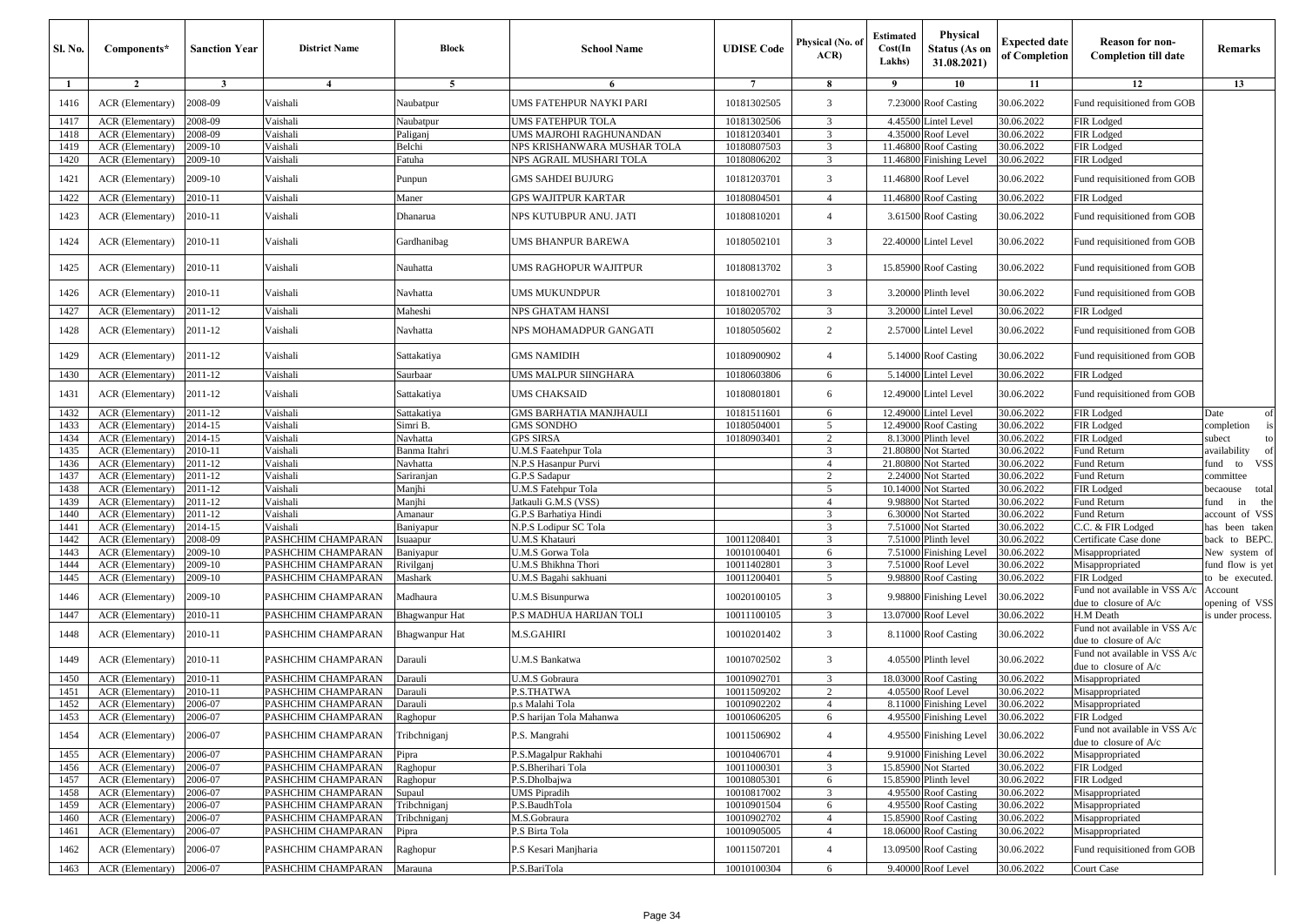| Sl. No. | Components* | Sanction Year | District Name | Block | School Name | UDISE Code | Physical (No. of ACR) | Estimated Cost(In Lakhs) | Physical Status (As on 31.08.2021) | Expected date of Completion | Reason for non-Completion till date | Remarks |
|---|---|---|---|---|---|---|---|---|---|---|---|---|
| 1 | 2 | 3 | 4 | 5 | 6 | 7 | 8 | 9 | 10 | 11 | 12 | 13 |
| 1416 | ACR (Elementary) | 2008-09 | Vaishali | Naubatpur | UMS FATEHPUR NAYKI PARI | 10181302505 | 3 | 7.23000 | Roof Casting | 30.06.2022 | Fund requisitioned from GOB | |
| 1417 | ACR (Elementary) | 2008-09 | Vaishali | Naubatpur | UMS FATEHPUR TOLA | 10181302506 | 3 | 4.45500 | Lintel Level | 30.06.2022 | FIR Lodged | |
| 1418 | ACR (Elementary) | 2008-09 | Vaishali | Paliganj | UMS MAJROHI RAGHUNANDAN | 10181203401 | 3 | 4.35000 | Roof Level | 30.06.2022 | FIR Lodged | |
| 1419 | ACR (Elementary) | 2009-10 | Vaishali | Belchi | NPS KRISHANWARA MUSHAR TOLA | 10180807503 | 3 | 11.46800 | Roof Casting | 30.06.2022 | FIR Lodged | |
| 1420 | ACR (Elementary) | 2009-10 | Vaishali | Fatuha | NPS AGRAIL MUSHARI TOLA | 10180806202 | 3 | 11.46800 | Finishing Level | 30.06.2022 | FIR Lodged | |
| 1421 | ACR (Elementary) | 2009-10 | Vaishali | Punpun | GMS SAHDEI BUJURG | 10181203701 | 3 | 11.46800 | Roof Level | 30.06.2022 | Fund requisitioned from GOB | |
| 1422 | ACR (Elementary) | 2010-11 | Vaishali | Maner | GPS WAJITPUR KARTAR | 10180804501 | 4 | 11.46800 | Roof Casting | 30.06.2022 | FIR Lodged | |
| 1423 | ACR (Elementary) | 2010-11 | Vaishali | Dhanarua | NPS KUTUBPUR ANU. JATI | 10180810201 | 4 | 3.61500 | Roof Casting | 30.06.2022 | Fund requisitioned from GOB | |
| 1424 | ACR (Elementary) | 2010-11 | Vaishali | Gardhanibag | UMS BHANPUR BAREWA | 10180502101 | 3 | 22.40000 | Lintel Level | 30.06.2022 | Fund requisitioned from GOB | |
| 1425 | ACR (Elementary) | 2010-11 | Vaishali | Nauhatta | UMS RAGHOPUR WAJITPUR | 10180813702 | 3 | 15.85900 | Roof Casting | 30.06.2022 | Fund requisitioned from GOB | |
| 1426 | ACR (Elementary) | 2010-11 | Vaishali | Navhatta | UMS MUKUNDPUR | 10181002701 | 3 | 3.20000 | Plinth level | 30.06.2022 | Fund requisitioned from GOB | |
| 1427 | ACR (Elementary) | 2011-12 | Vaishali | Maheshi | NPS GHATAM HANSI | 10180205702 | 3 | 3.20000 | Lintel Level | 30.06.2022 | FIR Lodged | |
| 1428 | ACR (Elementary) | 2011-12 | Vaishali | Navhatta | NPS MOHAMADPUR GANGATI | 10180505602 | 2 | 2.57000 | Lintel Level | 30.06.2022 | Fund requisitioned from GOB | |
| 1429 | ACR (Elementary) | 2011-12 | Vaishali | Sattakatiya | GMS NAMIDIH | 10180900902 | 4 | 5.14000 | Roof Casting | 30.06.2022 | Fund requisitioned from GOB | |
| 1430 | ACR (Elementary) | 2011-12 | Vaishali | Saurbaar | UMS MALPUR SIINGHARA | 10180603806 | 6 | 5.14000 | Lintel Level | 30.06.2022 | FIR Lodged | |
| 1431 | ACR (Elementary) | 2011-12 | Vaishali | Sattakatiya | UMS CHAKSAID | 10180801801 | 6 | 12.49000 | Lintel Level | 30.06.2022 | Fund requisitioned from GOB | |
| 1432 | ACR (Elementary) | 2011-12 | Vaishali | Sattakatiya | GMS BARHATIA MANJHAULI | 10181511601 | 6 | 12.49000 | Lintel Level | 30.06.2022 | FIR Lodged | Date of completion is subect to availability of fund to VSS committee becaouse total fund in the account of VSS has been taken back to BEPC. New system of fund flow is yet to be executed. Account opening of VSS is under process. |
| 1433 | ACR (Elementary) | 2014-15 | Vaishali | Simri B. | GMS SONDHO | 10180504001 | 5 | 12.49000 | Roof Casting | 30.06.2022 | FIR Lodged | |
| 1434 | ACR (Elementary) | 2014-15 | Vaishali | Navhatta | GPS SIRSA | 10180903401 | 2 | 8.13000 | Plinth level | 30.06.2022 | FIR Lodged | |
| 1435 | ACR (Elementary) | 2010-11 | Vaishali | Banma Itahri | U.M.S Faatehpur Tola | | 3 | 21.80800 | Not Started | 30.06.2022 | Fund Return | |
| 1436 | ACR (Elementary) | 2011-12 | Vaishali | Navhatta | N.P.S Hasanpur Purvi | | 4 | 21.80800 | Not Started | 30.06.2022 | Fund Return | |
| 1437 | ACR (Elementary) | 2011-12 | Vaishali | Sariranjan | G.P.S Sadapur | | 2 | 2.24000 | Not Started | 30.06.2022 | Fund Return | |
| 1438 | ACR (Elementary) | 2011-12 | Vaishali | Manjhi | U.M.S Fatehpur Tola | | 5 | 10.14000 | Not Started | 30.06.2022 | FIR Lodged | |
| 1439 | ACR (Elementary) | 2011-12 | Vaishali | Manjhi | Jatkauli G.M.S (VSS) | | 4 | 9.98800 | Not Started | 30.06.2022 | Fund Return | |
| 1440 | ACR (Elementary) | 2011-12 | Vaishali | Amanaur | G.P.S Barhatiya Hindi | | 3 | 6.30000 | Not Started | 30.06.2022 | Fund Return | |
| 1441 | ACR (Elementary) | 2014-15 | Vaishali | Baniyapur | N.P.S Lodipur SC Tola | | 3 | 7.51000 | Not Started | 30.06.2022 | C.C. & FIR Lodged | |
| 1442 | ACR (Elementary) | 2008-09 | PASHCHIM CHAMPARAN | Isuaapur | U.M.S Khatauri | 10011208401 | 3 | 7.51000 | Plinth level | 30.06.2022 | Certificate Case done | |
| 1443 | ACR (Elementary) | 2009-10 | PASHCHIM CHAMPARAN | Baniyapur | U.M.S Gorwa Tola | 10010100401 | 6 | 7.51000 | Finishing Level | 30.06.2022 | Misappropriated | |
| 1444 | ACR (Elementary) | 2009-10 | PASHCHIM CHAMPARAN | Rivilganj | U.M.S Bhikhna Thori | 10011402801 | 3 | 7.51000 | Roof Level | 30.06.2022 | Misappropriated | |
| 1445 | ACR (Elementary) | 2009-10 | PASHCHIM CHAMPARAN | Mashark | U.M.S Bagahi sakhuani | 10011200401 | 5 | 9.98800 | Roof Casting | 30.06.2022 | FIR Lodged | |
| 1446 | ACR (Elementary) | 2009-10 | PASHCHIM CHAMPARAN | Madhaura | U.M.S Bisunpurwa | 10020100105 | 3 | 9.98800 | Finishing Level | 30.06.2022 | Fund not available in VSS A/c due to closure of A/c | |
| 1447 | ACR (Elementary) | 2010-11 | PASHCHIM CHAMPARAN | Bhagwanpur Hat | P.S MADHUA HARIJAN TOLI | 10011100105 | 3 | 13.07000 | Roof Level | 30.06.2022 | H.M Death | |
| 1448 | ACR (Elementary) | 2010-11 | PASHCHIM CHAMPARAN | Bhagwanpur Hat | M.S.GAHIRI | 10010201402 | 3 | 8.11000 | Roof Casting | 30.06.2022 | Fund not available in VSS A/c due to closure of A/c | |
| 1449 | ACR (Elementary) | 2010-11 | PASHCHIM CHAMPARAN | Darauli | U.M.S Bankatwa | 10010702502 | 3 | 4.05500 | Plinth level | 30.06.2022 | Fund not available in VSS A/c due to closure of A/c | |
| 1450 | ACR (Elementary) | 2010-11 | PASHCHIM CHAMPARAN | Darauli | U.M.S Gobraura | 10010902701 | 3 | 18.03000 | Roof Casting | 30.06.2022 | Misappropriated | |
| 1451 | ACR (Elementary) | 2010-11 | PASHCHIM CHAMPARAN | Darauli | P.S.THATWA | 10011509202 | 2 | 4.05500 | Roof Level | 30.06.2022 | Misappropriated | |
| 1452 | ACR (Elementary) | 2006-07 | PASHCHIM CHAMPARAN | Darauli | p.s Malahi Tola | 10010902202 | 4 | 8.11000 | Finishing Level | 30.06.2022 | Misappropriated | |
| 1453 | ACR (Elementary) | 2006-07 | PASHCHIM CHAMPARAN | Raghopur | P.S harijan Tola Mahanwa | 10010606205 | 6 | 4.95500 | Finishing Level | 30.06.2022 | FIR Lodged | |
| 1454 | ACR (Elementary) | 2006-07 | PASHCHIM CHAMPARAN | Tribchniganj | P.S. Mangrahi | 10011506902 | 4 | 4.95500 | Finishing Level | 30.06.2022 | Fund not available in VSS A/c due to closure of A/c | |
| 1455 | ACR (Elementary) | 2006-07 | PASHCHIM CHAMPARAN | Pipra | P.S.Magalpur Rakhahi | 10010406701 | 4 | 9.91000 | Finishing Level | 30.06.2022 | Misappropriated | |
| 1456 | ACR (Elementary) | 2006-07 | PASHCHIM CHAMPARAN | Raghopur | P.S.Bherihari Tola | 10011000301 | 3 | 15.85900 | Not Started | 30.06.2022 | FIR Lodged | |
| 1457 | ACR (Elementary) | 2006-07 | PASHCHIM CHAMPARAN | Raghopur | P.S.Dholbajwa | 10010805301 | 6 | 15.85900 | Plinth level | 30.06.2022 | FIR Lodged | |
| 1458 | ACR (Elementary) | 2006-07 | PASHCHIM CHAMPARAN | Supaul | UMS Pipradih | 10010817002 | 3 | 4.95500 | Roof Casting | 30.06.2022 | Misappropriated | |
| 1459 | ACR (Elementary) | 2006-07 | PASHCHIM CHAMPARAN | Tribchniganj | P.S.BaudhTola | 10010901504 | 6 | 4.95500 | Roof Casting | 30.06.2022 | Misappropriated | |
| 1460 | ACR (Elementary) | 2006-07 | PASHCHIM CHAMPARAN | Tribchniganj | M.S.Gobraura | 10010902702 | 4 | 15.85900 | Roof Casting | 30.06.2022 | Misappropriated | |
| 1461 | ACR (Elementary) | 2006-07 | PASHCHIM CHAMPARAN | Pipra | P.S Birta Tola | 10010905005 | 4 | 18.06000 | Roof Casting | 30.06.2022 | Misappropriated | |
| 1462 | ACR (Elementary) | 2006-07 | PASHCHIM CHAMPARAN | Raghopur | P.S Kesari Manjharia | 10011507201 | 4 | 13.09500 | Roof Casting | 30.06.2022 | Fund requisitioned from GOB | |
| 1463 | ACR (Elementary) | 2006-07 | PASHCHIM CHAMPARAN | Marauna | P.S.BariTola | 10010100304 | 6 | 9.40000 | Roof Level | 30.06.2022 | Court Case | |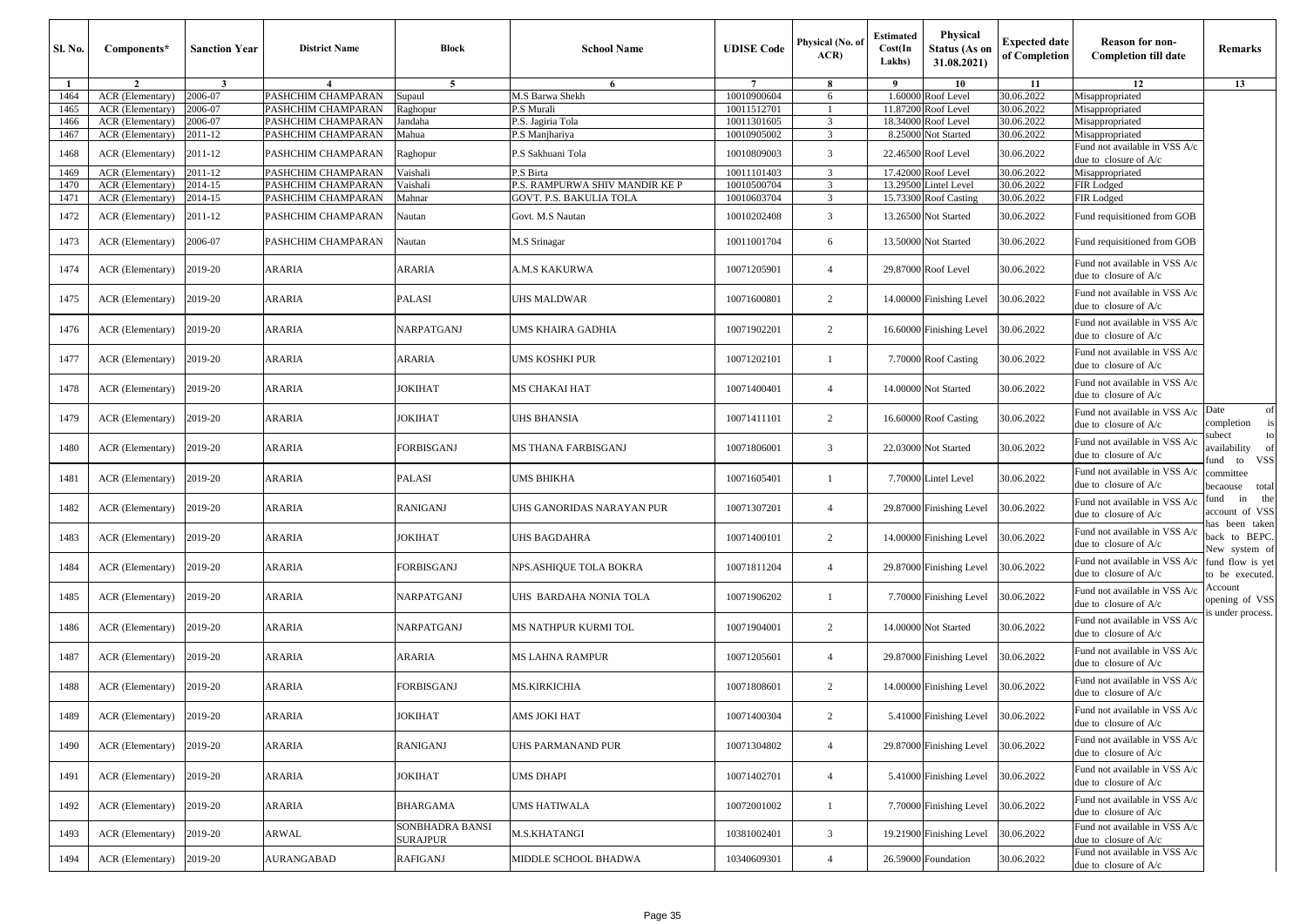| Sl. No. | Components* | Sanction Year | District Name | Block | School Name | UDISE Code | Physical (No. of ACR) | Estimated Cost(In Lakhs) | Physical Status (As on 31.08.2021) | Expected date of Completion | Reason for non-Completion till date | Remarks |
|---|---|---|---|---|---|---|---|---|---|---|---|---|
| 1 | 2 | 3 | 4 | 5 | 6 | 7 | 8 | 9 | 10 | 11 | 12 | 13 |
| 1464 | ACR (Elementary) | 2006-07 | PASHCHIM CHAMPARAN | Supaul | M.S Barwa Shekh | 10010900604 | 6 | 1.60000 | Roof Level | 30.06.2022 | Misappropriated | |
| 1465 | ACR (Elementary) | 2006-07 | PASHCHIM CHAMPARAN | Raghopur | P.S Murali | 10011512701 | 1 | 11.87200 | Roof Level | 30.06.2022 | Misappropriated | |
| 1466 | ACR (Elementary) | 2006-07 | PASHCHIM CHAMPARAN | Jandaha | P.S. Jagiria Tola | 10011301605 | 3 | 18.34000 | Roof Level | 30.06.2022 | Misappropriated | |
| 1467 | ACR (Elementary) | 2011-12 | PASHCHIM CHAMPARAN | Mahua | P.S Manjhariya | 10010905002 | 3 | 8.25000 | Not Started | 30.06.2022 | Misappropriated | |
| 1468 | ACR (Elementary) | 2011-12 | PASHCHIM CHAMPARAN | Raghopur | P.S Sakhuani Tola | 10010809003 | 3 | 22.46500 | Roof Level | 30.06.2022 | Fund not available in VSS A/c due to closure of A/c | |
| 1469 | ACR (Elementary) | 2011-12 | PASHCHIM CHAMPARAN | Vaishali | P.S Birta | 10011101403 | 3 | 17.42000 | Roof Level | 30.06.2022 | Misappropriated | |
| 1470 | ACR (Elementary) | 2014-15 | PASHCHIM CHAMPARAN | Vaishali | P.S. RAMPURWA SHIV MANDIR KE P | 10010500704 | 3 | 13.29500 | Lintel Level | 30.06.2022 | FIR Lodged | |
| 1471 | ACR (Elementary) | 2014-15 | PASHCHIM CHAMPARAN | Mahnar | GOVT. P.S. BAKULIA TOLA | 10010603704 | 3 | 15.73300 | Roof Casting | 30.06.2022 | FIR Lodged | |
| 1472 | ACR (Elementary) | 2011-12 | PASHCHIM CHAMPARAN | Nautan | Govt. M.S Nautan | 10010202408 | 3 | 13.26500 | Not Started | 30.06.2022 | Fund requisitioned from GOB | |
| 1473 | ACR (Elementary) | 2006-07 | PASHCHIM CHAMPARAN | Nautan | M.S Srinagar | 10011001704 | 6 | 13.50000 | Not Started | 30.06.2022 | Fund requisitioned from GOB | |
| 1474 | ACR (Elementary) | 2019-20 | ARARIA | ARARIA | A.M.S KAKURWA | 10071205901 | 4 | 29.87000 | Roof Level | 30.06.2022 | Fund not available in VSS A/c due to closure of A/c | |
| 1475 | ACR (Elementary) | 2019-20 | ARARIA | PALASI | UHS MALDWAR | 10071600801 | 2 | 14.00000 | Finishing Level | 30.06.2022 | Fund not available in VSS A/c due to closure of A/c | |
| 1476 | ACR (Elementary) | 2019-20 | ARARIA | NARPATGANJ | UMS KHAIRA GADHIA | 10071902201 | 2 | 16.60000 | Finishing Level | 30.06.2022 | Fund not available in VSS A/c due to closure of A/c | |
| 1477 | ACR (Elementary) | 2019-20 | ARARIA | ARARIA | UMS KOSHKI PUR | 10071202101 | 1 | 7.70000 | Roof Casting | 30.06.2022 | Fund not available in VSS A/c due to closure of A/c | |
| 1478 | ACR (Elementary) | 2019-20 | ARARIA | JOKIHAT | MS CHAKAI HAT | 10071400401 | 4 | 14.00000 | Not Started | 30.06.2022 | Fund not available in VSS A/c due to closure of A/c | |
| 1479 | ACR (Elementary) | 2019-20 | ARARIA | JOKIHAT | UHS BHANSIA | 10071411101 | 2 | 16.60000 | Roof Casting | 30.06.2022 | Fund not available in VSS A/c due to closure of A/c | Date of completion is subect to availability of fund to VSS committee becaouse total fund in the account of VSS has been taken back to BEPC. New system of fund flow is yet to be executed. Account opening of VSS is under process. |
| 1480 | ACR (Elementary) | 2019-20 | ARARIA | FORBISGANJ | MS THANA FARBISGANJ | 10071806001 | 3 | 22.03000 | Not Started | 30.06.2022 | Fund not available in VSS A/c due to closure of A/c | |
| 1481 | ACR (Elementary) | 2019-20 | ARARIA | PALASI | UMS BHIKHA | 10071605401 | 1 | 7.70000 | Lintel Level | 30.06.2022 | Fund not available in VSS A/c due to closure of A/c | |
| 1482 | ACR (Elementary) | 2019-20 | ARARIA | RANIGANJ | UHS GANORIDAS NARAYAN PUR | 10071307201 | 4 | 29.87000 | Finishing Level | 30.06.2022 | Fund not available in VSS A/c due to closure of A/c | |
| 1483 | ACR (Elementary) | 2019-20 | ARARIA | JOKIHAT | UHS BAGDAHRA | 10071400101 | 2 | 14.00000 | Finishing Level | 30.06.2022 | Fund not available in VSS A/c due to closure of A/c | |
| 1484 | ACR (Elementary) | 2019-20 | ARARIA | FORBISGANJ | NPS.ASHIQUE TOLA BOKRA | 10071811204 | 4 | 29.87000 | Finishing Level | 30.06.2022 | Fund not available in VSS A/c due to closure of A/c | |
| 1485 | ACR (Elementary) | 2019-20 | ARARIA | NARPATGANJ | UHS BARDAHA NONIA TOLA | 10071906202 | 1 | 7.70000 | Finishing Level | 30.06.2022 | Fund not available in VSS A/c due to closure of A/c | |
| 1486 | ACR (Elementary) | 2019-20 | ARARIA | NARPATGANJ | MS NATHPUR KURMI TOL | 10071904001 | 2 | 14.00000 | Not Started | 30.06.2022 | Fund not available in VSS A/c due to closure of A/c | |
| 1487 | ACR (Elementary) | 2019-20 | ARARIA | ARARIA | MS LAHNA RAMPUR | 10071205601 | 4 | 29.87000 | Finishing Level | 30.06.2022 | Fund not available in VSS A/c due to closure of A/c | |
| 1488 | ACR (Elementary) | 2019-20 | ARARIA | FORBISGANJ | MS.KIRKICHIA | 10071808601 | 2 | 14.00000 | Finishing Level | 30.06.2022 | Fund not available in VSS A/c due to closure of A/c | |
| 1489 | ACR (Elementary) | 2019-20 | ARARIA | JOKIHAT | AMS JOKI HAT | 10071400304 | 2 | 5.41000 | Finishing Level | 30.06.2022 | Fund not available in VSS A/c due to closure of A/c | |
| 1490 | ACR (Elementary) | 2019-20 | ARARIA | RANIGANJ | UHS PARMANAND PUR | 10071304802 | 4 | 29.87000 | Finishing Level | 30.06.2022 | Fund not available in VSS A/c due to closure of A/c | |
| 1491 | ACR (Elementary) | 2019-20 | ARARIA | JOKIHAT | UMS DHAPI | 10071402701 | 4 | 5.41000 | Finishing Level | 30.06.2022 | Fund not available in VSS A/c due to closure of A/c | |
| 1492 | ACR (Elementary) | 2019-20 | ARARIA | BHARGAMA | UMS HATIWALA | 10072001002 | 1 | 7.70000 | Finishing Level | 30.06.2022 | Fund not available in VSS A/c due to closure of A/c | |
| 1493 | ACR (Elementary) | 2019-20 | ARWAL | SONBHADRA BANSI SURAJPUR | M.S.KHATANGI | 10381002401 | 3 | 19.21900 | Finishing Level | 30.06.2022 | Fund not available in VSS A/c due to closure of A/c | |
| 1494 | ACR (Elementary) | 2019-20 | AURANGABAD | RAFIGANJ | MIDDLE SCHOOL BHADWA | 10340609301 | 4 | 26.59000 | Foundation | 30.06.2022 | Fund not available in VSS A/c due to closure of A/c | |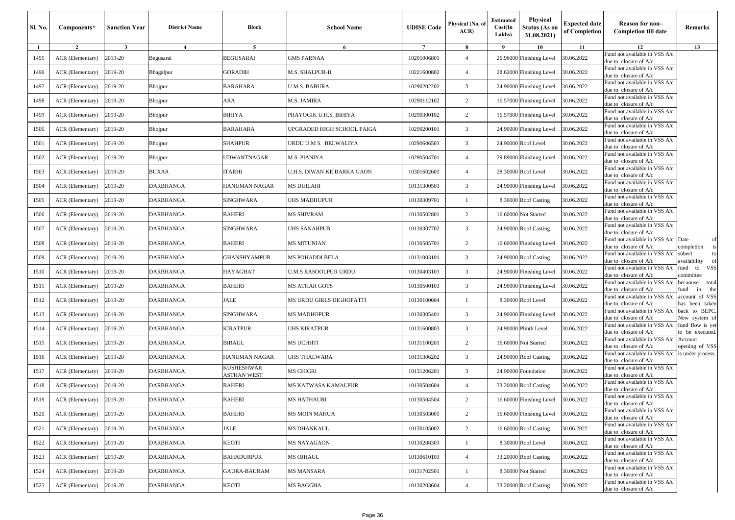| Sl. No. | Components* | Sanction Year | District Name | Block | School Name | UDISE Code | Physical (No. of ACR) | Estimated Cost(In Lakhs) | Physical Status (As on 31.08.2021) | Expected date of Completion | Reason for non-Completion till date | Remarks |
|---|---|---|---|---|---|---|---|---|---|---|---|---|
| 1 | 2 | 3 | 4 | 5 | 6 | 7 | 8 | 9 | 10 | 11 | 12 | 13 |
| 1495 | ACR (Elementary) | 2019-20 | Begusarai | BEGUSARAI | GMS PARNAA | 10201006801 | 4 | 26.96000 | Finishing Level | 30.06.2022 | Fund not available in VSS A/c due to closure of A/c | |
| 1496 | ACR (Elementary) | 2019-20 | Bhagalpur | GORADIH | M.S. SHALPUR-II | 10221600802 | 4 | 28.62000 | Finishing Level | 30.06.2022 | Fund not available in VSS A/c due to closure of A/c | |
| 1497 | ACR (Elementary) | 2019-20 | Bhojpur | BARAHARA | U.M.S. BABURA | 10290202202 | 3 | 24.90000 | Finishing Level | 30.06.2022 | Fund not available in VSS A/c due to closure of A/c | |
| 1498 | ACR (Elementary) | 2019-20 | Bhojpur | ARA | M.S. JAMIRA | 10290112102 | 2 | 16.57000 | Finishing Level | 30.06.2022 | Fund not available in VSS A/c due to closure of A/c | |
| 1499 | ACR (Elementary) | 2019-20 | Bhojpur | BIHIYA | PRAYOGIK U.H.S. BIHIYA | 10290300102 | 2 | 16.57000 | Finishing Level | 30.06.2022 | Fund not available in VSS A/c due to closure of A/c | |
| 1500 | ACR (Elementary) | 2019-20 | Bhojpur | BARAHARA | UPGRADED HIGH SCHOOL PAIGA | 10290200101 | 3 | 24.90000 | Finishing Level | 30.06.2022 | Fund not available in VSS A/c due to closure of A/c | |
| 1501 | ACR (Elementary) | 2019-20 | Bhojpur | SHAHPUR | URDU U.M S. BELWALIYA | 10290606503 | 3 | 24.90000 | Roof Level | 30.06.2022 | Fund not available in VSS A/c due to closure of A/c | |
| 1502 | ACR (Elementary) | 2019-20 | Bhojpur | UDWANTNAGAR | M.S. PIANIYA | 10290504701 | 4 | 29.89000 | Finishing Level | 30.06.2022 | Fund not available in VSS A/c due to closure of A/c | |
| 1503 | ACR (Elementary) | 2019-20 | BUXAR | ITARHI | U.H.S. DIWAN KE BARKA GAON | 10301602601 | 4 | 28.30000 | Roof Level | 30.06.2022 | Fund not available in VSS A/c due to closure of A/c | |
| 1504 | ACR (Elementary) | 2019-20 | DARBHANGA | HANUMAN NAGAR | MS DIHLAHI | 10131300503 | 3 | 24.90000 | Finishing Level | 30.06.2022 | Fund not available in VSS A/c due to closure of A/c | |
| 1505 | ACR (Elementary) | 2019-20 | DARBHANGA | SINGHWARA | UHS MADHUPUR | 10130309701 | 1 | 8.30000 | Roof Casting | 30.06.2022 | Fund not available in VSS A/c due to closure of A/c | |
| 1506 | ACR (Elementary) | 2019-20 | DARBHANGA | BAHERI | MS SHIVRAM | 10130502801 | 2 | 16.60000 | Not Started | 30.06.2022 | Fund not available in VSS A/c due to closure of A/c | |
| 1507 | ACR (Elementary) | 2019-20 | DARBHANGA | SINGHWARA | UHS SANAHPUR | 10130307702 | 3 | 24.90000 | Roof Casting | 30.06.2022 | Fund not available in VSS A/c due to closure of A/c | |
| 1508 | ACR (Elementary) | 2019-20 | DARBHANGA | BAHERI | MS MITUNIAN | 10130505701 | 2 | 16.60000 | Finishing Level | 30.06.2022 | Fund not available in VSS A/c due to closure of A/c | Date of completion is subect to availability of fund to VSS committee becaouse total fund in the account of VSS has been taken back to BEPC. New system of fund flow is yet to be executed. Account opening of VSS is under process. |
| 1509 | ACR (Elementary) | 2019-20 | DARBHANGA | GHANSHYAMPUR | MS POHADDI BELA | 10131003101 | 3 | 24.90000 | Roof Casting | 30.06.2022 | Fund not available in VSS A/c due to closure of A/c | |
| 1510 | ACR (Elementary) | 2019-20 | DARBHANGA | HAYAGHAT | U.M.S RASOOLPUR URDU | 10130403103 | 3 | 24.90000 | Finishing Level | 30.06.2022 | Fund not available in VSS A/c due to closure of A/c | |
| 1511 | ACR (Elementary) | 2019-20 | DARBHANGA | BAHERI | MS ATHAR GOTS | 10130500103 | 3 | 24.90000 | Finishing Level | 30.06.2022 | Fund not available in VSS A/c due to closure of A/c | |
| 1512 | ACR (Elementary) | 2019-20 | DARBHANGA | JALE | MS URDU GIRLS DIGHOPATTI | 10130100604 | 1 | 8.30000 | Roof Level | 30.06.2022 | Fund not available in VSS A/c due to closure of A/c | |
| 1513 | ACR (Elementary) | 2019-20 | DARBHANGA | SINGHWARA | MS MADHOPUR | 10130305401 | 3 | 24.90000 | Finishing Level | 30.06.2022 | Fund not available in VSS A/c due to closure of A/c | |
| 1514 | ACR (Elementary) | 2019-20 | DARBHANGA | KIRATPUR | UHS KIRATPUR | 10131600803 | 3 | 24.90000 | Plinth Level | 30.06.2022 | Fund not available in VSS A/c due to closure of A/c | |
| 1515 | ACR (Elementary) | 2019-20 | DARBHANGA | BIRAUL | MS UCHHTI | 10131100201 | 2 | 16.60000 | Not Started | 30.06.2022 | Fund not available in VSS A/c due to closure of A/c | |
| 1516 | ACR (Elementary) | 2019-20 | DARBHANGA | HANUMAN NAGAR | UHS THALWARA | 10131306202 | 3 | 24.90000 | Roof Casting | 30.06.2022 | Fund not available in VSS A/c due to closure of A/c | |
| 1517 | ACR (Elementary) | 2019-20 | DARBHANGA | KUSHESHWAR ASTHAN WEST | MS CHIGRI | 10131206201 | 3 | 24.90000 | Foundation | 30.06.2022 | Fund not available in VSS A/c due to closure of A/c | |
| 1518 | ACR (Elementary) | 2019-20 | DARBHANGA | BAHERI | MS KATWASA KAMALPUR | 10130504604 | 4 | 33.20000 | Roof Casting | 30.06.2022 | Fund not available in VSS A/c due to closure of A/c | |
| 1519 | ACR (Elementary) | 2019-20 | DARBHANGA | BAHERI | MS HATHAURI | 10130504504 | 2 | 16.60000 | Finishing Level | 30.06.2022 | Fund not available in VSS A/c due to closure of A/c | |
| 1520 | ACR (Elementary) | 2019-20 | DARBHANGA | BAHERI | MS MOIN MAHUA | 10130503001 | 2 | 16.60000 | Finishing Level | 30.06.2022 | Fund not available in VSS A/c due to closure of A/c | |
| 1521 | ACR (Elementary) | 2019-20 | DARBHANGA | JALE | MS DHANKAUL | 10130105002 | 2 | 16.60000 | Roof Casting | 30.06.2022 | Fund not available in VSS A/c due to closure of A/c | |
| 1522 | ACR (Elementary) | 2019-20 | DARBHANGA | KEOTI | MS NAYAGAON | 10130208303 | 1 | 8.30000 | Roof Level | 30.06.2022 | Fund not available in VSS A/c due to closure of A/c | |
| 1523 | ACR (Elementary) | 2019-20 | DARBHANGA | BAHADURPUR | MS OJHAUL | 10130610103 | 4 | 33.20000 | Roof Casting | 30.06.2022 | Fund not available in VSS A/c due to closure of A/c | |
| 1524 | ACR (Elementary) | 2019-20 | DARBHANGA | GAURA-BAURAM | MS MANSARA | 10131702501 | 1 | 8.30000 | Not Started | 30.06.2022 | Fund not available in VSS A/c due to closure of A/c | |
| 1525 | ACR (Elementary) | 2019-20 | DARBHANGA | KEOTI | MS BAGGHA | 10130203604 | 4 | 33.20000 | Roof Casting | 30.06.2022 | Fund not available in VSS A/c due to closure of A/c | |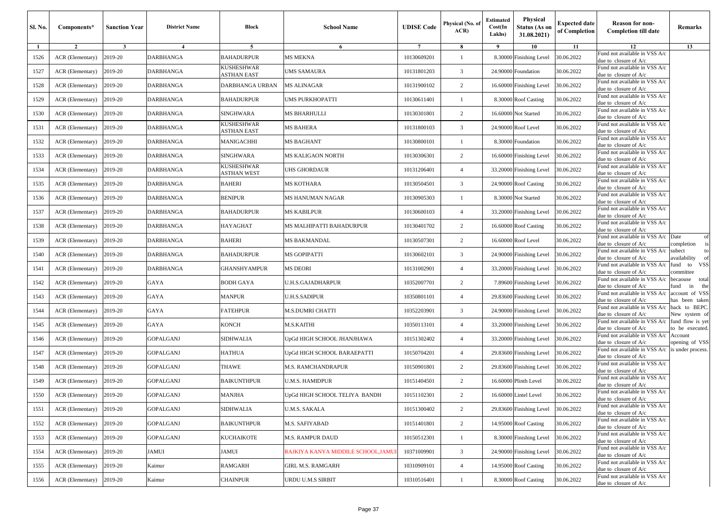| Sl. No. | Components* | Sanction Year | District Name | Block | School Name | UDISE Code | Physical (No. of ACR) | Estimated Cost(In Lakhs) | Physical Status (As on 31.08.2021) | Expected date of Completion | Reason for non-Completion till date | Remarks |
|---|---|---|---|---|---|---|---|---|---|---|---|---|
| 1 | 2 | 3 | 4 | 5 | 6 | 7 | 8 | 9 | 10 | 11 | 12 | 13 |
| 1526 | ACR (Elementary) | 2019-20 | DARBHANGA | BAHADURPUR | MS MEKNA | 10130609201 | 1 | 8.30000 | Finishing Level | 30.06.2022 | Fund not available in VSS A/c due to closure of A/c | |
| 1527 | ACR (Elementary) | 2019-20 | DARBHANGA | KUSHESHWAR ASTHAN EAST | UMS SAMAURA | 10131801203 | 3 | 24.90000 | Foundation | 30.06.2022 | Fund not available in VSS A/c due to closure of A/c | |
| 1528 | ACR (Elementary) | 2019-20 | DARBHANGA | DARBHANGA URBAN | MS ALINAGAR | 10131900102 | 2 | 16.60000 | Finishing Level | 30.06.2022 | Fund not available in VSS A/c due to closure of A/c | |
| 1529 | ACR (Elementary) | 2019-20 | DARBHANGA | BAHADURPUR | UMS PURKHOPATTI | 10130611401 | 1 | 8.30000 | Roof Casting | 30.06.2022 | Fund not available in VSS A/c due to closure of A/c | |
| 1530 | ACR (Elementary) | 2019-20 | DARBHANGA | SINGHWARA | MS BHARHULLI | 10130301801 | 2 | 16.60000 | Not Started | 30.06.2022 | Fund not available in VSS A/c due to closure of A/c | |
| 1531 | ACR (Elementary) | 2019-20 | DARBHANGA | KUSHESHWAR ASTHAN EAST | MS BAHERA | 10131800103 | 3 | 24.90000 | Roof Level | 30.06.2022 | Fund not available in VSS A/c due to closure of A/c | |
| 1532 | ACR (Elementary) | 2019-20 | DARBHANGA | MANIGACHHI | MS BAGHANT | 10130800101 | 1 | 8.30000 | Foundation | 30.06.2022 | Fund not available in VSS A/c due to closure of A/c | |
| 1533 | ACR (Elementary) | 2019-20 | DARBHANGA | SINGHWARA | MS KALIGAON NORTH | 10130306301 | 2 | 16.60000 | Finishing Level | 30.06.2022 | Fund not available in VSS A/c due to closure of A/c | |
| 1534 | ACR (Elementary) | 2019-20 | DARBHANGA | KUSHESHWAR ASTHAN WEST | UHS GHORDAUR | 10131206401 | 4 | 33.20000 | Finishing Level | 30.06.2022 | Fund not available in VSS A/c due to closure of A/c | |
| 1535 | ACR (Elementary) | 2019-20 | DARBHANGA | BAHERI | MS KOTHARA | 10130504501 | 3 | 24.90000 | Roof Casting | 30.06.2022 | Fund not available in VSS A/c due to closure of A/c | |
| 1536 | ACR (Elementary) | 2019-20 | DARBHANGA | BENIPUR | MS HANUMAN NAGAR | 10130905303 | 1 | 8.30000 | Not Started | 30.06.2022 | Fund not available in VSS A/c due to closure of A/c | |
| 1537 | ACR (Elementary) | 2019-20 | DARBHANGA | BAHADURPUR | MS KABILPUR | 10130600103 | 4 | 33.20000 | Finishing Level | 30.06.2022 | Fund not available in VSS A/c due to closure of A/c | |
| 1538 | ACR (Elementary) | 2019-20 | DARBHANGA | HAYAGHAT | MS MALHIPATTI BAHADURPUR | 10130401702 | 2 | 16.60000 | Roof Casting | 30.06.2022 | Fund not available in VSS A/c due to closure of A/c | |
| 1539 | ACR (Elementary) | 2019-20 | DARBHANGA | BAHERI | MS BAKMANDAL | 10130507301 | 2 | 16.60000 | Roof Level | 30.06.2022 | Fund not available in VSS A/c due to closure of A/c | Date of completion is subect to availability of fund to VSS committee becaouse total fund in the account of VSS has been taken back to BEPC. New system of fund flow is yet to be executed. Account opening of VSS is under process. |
| 1540 | ACR (Elementary) | 2019-20 | DARBHANGA | BAHADURPUR | MS GOPIPATTI | 10130602101 | 3 | 24.90000 | Finishing Level | 30.06.2022 | Fund not available in VSS A/c due to closure of A/c | |
| 1541 | ACR (Elementary) | 2019-20 | DARBHANGA | GHANSHYAMPUR | MS DEORI | 10131002901 | 4 | 33.20000 | Finishing Level | 30.06.2022 | Fund not available in VSS A/c due to closure of A/c | |
| 1542 | ACR (Elementary) | 2019-20 | GAYA | BODH GAYA | U.H.S.GAJADHARPUR | 10352007701 | 2 | 7.89600 | Finishing Level | 30.06.2022 | Fund not available in VSS A/c due to closure of A/c | |
| 1543 | ACR (Elementary) | 2019-20 | GAYA | MANPUR | U.H.S.SADIPUR | 10350801101 | 4 | 29.83600 | Finishing Level | 30.06.2022 | Fund not available in VSS A/c due to closure of A/c | |
| 1544 | ACR (Elementary) | 2019-20 | GAYA | FATEHPUR | M.S.DUMRI CHATTI | 10352203901 | 3 | 24.90000 | Finishing Level | 30.06.2022 | Fund not available in VSS A/c due to closure of A/c | |
| 1545 | ACR (Elementary) | 2019-20 | GAYA | KONCH | M.S.KAITHI | 10350113101 | 4 | 33.20000 | Finishing Level | 30.06.2022 | Fund not available in VSS A/c due to closure of A/c | |
| 1546 | ACR (Elementary) | 2019-20 | GOPALGANJ | SIDHWALIA | UpGd HIGH SCHOOL JHANJHAWA | 10151302402 | 4 | 33.20000 | Finishing Level | 30.06.2022 | Fund not available in VSS A/c due to closure of A/c | |
| 1547 | ACR (Elementary) | 2019-20 | GOPALGANJ | HATHUA | UpGd HIGH SCHOOL BARAEPATTI | 10150704201 | 4 | 29.83600 | Finishing Level | 30.06.2022 | Fund not available in VSS A/c due to closure of A/c | |
| 1548 | ACR (Elementary) | 2019-20 | GOPALGANJ | THAWE | M.S. RAMCHANDRAPUR | 10150901801 | 2 | 29.83600 | Finishing Level | 30.06.2022 | Fund not available in VSS A/c due to closure of A/c | |
| 1549 | ACR (Elementary) | 2019-20 | GOPALGANJ | BAIKUNTHPUR | U.M.S. HAMIDPUR | 10151404501 | 2 | 16.60000 | Plinth Level | 30.06.2022 | Fund not available in VSS A/c due to closure of A/c | |
| 1550 | ACR (Elementary) | 2019-20 | GOPALGANJ | MANJHA | UpGd HIGH SCHOOL TELIYA BANDH | 10151102301 | 2 | 16.60000 | Lintel Level | 30.06.2022 | Fund not available in VSS A/c due to closure of A/c | |
| 1551 | ACR (Elementary) | 2019-20 | GOPALGANJ | SIDHWALIA | U.M.S. SAKALA | 10151300402 | 2 | 29.83600 | Finishing Level | 30.06.2022 | Fund not available in VSS A/c due to closure of A/c | |
| 1552 | ACR (Elementary) | 2019-20 | GOPALGANJ | BAIKUNTHPUR | M.S. SAFIYABAD | 10151401801 | 2 | 14.95000 | Roof Casting | 30.06.2022 | Fund not available in VSS A/c due to closure of A/c | |
| 1553 | ACR (Elementary) | 2019-20 | GOPALGANJ | KUCHAIKOTE | M.S. RAMPUR DAUD | 10150512301 | 1 | 8.30000 | Finishing Level | 30.06.2022 | Fund not available in VSS A/c due to closure of A/c | |
| 1554 | ACR (Elementary) | 2019-20 | JAMUI | JAMUI | RAJKIYA KANYA MIDDILE SCHOOL,JAMUI | 10371009901 | 3 | 24.90000 | Finishing Level | 30.06.2022 | Fund not available in VSS A/c due to closure of A/c | |
| 1555 | ACR (Elementary) | 2019-20 | Kaimur | RAMGARH | GIRL M.S. RAMGARH | 10310909101 | 4 | 14.95000 | Roof Casting | 30.06.2022 | Fund not available in VSS A/c due to closure of A/c | |
| 1556 | ACR (Elementary) | 2019-20 | Kaimur | CHAINPUR | URDU U.M.S SIRBIT | 10310516401 | 1 | 8.30000 | Roof Casting | 30.06.2022 | Fund not available in VSS A/c due to closure of A/c | |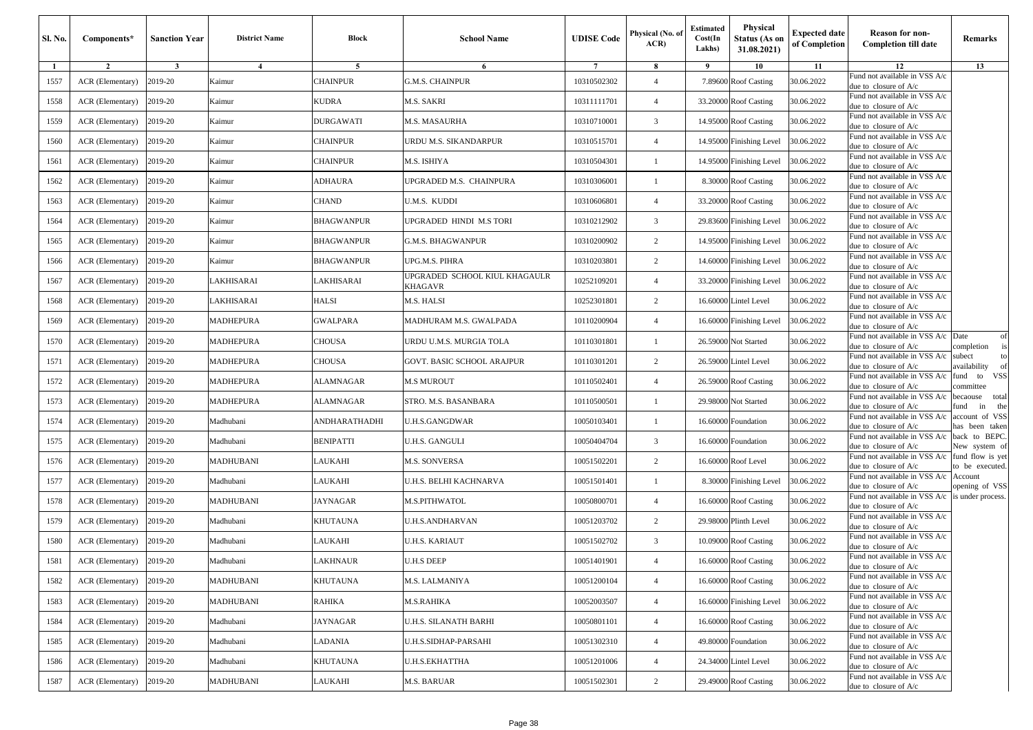| Sl. No. | Components* | Sanction Year | District Name | Block | School Name | UDISE Code | Physical (No. of ACR) | Estimated Cost(In Lakhs) | Physical Status (As on 31.08.2021) | Expected date of Completion | Reason for non-Completion till date | Remarks |
|---|---|---|---|---|---|---|---|---|---|---|---|---|
| 1 | 2 | 3 | 4 | 5 | 6 | 7 | 8 | 9 | 10 | 11 | 12 | 13 |
| 1557 | ACR (Elementary) | 2019-20 | Kaimur | CHAINPUR | G.M.S. CHAINPUR | 10310502302 | 4 | 7.89600 | Roof Casting | 30.06.2022 | Fund not available in VSS A/c due to closure of A/c | |
| 1558 | ACR (Elementary) | 2019-20 | Kaimur | KUDRA | M.S. SAKRI | 10311111701 | 4 | 33.20000 | Roof Casting | 30.06.2022 | Fund not available in VSS A/c due to closure of A/c | |
| 1559 | ACR (Elementary) | 2019-20 | Kaimur | DURGAWATI | M.S. MASAURHA | 10310710001 | 3 | 14.95000 | Roof Casting | 30.06.2022 | Fund not available in VSS A/c due to closure of A/c | |
| 1560 | ACR (Elementary) | 2019-20 | Kaimur | CHAINPUR | URDU M.S. SIKANDARPUR | 10310515701 | 4 | 14.95000 | Finishing Level | 30.06.2022 | Fund not available in VSS A/c due to closure of A/c | |
| 1561 | ACR (Elementary) | 2019-20 | Kaimur | CHAINPUR | M.S. ISHIYA | 10310504301 | 1 | 14.95000 | Finishing Level | 30.06.2022 | Fund not available in VSS A/c due to closure of A/c | |
| 1562 | ACR (Elementary) | 2019-20 | Kaimur | ADHAURA | UPGRADED M.S. CHAINPURA | 10310306001 | 1 | 8.30000 | Roof Casting | 30.06.2022 | Fund not available in VSS A/c due to closure of A/c | |
| 1563 | ACR (Elementary) | 2019-20 | Kaimur | CHAND | U.M.S. KUDDI | 10310606801 | 4 | 33.20000 | Roof Casting | 30.06.2022 | Fund not available in VSS A/c due to closure of A/c | |
| 1564 | ACR (Elementary) | 2019-20 | Kaimur | BHAGWANPUR | UPGRADED HINDI M.S TORI | 10310212902 | 3 | 29.83600 | Finishing Level | 30.06.2022 | Fund not available in VSS A/c due to closure of A/c | |
| 1565 | ACR (Elementary) | 2019-20 | Kaimur | BHAGWANPUR | G.M.S. BHAGWANPUR | 10310200902 | 2 | 14.95000 | Finishing Level | 30.06.2022 | Fund not available in VSS A/c due to closure of A/c | |
| 1566 | ACR (Elementary) | 2019-20 | Kaimur | BHAGWANPUR | UPG.M.S. PIHRA | 10310203801 | 2 | 14.60000 | Finishing Level | 30.06.2022 | Fund not available in VSS A/c due to closure of A/c | |
| 1567 | ACR (Elementary) | 2019-20 | LAKHISARAI | LAKHISARAI | UPGRADED SCHOOL KIUL KHAGAULR KHAGAVR | 10252109201 | 4 | 33.20000 | Finishing Level | 30.06.2022 | Fund not available in VSS A/c due to closure of A/c | |
| 1568 | ACR (Elementary) | 2019-20 | LAKHISARAI | HALSI | M.S. HALSI | 10252301801 | 2 | 16.60000 | Lintel Level | 30.06.2022 | Fund not available in VSS A/c due to closure of A/c | |
| 1569 | ACR (Elementary) | 2019-20 | MADHEPURA | GWALPARA | MADHURAM M.S. GWALPADA | 10110200904 | 4 | 16.60000 | Finishing Level | 30.06.2022 | Fund not available in VSS A/c due to closure of A/c | |
| 1570 | ACR (Elementary) | 2019-20 | MADHEPURA | CHOUSA | URDU U.M.S. MURGIA TOLA | 10110301801 | 1 | 26.59000 | Not Started | 30.06.2022 | Fund not available in VSS A/c due to closure of A/c | Date of completion is subect to availability of fund to VSS committee becaouse total fund in the account of VSS has been taken back to BEPC. New system of fund flow is yet to be executed. Account opening of VSS is under process. |
| 1571 | ACR (Elementary) | 2019-20 | MADHEPURA | CHOUSA | GOVT. BASIC SCHOOL ARAJPUR | 10110301201 | 2 | 26.59000 | Lintel Level | 30.06.2022 | Fund not available in VSS A/c due to closure of A/c | |
| 1572 | ACR (Elementary) | 2019-20 | MADHEPURA | ALAMNAGAR | M.S MUROUT | 10110502401 | 4 | 26.59000 | Roof Casting | 30.06.2022 | Fund not available in VSS A/c due to closure of A/c | |
| 1573 | ACR (Elementary) | 2019-20 | MADHEPURA | ALAMNAGAR | STRO. M.S. BASANBARA | 10110500501 | 1 | 29.98000 | Not Started | 30.06.2022 | Fund not available in VSS A/c due to closure of A/c | |
| 1574 | ACR (Elementary) | 2019-20 | Madhubani | ANDHARATHADHI | U.H.S.GANGDWAR | 10050103401 | 1 | 16.60000 | Foundation | 30.06.2022 | Fund not available in VSS A/c due to closure of A/c | |
| 1575 | ACR (Elementary) | 2019-20 | Madhubani | BENIPATTI | U.H.S. GANGULI | 10050404704 | 3 | 16.60000 | Foundation | 30.06.2022 | Fund not available in VSS A/c due to closure of A/c | |
| 1576 | ACR (Elementary) | 2019-20 | MADHUBANI | LAUKAHI | M.S. SONVERSA | 10051502201 | 2 | 16.60000 | Roof Level | 30.06.2022 | Fund not available in VSS A/c due to closure of A/c | |
| 1577 | ACR (Elementary) | 2019-20 | Madhubani | LAUKAHI | U.H.S. BELHI KACHNARVA | 10051501401 | 1 | 8.30000 | Finishing Level | 30.06.2022 | Fund not available in VSS A/c due to closure of A/c | |
| 1578 | ACR (Elementary) | 2019-20 | MADHUBANI | JAYNAGAR | M.S.PITHWATOL | 10050800701 | 4 | 16.60000 | Roof Casting | 30.06.2022 | Fund not available in VSS A/c due to closure of A/c | |
| 1579 | ACR (Elementary) | 2019-20 | Madhubani | KHUTAUNA | U.H.S.ANDHARVAN | 10051203702 | 2 | 29.98000 | Plinth Level | 30.06.2022 | Fund not available in VSS A/c due to closure of A/c | |
| 1580 | ACR (Elementary) | 2019-20 | Madhubani | LAUKAHI | U.H.S. KARIAUT | 10051502702 | 3 | 10.09000 | Roof Casting | 30.06.2022 | Fund not available in VSS A/c due to closure of A/c | |
| 1581 | ACR (Elementary) | 2019-20 | Madhubani | LAKHNAUR | U.H.S DEEP | 10051401901 | 4 | 16.60000 | Roof Casting | 30.06.2022 | Fund not available in VSS A/c due to closure of A/c | |
| 1582 | ACR (Elementary) | 2019-20 | MADHUBANI | KHUTAUNA | M.S. LALMANIYA | 10051200104 | 4 | 16.60000 | Roof Casting | 30.06.2022 | Fund not available in VSS A/c due to closure of A/c | |
| 1583 | ACR (Elementary) | 2019-20 | MADHUBANI | RAHIKA | M.S.RAHIKA | 10052003507 | 4 | 16.60000 | Finishing Level | 30.06.2022 | Fund not available in VSS A/c due to closure of A/c | |
| 1584 | ACR (Elementary) | 2019-20 | Madhubani | JAYNAGAR | U.H.S. SILANATH BARHI | 10050801101 | 4 | 16.60000 | Roof Casting | 30.06.2022 | Fund not available in VSS A/c due to closure of A/c | |
| 1585 | ACR (Elementary) | 2019-20 | Madhubani | LADANIA | U.H.S.SIDHAP-PARSAHI | 10051302310 | 4 | 49.80000 | Foundation | 30.06.2022 | Fund not available in VSS A/c due to closure of A/c | |
| 1586 | ACR (Elementary) | 2019-20 | Madhubani | KHUTAUNA | U.H.S.EKHATTHA | 10051201006 | 4 | 24.34000 | Lintel Level | 30.06.2022 | Fund not available in VSS A/c due to closure of A/c | |
| 1587 | ACR (Elementary) | 2019-20 | MADHUBANI | LAUKAHI | M.S. BARUAR | 10051502301 | 2 | 29.49000 | Roof Casting | 30.06.2022 | Fund not available in VSS A/c due to closure of A/c | |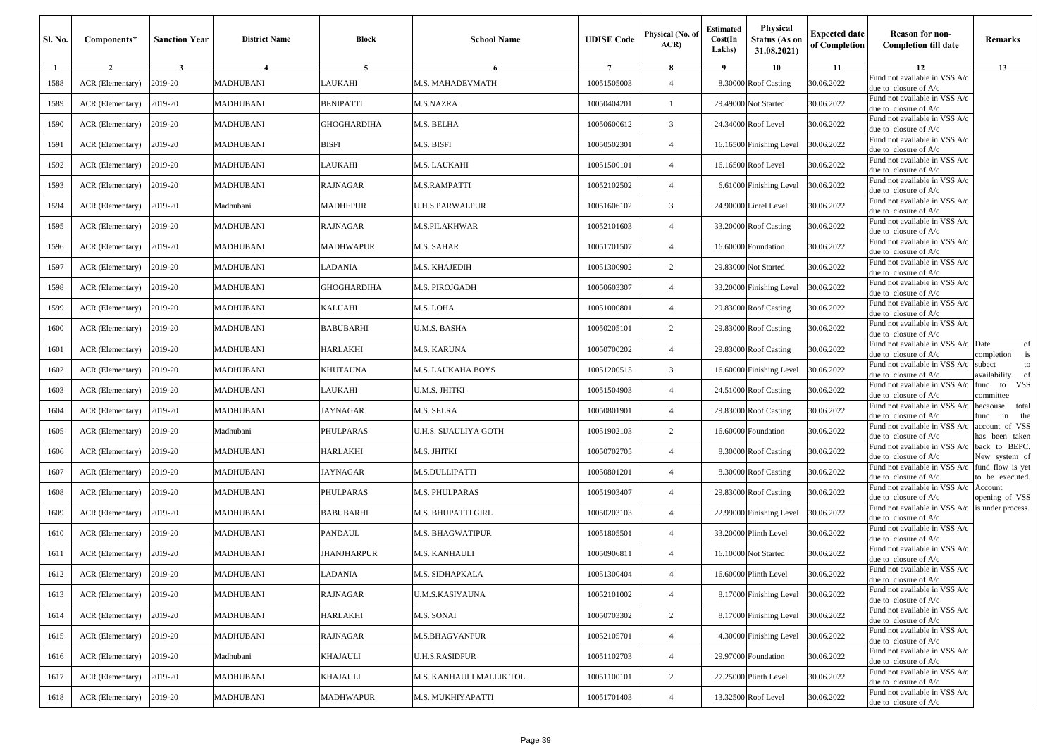| Sl. No. | Components* | Sanction Year | District Name | Block | School Name | UDISE Code | Physical (No. of ACR) | Estimated Cost(In Lakhs) | Physical Status (As on 31.08.2021) | Expected date of Completion | Reason for non-Completion till date | Remarks |
|---|---|---|---|---|---|---|---|---|---|---|---|---|
| 1 | 2 | 3 | 4 | 5 | 6 | 7 | 8 | 9 | 10 | 11 | 12 | 13 |
| 1588 | ACR (Elementary) | 2019-20 | MADHUBANI | LAUKAHI | M.S. MAHADEVMATH | 10051505003 | 4 | 8.30000 | Roof Casting | 30.06.2022 | Fund not available in VSS A/c due to closure of A/c | |
| 1589 | ACR (Elementary) | 2019-20 | MADHUBANI | BENIPATTI | M.S.NAZRA | 10050404201 | 1 | 29.49000 | Not Started | 30.06.2022 | Fund not available in VSS A/c due to closure of A/c | |
| 1590 | ACR (Elementary) | 2019-20 | MADHUBANI | GHOGHARDIHA | M.S. BELHA | 10050600612 | 3 | 24.34000 | Roof Level | 30.06.2022 | Fund not available in VSS A/c due to closure of A/c | |
| 1591 | ACR (Elementary) | 2019-20 | MADHUBANI | BISFI | M.S. BISFI | 10050502301 | 4 | 16.16500 | Finishing Level | 30.06.2022 | Fund not available in VSS A/c due to closure of A/c | |
| 1592 | ACR (Elementary) | 2019-20 | MADHUBANI | LAUKAHI | M.S. LAUKAHI | 10051500101 | 4 | 16.16500 | Roof Level | 30.06.2022 | Fund not available in VSS A/c due to closure of A/c | |
| 1593 | ACR (Elementary) | 2019-20 | MADHUBANI | RAJNAGAR | M.S.RAMPATTI | 10052102502 | 4 | 6.61000 | Finishing Level | 30.06.2022 | Fund not available in VSS A/c due to closure of A/c | |
| 1594 | ACR (Elementary) | 2019-20 | Madhubani | MADHEPUR | U.H.S.PARWALPUR | 10051606102 | 3 | 24.90000 | Lintel Level | 30.06.2022 | Fund not available in VSS A/c due to closure of A/c | |
| 1595 | ACR (Elementary) | 2019-20 | MADHUBANI | RAJNAGAR | M.S.PILAKHWAR | 10052101603 | 4 | 33.20000 | Roof Casting | 30.06.2022 | Fund not available in VSS A/c due to closure of A/c | |
| 1596 | ACR (Elementary) | 2019-20 | MADHUBANI | MADHWAPUR | M.S. SAHAR | 10051701507 | 4 | 16.60000 | Foundation | 30.06.2022 | Fund not available in VSS A/c due to closure of A/c | |
| 1597 | ACR (Elementary) | 2019-20 | MADHUBANI | LADANIA | M.S. KHAJEDIH | 10051300902 | 2 | 29.83000 | Not Started | 30.06.2022 | Fund not available in VSS A/c due to closure of A/c | |
| 1598 | ACR (Elementary) | 2019-20 | MADHUBANI | GHOGHARDIHA | M.S. PIROJGADH | 10050603307 | 4 | 33.20000 | Finishing Level | 30.06.2022 | Fund not available in VSS A/c due to closure of A/c | |
| 1599 | ACR (Elementary) | 2019-20 | MADHUBANI | KALUAHI | M.S. LOHA | 10051000801 | 4 | 29.83000 | Roof Casting | 30.06.2022 | Fund not available in VSS A/c due to closure of A/c | |
| 1600 | ACR (Elementary) | 2019-20 | MADHUBANI | BABUBARHI | U.M.S. BASHA | 10050205101 | 2 | 29.83000 | Roof Casting | 30.06.2022 | Fund not available in VSS A/c due to closure of A/c | |
| 1601 | ACR (Elementary) | 2019-20 | MADHUBANI | HARLAKHI | M.S. KARUNA | 10050700202 | 4 | 29.83000 | Roof Casting | 30.06.2022 | Fund not available in VSS A/c due to closure of A/c | Date of completion is subect to availability of fund to VSS committee becaouse total fund in the account of VSS has been taken back to BEPC. New system of fund flow is yet to be executed. Account opening of VSS is under process. |
| 1602 | ACR (Elementary) | 2019-20 | MADHUBANI | KHUTAUNA | M.S. LAUKAHA BOYS | 10051200515 | 3 | 16.60000 | Finishing Level | 30.06.2022 | Fund not available in VSS A/c due to closure of A/c | |
| 1603 | ACR (Elementary) | 2019-20 | MADHUBANI | LAUKAHI | U.M.S. JHITKI | 10051504903 | 4 | 24.51000 | Roof Casting | 30.06.2022 | Fund not available in VSS A/c due to closure of A/c | |
| 1604 | ACR (Elementary) | 2019-20 | MADHUBANI | JAYNAGAR | M.S. SELRA | 10050801901 | 4 | 29.83000 | Roof Casting | 30.06.2022 | Fund not available in VSS A/c due to closure of A/c | |
| 1605 | ACR (Elementary) | 2019-20 | Madhubani | PHULPARAS | U.H.S. SIJAULIYA GOTH | 10051902103 | 2 | 16.60000 | Foundation | 30.06.2022 | Fund not available in VSS A/c due to closure of A/c | |
| 1606 | ACR (Elementary) | 2019-20 | MADHUBANI | HARLAKHI | M.S. JHITKI | 10050702705 | 4 | 8.30000 | Roof Casting | 30.06.2022 | Fund not available in VSS A/c due to closure of A/c | |
| 1607 | ACR (Elementary) | 2019-20 | MADHUBANI | JAYNAGAR | M.S.DULLIPATTI | 10050801201 | 4 | 8.30000 | Roof Casting | 30.06.2022 | Fund not available in VSS A/c due to closure of A/c | |
| 1608 | ACR (Elementary) | 2019-20 | MADHUBANI | PHULPARAS | M.S. PHULPARAS | 10051903407 | 4 | 29.83000 | Roof Casting | 30.06.2022 | Fund not available in VSS A/c due to closure of A/c | |
| 1609 | ACR (Elementary) | 2019-20 | MADHUBANI | BABUBARHI | M.S. BHUPATTI GIRL | 10050203103 | 4 | 22.99000 | Finishing Level | 30.06.2022 | Fund not available in VSS A/c due to closure of A/c | |
| 1610 | ACR (Elementary) | 2019-20 | MADHUBANI | PANDAUL | M.S. BHAGWATIPUR | 10051805501 | 4 | 33.20000 | Plinth Level | 30.06.2022 | Fund not available in VSS A/c due to closure of A/c | |
| 1611 | ACR (Elementary) | 2019-20 | MADHUBANI | JHANJHARPUR | M.S. KANHAULI | 10050906811 | 4 | 16.10000 | Not Started | 30.06.2022 | Fund not available in VSS A/c due to closure of A/c | |
| 1612 | ACR (Elementary) | 2019-20 | MADHUBANI | LADANIA | M.S. SIDHAPKALA | 10051300404 | 4 | 16.60000 | Plinth Level | 30.06.2022 | Fund not available in VSS A/c due to closure of A/c | |
| 1613 | ACR (Elementary) | 2019-20 | MADHUBANI | RAJNAGAR | U.M.S.KASIYAUNA | 10052101002 | 4 | 8.17000 | Finishing Level | 30.06.2022 | Fund not available in VSS A/c due to closure of A/c | |
| 1614 | ACR (Elementary) | 2019-20 | MADHUBANI | HARLAKHI | M.S. SONAI | 10050703302 | 2 | 8.17000 | Finishing Level | 30.06.2022 | Fund not available in VSS A/c due to closure of A/c | |
| 1615 | ACR (Elementary) | 2019-20 | MADHUBANI | RAJNAGAR | M.S.BHAGVANPUR | 10052105701 | 4 | 4.30000 | Finishing Level | 30.06.2022 | Fund not available in VSS A/c due to closure of A/c | |
| 1616 | ACR (Elementary) | 2019-20 | Madhubani | KHAJAULI | U.H.S.RASIDPUR | 10051102703 | 4 | 29.97000 | Foundation | 30.06.2022 | Fund not available in VSS A/c due to closure of A/c | |
| 1617 | ACR (Elementary) | 2019-20 | MADHUBANI | KHAJAULI | M.S. KANHAULI MALLIK TOL | 10051100101 | 2 | 27.25000 | Plinth Level | 30.06.2022 | Fund not available in VSS A/c due to closure of A/c | |
| 1618 | ACR (Elementary) | 2019-20 | MADHUBANI | MADHWAPUR | M.S. MUKHIYAPATTI | 10051701403 | 4 | 13.32500 | Roof Level | 30.06.2022 | Fund not available in VSS A/c due to closure of A/c | |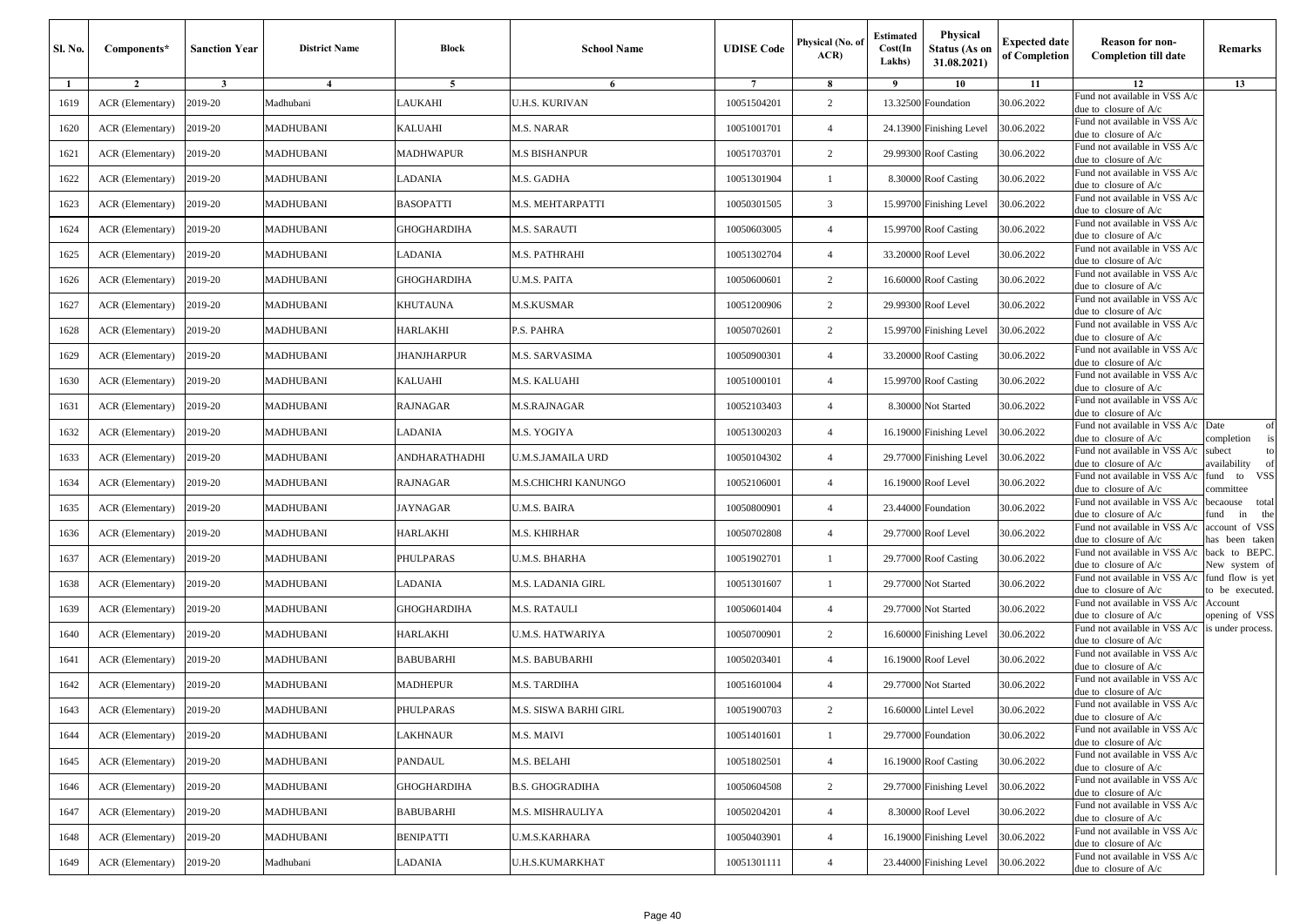| Sl. No. | Components* | Sanction Year | District Name | Block | School Name | UDISE Code | Physical (No. of ACR) | Estimated Cost(In Lakhs) | Physical Status (As on 31.08.2021) | Expected date of Completion | Reason for non-Completion till date | Remarks |
|---|---|---|---|---|---|---|---|---|---|---|---|---|
| 1 | 2 | 3 | 4 | 5 | 6 | 7 | 8 | 9 | 10 | 11 | 12 | 13 |
| 1619 | ACR (Elementary) | 2019-20 | Madhubani | LAUKAHI | U.H.S. KURIVAN | 10051504201 | 2 | 13.32500 | Foundation | 30.06.2022 | Fund not available in VSS A/c due to closure of A/c | |
| 1620 | ACR (Elementary) | 2019-20 | MADHUBANI | KALUAHI | M.S. NARAR | 10051001701 | 4 | 24.13900 | Finishing Level | 30.06.2022 | Fund not available in VSS A/c due to closure of A/c | |
| 1621 | ACR (Elementary) | 2019-20 | MADHUBANI | MADHWAPUR | M.S BISHANPUR | 10051703701 | 2 | 29.99300 | Roof Casting | 30.06.2022 | Fund not available in VSS A/c due to closure of A/c | |
| 1622 | ACR (Elementary) | 2019-20 | MADHUBANI | LADANIA | M.S. GADHA | 10051301904 | 1 | 8.30000 | Roof Casting | 30.06.2022 | Fund not available in VSS A/c due to closure of A/c | |
| 1623 | ACR (Elementary) | 2019-20 | MADHUBANI | BASOPATTI | M.S. MEHTARPATTI | 10050301505 | 3 | 15.99700 | Finishing Level | 30.06.2022 | Fund not available in VSS A/c due to closure of A/c | |
| 1624 | ACR (Elementary) | 2019-20 | MADHUBANI | GHOGHARDIHA | M.S. SARAUTI | 10050603005 | 4 | 15.99700 | Roof Casting | 30.06.2022 | Fund not available in VSS A/c due to closure of A/c | |
| 1625 | ACR (Elementary) | 2019-20 | MADHUBANI | LADANIA | M.S. PATHRAHI | 10051302704 | 4 | 33.20000 | Roof Level | 30.06.2022 | Fund not available in VSS A/c due to closure of A/c | |
| 1626 | ACR (Elementary) | 2019-20 | MADHUBANI | GHOGHARDIHA | U.M.S. PAITA | 10050600601 | 2 | 16.60000 | Roof Casting | 30.06.2022 | Fund not available in VSS A/c due to closure of A/c | |
| 1627 | ACR (Elementary) | 2019-20 | MADHUBANI | KHUTAUNA | M.S.KUSMAR | 10051200906 | 2 | 29.99300 | Roof Level | 30.06.2022 | Fund not available in VSS A/c due to closure of A/c | |
| 1628 | ACR (Elementary) | 2019-20 | MADHUBANI | HARLAKHI | P.S. PAHRA | 10050702601 | 2 | 15.99700 | Finishing Level | 30.06.2022 | Fund not available in VSS A/c due to closure of A/c | |
| 1629 | ACR (Elementary) | 2019-20 | MADHUBANI | JHANJHARPUR | M.S. SARVASIMA | 10050900301 | 4 | 33.20000 | Roof Casting | 30.06.2022 | Fund not available in VSS A/c due to closure of A/c | |
| 1630 | ACR (Elementary) | 2019-20 | MADHUBANI | KALUAHI | M.S. KALUAHI | 10051000101 | 4 | 15.99700 | Roof Casting | 30.06.2022 | Fund not available in VSS A/c due to closure of A/c | |
| 1631 | ACR (Elementary) | 2019-20 | MADHUBANI | RAJNAGAR | M.S.RAJNAGAR | 10052103403 | 4 | 8.30000 | Not Started | 30.06.2022 | Fund not available in VSS A/c due to closure of A/c | |
| 1632 | ACR (Elementary) | 2019-20 | MADHUBANI | LADANIA | M.S. YOGIYA | 10051300203 | 4 | 16.19000 | Finishing Level | 30.06.2022 | Fund not available in VSS A/c due to closure of A/c | Date of completion is subect to availability of fund to VSS committee becaouse total fund in the account of VSS has been taken back to BEPC. New system of fund flow is yet to be executed. Account opening of VSS is under process. |
| 1633 | ACR (Elementary) | 2019-20 | MADHUBANI | ANDHARATHADHI | U.M.S.JAMAILA URD | 10050104302 | 4 | 29.77000 | Finishing Level | 30.06.2022 | Fund not available in VSS A/c due to closure of A/c | |
| 1634 | ACR (Elementary) | 2019-20 | MADHUBANI | RAJNAGAR | M.S.CHICHRI KANUNGO | 10052106001 | 4 | 16.19000 | Roof Level | 30.06.2022 | Fund not available in VSS A/c due to closure of A/c | |
| 1635 | ACR (Elementary) | 2019-20 | MADHUBANI | JAYNAGAR | U.M.S. BAIRA | 10050800901 | 4 | 23.44000 | Foundation | 30.06.2022 | Fund not available in VSS A/c due to closure of A/c | |
| 1636 | ACR (Elementary) | 2019-20 | MADHUBANI | HARLAKHI | M.S. KHIRHAR | 10050702808 | 4 | 29.77000 | Roof Level | 30.06.2022 | Fund not available in VSS A/c due to closure of A/c | |
| 1637 | ACR (Elementary) | 2019-20 | MADHUBANI | PHULPARAS | U.M.S. BHARHA | 10051902701 | 1 | 29.77000 | Roof Casting | 30.06.2022 | Fund not available in VSS A/c due to closure of A/c | |
| 1638 | ACR (Elementary) | 2019-20 | MADHUBANI | LADANIA | M.S. LADANIA GIRL | 10051301607 | 1 | 29.77000 | Not Started | 30.06.2022 | Fund not available in VSS A/c due to closure of A/c | |
| 1639 | ACR (Elementary) | 2019-20 | MADHUBANI | GHOGHARDIHA | M.S. RATAULI | 10050601404 | 4 | 29.77000 | Not Started | 30.06.2022 | Fund not available in VSS A/c due to closure of A/c | |
| 1640 | ACR (Elementary) | 2019-20 | MADHUBANI | HARLAKHI | U.M.S. HATWARIYA | 10050700901 | 2 | 16.60000 | Finishing Level | 30.06.2022 | Fund not available in VSS A/c due to closure of A/c | |
| 1641 | ACR (Elementary) | 2019-20 | MADHUBANI | BABUBARHI | M.S. BABUBARHI | 10050203401 | 4 | 16.19000 | Roof Level | 30.06.2022 | Fund not available in VSS A/c due to closure of A/c | |
| 1642 | ACR (Elementary) | 2019-20 | MADHUBANI | MADHEPUR | M.S. TARDIHA | 10051601004 | 4 | 29.77000 | Not Started | 30.06.2022 | Fund not available in VSS A/c due to closure of A/c | |
| 1643 | ACR (Elementary) | 2019-20 | MADHUBANI | PHULPARAS | M.S. SISWA BARHI GIRL | 10051900703 | 2 | 16.60000 | Lintel Level | 30.06.2022 | Fund not available in VSS A/c due to closure of A/c | |
| 1644 | ACR (Elementary) | 2019-20 | MADHUBANI | LAKHNAUR | M.S. MAIVI | 10051401601 | 1 | 29.77000 | Foundation | 30.06.2022 | Fund not available in VSS A/c due to closure of A/c | |
| 1645 | ACR (Elementary) | 2019-20 | MADHUBANI | PANDAUL | M.S. BELAHI | 10051802501 | 4 | 16.19000 | Roof Casting | 30.06.2022 | Fund not available in VSS A/c due to closure of A/c | |
| 1646 | ACR (Elementary) | 2019-20 | MADHUBANI | GHOGHARDIHA | B.S. GHOGRADIHA | 10050604508 | 2 | 29.77000 | Finishing Level | 30.06.2022 | Fund not available in VSS A/c due to closure of A/c | |
| 1647 | ACR (Elementary) | 2019-20 | MADHUBANI | BABUBARHI | M.S. MISHRAULIYA | 10050204201 | 4 | 8.30000 | Roof Level | 30.06.2022 | Fund not available in VSS A/c due to closure of A/c | |
| 1648 | ACR (Elementary) | 2019-20 | MADHUBANI | BENIPATTI | U.M.S.KARHARA | 10050403901 | 4 | 16.19000 | Finishing Level | 30.06.2022 | Fund not available in VSS A/c due to closure of A/c | |
| 1649 | ACR (Elementary) | 2019-20 | Madhubani | LADANIA | U.H.S.KUMARKHAT | 10051301111 | 4 | 23.44000 | Finishing Level | 30.06.2022 | Fund not available in VSS A/c due to closure of A/c | |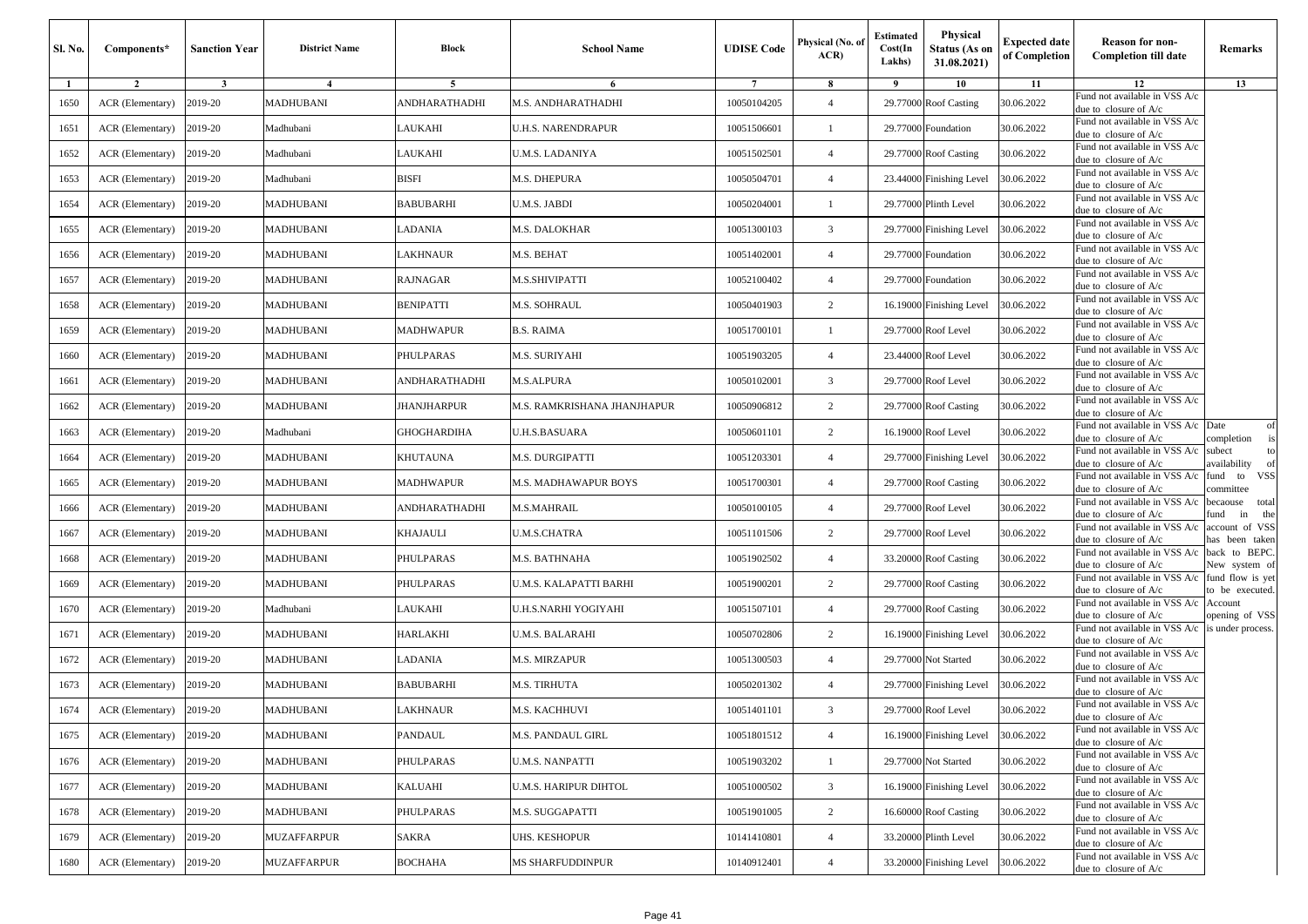| Sl. No. | Components* | Sanction Year | District Name | Block | School Name | UDISE Code | Physical (No. of ACR) | Estimated Cost(In Lakhs) | Physical Status (As on 31.08.2021) | Expected date of Completion | Reason for non-Completion till date | Remarks |
|---|---|---|---|---|---|---|---|---|---|---|---|---|
| 1 | 2 | 3 | 4 | 5 | 6 | 7 | 8 | 9 | 10 | 11 | 12 | 13 |
| 1650 | ACR (Elementary) | 2019-20 | MADHUBANI | ANDHARATHADHI | M.S. ANDHARATHADHI | 10050104205 | 4 | 29.77000 | Roof Casting | 30.06.2022 | Fund not available in VSS A/c due to closure of A/c | |
| 1651 | ACR (Elementary) | 2019-20 | Madhubani | LAUKAHI | U.H.S. NARENDRAPUR | 10051506601 | 1 | 29.77000 | Foundation | 30.06.2022 | Fund not available in VSS A/c due to closure of A/c | |
| 1652 | ACR (Elementary) | 2019-20 | Madhubani | LAUKAHI | U.M.S. LADANIYA | 10051502501 | 4 | 29.77000 | Roof Casting | 30.06.2022 | Fund not available in VSS A/c due to closure of A/c | |
| 1653 | ACR (Elementary) | 2019-20 | Madhubani | BISFI | M.S. DHEPURA | 10050504701 | 4 | 23.44000 | Finishing Level | 30.06.2022 | Fund not available in VSS A/c due to closure of A/c | |
| 1654 | ACR (Elementary) | 2019-20 | MADHUBANI | BABUBARHI | U.M.S. JABDI | 10050204001 | 1 | 29.77000 | Plinth Level | 30.06.2022 | Fund not available in VSS A/c due to closure of A/c | |
| 1655 | ACR (Elementary) | 2019-20 | MADHUBANI | LADANIA | M.S. DALOKHAR | 10051300103 | 3 | 29.77000 | Finishing Level | 30.06.2022 | Fund not available in VSS A/c due to closure of A/c | |
| 1656 | ACR (Elementary) | 2019-20 | MADHUBANI | LAKHNAUR | M.S. BEHAT | 10051402001 | 4 | 29.77000 | Foundation | 30.06.2022 | Fund not available in VSS A/c due to closure of A/c | |
| 1657 | ACR (Elementary) | 2019-20 | MADHUBANI | RAJNAGAR | M.S.SHIVIPATTI | 10052100402 | 4 | 29.77000 | Foundation | 30.06.2022 | Fund not available in VSS A/c due to closure of A/c | |
| 1658 | ACR (Elementary) | 2019-20 | MADHUBANI | BENIPATTI | M.S. SOHRAUL | 10050401903 | 2 | 16.19000 | Finishing Level | 30.06.2022 | Fund not available in VSS A/c due to closure of A/c | |
| 1659 | ACR (Elementary) | 2019-20 | MADHUBANI | MADHWAPUR | B.S. RAIMA | 10051700101 | 1 | 29.77000 | Roof Level | 30.06.2022 | Fund not available in VSS A/c due to closure of A/c | |
| 1660 | ACR (Elementary) | 2019-20 | MADHUBANI | PHULPARAS | M.S. SURIYAHI | 10051903205 | 4 | 23.44000 | Roof Level | 30.06.2022 | Fund not available in VSS A/c due to closure of A/c | |
| 1661 | ACR (Elementary) | 2019-20 | MADHUBANI | ANDHARATHADHI | M.S.ALPURA | 10050102001 | 3 | 29.77000 | Roof Level | 30.06.2022 | Fund not available in VSS A/c due to closure of A/c | |
| 1662 | ACR (Elementary) | 2019-20 | MADHUBANI | JHANJHARPUR | M.S. RAMKRISHANA JHANJHAPUR | 10050906812 | 2 | 29.77000 | Roof Casting | 30.06.2022 | Fund not available in VSS A/c due to closure of A/c | |
| 1663 | ACR (Elementary) | 2019-20 | Madhubani | GHOGHARDIHA | U.H.S.BASUARA | 10050601101 | 2 | 16.19000 | Roof Level | 30.06.2022 | Fund not available in VSS A/c due to closure of A/c | Date of completion is subect to availability of fund to VSS committee becaouse total fund in the account of VSS has been taken back to BEPC. New system of fund flow is yet to be executed. Account opening of VSS is under process. |
| 1664 | ACR (Elementary) | 2019-20 | MADHUBANI | KHUTAUNA | M.S. DURGIPATTI | 10051203301 | 4 | 29.77000 | Finishing Level | 30.06.2022 | Fund not available in VSS A/c due to closure of A/c | |
| 1665 | ACR (Elementary) | 2019-20 | MADHUBANI | MADHWAPUR | M.S. MADHAWAPUR BOYS | 10051700301 | 4 | 29.77000 | Roof Casting | 30.06.2022 | Fund not available in VSS A/c due to closure of A/c | |
| 1666 | ACR (Elementary) | 2019-20 | MADHUBANI | ANDHARATHADHI | M.S.MAHRAIL | 10050100105 | 4 | 29.77000 | Roof Level | 30.06.2022 | Fund not available in VSS A/c due to closure of A/c | |
| 1667 | ACR (Elementary) | 2019-20 | MADHUBANI | KHAJAULI | U.M.S.CHATRA | 10051101506 | 2 | 29.77000 | Roof Level | 30.06.2022 | Fund not available in VSS A/c due to closure of A/c | |
| 1668 | ACR (Elementary) | 2019-20 | MADHUBANI | PHULPARAS | M.S. BATHNAHA | 10051902502 | 4 | 33.20000 | Roof Casting | 30.06.2022 | Fund not available in VSS A/c due to closure of A/c | |
| 1669 | ACR (Elementary) | 2019-20 | MADHUBANI | PHULPARAS | U.M.S. KALAPATTI BARHI | 10051900201 | 2 | 29.77000 | Roof Casting | 30.06.2022 | Fund not available in VSS A/c due to closure of A/c | |
| 1670 | ACR (Elementary) | 2019-20 | Madhubani | LAUKAHI | U.H.S.NARHI YOGIYAHI | 10051507101 | 4 | 29.77000 | Roof Casting | 30.06.2022 | Fund not available in VSS A/c due to closure of A/c | |
| 1671 | ACR (Elementary) | 2019-20 | MADHUBANI | HARLAKHI | U.M.S. BALARAHI | 10050702806 | 2 | 16.19000 | Finishing Level | 30.06.2022 | Fund not available in VSS A/c due to closure of A/c | |
| 1672 | ACR (Elementary) | 2019-20 | MADHUBANI | LADANIA | M.S. MIRZAPUR | 10051300503 | 4 | 29.77000 | Not Started | 30.06.2022 | Fund not available in VSS A/c due to closure of A/c | |
| 1673 | ACR (Elementary) | 2019-20 | MADHUBANI | BABUBARHI | M.S. TIRHUTA | 10050201302 | 4 | 29.77000 | Finishing Level | 30.06.2022 | Fund not available in VSS A/c due to closure of A/c | |
| 1674 | ACR (Elementary) | 2019-20 | MADHUBANI | LAKHNAUR | M.S. KACHHUVI | 10051401101 | 3 | 29.77000 | Roof Level | 30.06.2022 | Fund not available in VSS A/c due to closure of A/c | |
| 1675 | ACR (Elementary) | 2019-20 | MADHUBANI | PANDAUL | M.S. PANDAUL GIRL | 10051801512 | 4 | 16.19000 | Finishing Level | 30.06.2022 | Fund not available in VSS A/c due to closure of A/c | |
| 1676 | ACR (Elementary) | 2019-20 | MADHUBANI | PHULPARAS | U.M.S. NANPATTI | 10051903202 | 1 | 29.77000 | Not Started | 30.06.2022 | Fund not available in VSS A/c due to closure of A/c | |
| 1677 | ACR (Elementary) | 2019-20 | MADHUBANI | KALUAHI | U.M.S. HARIPUR DIHTOL | 10051000502 | 3 | 16.19000 | Finishing Level | 30.06.2022 | Fund not available in VSS A/c due to closure of A/c | |
| 1678 | ACR (Elementary) | 2019-20 | MADHUBANI | PHULPARAS | M.S. SUGGAPATTI | 10051901005 | 2 | 16.60000 | Roof Casting | 30.06.2022 | Fund not available in VSS A/c due to closure of A/c | |
| 1679 | ACR (Elementary) | 2019-20 | MUZAFFARPUR | SAKRA | UHS. KESHOPUR | 10141410801 | 4 | 33.20000 | Plinth Level | 30.06.2022 | Fund not available in VSS A/c due to closure of A/c | |
| 1680 | ACR (Elementary) | 2019-20 | MUZAFFARPUR | BOCHAHA | MS SHARFUDDINPUR | 10140912401 | 4 | 33.20000 | Finishing Level | 30.06.2022 | Fund not available in VSS A/c due to closure of A/c | |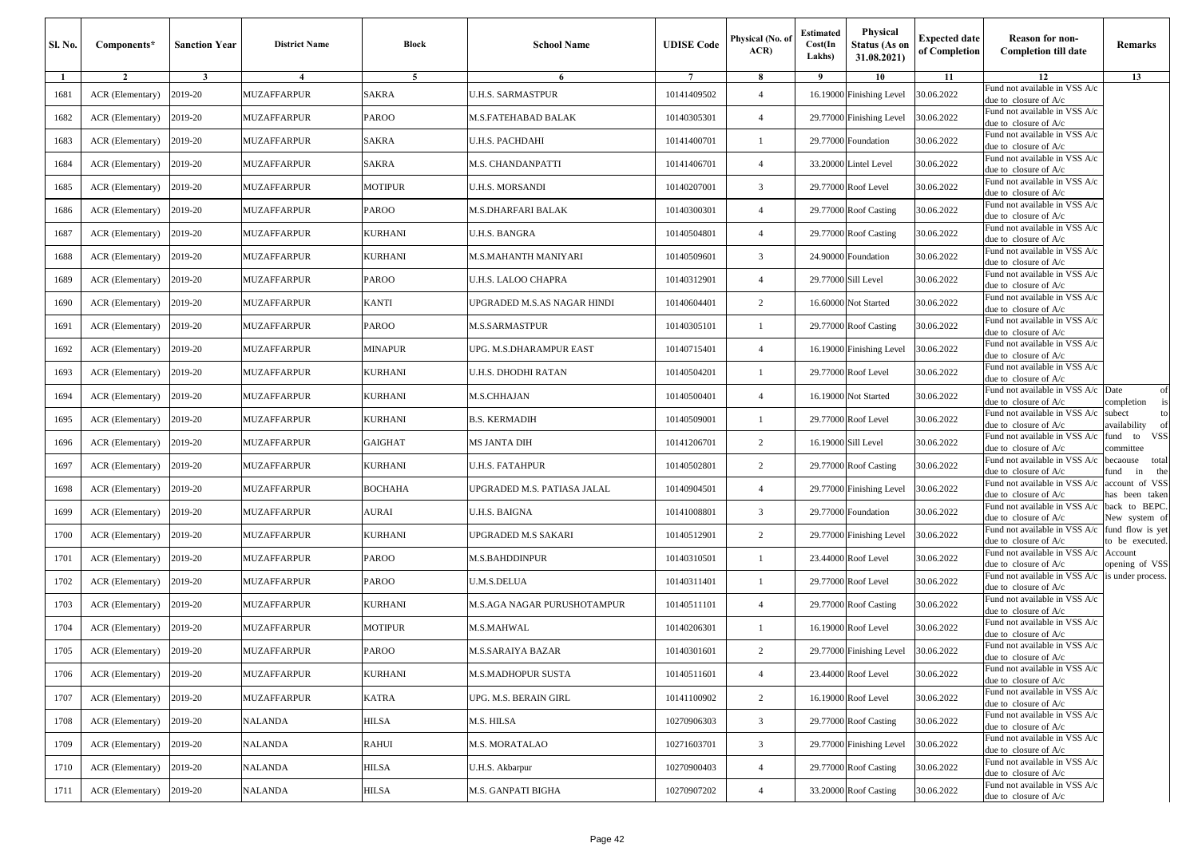| Sl. No. | Components* | Sanction Year | District Name | Block | School Name | UDISE Code | Physical (No. of ACR) | Estimated Cost(In Lakhs) | Physical Status (As on 31.08.2021) | Expected date of Completion | Reason for non-Completion till date | Remarks |
|---|---|---|---|---|---|---|---|---|---|---|---|---|
| 1 | 2 | 3 | 4 | 5 | 6 | 7 | 8 | 9 | 10 | 11 | 12 | 13 |
| 1681 | ACR (Elementary) | 2019-20 | MUZAFFARPUR | SAKRA | U.H.S. SARMASTPUR | 10141409502 | 4 | 16.19000 | Finishing Level | 30.06.2022 | Fund not available in VSS A/c due to closure of A/c | |
| 1682 | ACR (Elementary) | 2019-20 | MUZAFFARPUR | PAROO | M.S.FATEHABAD BALAK | 10140305301 | 4 | 29.77000 | Finishing Level | 30.06.2022 | Fund not available in VSS A/c due to closure of A/c | |
| 1683 | ACR (Elementary) | 2019-20 | MUZAFFARPUR | SAKRA | U.H.S. PACHDAHI | 10141400701 | 1 | 29.77000 | Foundation | 30.06.2022 | Fund not available in VSS A/c due to closure of A/c | |
| 1684 | ACR (Elementary) | 2019-20 | MUZAFFARPUR | SAKRA | M.S. CHANDANPATTI | 10141406701 | 4 | 33.20000 | Lintel Level | 30.06.2022 | Fund not available in VSS A/c due to closure of A/c | |
| 1685 | ACR (Elementary) | 2019-20 | MUZAFFARPUR | MOTIPUR | U.H.S. MORSANDI | 10140207001 | 3 | 29.77000 | Roof Level | 30.06.2022 | Fund not available in VSS A/c due to closure of A/c | |
| 1686 | ACR (Elementary) | 2019-20 | MUZAFFARPUR | PAROO | M.S.DHARFARI BALAK | 10140300301 | 4 | 29.77000 | Roof Casting | 30.06.2022 | Fund not available in VSS A/c due to closure of A/c | |
| 1687 | ACR (Elementary) | 2019-20 | MUZAFFARPUR | KURHANI | U.H.S. BANGRA | 10140504801 | 4 | 29.77000 | Roof Casting | 30.06.2022 | Fund not available in VSS A/c due to closure of A/c | |
| 1688 | ACR (Elementary) | 2019-20 | MUZAFFARPUR | KURHANI | M.S.MAHANTH MANIYARI | 10140509601 | 3 | 24.90000 | Foundation | 30.06.2022 | Fund not available in VSS A/c due to closure of A/c | |
| 1689 | ACR (Elementary) | 2019-20 | MUZAFFARPUR | PAROO | U.H.S. LALOO CHAPRA | 10140312901 | 4 | 29.77000 | Sill Level | 30.06.2022 | Fund not available in VSS A/c due to closure of A/c | |
| 1690 | ACR (Elementary) | 2019-20 | MUZAFFARPUR | KANTI | UPGRADED M.S.AS NAGAR HINDI | 10140604401 | 2 | 16.60000 | Not Started | 30.06.2022 | Fund not available in VSS A/c due to closure of A/c | |
| 1691 | ACR (Elementary) | 2019-20 | MUZAFFARPUR | PAROO | M.S.SARMASTPUR | 10140305101 | 1 | 29.77000 | Roof Casting | 30.06.2022 | Fund not available in VSS A/c due to closure of A/c | |
| 1692 | ACR (Elementary) | 2019-20 | MUZAFFARPUR | MINAPUR | UPG. M.S.DHARAMPUR EAST | 10140715401 | 4 | 16.19000 | Finishing Level | 30.06.2022 | Fund not available in VSS A/c due to closure of A/c | |
| 1693 | ACR (Elementary) | 2019-20 | MUZAFFARPUR | KURHANI | U.H.S. DHODHI RATAN | 10140504201 | 1 | 29.77000 | Roof Level | 30.06.2022 | Fund not available in VSS A/c due to closure of A/c | |
| 1694 | ACR (Elementary) | 2019-20 | MUZAFFARPUR | KURHANI | M.S.CHHAJAN | 10140500401 | 4 | 16.19000 | Not Started | 30.06.2022 | Fund not available in VSS A/c due to closure of A/c | Date of completion is subect to availability of fund to VSS committee becaouse total fund in the account of VSS has been taken back to BEPC. New system of fund flow is yet to be executed. Account opening of VSS is under process. |
| 1695 | ACR (Elementary) | 2019-20 | MUZAFFARPUR | KURHANI | B.S. KERMADIH | 10140509001 | 1 | 29.77000 | Roof Level | 30.06.2022 | Fund not available in VSS A/c due to closure of A/c | |
| 1696 | ACR (Elementary) | 2019-20 | MUZAFFARPUR | GAIGHAT | MS JANTA DIH | 10141206701 | 2 | 16.19000 | Sill Level | 30.06.2022 | Fund not available in VSS A/c due to closure of A/c | |
| 1697 | ACR (Elementary) | 2019-20 | MUZAFFARPUR | KURHANI | U.H.S. FATAHPUR | 10140502801 | 2 | 29.77000 | Roof Casting | 30.06.2022 | Fund not available in VSS A/c due to closure of A/c | |
| 1698 | ACR (Elementary) | 2019-20 | MUZAFFARPUR | BOCHAHA | UPGRADED M.S. PATIASA JALAL | 10140904501 | 4 | 29.77000 | Finishing Level | 30.06.2022 | Fund not available in VSS A/c due to closure of A/c | |
| 1699 | ACR (Elementary) | 2019-20 | MUZAFFARPUR | AURAI | U.H.S. BAIGNA | 10141008801 | 3 | 29.77000 | Foundation | 30.06.2022 | Fund not available in VSS A/c due to closure of A/c | |
| 1700 | ACR (Elementary) | 2019-20 | MUZAFFARPUR | KURHANI | UPGRADED M.S SAKARI | 10140512901 | 2 | 29.77000 | Finishing Level | 30.06.2022 | Fund not available in VSS A/c due to closure of A/c | |
| 1701 | ACR (Elementary) | 2019-20 | MUZAFFARPUR | PAROO | M.S.BAHDDINPUR | 10140310501 | 1 | 23.44000 | Roof Level | 30.06.2022 | Fund not available in VSS A/c due to closure of A/c | |
| 1702 | ACR (Elementary) | 2019-20 | MUZAFFARPUR | PAROO | U.M.S.DELUA | 10140311401 | 1 | 29.77000 | Roof Level | 30.06.2022 | Fund not available in VSS A/c due to closure of A/c | |
| 1703 | ACR (Elementary) | 2019-20 | MUZAFFARPUR | KURHANI | M.S.AGA NAGAR PURUSHOTAMPUR | 10140511101 | 4 | 29.77000 | Roof Casting | 30.06.2022 | Fund not available in VSS A/c due to closure of A/c | |
| 1704 | ACR (Elementary) | 2019-20 | MUZAFFARPUR | MOTIPUR | M.S.MAHWAL | 10140206301 | 1 | 16.19000 | Roof Level | 30.06.2022 | Fund not available in VSS A/c due to closure of A/c | |
| 1705 | ACR (Elementary) | 2019-20 | MUZAFFARPUR | PAROO | M.S.SARAIYA BAZAR | 10140301601 | 2 | 29.77000 | Finishing Level | 30.06.2022 | Fund not available in VSS A/c due to closure of A/c | |
| 1706 | ACR (Elementary) | 2019-20 | MUZAFFARPUR | KURHANI | M.S.MADHOPUR SUSTA | 10140511601 | 4 | 23.44000 | Roof Level | 30.06.2022 | Fund not available in VSS A/c due to closure of A/c | |
| 1707 | ACR (Elementary) | 2019-20 | MUZAFFARPUR | KATRA | UPG. M.S. BERAIN GIRL | 10141100902 | 2 | 16.19000 | Roof Level | 30.06.2022 | Fund not available in VSS A/c due to closure of A/c | |
| 1708 | ACR (Elementary) | 2019-20 | NALANDA | HILSA | M.S. HILSA | 10270906303 | 3 | 29.77000 | Roof Casting | 30.06.2022 | Fund not available in VSS A/c due to closure of A/c | |
| 1709 | ACR (Elementary) | 2019-20 | NALANDA | RAHUI | M.S. MORATALAO | 10271603701 | 3 | 29.77000 | Finishing Level | 30.06.2022 | Fund not available in VSS A/c due to closure of A/c | |
| 1710 | ACR (Elementary) | 2019-20 | NALANDA | HILSA | U.H.S. Akbarpur | 10270900403 | 4 | 29.77000 | Roof Casting | 30.06.2022 | Fund not available in VSS A/c due to closure of A/c | |
| 1711 | ACR (Elementary) | 2019-20 | NALANDA | HILSA | M.S. GANPATI BIGHA | 10270907202 | 4 | 33.20000 | Roof Casting | 30.06.2022 | Fund not available in VSS A/c due to closure of A/c | |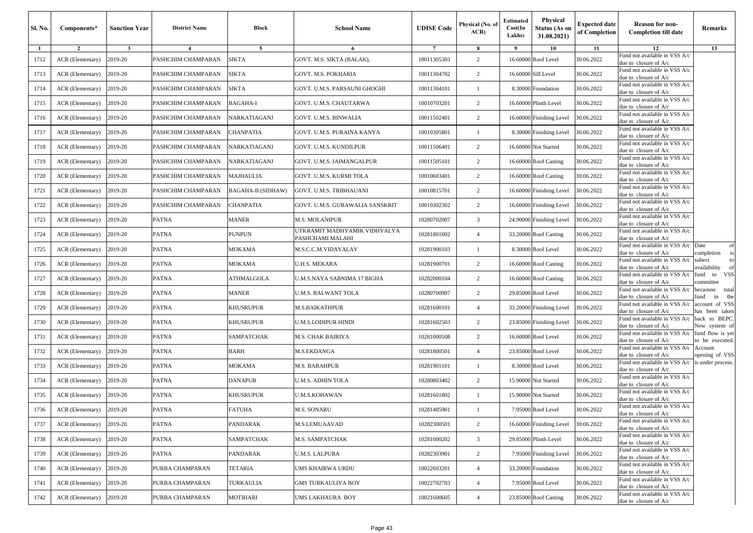| Sl. No. | Components* | Sanction Year | District Name | Block | School Name | UDISE Code | Physical (No. of ACR) | Estimated Cost(In Lakhs) | Physical Status (As on 31.08.2021) | Expected date of Completion | Reason for non-Completion till date | Remarks |
|---|---|---|---|---|---|---|---|---|---|---|---|---|
| 1 | 2 | 3 | 4 | 5 | 6 | 7 | 8 | 9 | 10 | 11 | 12 | 13 |
| 1712 | ACR (Elementary) | 2019-20 | PASHCHIM CHAMPARAN | SIKTA | GOVT. M.S. SIKTA (BALAK), | 10011305303 | 2 | 16.60000 | Roof Level | 30.06.2022 | Fund not available in VSS A/c due to closure of A/c | |
| 1713 | ACR (Elementary) | 2019-20 | PASHCHIM CHAMPARAN | SIKTA | GOVT. M.S. POKHARIA | 10011304702 | 2 | 16.60000 | Sill Level | 30.06.2022 | Fund not available in VSS A/c due to closure of A/c | |
| 1714 | ACR (Elementary) | 2019-20 | PASHCHIM CHAMPARAN | SIKTA | GOVT. U.M.S. PARSAUNI GHOGHI | 10011304101 | 1 | 8.30000 | Foundation | 30.06.2022 | Fund not available in VSS A/c due to closure of A/c | |
| 1715 | ACR (Elementary) | 2019-20 | PASHCHIM CHAMPARAN | BAGAHA-I | GOVT. U.M.S. CHAUTARWA | 10010703201 | 2 | 16.60000 | Plinth Level | 30.06.2022 | Fund not available in VSS A/c due to closure of A/c | |
| 1716 | ACR (Elementary) | 2019-20 | PASHCHIM CHAMPARAN | NARKATIAGANJ | GOVT. U.M.S. BINWALIA | 10011502401 | 2 | 16.60000 | Finishing Level | 30.06.2022 | Fund not available in VSS A/c due to closure of A/c | |
| 1717 | ACR (Elementary) | 2019-20 | PASHCHIM CHAMPARAN | CHANPATIA | GOVT. U.M.S. PURAINA KANYA | 10010305801 | 1 | 8.30000 | Finishing Level | 30.06.2022 | Fund not available in VSS A/c due to closure of A/c | |
| 1718 | ACR (Elementary) | 2019-20 | PASHCHIM CHAMPARAN | NARKATIAGANJ | GOVT. U.M.S. KUNDILPUR | 10011506401 | 2 | 16.60000 | Not Started | 30.06.2022 | Fund not available in VSS A/c due to closure of A/c | |
| 1719 | ACR (Elementary) | 2019-20 | PASHCHIM CHAMPARAN | NARKATIAGANJ | GOVT. U.M.S. JAIMANGALPUR | 10011505101 | 2 | 16.60000 | Roof Casting | 30.06.2022 | Fund not available in VSS A/c due to closure of A/c | |
| 1720 | ACR (Elementary) | 2019-20 | PASHCHIM CHAMPARAN | MAJHAULIA | GOVT. U.M.S. KURMI TOLA | 10010603401 | 2 | 16.60000 | Roof Casting | 30.06.2022 | Fund not available in VSS A/c due to closure of A/c | |
| 1721 | ACR (Elementary) | 2019-20 | PASHCHIM CHAMPARAN | BAGAHA-II (SIDHAW) | GOVT. U.M.S. TRIBHAUANI | 10010815701 | 2 | 16.60000 | Finishing Level | 30.06.2022 | Fund not available in VSS A/c due to closure of A/c | |
| 1722 | ACR (Elementary) | 2019-20 | PASHCHIM CHAMPARAN | CHANPATIA | GOVT. U.M.S. GURAWALIA SANSKRIT | 10010302302 | 2 | 16.60000 | Finishing Level | 30.06.2022 | Fund not available in VSS A/c due to closure of A/c | |
| 1723 | ACR (Elementary) | 2019-20 | PATNA | MANER | M.S. MOLANIPUR | 10280702007 | 3 | 24.90000 | Finishing Level | 30.06.2022 | Fund not available in VSS A/c due to closure of A/c | |
| 1724 | ACR (Elementary) | 2019-20 | PATNA | PUNPUN | UTKRAMIT MADHYAMIK VIDHYALYA PASHCHAMI MALAHI | 10281801002 | 4 | 33.20000 | Roof Casting | 30.06.2022 | Fund not available in VSS A/c due to closure of A/c | |
| 1725 | ACR (Elementary) | 2019-20 | PATNA | MOKAMA | M.S.C.C.M.VIDAYALAY | 10281900103 | 1 | 8.30000 | Roof Level | 30.06.2022 | Fund not available in VSS A/c due to closure of A/c | Date of completion is subect to availability of fund to VSS committee becaouse total fund in the account of VSS has been taken back to BEPC. New system of fund flow is yet to be executed. Account opening of VSS is under process. |
| 1726 | ACR (Elementary) | 2019-20 | PATNA | MOKAMA | U.H.S. MEKARA | 10281900701 | 2 | 16.60000 | Roof Casting | 30.06.2022 | Fund not available in VSS A/c due to closure of A/c | |
| 1727 | ACR (Elementary) | 2019-20 | PATNA | ATHMALGOLA | U.M.S.NAYA SABNIMA 17 BIGHA | 10282000104 | 2 | 16.60000 | Roof Casting | 30.06.2022 | Fund not available in VSS A/c due to closure of A/c | |
| 1728 | ACR (Elementary) | 2019-20 | PATNA | MANER | U.M.S. BALWANT TOLA | 10280700907 | 2 | 29.85000 | Roof Level | 30.06.2022 | Fund not available in VSS A/c due to closure of A/c | |
| 1729 | ACR (Elementary) | 2019-20 | PATNA | KHUSRUPUR | M.S.BAIKATHPUR | 10281600101 | 4 | 33.20000 | Finishing Level | 30.06.2022 | Fund not available in VSS A/c due to closure of A/c | |
| 1730 | ACR (Elementary) | 2019-20 | PATNA | KHUSRUPUR | U.M.S.LODIPUR HINDI | 10281602503 | 2 | 23.85000 | Finishing Level | 30.06.2022 | Fund not available in VSS A/c due to closure of A/c | |
| 1731 | ACR (Elementary) | 2019-20 | PATNA | SAMPATCHAK | M.S. CHAK BAIRIYA | 10281000508 | 2 | 16.60000 | Roof Level | 30.06.2022 | Fund not available in VSS A/c due to closure of A/c | |
| 1732 | ACR (Elementary) | 2019-20 | PATNA | BARH | M.S.EKDANGA | 10281800501 | 4 | 23.85000 | Roof Level | 30.06.2022 | Fund not available in VSS A/c due to closure of A/c | |
| 1733 | ACR (Elementary) | 2019-20 | PATNA | MOKAMA | M.S. BARAHPUR | 10281901101 | 1 | 8.30000 | Roof Level | 30.06.2022 | Fund not available in VSS A/c due to closure of A/c | |
| 1734 | ACR (Elementary) | 2019-20 | PATNA | DANAPUR | U.M.S. ADHIN TOLA | 10280803402 | 2 | 15.90000 | Not Started | 30.06.2022 | Fund not available in VSS A/c due to closure of A/c | |
| 1735 | ACR (Elementary) | 2019-20 | PATNA | KHUSRUPUR | U.M.S.KOHAWAN | 10281601802 | 1 | 15.90000 | Not Started | 30.06.2022 | Fund not available in VSS A/c due to closure of A/c | |
| 1736 | ACR (Elementary) | 2019-20 | PATNA | FATUHA | M.S. SONARU | 10281405901 | 1 | 7.95000 | Roof Level | 30.06.2022 | Fund not available in VSS A/c due to closure of A/c | |
| 1737 | ACR (Elementary) | 2019-20 | PATNA | PANDARAK | M.S LEMUAAVAD | 10282300501 | 2 | 16.60000 | Finishing Level | 30.06.2022 | Fund not available in VSS A/c due to closure of A/c | |
| 1738 | ACR (Elementary) | 2019-20 | PATNA | SAMPATCHAK | M.S. SAMPATCHAK | 10281000202 | 3 | 29.85000 | Plinth Level | 30.06.2022 | Fund not available in VSS A/c due to closure of A/c | |
| 1739 | ACR (Elementary) | 2019-20 | PATNA | PANDARAK | U.M.S. LALPURA | 10282303901 | 2 | 7.95000 | Finishing Level | 30.06.2022 | Fund not available in VSS A/c due to closure of A/c | |
| 1740 | ACR (Elementary) | 2019-20 | PURBA CHAMPARAN | TETARIA | UMS KHAIRWA URDU | 10022603201 | 4 | 33.20000 | Foundation | 30.06.2022 | Fund not available in VSS A/c due to closure of A/c | |
| 1741 | ACR (Elementary) | 2019-20 | PURBA CHAMPARAN | TURKAULIA | GMS TURKAULIYA BOY | 10022702703 | 4 | 7.95000 | Roof Level | 30.06.2022 | Fund not available in VSS A/c due to closure of A/c | |
| 1742 | ACR (Elementary) | 2019-20 | PURBA CHAMPARAN | MOTIHARI | UMS LAKHAURA BOY | 10021600605 | 4 | 23.85000 | Roof Casting | 30.06.2022 | Fund not available in VSS A/c due to closure of A/c | |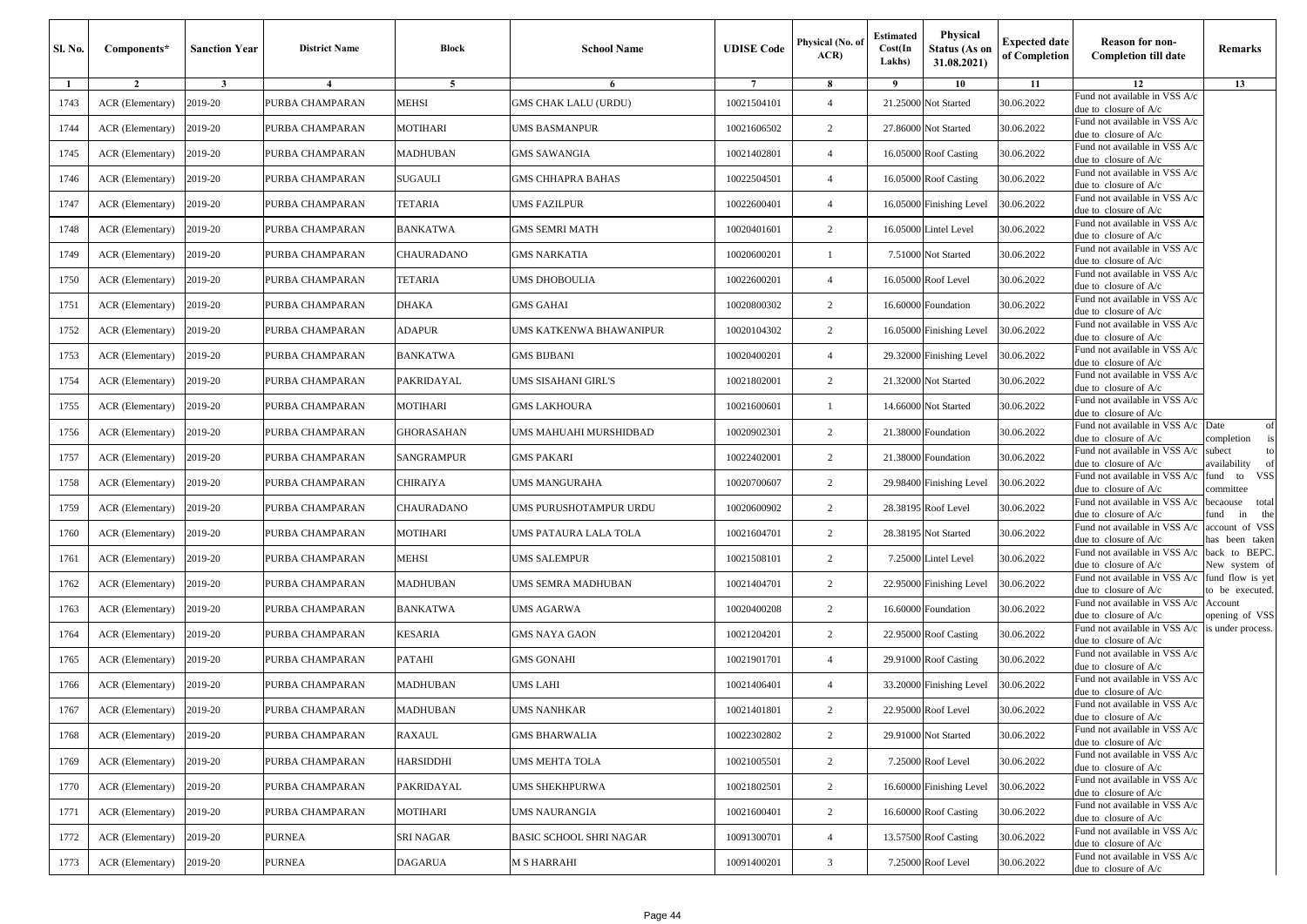| Sl. No. | Components* | Sanction Year | District Name | Block | School Name | UDISE Code | Physical (No. of ACR) | Estimated Cost(In Lakhs) | Physical Status (As on 31.08.2021) | Expected date of Completion | Reason for non-Completion till date | Remarks |
|---|---|---|---|---|---|---|---|---|---|---|---|---|
| 1 | 2 | 3 | 4 | 5 | 6 | 7 | 8 | 9 | 10 | 11 | 12 | 13 |
| 1743 | ACR (Elementary) | 2019-20 | PURBA CHAMPARAN | MEHSI | GMS CHAK LALU (URDU) | 10021504101 | 4 | 21.25000 | Not Started | 30.06.2022 | Fund not available in VSS A/c due to closure of A/c | |
| 1744 | ACR (Elementary) | 2019-20 | PURBA CHAMPARAN | MOTIHARI | UMS BASMANPUR | 10021606502 | 2 | 27.86000 | Not Started | 30.06.2022 | Fund not available in VSS A/c due to closure of A/c | |
| 1745 | ACR (Elementary) | 2019-20 | PURBA CHAMPARAN | MADHUBAN | GMS SAWANGIA | 10021402801 | 4 | 16.05000 | Roof Casting | 30.06.2022 | Fund not available in VSS A/c due to closure of A/c | |
| 1746 | ACR (Elementary) | 2019-20 | PURBA CHAMPARAN | SUGAULI | GMS CHHAPRA BAHAS | 10022504501 | 4 | 16.05000 | Roof Casting | 30.06.2022 | Fund not available in VSS A/c due to closure of A/c | |
| 1747 | ACR (Elementary) | 2019-20 | PURBA CHAMPARAN | TETARIA | UMS FAZILPUR | 10022600401 | 4 | 16.05000 | Finishing Level | 30.06.2022 | Fund not available in VSS A/c due to closure of A/c | |
| 1748 | ACR (Elementary) | 2019-20 | PURBA CHAMPARAN | BANKATWA | GMS SEMRI MATH | 10020401601 | 2 | 16.05000 | Lintel Level | 30.06.2022 | Fund not available in VSS A/c due to closure of A/c | |
| 1749 | ACR (Elementary) | 2019-20 | PURBA CHAMPARAN | CHAURADANO | GMS NARKATIA | 10020600201 | 1 | 7.51000 | Not Started | 30.06.2022 | Fund not available in VSS A/c due to closure of A/c | |
| 1750 | ACR (Elementary) | 2019-20 | PURBA CHAMPARAN | TETARIA | UMS DHOBOULIA | 10022600201 | 4 | 16.05000 | Roof Level | 30.06.2022 | Fund not available in VSS A/c due to closure of A/c | |
| 1751 | ACR (Elementary) | 2019-20 | PURBA CHAMPARAN | DHAKA | GMS GAHAI | 10020800302 | 2 | 16.60000 | Foundation | 30.06.2022 | Fund not available in VSS A/c due to closure of A/c | |
| 1752 | ACR (Elementary) | 2019-20 | PURBA CHAMPARAN | ADAPUR | UMS KATKENWA BHAWANIPUR | 10020104302 | 2 | 16.05000 | Finishing Level | 30.06.2022 | Fund not available in VSS A/c due to closure of A/c | |
| 1753 | ACR (Elementary) | 2019-20 | PURBA CHAMPARAN | BANKATWA | GMS BIJBANI | 10020400201 | 4 | 29.32000 | Finishing Level | 30.06.2022 | Fund not available in VSS A/c due to closure of A/c | |
| 1754 | ACR (Elementary) | 2019-20 | PURBA CHAMPARAN | PAKRIDAYAL | UMS SISAHANI GIRL'S | 10021802001 | 2 | 21.32000 | Not Started | 30.06.2022 | Fund not available in VSS A/c due to closure of A/c | |
| 1755 | ACR (Elementary) | 2019-20 | PURBA CHAMPARAN | MOTIHARI | GMS LAKHOURA | 10021600601 | 1 | 14.66000 | Not Started | 30.06.2022 | Fund not available in VSS A/c due to closure of A/c | |
| 1756 | ACR (Elementary) | 2019-20 | PURBA CHAMPARAN | GHORASAHAN | UMS MAHUAHI MURSHIDBAD | 10020902301 | 2 | 21.38000 | Foundation | 30.06.2022 | Fund not available in VSS A/c due to closure of A/c | Date of completion is subect to availability of fund to VSS committee becaouse total fund in the account of VSS has been taken back to BEPC. New system of fund flow is yet to be executed. Account opening of VSS is under process. |
| 1757 | ACR (Elementary) | 2019-20 | PURBA CHAMPARAN | SANGRAMPUR | GMS PAKARI | 10022402001 | 2 | 21.38000 | Foundation | 30.06.2022 | Fund not available in VSS A/c due to closure of A/c | |
| 1758 | ACR (Elementary) | 2019-20 | PURBA CHAMPARAN | CHIRAIYA | UMS MANGURAHA | 10020700607 | 2 | 29.98400 | Finishing Level | 30.06.2022 | Fund not available in VSS A/c due to closure of A/c | |
| 1759 | ACR (Elementary) | 2019-20 | PURBA CHAMPARAN | CHAURADANO | UMS PURUSHOTAMPUR URDU | 10020600902 | 2 | 28.38195 | Roof Level | 30.06.2022 | Fund not available in VSS A/c due to closure of A/c | |
| 1760 | ACR (Elementary) | 2019-20 | PURBA CHAMPARAN | MOTIHARI | UMS PATAURA LALA TOLA | 10021604701 | 2 | 28.38195 | Not Started | 30.06.2022 | Fund not available in VSS A/c due to closure of A/c | |
| 1761 | ACR (Elementary) | 2019-20 | PURBA CHAMPARAN | MEHSI | UMS SALEMPUR | 10021508101 | 2 | 7.25000 | Lintel Level | 30.06.2022 | Fund not available in VSS A/c due to closure of A/c | |
| 1762 | ACR (Elementary) | 2019-20 | PURBA CHAMPARAN | MADHUBAN | UMS SEMRA MADHUBAN | 10021404701 | 2 | 22.95000 | Finishing Level | 30.06.2022 | Fund not available in VSS A/c due to closure of A/c | |
| 1763 | ACR (Elementary) | 2019-20 | PURBA CHAMPARAN | BANKATWA | UMS AGARWA | 10020400208 | 2 | 16.60000 | Foundation | 30.06.2022 | Fund not available in VSS A/c due to closure of A/c | |
| 1764 | ACR (Elementary) | 2019-20 | PURBA CHAMPARAN | KESARIA | GMS NAYA GAON | 10021204201 | 2 | 22.95000 | Roof Casting | 30.06.2022 | Fund not available in VSS A/c due to closure of A/c | |
| 1765 | ACR (Elementary) | 2019-20 | PURBA CHAMPARAN | PATAHI | GMS GONAHI | 10021901701 | 4 | 29.91000 | Roof Casting | 30.06.2022 | Fund not available in VSS A/c due to closure of A/c | |
| 1766 | ACR (Elementary) | 2019-20 | PURBA CHAMPARAN | MADHUBAN | UMS LAHI | 10021406401 | 4 | 33.20000 | Finishing Level | 30.06.2022 | Fund not available in VSS A/c due to closure of A/c | |
| 1767 | ACR (Elementary) | 2019-20 | PURBA CHAMPARAN | MADHUBAN | UMS NANHKAR | 10021401801 | 2 | 22.95000 | Roof Level | 30.06.2022 | Fund not available in VSS A/c due to closure of A/c | |
| 1768 | ACR (Elementary) | 2019-20 | PURBA CHAMPARAN | RAXAUL | GMS BHARWALIA | 10022302802 | 2 | 29.91000 | Not Started | 30.06.2022 | Fund not available in VSS A/c due to closure of A/c | |
| 1769 | ACR (Elementary) | 2019-20 | PURBA CHAMPARAN | HARSIDDHI | UMS MEHTA TOLA | 10021005501 | 2 | 7.25000 | Roof Level | 30.06.2022 | Fund not available in VSS A/c due to closure of A/c | |
| 1770 | ACR (Elementary) | 2019-20 | PURBA CHAMPARAN | PAKRIDAYAL | UMS SHEKHPURWA | 10021802501 | 2 | 16.60000 | Finishing Level | 30.06.2022 | Fund not available in VSS A/c due to closure of A/c | |
| 1771 | ACR (Elementary) | 2019-20 | PURBA CHAMPARAN | MOTIHARI | UMS NAURANGIA | 10021600401 | 2 | 16.60000 | Roof Casting | 30.06.2022 | Fund not available in VSS A/c due to closure of A/c | |
| 1772 | ACR (Elementary) | 2019-20 | PURNEA | SRI NAGAR | BASIC SCHOOL SHRI NAGAR | 10091300701 | 4 | 13.57500 | Roof Casting | 30.06.2022 | Fund not available in VSS A/c due to closure of A/c | |
| 1773 | ACR (Elementary) | 2019-20 | PURNEA | DAGARUA | M S HARRAHI | 10091400201 | 3 | 7.25000 | Roof Level | 30.06.2022 | Fund not available in VSS A/c due to closure of A/c | |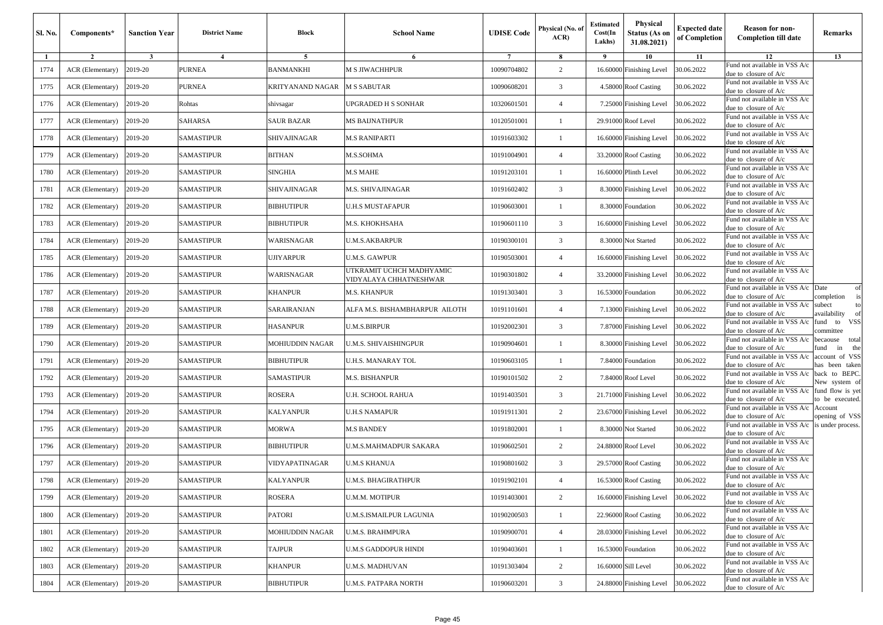| Sl. No. | Components* | Sanction Year | District Name | Block | School Name | UDISE Code | Physical (No. of ACR) | Estimated Cost(In Lakhs) | Physical Status (As on 31.08.2021) | Expected date of Completion | Reason for non-Completion till date | Remarks |
|---|---|---|---|---|---|---|---|---|---|---|---|---|
| 1 | 2 | 3 | 4 | 5 | 6 | 7 | 8 | 9 | 10 | 11 | 12 | 13 |
| 1774 | ACR (Elementary) | 2019-20 | PURNEA | BANMANKHI | M S JIWACHHPUR | 10090704802 | 2 | 16.60000 | Finishing Level | 30.06.2022 | Fund not available in VSS A/c due to closure of A/c | |
| 1775 | ACR (Elementary) | 2019-20 | PURNEA | KRITYANAND NAGAR | M S SABUTAR | 10090608201 | 3 | 4.58000 | Roof Casting | 30.06.2022 | Fund not available in VSS A/c due to closure of A/c | |
| 1776 | ACR (Elementary) | 2019-20 | Rohtas | shivsagar | UPGRADED H S SONHAR | 10320601501 | 4 | 7.25000 | Finishing Level | 30.06.2022 | Fund not available in VSS A/c due to closure of A/c | |
| 1777 | ACR (Elementary) | 2019-20 | SAHARSA | SAUR BAZAR | MS BAIJNATHPUR | 10120501001 | 1 | 29.91000 | Roof Level | 30.06.2022 | Fund not available in VSS A/c due to closure of A/c | |
| 1778 | ACR (Elementary) | 2019-20 | SAMASTIPUR | SHIVAJINAGAR | M.S RANIPARTI | 10191603302 | 1 | 16.60000 | Finishing Level | 30.06.2022 | Fund not available in VSS A/c due to closure of A/c | |
| 1779 | ACR (Elementary) | 2019-20 | SAMASTIPUR | BITHAN | M.S.SOHMA | 10191004901 | 4 | 33.20000 | Roof Casting | 30.06.2022 | Fund not available in VSS A/c due to closure of A/c | |
| 1780 | ACR (Elementary) | 2019-20 | SAMASTIPUR | SINGHIA | M.S MAHE | 10191203101 | 1 | 16.60000 | Plinth Level | 30.06.2022 | Fund not available in VSS A/c due to closure of A/c | |
| 1781 | ACR (Elementary) | 2019-20 | SAMASTIPUR | SHIVAJINAGAR | M.S. SHIVAJINAGAR | 10191602402 | 3 | 8.30000 | Finishing Level | 30.06.2022 | Fund not available in VSS A/c due to closure of A/c | |
| 1782 | ACR (Elementary) | 2019-20 | SAMASTIPUR | BIBHUTIPUR | U.H.S MUSTAFAPUR | 10190603001 | 1 | 8.30000 | Foundation | 30.06.2022 | Fund not available in VSS A/c due to closure of A/c | |
| 1783 | ACR (Elementary) | 2019-20 | SAMASTIPUR | BIBHUTIPUR | M.S. KHOKHSAHA | 10190601110 | 3 | 16.60000 | Finishing Level | 30.06.2022 | Fund not available in VSS A/c due to closure of A/c | |
| 1784 | ACR (Elementary) | 2019-20 | SAMASTIPUR | WARISNAGAR | U.M.S.AKBARPUR | 10190300101 | 3 | 8.30000 | Not Started | 30.06.2022 | Fund not available in VSS A/c due to closure of A/c | |
| 1785 | ACR (Elementary) | 2019-20 | SAMASTIPUR | UJIYARPUR | U.M.S. GAWPUR | 10190503001 | 4 | 16.60000 | Finishing Level | 30.06.2022 | Fund not available in VSS A/c due to closure of A/c | |
| 1786 | ACR (Elementary) | 2019-20 | SAMASTIPUR | WARISNAGAR | UTKRAMIT UCHCH MADHYAMIC VIDYALAYA CHHATNESHWAR | 10190301802 | 4 | 33.20000 | Finishing Level | 30.06.2022 | Fund not available in VSS A/c due to closure of A/c | |
| 1787 | ACR (Elementary) | 2019-20 | SAMASTIPUR | KHANPUR | M.S. KHANPUR | 10191303401 | 3 | 16.53000 | Foundation | 30.06.2022 | Fund not available in VSS A/c due to closure of A/c | Date of completion is subect to availability of fund to VSS committee becaouse total fund in the account of VSS has been taken back to BEPC. New system of fund flow is yet to be executed. Account opening of VSS is under process. |
| 1788 | ACR (Elementary) | 2019-20 | SAMASTIPUR | SARAIRANJAN | ALFA M.S. BISHAMBHARPUR AILOTH | 10191101601 | 4 | 7.13000 | Finishing Level | 30.06.2022 | Fund not available in VSS A/c due to closure of A/c | |
| 1789 | ACR (Elementary) | 2019-20 | SAMASTIPUR | HASANPUR | U.M.S.BIRPUR | 10192002301 | 3 | 7.87000 | Finishing Level | 30.06.2022 | Fund not available in VSS A/c due to closure of A/c | |
| 1790 | ACR (Elementary) | 2019-20 | SAMASTIPUR | MOHIUDDIN NAGAR | U.M.S. SHIVAISHINGPUR | 10190904601 | 1 | 8.30000 | Finishing Level | 30.06.2022 | Fund not available in VSS A/c due to closure of A/c | |
| 1791 | ACR (Elementary) | 2019-20 | SAMASTIPUR | BIBHUTIPUR | U.H.S. MANARAY TOL | 10190603105 | 1 | 7.84000 | Foundation | 30.06.2022 | Fund not available in VSS A/c due to closure of A/c | |
| 1792 | ACR (Elementary) | 2019-20 | SAMASTIPUR | SAMASTIPUR | M.S. BISHANPUR | 10190101502 | 2 | 7.84000 | Roof Level | 30.06.2022 | Fund not available in VSS A/c due to closure of A/c | |
| 1793 | ACR (Elementary) | 2019-20 | SAMASTIPUR | ROSERA | U.H. SCHOOL RAHUA | 10191403501 | 3 | 21.71000 | Finishing Level | 30.06.2022 | Fund not available in VSS A/c due to closure of A/c | |
| 1794 | ACR (Elementary) | 2019-20 | SAMASTIPUR | KALYANPUR | U.H.S NAMAPUR | 10191911301 | 2 | 23.67000 | Finishing Level | 30.06.2022 | Fund not available in VSS A/c due to closure of A/c | |
| 1795 | ACR (Elementary) | 2019-20 | SAMASTIPUR | MORWA | M.S BANDEY | 10191802001 | 1 | 8.30000 | Not Started | 30.06.2022 | Fund not available in VSS A/c due to closure of A/c | |
| 1796 | ACR (Elementary) | 2019-20 | SAMASTIPUR | BIBHUTIPUR | U.M.S.MAHMADPUR SAKARA | 10190602501 | 2 | 24.88000 | Roof Level | 30.06.2022 | Fund not available in VSS A/c due to closure of A/c | |
| 1797 | ACR (Elementary) | 2019-20 | SAMASTIPUR | VIDYAPATINAGAR | U.M.S KHANUA | 10190801602 | 3 | 29.57000 | Roof Casting | 30.06.2022 | Fund not available in VSS A/c due to closure of A/c | |
| 1798 | ACR (Elementary) | 2019-20 | SAMASTIPUR | KALYANPUR | U.M.S. BHAGIRATHPUR | 10191902101 | 4 | 16.53000 | Roof Casting | 30.06.2022 | Fund not available in VSS A/c due to closure of A/c | |
| 1799 | ACR (Elementary) | 2019-20 | SAMASTIPUR | ROSERA | U.M.M. MOTIPUR | 10191403001 | 2 | 16.60000 | Finishing Level | 30.06.2022 | Fund not available in VSS A/c due to closure of A/c | |
| 1800 | ACR (Elementary) | 2019-20 | SAMASTIPUR | PATORI | U.M.S.ISMAILPUR LAGUNIA | 10190200503 | 1 | 22.96000 | Roof Casting | 30.06.2022 | Fund not available in VSS A/c due to closure of A/c | |
| 1801 | ACR (Elementary) | 2019-20 | SAMASTIPUR | MOHIUDDIN NAGAR | U.M.S. BRAHMPURA | 10190900701 | 4 | 28.03000 | Finishing Level | 30.06.2022 | Fund not available in VSS A/c due to closure of A/c | |
| 1802 | ACR (Elementary) | 2019-20 | SAMASTIPUR | TAJPUR | U.M.S GADDOPUR HINDI | 10190403601 | 1 | 16.53000 | Foundation | 30.06.2022 | Fund not available in VSS A/c due to closure of A/c | |
| 1803 | ACR (Elementary) | 2019-20 | SAMASTIPUR | KHANPUR | U.M.S. MADHUVAN | 10191303404 | 2 | 16.60000 | Sill Level | 30.06.2022 | Fund not available in VSS A/c due to closure of A/c | |
| 1804 | ACR (Elementary) | 2019-20 | SAMASTIPUR | BIBHUTIPUR | U.M.S. PATPARA NORTH | 10190603201 | 3 | 24.88000 | Finishing Level | 30.06.2022 | Fund not available in VSS A/c due to closure of A/c | |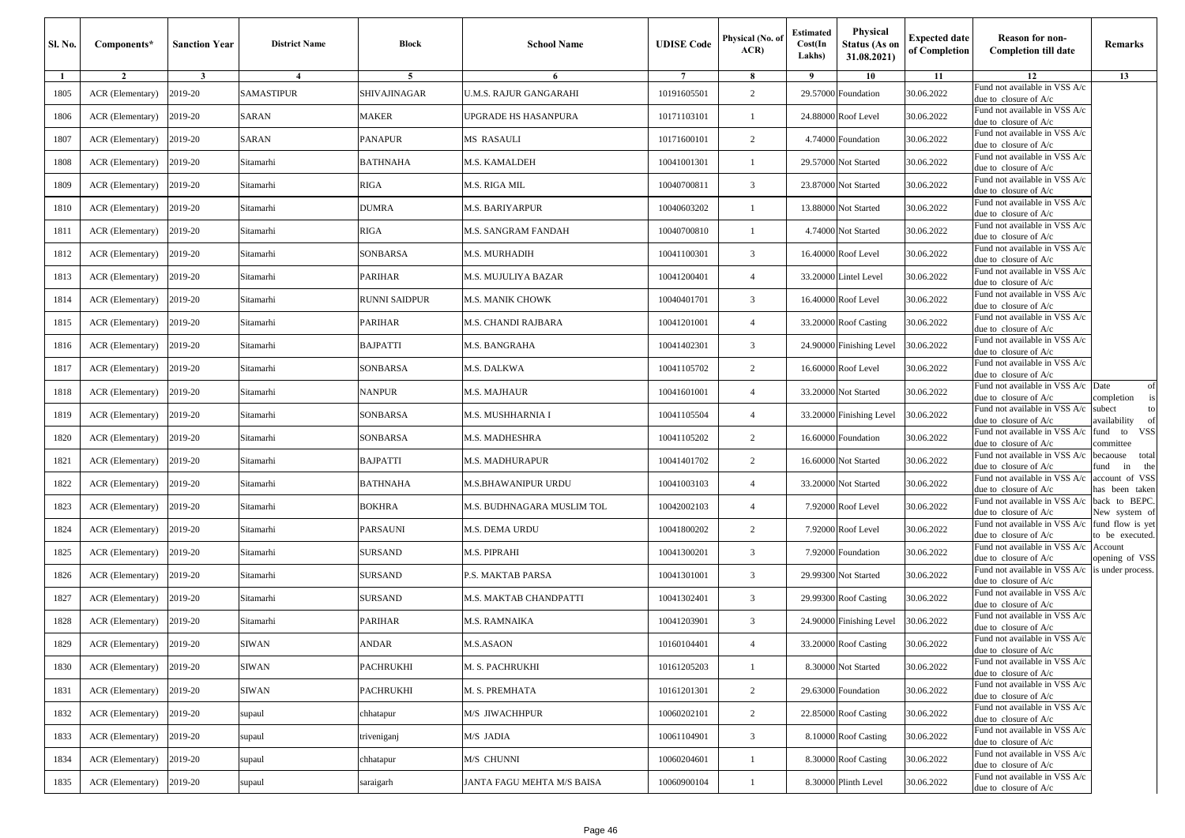| Sl. No. | Components* | Sanction Year | District Name | Block | School Name | UDISE Code | Physical (No. of ACR) | Estimated Cost(In Lakhs) | Physical Status (As on 31.08.2021) | Expected date of Completion | Reason for non-Completion till date | Remarks |
|---|---|---|---|---|---|---|---|---|---|---|---|---|
| 1 | 2 | 3 | 4 | 5 | 6 | 7 | 8 | 9 | 10 | 11 | 12 | 13 |
| 1805 | ACR (Elementary) | 2019-20 | SAMASTIPUR | SHIVAJINAGAR | U.M.S. RAJUR GANGARAHI | 10191605501 | 2 | 29.57000 | Foundation | 30.06.2022 | Fund not available in VSS A/c due to closure of A/c | Date of completion is subect to availability of fund to VSS committee becaouse total fund in the account of VSS has been taken back to BEPC. New system of fund flow is yet to be executed. Account opening of VSS is under process. |
| 1806 | ACR (Elementary) | 2019-20 | SARAN | MAKER | UPGRADE HS HASANPURA | 10171103101 | 1 | 24.88000 | Roof Level | 30.06.2022 | Fund not available in VSS A/c due to closure of A/c | |
| 1807 | ACR (Elementary) | 2019-20 | SARAN | PANAPUR | MS RASAULI | 10171600101 | 2 | 4.74000 | Foundation | 30.06.2022 | Fund not available in VSS A/c due to closure of A/c | |
| 1808 | ACR (Elementary) | 2019-20 | Sitamarhi | BATHNAHA | M.S. KAMALDEH | 10041001301 | 1 | 29.57000 | Not Started | 30.06.2022 | Fund not available in VSS A/c due to closure of A/c | |
| 1809 | ACR (Elementary) | 2019-20 | Sitamarhi | RIGA | M.S. RIGA MIL | 10040700811 | 3 | 23.87000 | Not Started | 30.06.2022 | Fund not available in VSS A/c due to closure of A/c | |
| 1810 | ACR (Elementary) | 2019-20 | Sitamarhi | DUMRA | M.S. BARIYARPUR | 10040603202 | 1 | 13.88000 | Not Started | 30.06.2022 | Fund not available in VSS A/c due to closure of A/c | |
| 1811 | ACR (Elementary) | 2019-20 | Sitamarhi | RIGA | M.S. SANGRAM FANDAH | 10040700810 | 1 | 4.74000 | Not Started | 30.06.2022 | Fund not available in VSS A/c due to closure of A/c | |
| 1812 | ACR (Elementary) | 2019-20 | Sitamarhi | SONBARSA | M.S. MURHADIH | 10041100301 | 3 | 16.40000 | Roof Level | 30.06.2022 | Fund not available in VSS A/c due to closure of A/c | |
| 1813 | ACR (Elementary) | 2019-20 | Sitamarhi | PARIHAR | M.S. MUJULIYA BAZAR | 10041200401 | 4 | 33.20000 | Lintel Level | 30.06.2022 | Fund not available in VSS A/c due to closure of A/c | |
| 1814 | ACR (Elementary) | 2019-20 | Sitamarhi | RUNNI SAIDPUR | M.S. MANIK CHOWK | 10040401701 | 3 | 16.40000 | Roof Level | 30.06.2022 | Fund not available in VSS A/c due to closure of A/c | |
| 1815 | ACR (Elementary) | 2019-20 | Sitamarhi | PARIHAR | M.S. CHANDI RAJBARA | 10041201001 | 4 | 33.20000 | Roof Casting | 30.06.2022 | Fund not available in VSS A/c due to closure of A/c | |
| 1816 | ACR (Elementary) | 2019-20 | Sitamarhi | BAJPATTI | M.S. BANGRAHA | 10041402301 | 3 | 24.90000 | Finishing Level | 30.06.2022 | Fund not available in VSS A/c due to closure of A/c | |
| 1817 | ACR (Elementary) | 2019-20 | Sitamarhi | SONBARSA | M.S. DALKWA | 10041105702 | 2 | 16.60000 | Roof Level | 30.06.2022 | Fund not available in VSS A/c due to closure of A/c | |
| 1818 | ACR (Elementary) | 2019-20 | Sitamarhi | NANPUR | M.S. MAJHAUR | 10041601001 | 4 | 33.20000 | Not Started | 30.06.2022 | Fund not available in VSS A/c due to closure of A/c | |
| 1819 | ACR (Elementary) | 2019-20 | Sitamarhi | SONBARSA | M.S. MUSHHARNIA I | 10041105504 | 4 | 33.20000 | Finishing Level | 30.06.2022 | Fund not available in VSS A/c due to closure of A/c | |
| 1820 | ACR (Elementary) | 2019-20 | Sitamarhi | SONBARSA | M.S. MADHESHRA | 10041105202 | 2 | 16.60000 | Foundation | 30.06.2022 | Fund not available in VSS A/c due to closure of A/c | |
| 1821 | ACR (Elementary) | 2019-20 | Sitamarhi | BAJPATTI | M.S. MADHURAPUR | 10041401702 | 2 | 16.60000 | Not Started | 30.06.2022 | Fund not available in VSS A/c due to closure of A/c | |
| 1822 | ACR (Elementary) | 2019-20 | Sitamarhi | BATHNAHA | M.S.BHAWANIPUR URDU | 10041003103 | 4 | 33.20000 | Not Started | 30.06.2022 | Fund not available in VSS A/c due to closure of A/c | |
| 1823 | ACR (Elementary) | 2019-20 | Sitamarhi | BOKHRA | M.S. BUDHNAGARA MUSLIM TOL | 10042002103 | 4 | 7.92000 | Roof Level | 30.06.2022 | Fund not available in VSS A/c due to closure of A/c | |
| 1824 | ACR (Elementary) | 2019-20 | Sitamarhi | PARSAUNI | M.S. DEMA URDU | 10041800202 | 2 | 7.92000 | Roof Level | 30.06.2022 | Fund not available in VSS A/c due to closure of A/c | |
| 1825 | ACR (Elementary) | 2019-20 | Sitamarhi | SURSAND | M.S. PIPRAHI | 10041300201 | 3 | 7.92000 | Foundation | 30.06.2022 | Fund not available in VSS A/c due to closure of A/c | |
| 1826 | ACR (Elementary) | 2019-20 | Sitamarhi | SURSAND | P.S. MAKTAB PARSA | 10041301001 | 3 | 29.99300 | Not Started | 30.06.2022 | Fund not available in VSS A/c due to closure of A/c | |
| 1827 | ACR (Elementary) | 2019-20 | Sitamarhi | SURSAND | M.S. MAKTAB CHANDPATTI | 10041302401 | 3 | 29.99300 | Roof Casting | 30.06.2022 | Fund not available in VSS A/c due to closure of A/c | |
| 1828 | ACR (Elementary) | 2019-20 | Sitamarhi | PARIHAR | M.S. RAMNAIKA | 10041203901 | 3 | 24.90000 | Finishing Level | 30.06.2022 | Fund not available in VSS A/c due to closure of A/c | |
| 1829 | ACR (Elementary) | 2019-20 | SIWAN | ANDAR | M.S.ASAON | 10160104401 | 4 | 33.20000 | Roof Casting | 30.06.2022 | Fund not available in VSS A/c due to closure of A/c | |
| 1830 | ACR (Elementary) | 2019-20 | SIWAN | PACHRUKHI | M. S. PACHRUKHI | 10161205203 | 1 | 8.30000 | Not Started | 30.06.2022 | Fund not available in VSS A/c due to closure of A/c | |
| 1831 | ACR (Elementary) | 2019-20 | SIWAN | PACHRUKHI | M. S. PREMHATA | 10161201301 | 2 | 29.63000 | Foundation | 30.06.2022 | Fund not available in VSS A/c due to closure of A/c | |
| 1832 | ACR (Elementary) | 2019-20 | supaul | chhatapur | M/S JIWACHHPUR | 10060202101 | 2 | 22.85000 | Roof Casting | 30.06.2022 | Fund not available in VSS A/c due to closure of A/c | |
| 1833 | ACR (Elementary) | 2019-20 | supaul | triveniganj | M/S JADIA | 10061104901 | 3 | 8.10000 | Roof Casting | 30.06.2022 | Fund not available in VSS A/c due to closure of A/c | |
| 1834 | ACR (Elementary) | 2019-20 | supaul | chhatapur | M/S CHUNNI | 10060204601 | 1 | 8.30000 | Roof Casting | 30.06.2022 | Fund not available in VSS A/c due to closure of A/c | |
| 1835 | ACR (Elementary) | 2019-20 | supaul | saraigarh | JANTA FAGU MEHTA M/S BAISA | 10060900104 | 1 | 8.30000 | Plinth Level | 30.06.2022 | Fund not available in VSS A/c due to closure of A/c | |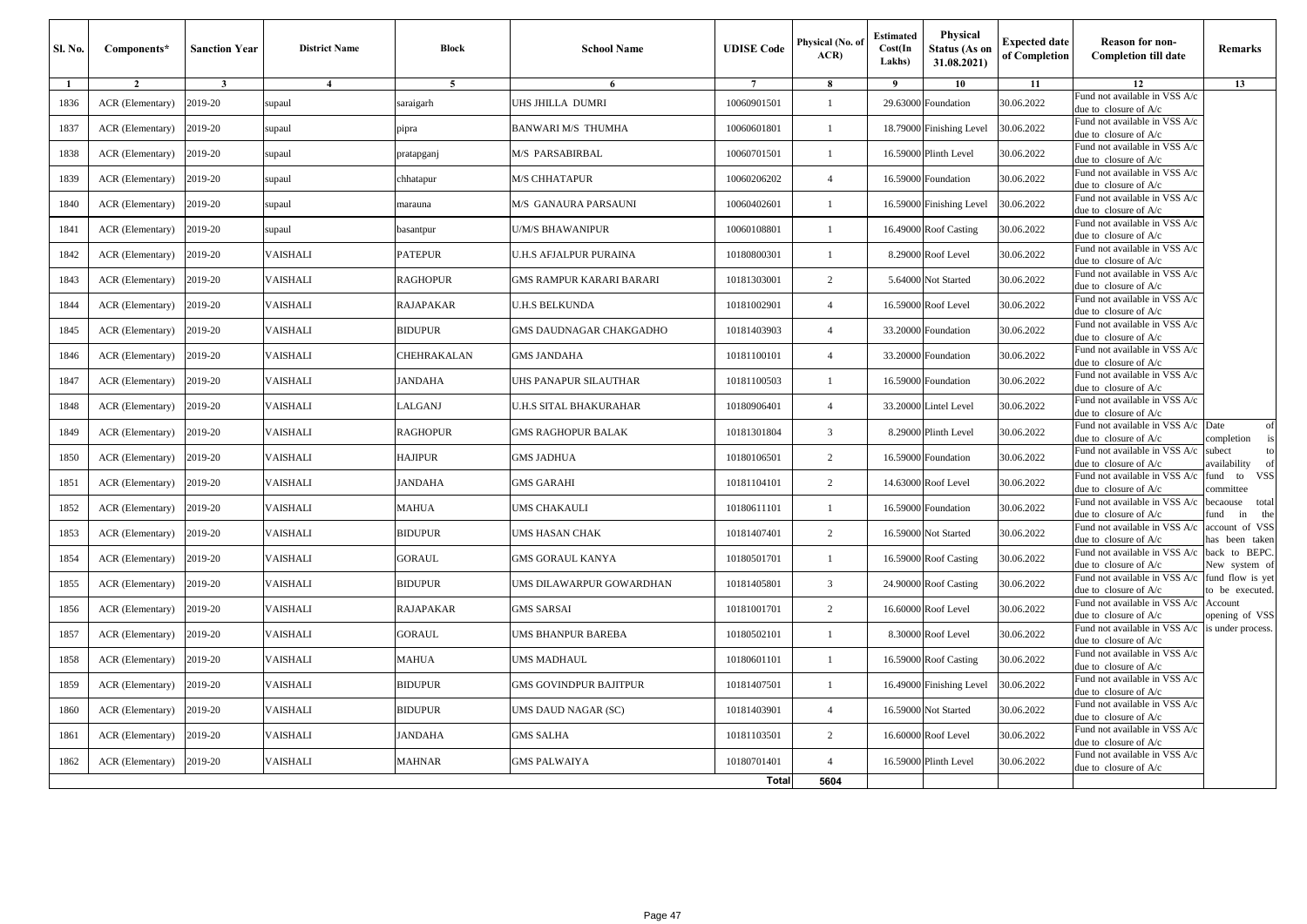| Sl. No. | Components* | Sanction Year | District Name | Block | School Name | UDISE Code | Physical (No. of ACR) | Estimated Cost(In Lakhs) | Physical Status (As on 31.08.2021) | Expected date of Completion | Reason for non-Completion till date | Remarks |
|---|---|---|---|---|---|---|---|---|---|---|---|---|
| 1 | 2 | 3 | 4 | 5 | 6 | 7 | 8 | 9 | 10 | 11 | 12 | 13 |
| 1836 | ACR (Elementary) | 2019-20 | supaul | saraigarh | UHS JHILLA DUMRI | 10060901501 | 1 | 29.63000 | Foundation | 30.06.2022 | Fund not available in VSS A/c due to closure of A/c | |
| 1837 | ACR (Elementary) | 2019-20 | supaul | pipra | BANWARI M/S THUMHA | 10060601801 | 1 | 18.79000 | Finishing Level | 30.06.2022 | Fund not available in VSS A/c due to closure of A/c | |
| 1838 | ACR (Elementary) | 2019-20 | supaul | pratapganj | M/S PARSABIRBAL | 10060701501 | 1 | 16.59000 | Plinth Level | 30.06.2022 | Fund not available in VSS A/c due to closure of A/c | |
| 1839 | ACR (Elementary) | 2019-20 | supaul | chhatapur | M/S CHHATAPUR | 10060206202 | 4 | 16.59000 | Foundation | 30.06.2022 | Fund not available in VSS A/c due to closure of A/c | |
| 1840 | ACR (Elementary) | 2019-20 | supaul | marauna | M/S GANAURA PARSAUNI | 10060402601 | 1 | 16.59000 | Finishing Level | 30.06.2022 | Fund not available in VSS A/c due to closure of A/c | |
| 1841 | ACR (Elementary) | 2019-20 | supaul | basantpur | U/M/S BHAWANIPUR | 10060108801 | 1 | 16.49000 | Roof Casting | 30.06.2022 | Fund not available in VSS A/c due to closure of A/c | |
| 1842 | ACR (Elementary) | 2019-20 | VAISHALI | PATEPUR | U.H.S AFJALPUR PURAINA | 10180800301 | 1 | 8.29000 | Roof Level | 30.06.2022 | Fund not available in VSS A/c due to closure of A/c | |
| 1843 | ACR (Elementary) | 2019-20 | VAISHALI | RAGHOPUR | GMS RAMPUR KARARI BARARI | 10181303001 | 2 | 5.64000 | Not Started | 30.06.2022 | Fund not available in VSS A/c due to closure of A/c | |
| 1844 | ACR (Elementary) | 2019-20 | VAISHALI | RAJAPAKAR | U.H.S BELKUNDA | 10181002901 | 4 | 16.59000 | Roof Level | 30.06.2022 | Fund not available in VSS A/c due to closure of A/c | |
| 1845 | ACR (Elementary) | 2019-20 | VAISHALI | BIDUPUR | GMS DAUDNAGAR CHAKGADHO | 10181403903 | 4 | 33.20000 | Foundation | 30.06.2022 | Fund not available in VSS A/c due to closure of A/c | |
| 1846 | ACR (Elementary) | 2019-20 | VAISHALI | CHEHRAKALAN | GMS JANDAHA | 10181100101 | 4 | 33.20000 | Foundation | 30.06.2022 | Fund not available in VSS A/c due to closure of A/c | |
| 1847 | ACR (Elementary) | 2019-20 | VAISHALI | JANDAHA | UHS PANAPUR SILAUTHAR | 10181100503 | 1 | 16.59000 | Foundation | 30.06.2022 | Fund not available in VSS A/c due to closure of A/c | |
| 1848 | ACR (Elementary) | 2019-20 | VAISHALI | LALGANJ | U.H.S SITAL BHAKURAHAR | 10180906401 | 4 | 33.20000 | Lintel Level | 30.06.2022 | Fund not available in VSS A/c due to closure of A/c | |
| 1849 | ACR (Elementary) | 2019-20 | VAISHALI | RAGHOPUR | GMS RAGHOPUR BALAK | 10181301804 | 3 | 8.29000 | Plinth Level | 30.06.2022 | Fund not available in VSS A/c due to closure of A/c | Date of completion is subect to availability of fund to VSS committee becaouse total fund in the account of VSS has been taken back to BEPC. New system of fund flow is yet to be executed. Account opening of VSS is under process. |
| 1850 | ACR (Elementary) | 2019-20 | VAISHALI | HAJIPUR | GMS JADHUA | 10180106501 | 2 | 16.59000 | Foundation | 30.06.2022 | Fund not available in VSS A/c due to closure of A/c | |
| 1851 | ACR (Elementary) | 2019-20 | VAISHALI | JANDAHA | GMS GARAHI | 10181104101 | 2 | 14.63000 | Roof Level | 30.06.2022 | Fund not available in VSS A/c due to closure of A/c | |
| 1852 | ACR (Elementary) | 2019-20 | VAISHALI | MAHUA | UMS CHAKAULI | 10180611101 | 1 | 16.59000 | Foundation | 30.06.2022 | Fund not available in VSS A/c due to closure of A/c | |
| 1853 | ACR (Elementary) | 2019-20 | VAISHALI | BIDUPUR | UMS HASAN CHAK | 10181407401 | 2 | 16.59000 | Not Started | 30.06.2022 | Fund not available in VSS A/c due to closure of A/c | |
| 1854 | ACR (Elementary) | 2019-20 | VAISHALI | GORAUL | GMS GORAUL KANYA | 10180501701 | 1 | 16.59000 | Roof Casting | 30.06.2022 | Fund not available in VSS A/c due to closure of A/c | |
| 1855 | ACR (Elementary) | 2019-20 | VAISHALI | BIDUPUR | UMS DILAWARPUR GOWARDHAN | 10181405801 | 3 | 24.90000 | Roof Casting | 30.06.2022 | Fund not available in VSS A/c due to closure of A/c | |
| 1856 | ACR (Elementary) | 2019-20 | VAISHALI | RAJAPAKAR | GMS SARSAI | 10181001701 | 2 | 16.60000 | Roof Level | 30.06.2022 | Fund not available in VSS A/c due to closure of A/c | |
| 1857 | ACR (Elementary) | 2019-20 | VAISHALI | GORAUL | UMS BHANPUR BAREBA | 10180502101 | 1 | 8.30000 | Roof Level | 30.06.2022 | Fund not available in VSS A/c due to closure of A/c | |
| 1858 | ACR (Elementary) | 2019-20 | VAISHALI | MAHUA | UMS MADHAUL | 10180601101 | 1 | 16.59000 | Roof Casting | 30.06.2022 | Fund not available in VSS A/c due to closure of A/c | |
| 1859 | ACR (Elementary) | 2019-20 | VAISHALI | BIDUPUR | GMS GOVINDPUR BAJITPUR | 10181407501 | 1 | 16.49000 | Finishing Level | 30.06.2022 | Fund not available in VSS A/c due to closure of A/c | |
| 1860 | ACR (Elementary) | 2019-20 | VAISHALI | BIDUPUR | UMS DAUD NAGAR (SC) | 10181403901 | 4 | 16.59000 | Not Started | 30.06.2022 | Fund not available in VSS A/c due to closure of A/c | |
| 1861 | ACR (Elementary) | 2019-20 | VAISHALI | JANDAHA | GMS SALHA | 10181103501 | 2 | 16.60000 | Roof Level | 30.06.2022 | Fund not available in VSS A/c due to closure of A/c | |
| 1862 | ACR (Elementary) | 2019-20 | VAISHALI | MAHNAR | GMS PALWAIYA | 10180701401 | 4 | 16.59000 | Plinth Level | 30.06.2022 | Fund not available in VSS A/c due to closure of A/c | |
| | | | | | | Total | 5604 | | | | | |